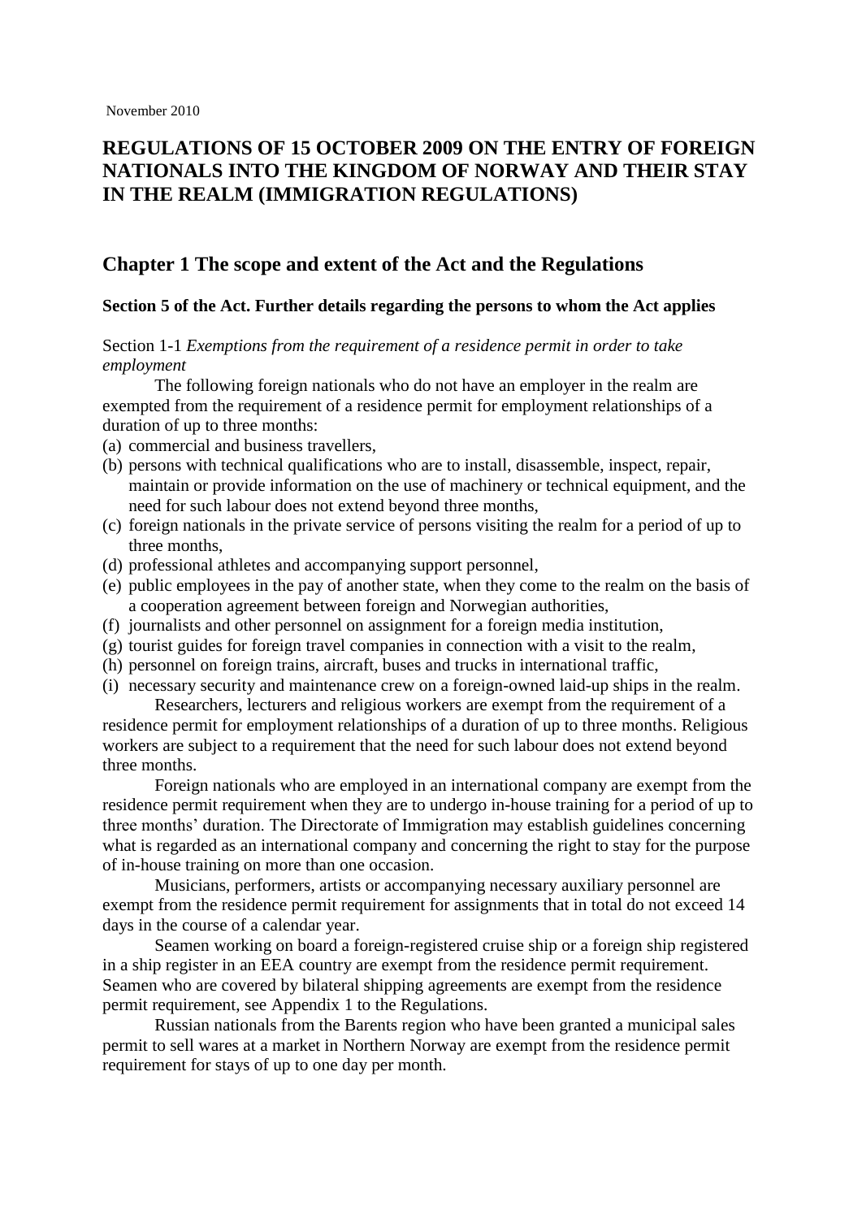November 2010

# REGULATIONS OF 15 OCTOBER 2009 ON THE ENTRY OF FOREIGN NATIONALS INTO THE KINGDOM OF NORWAY AND THEIR STAY IN THE REALM (IMMIGRATION REGULATIONS)

## Chapter 1 The scope and extent of the Act and the Regulations

### Section 5 of the Act. Further details regarding the persons to whom the Act applies

Section 1-1 *Exemptions from the requirement of a residence permit in order to take employment*

The following foreign nationals who do not have an employer in the realm are exempted from the requirement of a residence permit for employment relationships of a duration of up to three months:

(a) commercial and business travellers,
(b) persons with technical qualifications who are to install, disassemble, inspect, repair, maintain or provide information on the use of machinery or technical equipment, and the need for such labour does not extend beyond three months,
(c) foreign nationals in the private service of persons visiting the realm for a period of up to three months,
(d) professional athletes and accompanying support personnel,
(e) public employees in the pay of another state, when they come to the realm on the basis of a cooperation agreement between foreign and Norwegian authorities,
(f) journalists and other personnel on assignment for a foreign media institution,
(g) tourist guides for foreign travel companies in connection with a visit to the realm,
(h) personnel on foreign trains, aircraft, buses and trucks in international traffic,
(i) necessary security and maintenance crew on a foreign-owned laid-up ships in the realm.

Researchers, lecturers and religious workers are exempt from the requirement of a residence permit for employment relationships of a duration of up to three months. Religious workers are subject to a requirement that the need for such labour does not extend beyond three months.

Foreign nationals who are employed in an international company are exempt from the residence permit requirement when they are to undergo in-house training for a period of up to three months' duration. The Directorate of Immigration may establish guidelines concerning what is regarded as an international company and concerning the right to stay for the purpose of in-house training on more than one occasion.

Musicians, performers, artists or accompanying necessary auxiliary personnel are exempt from the residence permit requirement for assignments that in total do not exceed 14 days in the course of a calendar year.

Seamen working on board a foreign-registered cruise ship or a foreign ship registered in a ship register in an EEA country are exempt from the residence permit requirement. Seamen who are covered by bilateral shipping agreements are exempt from the residence permit requirement, see Appendix 1 to the Regulations.

Russian nationals from the Barents region who have been granted a municipal sales permit to sell wares at a market in Northern Norway are exempt from the residence permit requirement for stays of up to one day per month.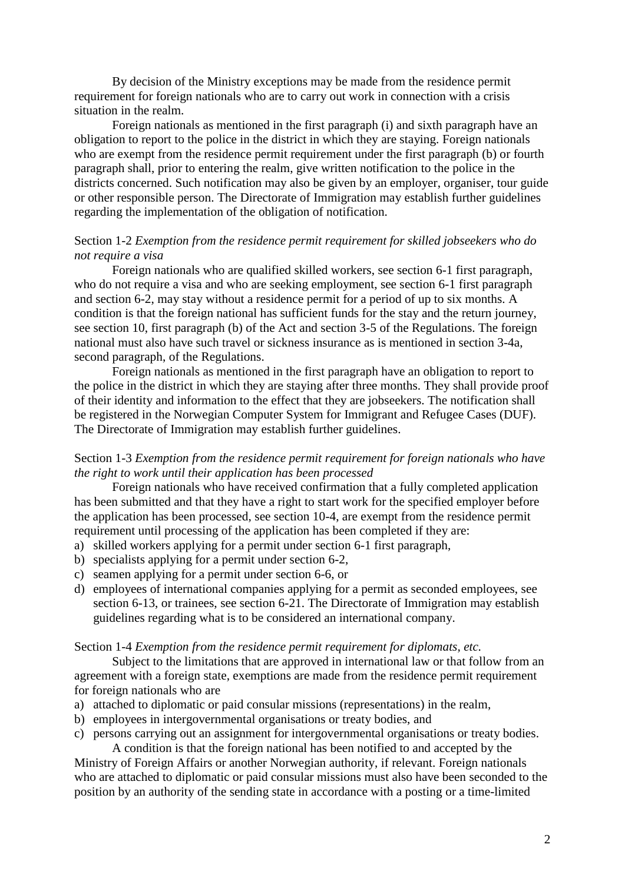By decision of the Ministry exceptions may be made from the residence permit requirement for foreign nationals who are to carry out work in connection with a crisis situation in the realm.

Foreign nationals as mentioned in the first paragraph (i) and sixth paragraph have an obligation to report to the police in the district in which they are staying. Foreign nationals who are exempt from the residence permit requirement under the first paragraph (b) or fourth paragraph shall, prior to entering the realm, give written notification to the police in the districts concerned. Such notification may also be given by an employer, organiser, tour guide or other responsible person. The Directorate of Immigration may establish further guidelines regarding the implementation of the obligation of notification.

Section 1-2 *Exemption from the residence permit requirement for skilled jobseekers who do not require a visa*

Foreign nationals who are qualified skilled workers, see section 6-1 first paragraph, who do not require a visa and who are seeking employment, see section 6-1 first paragraph and section 6-2, may stay without a residence permit for a period of up to six months. A condition is that the foreign national has sufficient funds for the stay and the return journey, see section 10, first paragraph (b) of the Act and section 3-5 of the Regulations. The foreign national must also have such travel or sickness insurance as is mentioned in section 3-4a, second paragraph, of the Regulations.

Foreign nationals as mentioned in the first paragraph have an obligation to report to the police in the district in which they are staying after three months. They shall provide proof of their identity and information to the effect that they are jobseekers. The notification shall be registered in the Norwegian Computer System for Immigrant and Refugee Cases (DUF). The Directorate of Immigration may establish further guidelines.

Section 1-3 *Exemption from the residence permit requirement for foreign nationals who have the right to work until their application has been processed*

Foreign nationals who have received confirmation that a fully completed application has been submitted and that they have a right to start work for the specified employer before the application has been processed, see section 10-4, are exempt from the residence permit requirement until processing of the application has been completed if they are:

a) skilled workers applying for a permit under section 6-1 first paragraph,
b) specialists applying for a permit under section 6-2,
c) seamen applying for a permit under section 6-6, or
d) employees of international companies applying for a permit as seconded employees, see section 6-13, or trainees, see section 6-21. The Directorate of Immigration may establish guidelines regarding what is to be considered an international company.

Section 1-4 *Exemption from the residence permit requirement for diplomats, etc.*

Subject to the limitations that are approved in international law or that follow from an agreement with a foreign state, exemptions are made from the residence permit requirement for foreign nationals who are

a) attached to diplomatic or paid consular missions (representations) in the realm,
b) employees in intergovernmental organisations or treaty bodies, and
c) persons carrying out an assignment for intergovernmental organisations or treaty bodies.

A condition is that the foreign national has been notified to and accepted by the Ministry of Foreign Affairs or another Norwegian authority, if relevant. Foreign nationals who are attached to diplomatic or paid consular missions must also have been seconded to the position by an authority of the sending state in accordance with a posting or a time-limited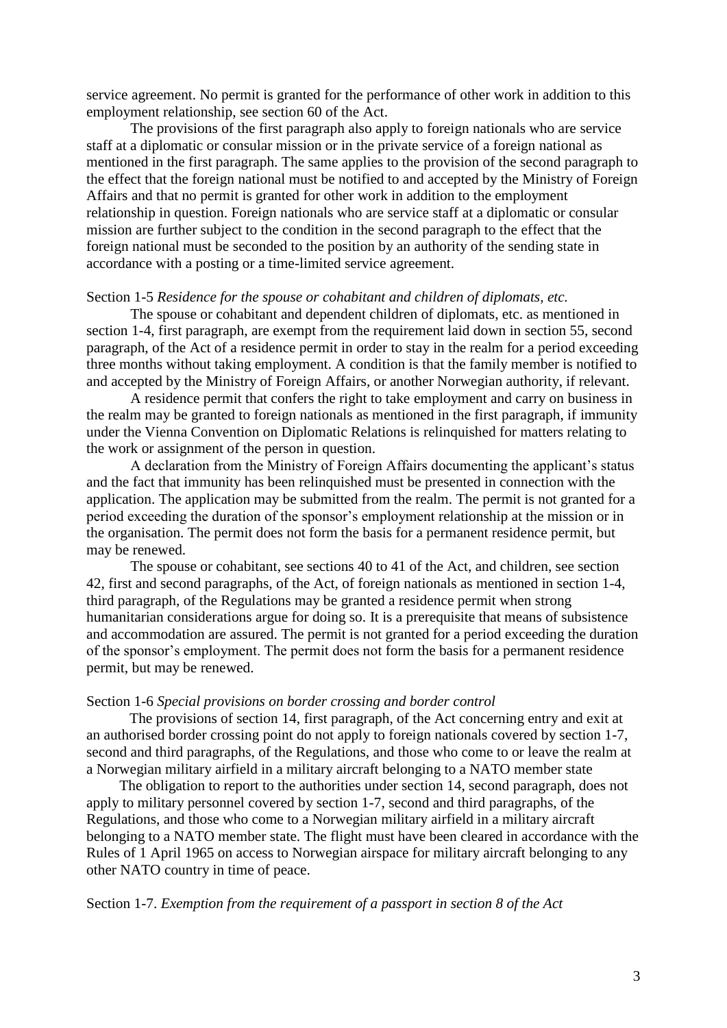service agreement. No permit is granted for the performance of other work in addition to this employment relationship, see section 60 of the Act.

The provisions of the first paragraph also apply to foreign nationals who are service staff at a diplomatic or consular mission or in the private service of a foreign national as mentioned in the first paragraph. The same applies to the provision of the second paragraph to the effect that the foreign national must be notified to and accepted by the Ministry of Foreign Affairs and that no permit is granted for other work in addition to the employment relationship in question. Foreign nationals who are service staff at a diplomatic or consular mission are further subject to the condition in the second paragraph to the effect that the foreign national must be seconded to the position by an authority of the sending state in accordance with a posting or a time-limited service agreement.

Section 1-5 *Residence for the spouse or cohabitant and children of diplomats, etc.*

The spouse or cohabitant and dependent children of diplomats, etc. as mentioned in section 1-4, first paragraph, are exempt from the requirement laid down in section 55, second paragraph, of the Act of a residence permit in order to stay in the realm for a period exceeding three months without taking employment. A condition is that the family member is notified to and accepted by the Ministry of Foreign Affairs, or another Norwegian authority, if relevant.

A residence permit that confers the right to take employment and carry on business in the realm may be granted to foreign nationals as mentioned in the first paragraph, if immunity under the Vienna Convention on Diplomatic Relations is relinquished for matters relating to the work or assignment of the person in question.

A declaration from the Ministry of Foreign Affairs documenting the applicant's status and the fact that immunity has been relinquished must be presented in connection with the application. The application may be submitted from the realm. The permit is not granted for a period exceeding the duration of the sponsor's employment relationship at the mission or in the organisation. The permit does not form the basis for a permanent residence permit, but may be renewed.

The spouse or cohabitant, see sections 40 to 41 of the Act, and children, see section 42, first and second paragraphs, of the Act, of foreign nationals as mentioned in section 1-4, third paragraph, of the Regulations may be granted a residence permit when strong humanitarian considerations argue for doing so. It is a prerequisite that means of subsistence and accommodation are assured. The permit is not granted for a period exceeding the duration of the sponsor's employment. The permit does not form the basis for a permanent residence permit, but may be renewed.

Section 1-6 *Special provisions on border crossing and border control*

The provisions of section 14, first paragraph, of the Act concerning entry and exit at an authorised border crossing point do not apply to foreign nationals covered by section 1-7, second and third paragraphs, of the Regulations, and those who come to or leave the realm at a Norwegian military airfield in a military aircraft belonging to a NATO member state

The obligation to report to the authorities under section 14, second paragraph, does not apply to military personnel covered by section 1-7, second and third paragraphs, of the Regulations, and those who come to a Norwegian military airfield in a military aircraft belonging to a NATO member state. The flight must have been cleared in accordance with the Rules of 1 April 1965 on access to Norwegian airspace for military aircraft belonging to any other NATO country in time of peace.

Section 1-7. *Exemption from the requirement of a passport in section 8 of the Act*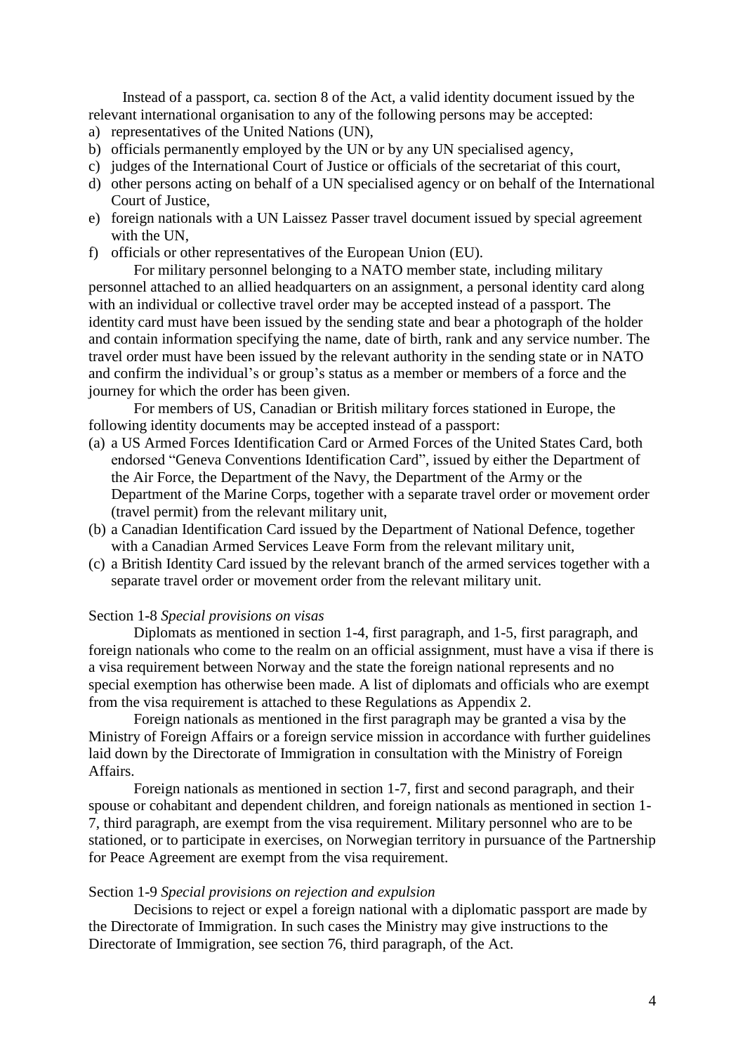Instead of a passport, ca. section 8 of the Act, a valid identity document issued by the relevant international organisation to any of the following persons may be accepted:

a) representatives of the United Nations (UN),
b) officials permanently employed by the UN or by any UN specialised agency,
c) judges of the International Court of Justice or officials of the secretariat of this court,
d) other persons acting on behalf of a UN specialised agency or on behalf of the International Court of Justice,
e) foreign nationals with a UN Laissez Passer travel document issued by special agreement with the UN,
f) officials or other representatives of the European Union (EU).

For military personnel belonging to a NATO member state, including military personnel attached to an allied headquarters on an assignment, a personal identity card along with an individual or collective travel order may be accepted instead of a passport. The identity card must have been issued by the sending state and bear a photograph of the holder and contain information specifying the name, date of birth, rank and any service number. The travel order must have been issued by the relevant authority in the sending state or in NATO and confirm the individual's or group's status as a member or members of a force and the journey for which the order has been given.

For members of US, Canadian or British military forces stationed in Europe, the following identity documents may be accepted instead of a passport:

(a) a US Armed Forces Identification Card or Armed Forces of the United States Card, both endorsed "Geneva Conventions Identification Card", issued by either the Department of the Air Force, the Department of the Navy, the Department of the Army or the Department of the Marine Corps, together with a separate travel order or movement order (travel permit) from the relevant military unit,
(b) a Canadian Identification Card issued by the Department of National Defence, together with a Canadian Armed Services Leave Form from the relevant military unit,
(c) a British Identity Card issued by the relevant branch of the armed services together with a separate travel order or movement order from the relevant military unit.

Section 1-8 *Special provisions on visas*

Diplomats as mentioned in section 1-4, first paragraph, and 1-5, first paragraph, and foreign nationals who come to the realm on an official assignment, must have a visa if there is a visa requirement between Norway and the state the foreign national represents and no special exemption has otherwise been made. A list of diplomats and officials who are exempt from the visa requirement is attached to these Regulations as Appendix 2.

Foreign nationals as mentioned in the first paragraph may be granted a visa by the Ministry of Foreign Affairs or a foreign service mission in accordance with further guidelines laid down by the Directorate of Immigration in consultation with the Ministry of Foreign Affairs.

Foreign nationals as mentioned in section 1-7, first and second paragraph, and their spouse or cohabitant and dependent children, and foreign nationals as mentioned in section 1-7, third paragraph, are exempt from the visa requirement. Military personnel who are to be stationed, or to participate in exercises, on Norwegian territory in pursuance of the Partnership for Peace Agreement are exempt from the visa requirement.

Section 1-9 *Special provisions on rejection and expulsion*

Decisions to reject or expel a foreign national with a diplomatic passport are made by the Directorate of Immigration. In such cases the Ministry may give instructions to the Directorate of Immigration, see section 76, third paragraph, of the Act.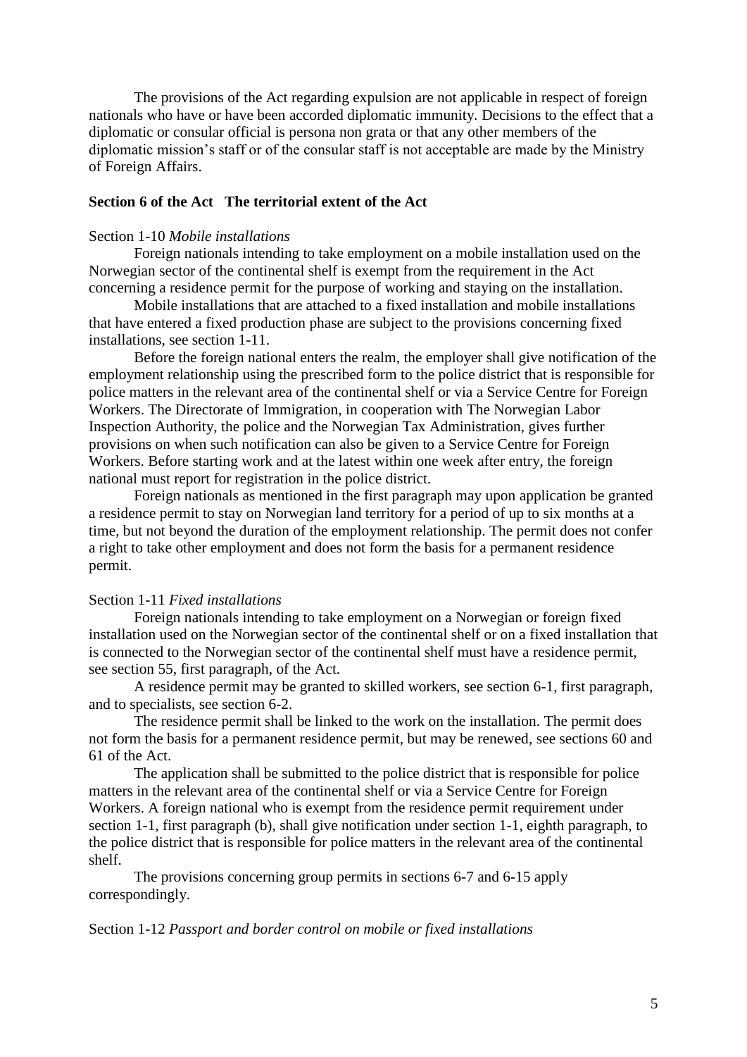The provisions of the Act regarding expulsion are not applicable in respect of foreign nationals who have or have been accorded diplomatic immunity. Decisions to the effect that a diplomatic or consular official is persona non grata or that any other members of the diplomatic mission's staff or of the consular staff is not acceptable are made by the Ministry of Foreign Affairs.

**Section 6 of the Act The territorial extent of the Act**

Section 1-10 *Mobile installations*

Foreign nationals intending to take employment on a mobile installation used on the Norwegian sector of the continental shelf is exempt from the requirement in the Act concerning a residence permit for the purpose of working and staying on the installation.

Mobile installations that are attached to a fixed installation and mobile installations that have entered a fixed production phase are subject to the provisions concerning fixed installations, see section 1-11.

Before the foreign national enters the realm, the employer shall give notification of the employment relationship using the prescribed form to the police district that is responsible for police matters in the relevant area of the continental shelf or via a Service Centre for Foreign Workers. The Directorate of Immigration, in cooperation with The Norwegian Labor Inspection Authority, the police and the Norwegian Tax Administration, gives further provisions on when such notification can also be given to a Service Centre for Foreign Workers. Before starting work and at the latest within one week after entry, the foreign national must report for registration in the police district.

Foreign nationals as mentioned in the first paragraph may upon application be granted a residence permit to stay on Norwegian land territory for a period of up to six months at a time, but not beyond the duration of the employment relationship. The permit does not confer a right to take other employment and does not form the basis for a permanent residence permit.

Section 1-11 *Fixed installations*

Foreign nationals intending to take employment on a Norwegian or foreign fixed installation used on the Norwegian sector of the continental shelf or on a fixed installation that is connected to the Norwegian sector of the continental shelf must have a residence permit, see section 55, first paragraph, of the Act.

A residence permit may be granted to skilled workers, see section 6-1, first paragraph, and to specialists, see section 6-2.

The residence permit shall be linked to the work on the installation. The permit does not form the basis for a permanent residence permit, but may be renewed, see sections 60 and 61 of the Act.

The application shall be submitted to the police district that is responsible for police matters in the relevant area of the continental shelf or via a Service Centre for Foreign Workers. A foreign national who is exempt from the residence permit requirement under section 1-1, first paragraph (b), shall give notification under section 1-1, eighth paragraph, to the police district that is responsible for police matters in the relevant area of the continental shelf.

The provisions concerning group permits in sections 6-7 and 6-15 apply correspondingly.

Section 1-12 *Passport and border control on mobile or fixed installations*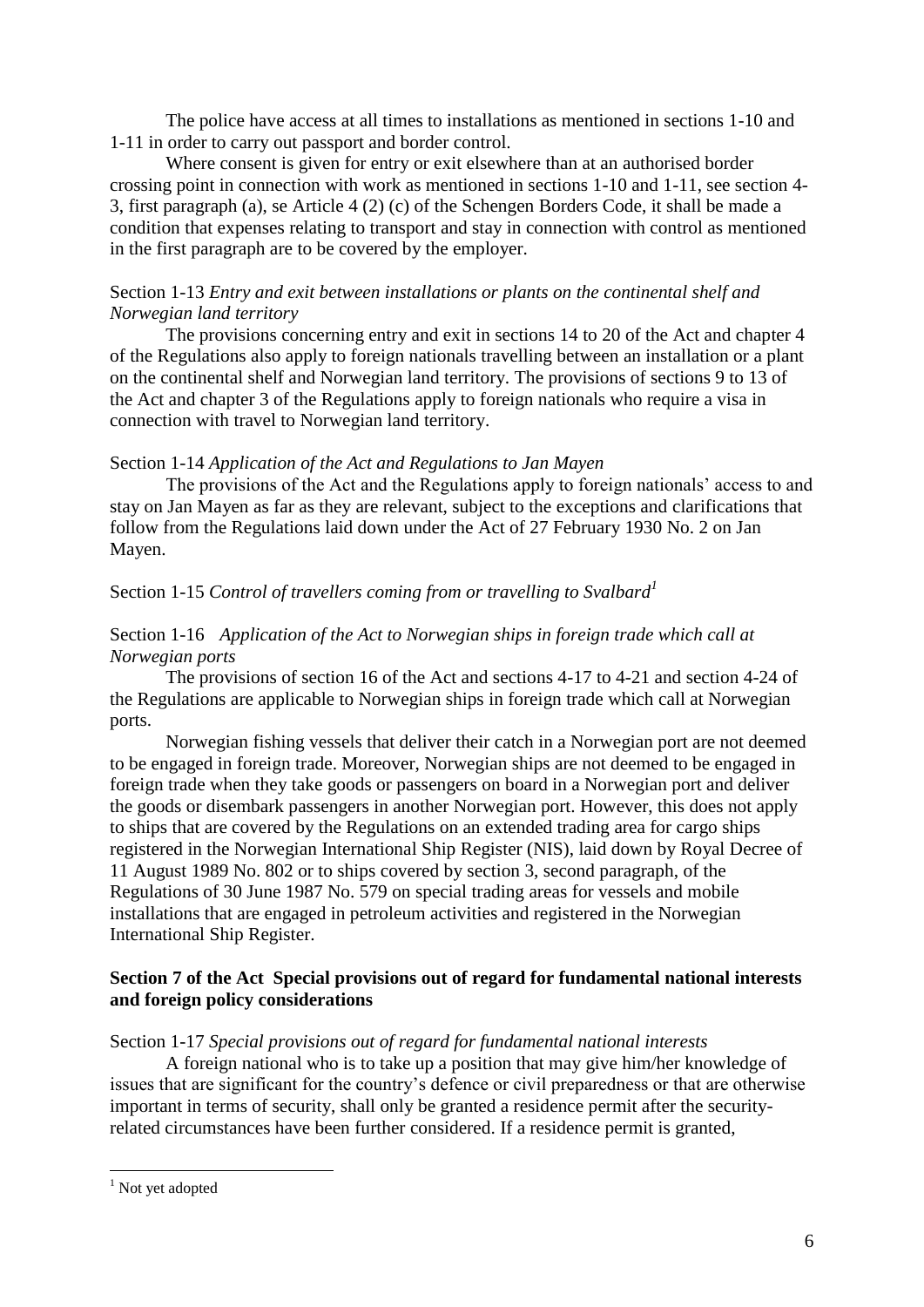The police have access at all times to installations as mentioned in sections 1-10 and 1-11 in order to carry out passport and border control.

Where consent is given for entry or exit elsewhere than at an authorised border crossing point in connection with work as mentioned in sections 1-10 and 1-11, see section 4-3, first paragraph (a), se Article 4 (2) (c) of the Schengen Borders Code, it shall be made a condition that expenses relating to transport and stay in connection with control as mentioned in the first paragraph are to be covered by the employer.

Section 1-13 *Entry and exit between installations or plants on the continental shelf and Norwegian land territory*

The provisions concerning entry and exit in sections 14 to 20 of the Act and chapter 4 of the Regulations also apply to foreign nationals travelling between an installation or a plant on the continental shelf and Norwegian land territory. The provisions of sections 9 to 13 of the Act and chapter 3 of the Regulations apply to foreign nationals who require a visa in connection with travel to Norwegian land territory.

Section 1-14 *Application of the Act and Regulations to Jan Mayen*

The provisions of the Act and the Regulations apply to foreign nationals' access to and stay on Jan Mayen as far as they are relevant, subject to the exceptions and clarifications that follow from the Regulations laid down under the Act of 27 February 1930 No. 2 on Jan Mayen.

Section 1-15 *Control of travellers coming from or travelling to Svalbard*[1]

Section 1-16 *Application of the Act to Norwegian ships in foreign trade which call at Norwegian ports*

The provisions of section 16 of the Act and sections 4-17 to 4-21 and section 4-24 of the Regulations are applicable to Norwegian ships in foreign trade which call at Norwegian ports.

Norwegian fishing vessels that deliver their catch in a Norwegian port are not deemed to be engaged in foreign trade. Moreover, Norwegian ships are not deemed to be engaged in foreign trade when they take goods or passengers on board in a Norwegian port and deliver the goods or disembark passengers in another Norwegian port. However, this does not apply to ships that are covered by the Regulations on an extended trading area for cargo ships registered in the Norwegian International Ship Register (NIS), laid down by Royal Decree of 11 August 1989 No. 802 or to ships covered by section 3, second paragraph, of the Regulations of 30 June 1987 No. 579 on special trading areas for vessels and mobile installations that are engaged in petroleum activities and registered in the Norwegian International Ship Register.

**Section 7 of the Act Special provisions out of regard for fundamental national interests and foreign policy considerations**

Section 1-17 *Special provisions out of regard for fundamental national interests*

A foreign national who is to take up a position that may give him/her knowledge of issues that are significant for the country's defence or civil preparedness or that are otherwise important in terms of security, shall only be granted a residence permit after the security-related circumstances have been further considered. If a residence permit is granted,

[1] Not yet adopted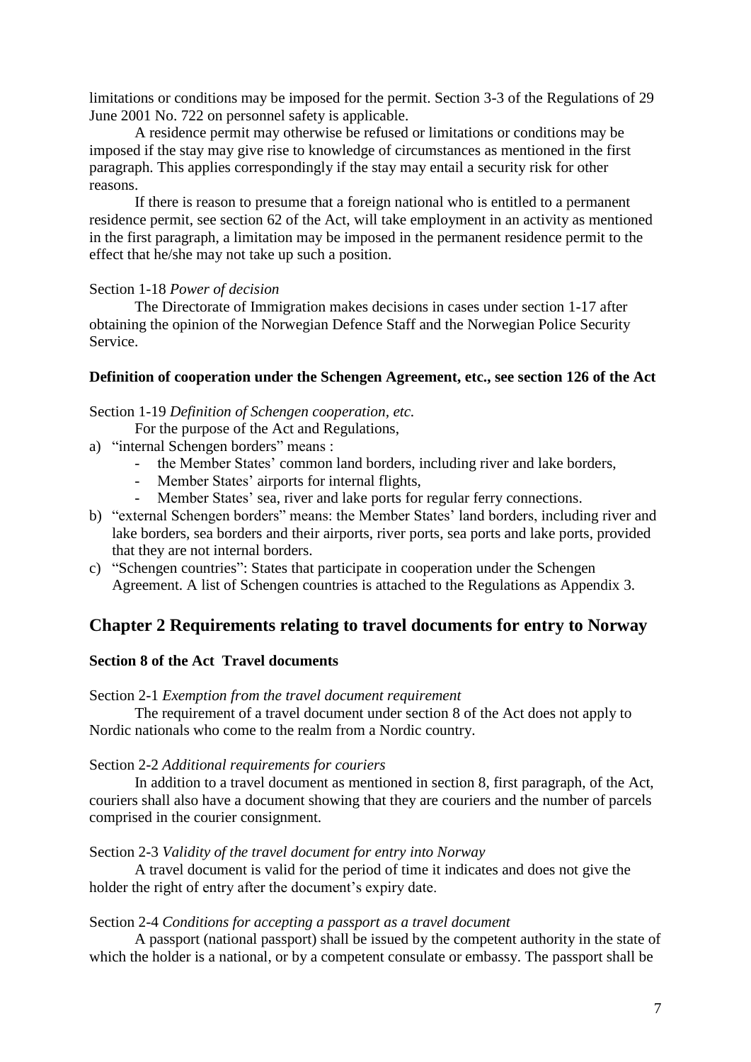limitations or conditions may be imposed for the permit. Section 3-3 of the Regulations of 29 June 2001 No. 722 on personnel safety is applicable.

A residence permit may otherwise be refused or limitations or conditions may be imposed if the stay may give rise to knowledge of circumstances as mentioned in the first paragraph. This applies correspondingly if the stay may entail a security risk for other reasons.

If there is reason to presume that a foreign national who is entitled to a permanent residence permit, see section 62 of the Act, will take employment in an activity as mentioned in the first paragraph, a limitation may be imposed in the permanent residence permit to the effect that he/she may not take up such a position.

Section 1-18 *Power of decision*

The Directorate of Immigration makes decisions in cases under section 1-17 after obtaining the opinion of the Norwegian Defence Staff and the Norwegian Police Security Service.

**Definition of cooperation under the Schengen Agreement, etc., see section 126 of the Act**

Section 1-19 *Definition of Schengen cooperation, etc.*

For the purpose of the Act and Regulations,

a) "internal Schengen borders" means :
   - the Member States' common land borders, including river and lake borders,
   - Member States' airports for internal flights,
   - Member States' sea, river and lake ports for regular ferry connections.
b) "external Schengen borders" means: the Member States' land borders, including river and lake borders, sea borders and their airports, river ports, sea ports and lake ports, provided that they are not internal borders.
c) "Schengen countries": States that participate in cooperation under the Schengen Agreement. A list of Schengen countries is attached to the Regulations as Appendix 3.

## Chapter 2 Requirements relating to travel documents for entry to Norway

**Section 8 of the Act Travel documents**

Section 2-1 *Exemption from the travel document requirement*

The requirement of a travel document under section 8 of the Act does not apply to Nordic nationals who come to the realm from a Nordic country.

Section 2-2 *Additional requirements for couriers*

In addition to a travel document as mentioned in section 8, first paragraph, of the Act, couriers shall also have a document showing that they are couriers and the number of parcels comprised in the courier consignment.

Section 2-3 *Validity of the travel document for entry into Norway*

A travel document is valid for the period of time it indicates and does not give the holder the right of entry after the document's expiry date.

Section 2-4 *Conditions for accepting a passport as a travel document*

A passport (national passport) shall be issued by the competent authority in the state of which the holder is a national, or by a competent consulate or embassy. The passport shall be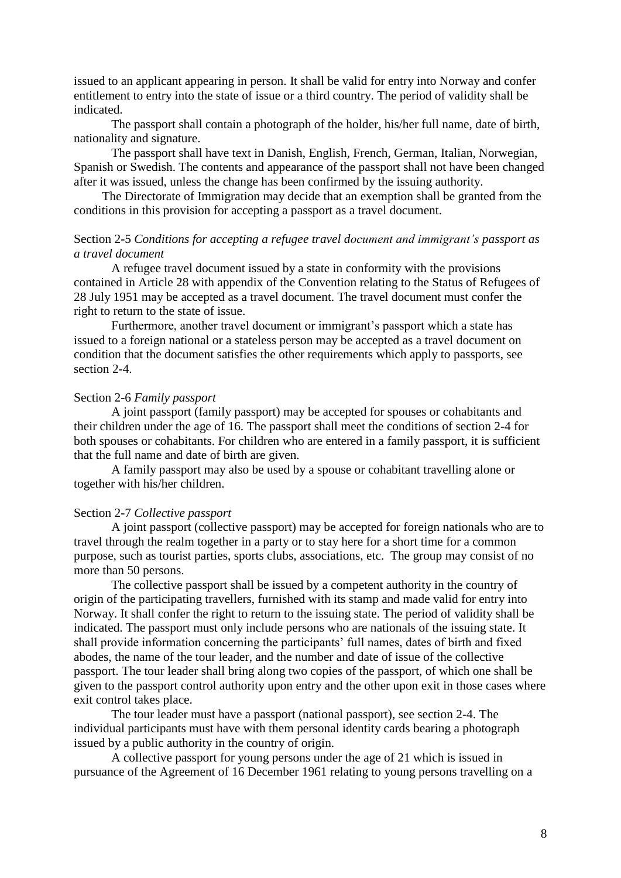issued to an applicant appearing in person. It shall be valid for entry into Norway and confer entitlement to entry into the state of issue or a third country. The period of validity shall be indicated.

The passport shall contain a photograph of the holder, his/her full name, date of birth, nationality and signature.

The passport shall have text in Danish, English, French, German, Italian, Norwegian, Spanish or Swedish. The contents and appearance of the passport shall not have been changed after it was issued, unless the change has been confirmed by the issuing authority.

The Directorate of Immigration may decide that an exemption shall be granted from the conditions in this provision for accepting a passport as a travel document.

Section 2-5 *Conditions for accepting a refugee travel document and immigrant's passport as a travel document*

A refugee travel document issued by a state in conformity with the provisions contained in Article 28 with appendix of the Convention relating to the Status of Refugees of 28 July 1951 may be accepted as a travel document. The travel document must confer the right to return to the state of issue.

Furthermore, another travel document or immigrant's passport which a state has issued to a foreign national or a stateless person may be accepted as a travel document on condition that the document satisfies the other requirements which apply to passports, see section 2-4.

Section 2-6 *Family passport*

A joint passport (family passport) may be accepted for spouses or cohabitants and their children under the age of 16. The passport shall meet the conditions of section 2-4 for both spouses or cohabitants. For children who are entered in a family passport, it is sufficient that the full name and date of birth are given.

A family passport may also be used by a spouse or cohabitant travelling alone or together with his/her children.

Section 2-7 *Collective passport*

A joint passport (collective passport) may be accepted for foreign nationals who are to travel through the realm together in a party or to stay here for a short time for a common purpose, such as tourist parties, sports clubs, associations, etc. The group may consist of no more than 50 persons.

The collective passport shall be issued by a competent authority in the country of origin of the participating travellers, furnished with its stamp and made valid for entry into Norway. It shall confer the right to return to the issuing state. The period of validity shall be indicated. The passport must only include persons who are nationals of the issuing state. It shall provide information concerning the participants' full names, dates of birth and fixed abodes, the name of the tour leader, and the number and date of issue of the collective passport. The tour leader shall bring along two copies of the passport, of which one shall be given to the passport control authority upon entry and the other upon exit in those cases where exit control takes place.

The tour leader must have a passport (national passport), see section 2-4. The individual participants must have with them personal identity cards bearing a photograph issued by a public authority in the country of origin.

A collective passport for young persons under the age of 21 which is issued in pursuance of the Agreement of 16 December 1961 relating to young persons travelling on a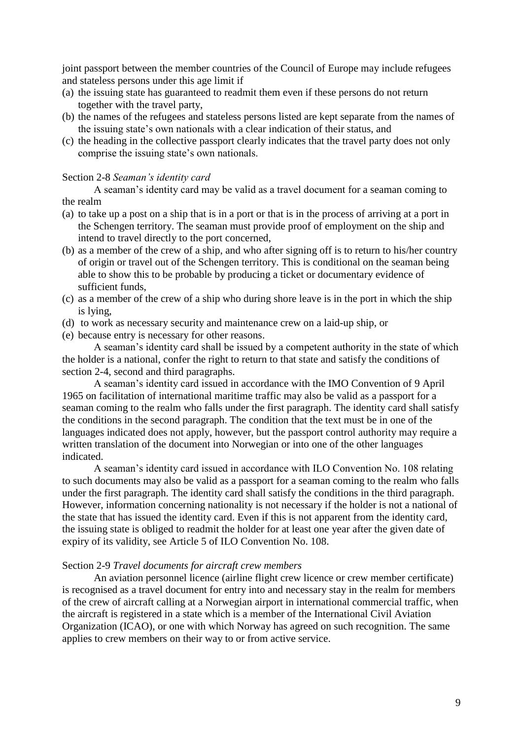joint passport between the member countries of the Council of Europe may include refugees and stateless persons under this age limit if

(a) the issuing state has guaranteed to readmit them even if these persons do not return together with the travel party,
(b) the names of the refugees and stateless persons listed are kept separate from the names of the issuing state's own nationals with a clear indication of their status, and
(c) the heading in the collective passport clearly indicates that the travel party does not only comprise the issuing state's own nationals.

Section 2-8 *Seaman's identity card*

A seaman's identity card may be valid as a travel document for a seaman coming to the realm

(a) to take up a post on a ship that is in a port or that is in the process of arriving at a port in the Schengen territory. The seaman must provide proof of employment on the ship and intend to travel directly to the port concerned,
(b) as a member of the crew of a ship, and who after signing off is to return to his/her country of origin or travel out of the Schengen territory. This is conditional on the seaman being able to show this to be probable by producing a ticket or documentary evidence of sufficient funds,
(c) as a member of the crew of a ship who during shore leave is in the port in which the ship is lying,
(d) to work as necessary security and maintenance crew on a laid-up ship, or
(e) because entry is necessary for other reasons.

A seaman's identity card shall be issued by a competent authority in the state of which the holder is a national, confer the right to return to that state and satisfy the conditions of section 2-4, second and third paragraphs.

A seaman's identity card issued in accordance with the IMO Convention of 9 April 1965 on facilitation of international maritime traffic may also be valid as a passport for a seaman coming to the realm who falls under the first paragraph. The identity card shall satisfy the conditions in the second paragraph. The condition that the text must be in one of the languages indicated does not apply, however, but the passport control authority may require a written translation of the document into Norwegian or into one of the other languages indicated.

A seaman's identity card issued in accordance with ILO Convention No. 108 relating to such documents may also be valid as a passport for a seaman coming to the realm who falls under the first paragraph. The identity card shall satisfy the conditions in the third paragraph. However, information concerning nationality is not necessary if the holder is not a national of the state that has issued the identity card. Even if this is not apparent from the identity card, the issuing state is obliged to readmit the holder for at least one year after the given date of expiry of its validity, see Article 5 of ILO Convention No. 108.

Section 2-9 *Travel documents for aircraft crew members*

An aviation personnel licence (airline flight crew licence or crew member certificate) is recognised as a travel document for entry into and necessary stay in the realm for members of the crew of aircraft calling at a Norwegian airport in international commercial traffic, when the aircraft is registered in a state which is a member of the International Civil Aviation Organization (ICAO), or one with which Norway has agreed on such recognition. The same applies to crew members on their way to or from active service.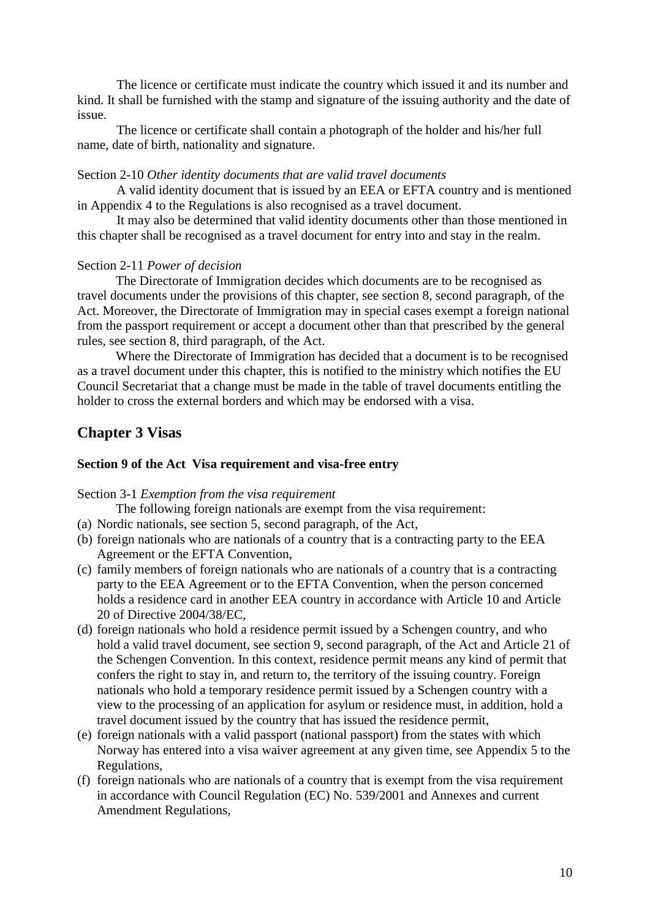The licence or certificate must indicate the country which issued it and its number and kind. It shall be furnished with the stamp and signature of the issuing authority and the date of issue.

The licence or certificate shall contain a photograph of the holder and his/her full name, date of birth, nationality and signature.

Section 2-10 *Other identity documents that are valid travel documents*

A valid identity document that is issued by an EEA or EFTA country and is mentioned in Appendix 4 to the Regulations is also recognised as a travel document.

It may also be determined that valid identity documents other than those mentioned in this chapter shall be recognised as a travel document for entry into and stay in the realm.

Section 2-11 *Power of decision*

The Directorate of Immigration decides which documents are to be recognised as travel documents under the provisions of this chapter, see section 8, second paragraph, of the Act. Moreover, the Directorate of Immigration may in special cases exempt a foreign national from the passport requirement or accept a document other than that prescribed by the general rules, see section 8, third paragraph, of the Act.

Where the Directorate of Immigration has decided that a document is to be recognised as a travel document under this chapter, this is notified to the ministry which notifies the EU Council Secretariat that a change must be made in the table of travel documents entitling the holder to cross the external borders and which may be endorsed with a visa.

## Chapter 3 Visas

**Section 9 of the Act Visa requirement and visa-free entry**

Section 3-1 *Exemption from the visa requirement*

The following foreign nationals are exempt from the visa requirement:

(a) Nordic nationals, see section 5, second paragraph, of the Act,

(b) foreign nationals who are nationals of a country that is a contracting party to the EEA Agreement or the EFTA Convention,

(c) family members of foreign nationals who are nationals of a country that is a contracting party to the EEA Agreement or to the EFTA Convention, when the person concerned holds a residence card in another EEA country in accordance with Article 10 and Article 20 of Directive 2004/38/EC,

(d) foreign nationals who hold a residence permit issued by a Schengen country, and who hold a valid travel document, see section 9, second paragraph, of the Act and Article 21 of the Schengen Convention. In this context, residence permit means any kind of permit that confers the right to stay in, and return to, the territory of the issuing country. Foreign nationals who hold a temporary residence permit issued by a Schengen country with a view to the processing of an application for asylum or residence must, in addition, hold a travel document issued by the country that has issued the residence permit,

(e) foreign nationals with a valid passport (national passport) from the states with which Norway has entered into a visa waiver agreement at any given time, see Appendix 5 to the Regulations,

(f) foreign nationals who are nationals of a country that is exempt from the visa requirement in accordance with Council Regulation (EC) No. 539/2001 and Annexes and current Amendment Regulations,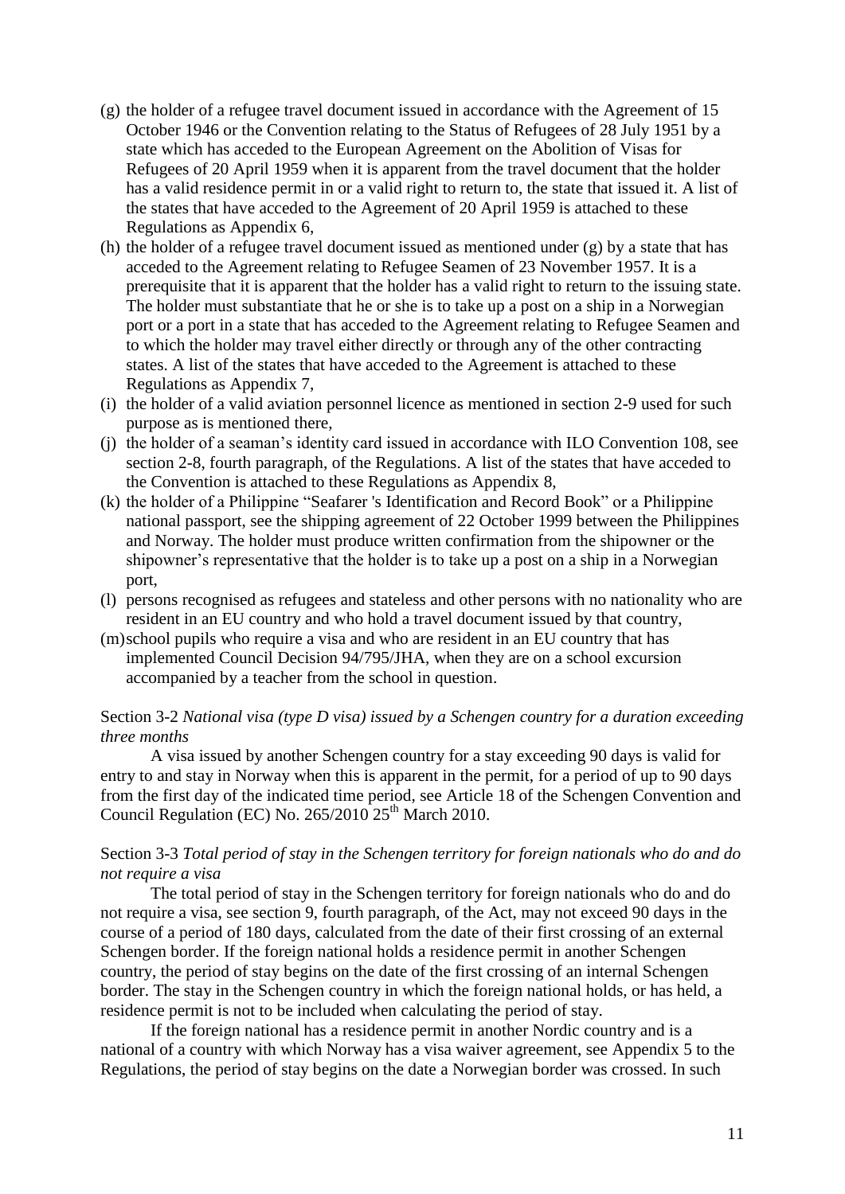(g) the holder of a refugee travel document issued in accordance with the Agreement of 15 October 1946 or the Convention relating to the Status of Refugees of 28 July 1951 by a state which has acceded to the European Agreement on the Abolition of Visas for Refugees of 20 April 1959 when it is apparent from the travel document that the holder has a valid residence permit in or a valid right to return to, the state that issued it. A list of the states that have acceded to the Agreement of 20 April 1959 is attached to these Regulations as Appendix 6,

(h) the holder of a refugee travel document issued as mentioned under (g) by a state that has acceded to the Agreement relating to Refugee Seamen of 23 November 1957. It is a prerequisite that it is apparent that the holder has a valid right to return to the issuing state. The holder must substantiate that he or she is to take up a post on a ship in a Norwegian port or a port in a state that has acceded to the Agreement relating to Refugee Seamen and to which the holder may travel either directly or through any of the other contracting states. A list of the states that have acceded to the Agreement is attached to these Regulations as Appendix 7,

(i) the holder of a valid aviation personnel licence as mentioned in section 2-9 used for such purpose as is mentioned there,

(j) the holder of a seaman's identity card issued in accordance with ILO Convention 108, see section 2-8, fourth paragraph, of the Regulations. A list of the states that have acceded to the Convention is attached to these Regulations as Appendix 8,

(k) the holder of a Philippine "Seafarer 's Identification and Record Book" or a Philippine national passport, see the shipping agreement of 22 October 1999 between the Philippines and Norway. The holder must produce written confirmation from the shipowner or the shipowner's representative that the holder is to take up a post on a ship in a Norwegian port,

(l) persons recognised as refugees and stateless and other persons with no nationality who are resident in an EU country and who hold a travel document issued by that country,

(m) school pupils who require a visa and who are resident in an EU country that has implemented Council Decision 94/795/JHA, when they are on a school excursion accompanied by a teacher from the school in question.

Section 3-2 *National visa (type D visa) issued by a Schengen country for a duration exceeding three months*

A visa issued by another Schengen country for a stay exceeding 90 days is valid for entry to and stay in Norway when this is apparent in the permit, for a period of up to 90 days from the first day of the indicated time period, see Article 18 of the Schengen Convention and Council Regulation (EC) No. 265/2010 25th March 2010.

Section 3-3 *Total period of stay in the Schengen territory for foreign nationals who do and do not require a visa*

The total period of stay in the Schengen territory for foreign nationals who do and do not require a visa, see section 9, fourth paragraph, of the Act, may not exceed 90 days in the course of a period of 180 days, calculated from the date of their first crossing of an external Schengen border. If the foreign national holds a residence permit in another Schengen country, the period of stay begins on the date of the first crossing of an internal Schengen border. The stay in the Schengen country in which the foreign national holds, or has held, a residence permit is not to be included when calculating the period of stay.

If the foreign national has a residence permit in another Nordic country and is a national of a country with which Norway has a visa waiver agreement, see Appendix 5 to the Regulations, the period of stay begins on the date a Norwegian border was crossed. In such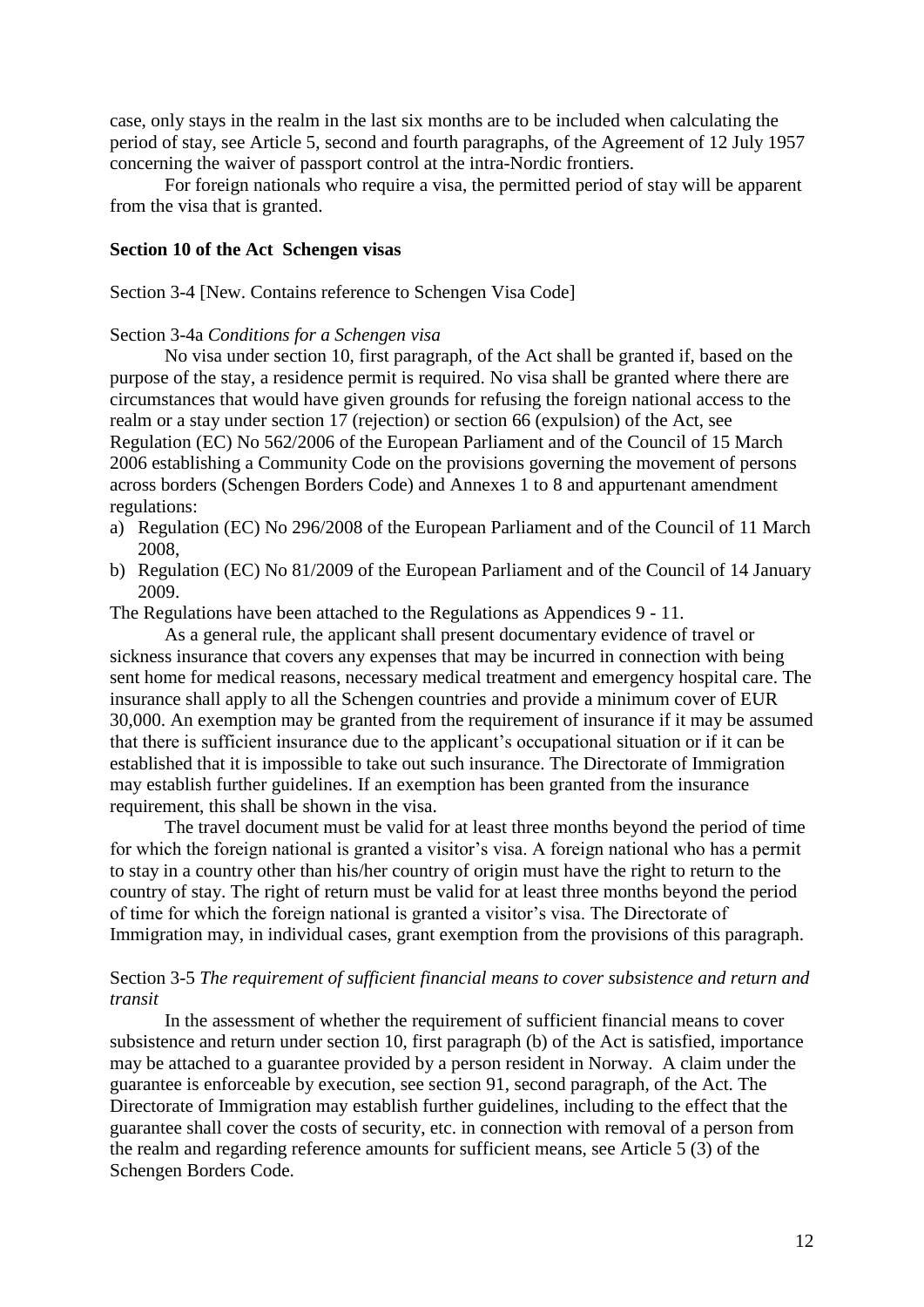case, only stays in the realm in the last six months are to be included when calculating the period of stay, see Article 5, second and fourth paragraphs, of the Agreement of 12 July 1957 concerning the waiver of passport control at the intra-Nordic frontiers.

For foreign nationals who require a visa, the permitted period of stay will be apparent from the visa that is granted.

**Section 10 of the Act Schengen visas**

Section 3-4 [New. Contains reference to Schengen Visa Code]

Section 3-4a *Conditions for a Schengen visa*

No visa under section 10, first paragraph, of the Act shall be granted if, based on the purpose of the stay, a residence permit is required. No visa shall be granted where there are circumstances that would have given grounds for refusing the foreign national access to the realm or a stay under section 17 (rejection) or section 66 (expulsion) of the Act, see Regulation (EC) No 562/2006 of the European Parliament and of the Council of 15 March 2006 establishing a Community Code on the provisions governing the movement of persons across borders (Schengen Borders Code) and Annexes 1 to 8 and appurtenant amendment regulations:

a) Regulation (EC) No 296/2008 of the European Parliament and of the Council of 11 March 2008,
b) Regulation (EC) No 81/2009 of the European Parliament and of the Council of 14 January 2009.

The Regulations have been attached to the Regulations as Appendices 9 - 11.

As a general rule, the applicant shall present documentary evidence of travel or sickness insurance that covers any expenses that may be incurred in connection with being sent home for medical reasons, necessary medical treatment and emergency hospital care. The insurance shall apply to all the Schengen countries and provide a minimum cover of EUR 30,000. An exemption may be granted from the requirement of insurance if it may be assumed that there is sufficient insurance due to the applicant's occupational situation or if it can be established that it is impossible to take out such insurance. The Directorate of Immigration may establish further guidelines. If an exemption has been granted from the insurance requirement, this shall be shown in the visa.

The travel document must be valid for at least three months beyond the period of time for which the foreign national is granted a visitor's visa. A foreign national who has a permit to stay in a country other than his/her country of origin must have the right to return to the country of stay. The right of return must be valid for at least three months beyond the period of time for which the foreign national is granted a visitor's visa. The Directorate of Immigration may, in individual cases, grant exemption from the provisions of this paragraph.

Section 3-5 *The requirement of sufficient financial means to cover subsistence and return and transit*

In the assessment of whether the requirement of sufficient financial means to cover subsistence and return under section 10, first paragraph (b) of the Act is satisfied, importance may be attached to a guarantee provided by a person resident in Norway. A claim under the guarantee is enforceable by execution, see section 91, second paragraph, of the Act. The Directorate of Immigration may establish further guidelines, including to the effect that the guarantee shall cover the costs of security, etc. in connection with removal of a person from the realm and regarding reference amounts for sufficient means, see Article 5 (3) of the Schengen Borders Code.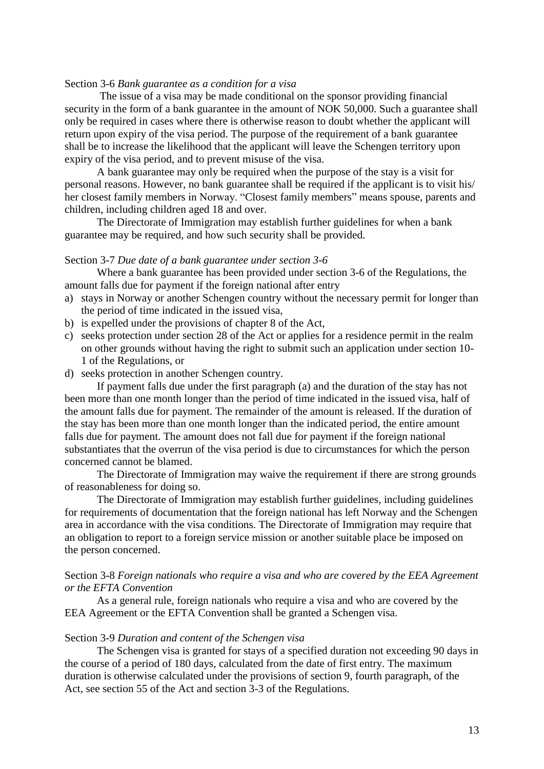Section 3-6 *Bank guarantee as a condition for a visa*

The issue of a visa may be made conditional on the sponsor providing financial security in the form of a bank guarantee in the amount of NOK 50,000. Such a guarantee shall only be required in cases where there is otherwise reason to doubt whether the applicant will return upon expiry of the visa period. The purpose of the requirement of a bank guarantee shall be to increase the likelihood that the applicant will leave the Schengen territory upon expiry of the visa period, and to prevent misuse of the visa.

A bank guarantee may only be required when the purpose of the stay is a visit for personal reasons. However, no bank guarantee shall be required if the applicant is to visit his/ her closest family members in Norway. "Closest family members" means spouse, parents and children, including children aged 18 and over.

The Directorate of Immigration may establish further guidelines for when a bank guarantee may be required, and how such security shall be provided.

Section 3-7 *Due date of a bank guarantee under section 3-6*

Where a bank guarantee has been provided under section 3-6 of the Regulations, the amount falls due for payment if the foreign national after entry

a) stays in Norway or another Schengen country without the necessary permit for longer than the period of time indicated in the issued visa,
b) is expelled under the provisions of chapter 8 of the Act,
c) seeks protection under section 28 of the Act or applies for a residence permit in the realm on other grounds without having the right to submit such an application under section 10-1 of the Regulations, or
d) seeks protection in another Schengen country.

If payment falls due under the first paragraph (a) and the duration of the stay has not been more than one month longer than the period of time indicated in the issued visa, half of the amount falls due for payment. The remainder of the amount is released. If the duration of the stay has been more than one month longer than the indicated period, the entire amount falls due for payment. The amount does not fall due for payment if the foreign national substantiates that the overrun of the visa period is due to circumstances for which the person concerned cannot be blamed.

The Directorate of Immigration may waive the requirement if there are strong grounds of reasonableness for doing so.

The Directorate of Immigration may establish further guidelines, including guidelines for requirements of documentation that the foreign national has left Norway and the Schengen area in accordance with the visa conditions. The Directorate of Immigration may require that an obligation to report to a foreign service mission or another suitable place be imposed on the person concerned.

Section 3-8 *Foreign nationals who require a visa and who are covered by the EEA Agreement or the EFTA Convention*

As a general rule, foreign nationals who require a visa and who are covered by the EEA Agreement or the EFTA Convention shall be granted a Schengen visa.

Section 3-9 *Duration and content of the Schengen visa*

The Schengen visa is granted for stays of a specified duration not exceeding 90 days in the course of a period of 180 days, calculated from the date of first entry. The maximum duration is otherwise calculated under the provisions of section 9, fourth paragraph, of the Act, see section 55 of the Act and section 3-3 of the Regulations.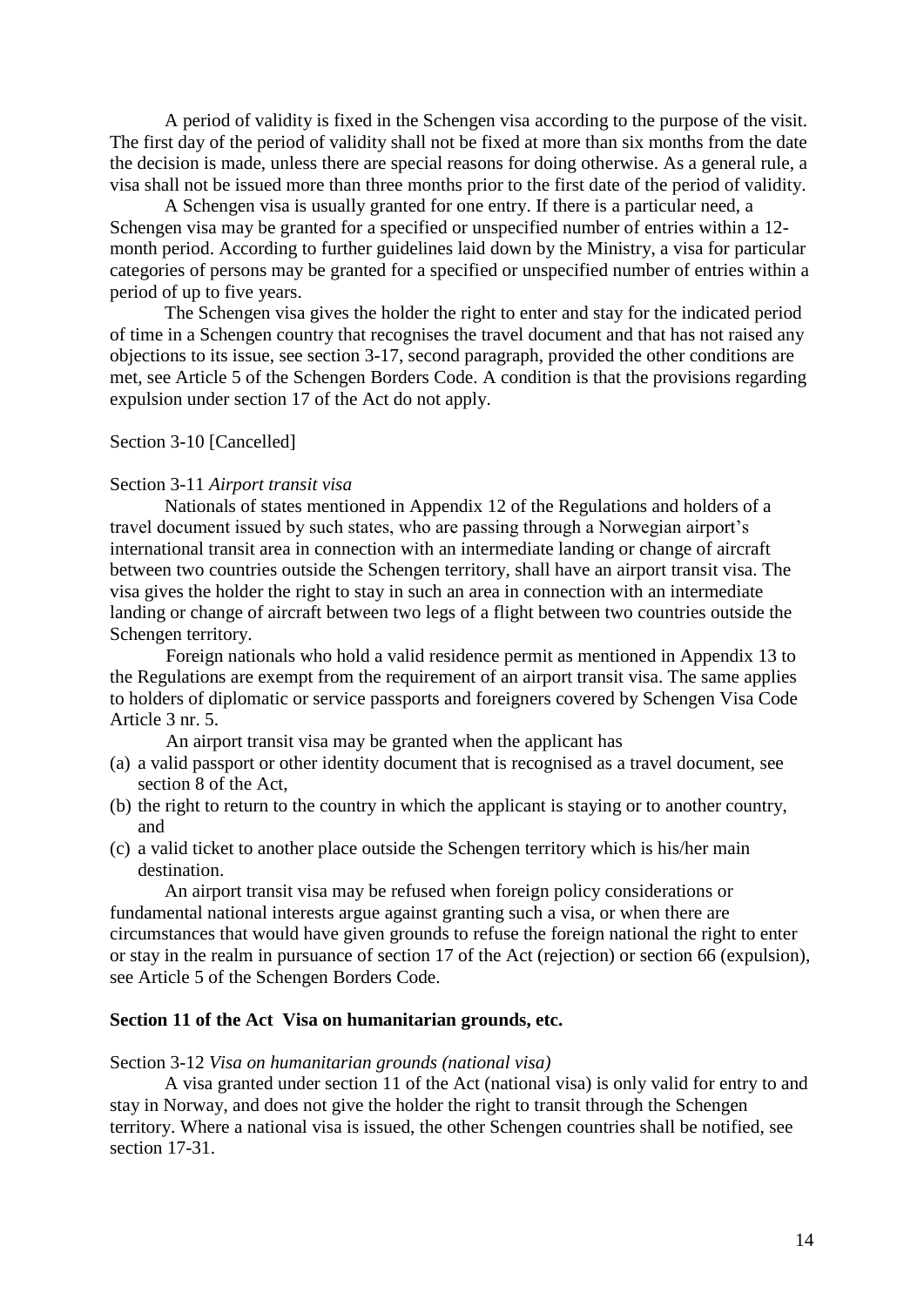A period of validity is fixed in the Schengen visa according to the purpose of the visit. The first day of the period of validity shall not be fixed at more than six months from the date the decision is made, unless there are special reasons for doing otherwise. As a general rule, a visa shall not be issued more than three months prior to the first date of the period of validity.

A Schengen visa is usually granted for one entry. If there is a particular need, a Schengen visa may be granted for a specified or unspecified number of entries within a 12-month period. According to further guidelines laid down by the Ministry, a visa for particular categories of persons may be granted for a specified or unspecified number of entries within a period of up to five years.

The Schengen visa gives the holder the right to enter and stay for the indicated period of time in a Schengen country that recognises the travel document and that has not raised any objections to its issue, see section 3-17, second paragraph, provided the other conditions are met, see Article 5 of the Schengen Borders Code. A condition is that the provisions regarding expulsion under section 17 of the Act do not apply.

Section 3-10 [Cancelled]

Section 3-11 *Airport transit visa*

Nationals of states mentioned in Appendix 12 of the Regulations and holders of a travel document issued by such states, who are passing through a Norwegian airport's international transit area in connection with an intermediate landing or change of aircraft between two countries outside the Schengen territory, shall have an airport transit visa. The visa gives the holder the right to stay in such an area in connection with an intermediate landing or change of aircraft between two legs of a flight between two countries outside the Schengen territory.

Foreign nationals who hold a valid residence permit as mentioned in Appendix 13 to the Regulations are exempt from the requirement of an airport transit visa. The same applies to holders of diplomatic or service passports and foreigners covered by Schengen Visa Code Article 3 nr. 5.

An airport transit visa may be granted when the applicant has

(a) a valid passport or other identity document that is recognised as a travel document, see section 8 of the Act,
(b) the right to return to the country in which the applicant is staying or to another country, and
(c) a valid ticket to another place outside the Schengen territory which is his/her main destination.

An airport transit visa may be refused when foreign policy considerations or fundamental national interests argue against granting such a visa, or when there are circumstances that would have given grounds to refuse the foreign national the right to enter or stay in the realm in pursuance of section 17 of the Act (rejection) or section 66 (expulsion), see Article 5 of the Schengen Borders Code.

**Section 11 of the Act Visa on humanitarian grounds, etc.**

Section 3-12 *Visa on humanitarian grounds (national visa)*

A visa granted under section 11 of the Act (national visa) is only valid for entry to and stay in Norway, and does not give the holder the right to transit through the Schengen territory. Where a national visa is issued, the other Schengen countries shall be notified, see section 17-31.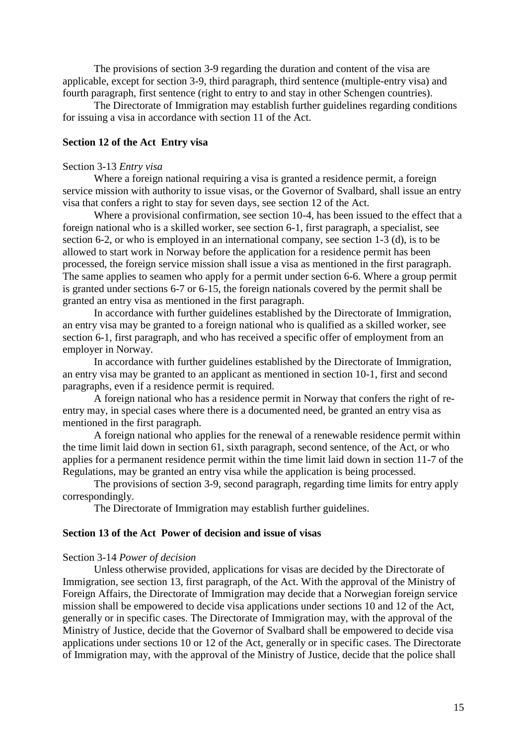The provisions of section 3-9 regarding the duration and content of the visa are applicable, except for section 3-9, third paragraph, third sentence (multiple-entry visa) and fourth paragraph, first sentence (right to entry to and stay in other Schengen countries).

The Directorate of Immigration may establish further guidelines regarding conditions for issuing a visa in accordance with section 11 of the Act.

**Section 12 of the Act Entry visa**

Section 3-13 *Entry visa*

Where a foreign national requiring a visa is granted a residence permit, a foreign service mission with authority to issue visas, or the Governor of Svalbard, shall issue an entry visa that confers a right to stay for seven days, see section 12 of the Act.

Where a provisional confirmation, see section 10-4, has been issued to the effect that a foreign national who is a skilled worker, see section 6-1, first paragraph, a specialist, see section 6-2, or who is employed in an international company, see section 1-3 (d), is to be allowed to start work in Norway before the application for a residence permit has been processed, the foreign service mission shall issue a visa as mentioned in the first paragraph. The same applies to seamen who apply for a permit under section 6-6. Where a group permit is granted under sections 6-7 or 6-15, the foreign nationals covered by the permit shall be granted an entry visa as mentioned in the first paragraph.

In accordance with further guidelines established by the Directorate of Immigration, an entry visa may be granted to a foreign national who is qualified as a skilled worker, see section 6-1, first paragraph, and who has received a specific offer of employment from an employer in Norway.

In accordance with further guidelines established by the Directorate of Immigration, an entry visa may be granted to an applicant as mentioned in section 10-1, first and second paragraphs, even if a residence permit is required.

A foreign national who has a residence permit in Norway that confers the right of re-entry may, in special cases where there is a documented need, be granted an entry visa as mentioned in the first paragraph.

A foreign national who applies for the renewal of a renewable residence permit within the time limit laid down in section 61, sixth paragraph, second sentence, of the Act, or who applies for a permanent residence permit within the time limit laid down in section 11-7 of the Regulations, may be granted an entry visa while the application is being processed.

The provisions of section 3-9, second paragraph, regarding time limits for entry apply correspondingly.

The Directorate of Immigration may establish further guidelines.

**Section 13 of the Act Power of decision and issue of visas**

Section 3-14 *Power of decision*

Unless otherwise provided, applications for visas are decided by the Directorate of Immigration, see section 13, first paragraph, of the Act. With the approval of the Ministry of Foreign Affairs, the Directorate of Immigration may decide that a Norwegian foreign service mission shall be empowered to decide visa applications under sections 10 and 12 of the Act, generally or in specific cases. The Directorate of Immigration may, with the approval of the Ministry of Justice, decide that the Governor of Svalbard shall be empowered to decide visa applications under sections 10 or 12 of the Act, generally or in specific cases. The Directorate of Immigration may, with the approval of the Ministry of Justice, decide that the police shall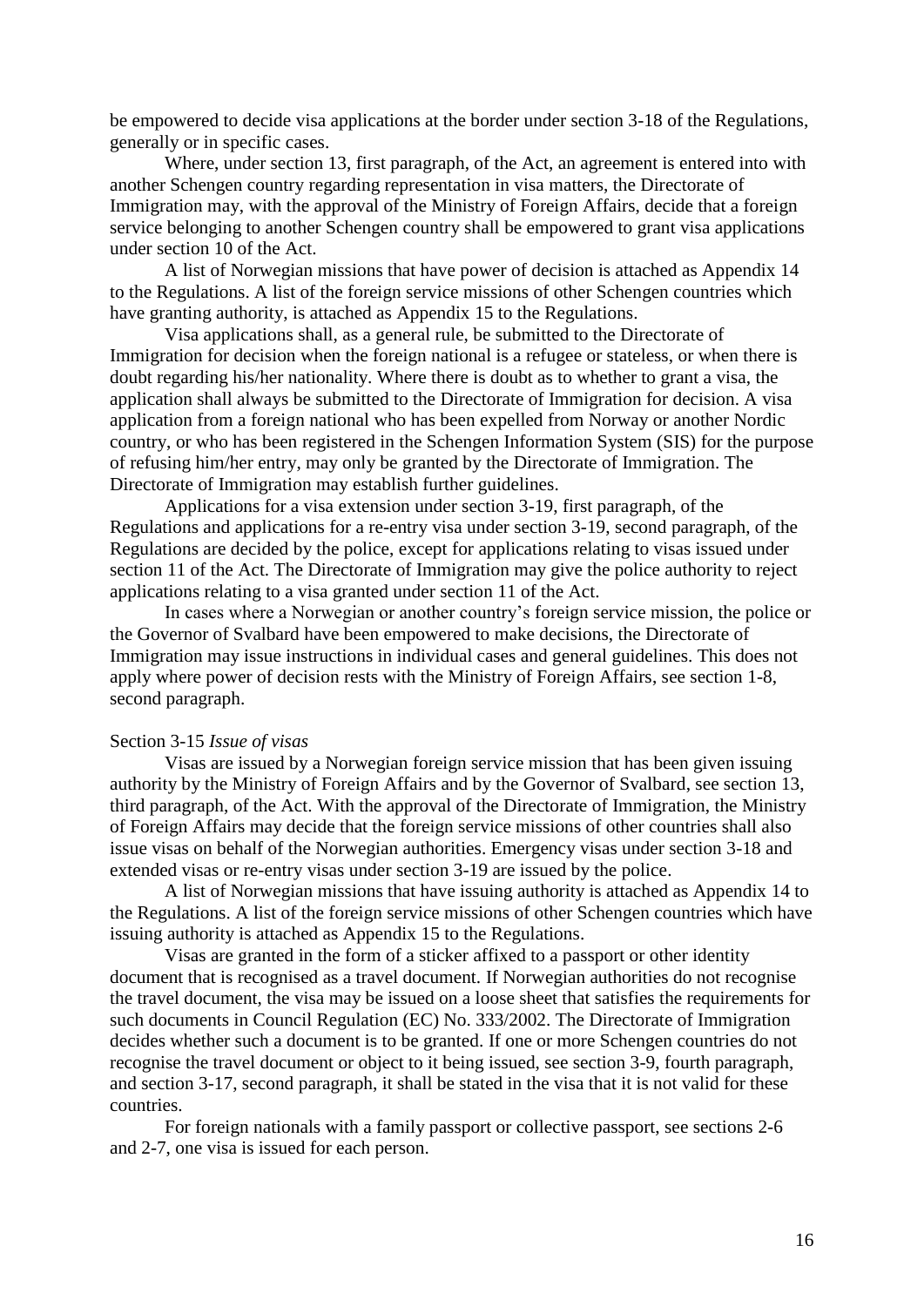be empowered to decide visa applications at the border under section 3-18 of the Regulations, generally or in specific cases.

Where, under section 13, first paragraph, of the Act, an agreement is entered into with another Schengen country regarding representation in visa matters, the Directorate of Immigration may, with the approval of the Ministry of Foreign Affairs, decide that a foreign service belonging to another Schengen country shall be empowered to grant visa applications under section 10 of the Act.

A list of Norwegian missions that have power of decision is attached as Appendix 14 to the Regulations. A list of the foreign service missions of other Schengen countries which have granting authority, is attached as Appendix 15 to the Regulations.

Visa applications shall, as a general rule, be submitted to the Directorate of Immigration for decision when the foreign national is a refugee or stateless, or when there is doubt regarding his/her nationality. Where there is doubt as to whether to grant a visa, the application shall always be submitted to the Directorate of Immigration for decision. A visa application from a foreign national who has been expelled from Norway or another Nordic country, or who has been registered in the Schengen Information System (SIS) for the purpose of refusing him/her entry, may only be granted by the Directorate of Immigration. The Directorate of Immigration may establish further guidelines.

Applications for a visa extension under section 3-19, first paragraph, of the Regulations and applications for a re-entry visa under section 3-19, second paragraph, of the Regulations are decided by the police, except for applications relating to visas issued under section 11 of the Act. The Directorate of Immigration may give the police authority to reject applications relating to a visa granted under section 11 of the Act.

In cases where a Norwegian or another country's foreign service mission, the police or the Governor of Svalbard have been empowered to make decisions, the Directorate of Immigration may issue instructions in individual cases and general guidelines. This does not apply where power of decision rests with the Ministry of Foreign Affairs, see section 1-8, second paragraph.

Section 3-15 *Issue of visas*

Visas are issued by a Norwegian foreign service mission that has been given issuing authority by the Ministry of Foreign Affairs and by the Governor of Svalbard, see section 13, third paragraph, of the Act. With the approval of the Directorate of Immigration, the Ministry of Foreign Affairs may decide that the foreign service missions of other countries shall also issue visas on behalf of the Norwegian authorities. Emergency visas under section 3-18 and extended visas or re-entry visas under section 3-19 are issued by the police.

A list of Norwegian missions that have issuing authority is attached as Appendix 14 to the Regulations. A list of the foreign service missions of other Schengen countries which have issuing authority is attached as Appendix 15 to the Regulations.

Visas are granted in the form of a sticker affixed to a passport or other identity document that is recognised as a travel document. If Norwegian authorities do not recognise the travel document, the visa may be issued on a loose sheet that satisfies the requirements for such documents in Council Regulation (EC) No. 333/2002. The Directorate of Immigration decides whether such a document is to be granted. If one or more Schengen countries do not recognise the travel document or object to it being issued, see section 3-9, fourth paragraph, and section 3-17, second paragraph, it shall be stated in the visa that it is not valid for these countries.

For foreign nationals with a family passport or collective passport, see sections 2-6 and 2-7, one visa is issued for each person.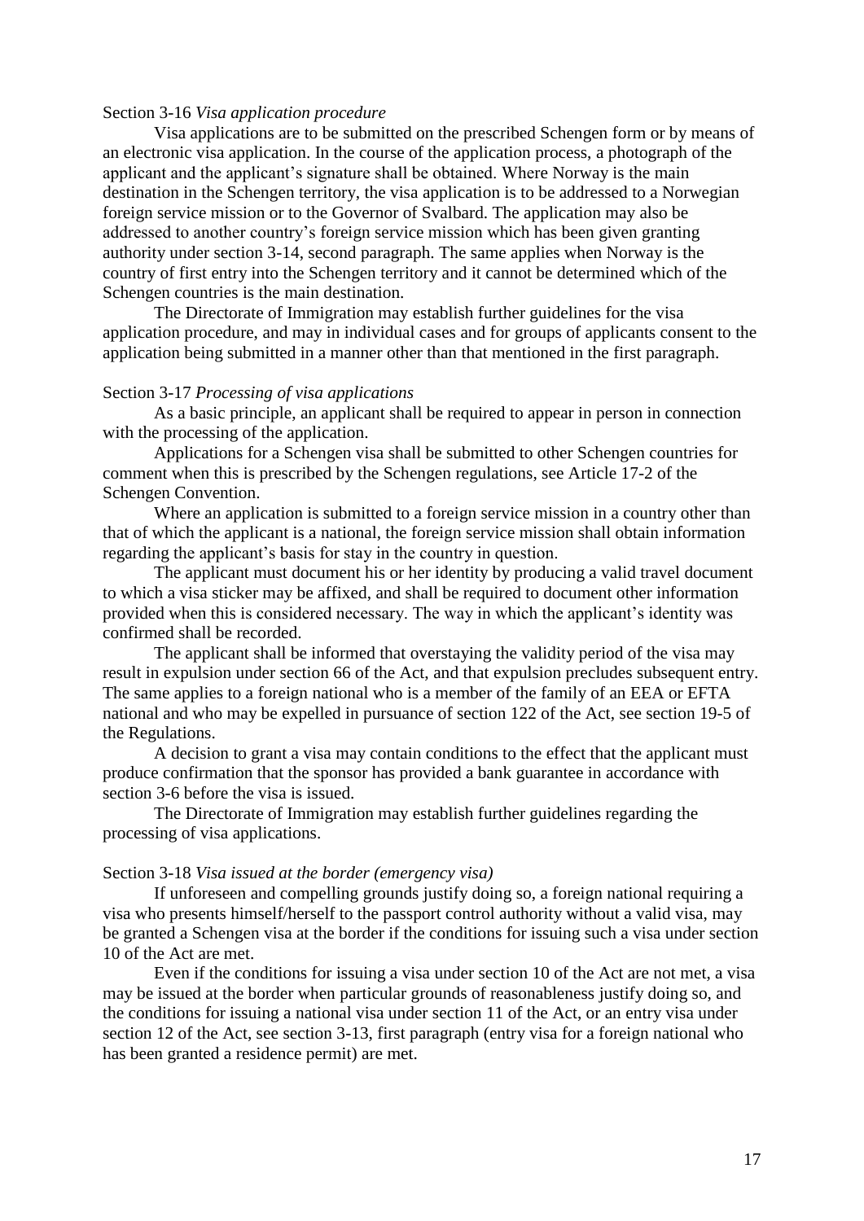Section 3-16 *Visa application procedure*

Visa applications are to be submitted on the prescribed Schengen form or by means of an electronic visa application. In the course of the application process, a photograph of the applicant and the applicant's signature shall be obtained. Where Norway is the main destination in the Schengen territory, the visa application is to be addressed to a Norwegian foreign service mission or to the Governor of Svalbard. The application may also be addressed to another country's foreign service mission which has been given granting authority under section 3-14, second paragraph. The same applies when Norway is the country of first entry into the Schengen territory and it cannot be determined which of the Schengen countries is the main destination.

The Directorate of Immigration may establish further guidelines for the visa application procedure, and may in individual cases and for groups of applicants consent to the application being submitted in a manner other than that mentioned in the first paragraph.

Section 3-17 *Processing of visa applications*

As a basic principle, an applicant shall be required to appear in person in connection with the processing of the application.

Applications for a Schengen visa shall be submitted to other Schengen countries for comment when this is prescribed by the Schengen regulations, see Article 17-2 of the Schengen Convention.

Where an application is submitted to a foreign service mission in a country other than that of which the applicant is a national, the foreign service mission shall obtain information regarding the applicant's basis for stay in the country in question.

The applicant must document his or her identity by producing a valid travel document to which a visa sticker may be affixed, and shall be required to document other information provided when this is considered necessary. The way in which the applicant's identity was confirmed shall be recorded.

The applicant shall be informed that overstaying the validity period of the visa may result in expulsion under section 66 of the Act, and that expulsion precludes subsequent entry. The same applies to a foreign national who is a member of the family of an EEA or EFTA national and who may be expelled in pursuance of section 122 of the Act, see section 19-5 of the Regulations.

A decision to grant a visa may contain conditions to the effect that the applicant must produce confirmation that the sponsor has provided a bank guarantee in accordance with section 3-6 before the visa is issued.

The Directorate of Immigration may establish further guidelines regarding the processing of visa applications.

Section 3-18 *Visa issued at the border (emergency visa)*

If unforeseen and compelling grounds justify doing so, a foreign national requiring a visa who presents himself/herself to the passport control authority without a valid visa, may be granted a Schengen visa at the border if the conditions for issuing such a visa under section 10 of the Act are met.

Even if the conditions for issuing a visa under section 10 of the Act are not met, a visa may be issued at the border when particular grounds of reasonableness justify doing so, and the conditions for issuing a national visa under section 11 of the Act, or an entry visa under section 12 of the Act, see section 3-13, first paragraph (entry visa for a foreign national who has been granted a residence permit) are met.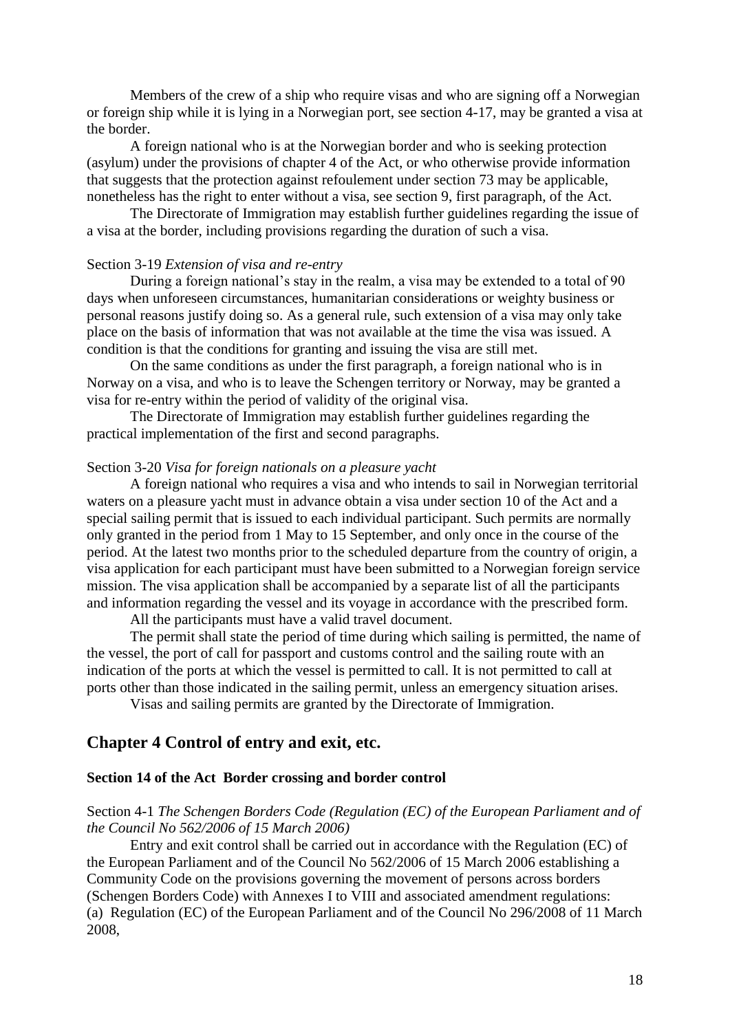Members of the crew of a ship who require visas and who are signing off a Norwegian or foreign ship while it is lying in a Norwegian port, see section 4-17, may be granted a visa at the border.

A foreign national who is at the Norwegian border and who is seeking protection (asylum) under the provisions of chapter 4 of the Act, or who otherwise provide information that suggests that the protection against refoulement under section 73 may be applicable, nonetheless has the right to enter without a visa, see section 9, first paragraph, of the Act.

The Directorate of Immigration may establish further guidelines regarding the issue of a visa at the border, including provisions regarding the duration of such a visa.

Section 3-19 *Extension of visa and re-entry*

During a foreign national's stay in the realm, a visa may be extended to a total of 90 days when unforeseen circumstances, humanitarian considerations or weighty business or personal reasons justify doing so. As a general rule, such extension of a visa may only take place on the basis of information that was not available at the time the visa was issued. A condition is that the conditions for granting and issuing the visa are still met.

On the same conditions as under the first paragraph, a foreign national who is in Norway on a visa, and who is to leave the Schengen territory or Norway, may be granted a visa for re-entry within the period of validity of the original visa.

The Directorate of Immigration may establish further guidelines regarding the practical implementation of the first and second paragraphs.

Section 3-20 *Visa for foreign nationals on a pleasure yacht*

A foreign national who requires a visa and who intends to sail in Norwegian territorial waters on a pleasure yacht must in advance obtain a visa under section 10 of the Act and a special sailing permit that is issued to each individual participant. Such permits are normally only granted in the period from 1 May to 15 September, and only once in the course of the period. At the latest two months prior to the scheduled departure from the country of origin, a visa application for each participant must have been submitted to a Norwegian foreign service mission. The visa application shall be accompanied by a separate list of all the participants and information regarding the vessel and its voyage in accordance with the prescribed form.

All the participants must have a valid travel document.

The permit shall state the period of time during which sailing is permitted, the name of the vessel, the port of call for passport and customs control and the sailing route with an indication of the ports at which the vessel is permitted to call. It is not permitted to call at ports other than those indicated in the sailing permit, unless an emergency situation arises.

Visas and sailing permits are granted by the Directorate of Immigration.

## Chapter 4 Control of entry and exit, etc.

### Section 14 of the Act Border crossing and border control

Section 4-1 *The Schengen Borders Code (Regulation (EC) of the European Parliament and of the Council No 562/2006 of 15 March 2006)*

Entry and exit control shall be carried out in accordance with the Regulation (EC) of the European Parliament and of the Council No 562/2006 of 15 March 2006 establishing a Community Code on the provisions governing the movement of persons across borders (Schengen Borders Code) with Annexes I to VIII and associated amendment regulations:
(a) Regulation (EC) of the European Parliament and of the Council No 296/2008 of 11 March 2008,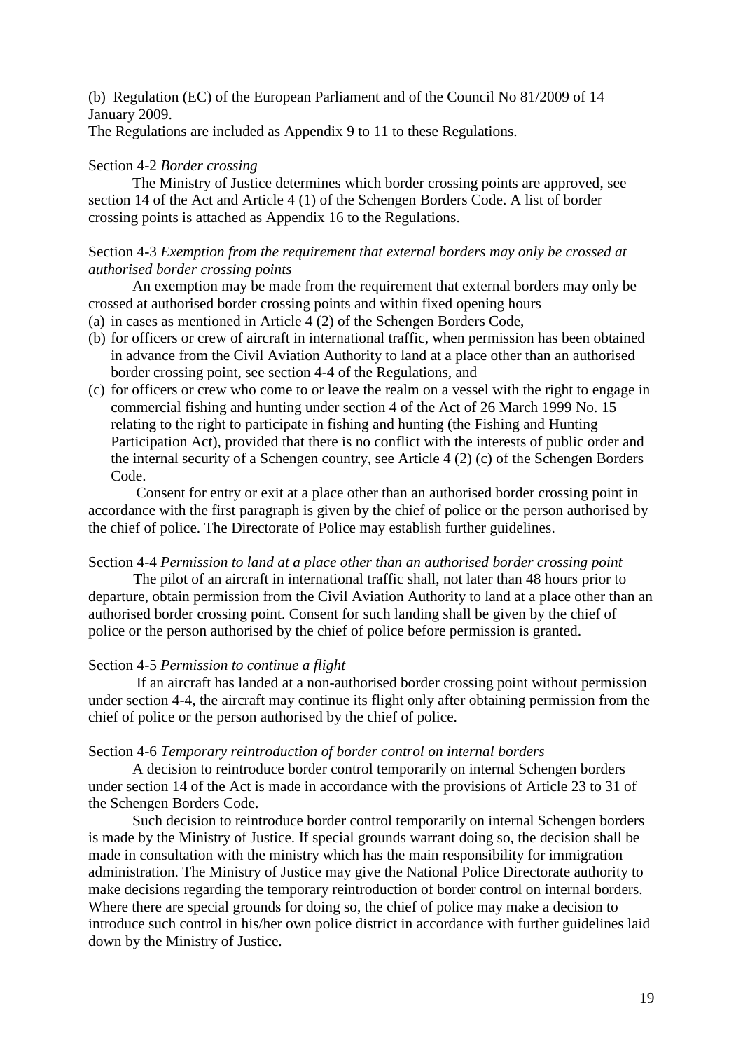(b) Regulation (EC) of the European Parliament and of the Council No 81/2009 of 14 January 2009.

The Regulations are included as Appendix 9 to 11 to these Regulations.

Section 4-2 *Border crossing*

The Ministry of Justice determines which border crossing points are approved, see section 14 of the Act and Article 4 (1) of the Schengen Borders Code. A list of border crossing points is attached as Appendix 16 to the Regulations.

Section 4-3 *Exemption from the requirement that external borders may only be crossed at authorised border crossing points*

An exemption may be made from the requirement that external borders may only be crossed at authorised border crossing points and within fixed opening hours

(a) in cases as mentioned in Article 4 (2) of the Schengen Borders Code,
(b) for officers or crew of aircraft in international traffic, when permission has been obtained in advance from the Civil Aviation Authority to land at a place other than an authorised border crossing point, see section 4-4 of the Regulations, and
(c) for officers or crew who come to or leave the realm on a vessel with the right to engage in commercial fishing and hunting under section 4 of the Act of 26 March 1999 No. 15 relating to the right to participate in fishing and hunting (the Fishing and Hunting Participation Act), provided that there is no conflict with the interests of public order and the internal security of a Schengen country, see Article 4 (2) (c) of the Schengen Borders Code.

Consent for entry or exit at a place other than an authorised border crossing point in accordance with the first paragraph is given by the chief of police or the person authorised by the chief of police. The Directorate of Police may establish further guidelines.

Section 4-4 *Permission to land at a place other than an authorised border crossing point*

The pilot of an aircraft in international traffic shall, not later than 48 hours prior to departure, obtain permission from the Civil Aviation Authority to land at a place other than an authorised border crossing point. Consent for such landing shall be given by the chief of police or the person authorised by the chief of police before permission is granted.

Section 4-5 *Permission to continue a flight*

If an aircraft has landed at a non-authorised border crossing point without permission under section 4-4, the aircraft may continue its flight only after obtaining permission from the chief of police or the person authorised by the chief of police.

Section 4-6 *Temporary reintroduction of border control on internal borders*

A decision to reintroduce border control temporarily on internal Schengen borders under section 14 of the Act is made in accordance with the provisions of Article 23 to 31 of the Schengen Borders Code.

Such decision to reintroduce border control temporarily on internal Schengen borders is made by the Ministry of Justice. If special grounds warrant doing so, the decision shall be made in consultation with the ministry which has the main responsibility for immigration administration. The Ministry of Justice may give the National Police Directorate authority to make decisions regarding the temporary reintroduction of border control on internal borders. Where there are special grounds for doing so, the chief of police may make a decision to introduce such control in his/her own police district in accordance with further guidelines laid down by the Ministry of Justice.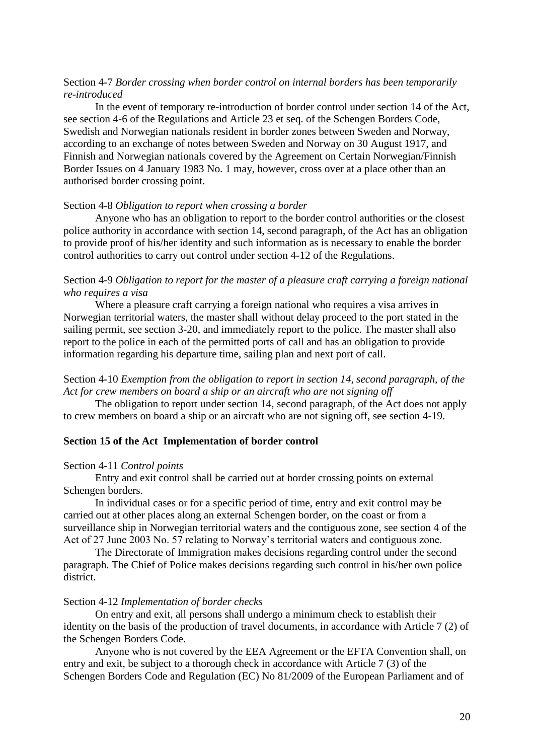Section 4-7 *Border crossing when border control on internal borders has been temporarily re-introduced*

In the event of temporary re-introduction of border control under section 14 of the Act, see section 4-6 of the Regulations and Article 23 et seq. of the Schengen Borders Code, Swedish and Norwegian nationals resident in border zones between Sweden and Norway, according to an exchange of notes between Sweden and Norway on 30 August 1917, and Finnish and Norwegian nationals covered by the Agreement on Certain Norwegian/Finnish Border Issues on 4 January 1983 No. 1 may, however, cross over at a place other than an authorised border crossing point.

Section 4-8 *Obligation to report when crossing a border*

Anyone who has an obligation to report to the border control authorities or the closest police authority in accordance with section 14, second paragraph, of the Act has an obligation to provide proof of his/her identity and such information as is necessary to enable the border control authorities to carry out control under section 4-12 of the Regulations.

Section 4-9 *Obligation to report for the master of a pleasure craft carrying a foreign national who requires a visa*

Where a pleasure craft carrying a foreign national who requires a visa arrives in Norwegian territorial waters, the master shall without delay proceed to the port stated in the sailing permit, see section 3-20, and immediately report to the police. The master shall also report to the police in each of the permitted ports of call and has an obligation to provide information regarding his departure time, sailing plan and next port of call.

Section 4-10 *Exemption from the obligation to report in section 14, second paragraph, of the Act for crew members on board a ship or an aircraft who are not signing off*

The obligation to report under section 14, second paragraph, of the Act does not apply to crew members on board a ship or an aircraft who are not signing off, see section 4-19.

**Section 15 of the Act Implementation of border control**

Section 4-11 *Control points*

Entry and exit control shall be carried out at border crossing points on external Schengen borders.

In individual cases or for a specific period of time, entry and exit control may be carried out at other places along an external Schengen border, on the coast or from a surveillance ship in Norwegian territorial waters and the contiguous zone, see section 4 of the Act of 27 June 2003 No. 57 relating to Norway's territorial waters and contiguous zone.

The Directorate of Immigration makes decisions regarding control under the second paragraph. The Chief of Police makes decisions regarding such control in his/her own police district.

Section 4-12 *Implementation of border checks*

On entry and exit, all persons shall undergo a minimum check to establish their identity on the basis of the production of travel documents, in accordance with Article 7 (2) of the Schengen Borders Code.

Anyone who is not covered by the EEA Agreement or the EFTA Convention shall, on entry and exit, be subject to a thorough check in accordance with Article 7 (3) of the Schengen Borders Code and Regulation (EC) No 81/2009 of the European Parliament and of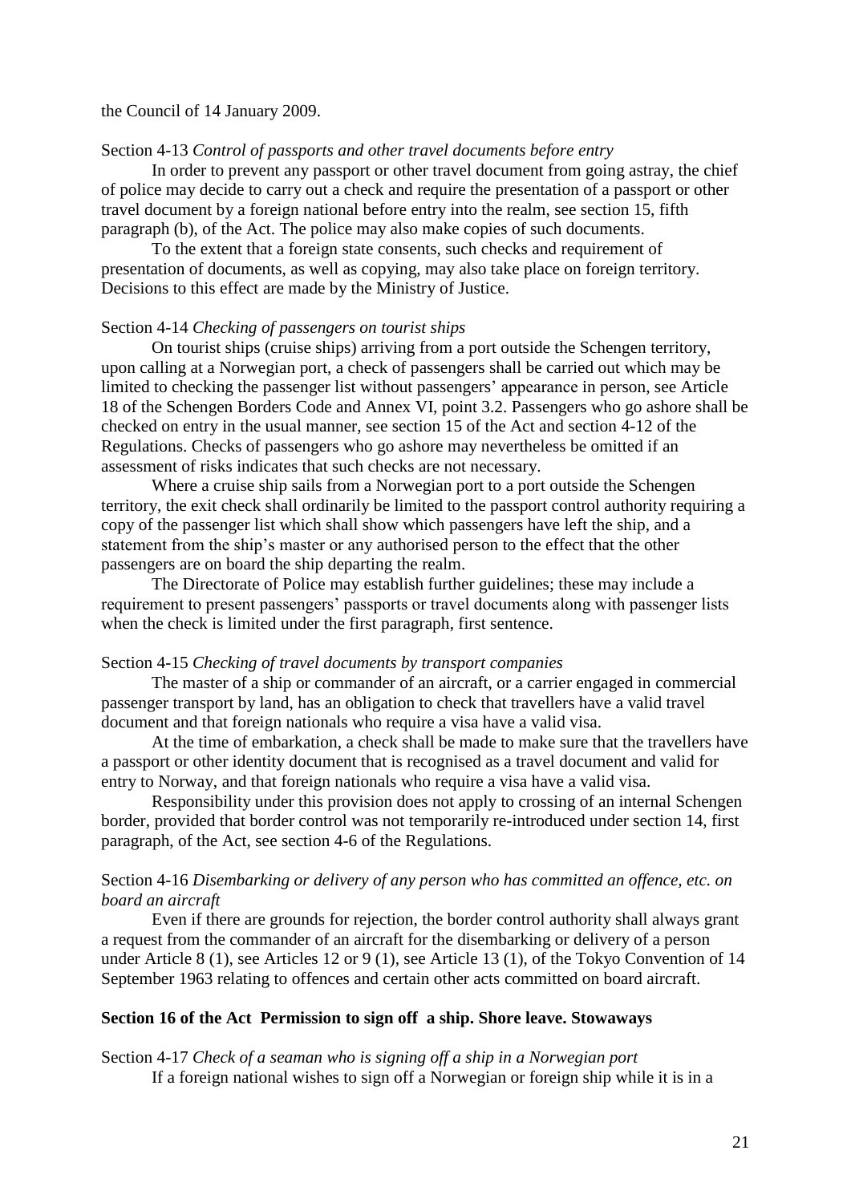the Council of 14 January 2009.

Section 4-13 *Control of passports and other travel documents before entry*

In order to prevent any passport or other travel document from going astray, the chief of police may decide to carry out a check and require the presentation of a passport or other travel document by a foreign national before entry into the realm, see section 15, fifth paragraph (b), of the Act. The police may also make copies of such documents.

To the extent that a foreign state consents, such checks and requirement of presentation of documents, as well as copying, may also take place on foreign territory. Decisions to this effect are made by the Ministry of Justice.

Section 4-14 *Checking of passengers on tourist ships*

On tourist ships (cruise ships) arriving from a port outside the Schengen territory, upon calling at a Norwegian port, a check of passengers shall be carried out which may be limited to checking the passenger list without passengers' appearance in person, see Article 18 of the Schengen Borders Code and Annex VI, point 3.2. Passengers who go ashore shall be checked on entry in the usual manner, see section 15 of the Act and section 4-12 of the Regulations. Checks of passengers who go ashore may nevertheless be omitted if an assessment of risks indicates that such checks are not necessary.

Where a cruise ship sails from a Norwegian port to a port outside the Schengen territory, the exit check shall ordinarily be limited to the passport control authority requiring a copy of the passenger list which shall show which passengers have left the ship, and a statement from the ship's master or any authorised person to the effect that the other passengers are on board the ship departing the realm.

The Directorate of Police may establish further guidelines; these may include a requirement to present passengers' passports or travel documents along with passenger lists when the check is limited under the first paragraph, first sentence.

Section 4-15 *Checking of travel documents by transport companies*

The master of a ship or commander of an aircraft, or a carrier engaged in commercial passenger transport by land, has an obligation to check that travellers have a valid travel document and that foreign nationals who require a visa have a valid visa.

At the time of embarkation, a check shall be made to make sure that the travellers have a passport or other identity document that is recognised as a travel document and valid for entry to Norway, and that foreign nationals who require a visa have a valid visa.

Responsibility under this provision does not apply to crossing of an internal Schengen border, provided that border control was not temporarily re-introduced under section 14, first paragraph, of the Act, see section 4-6 of the Regulations.

Section 4-16 *Disembarking or delivery of any person who has committed an offence, etc. on board an aircraft*

Even if there are grounds for rejection, the border control authority shall always grant a request from the commander of an aircraft for the disembarking or delivery of a person under Article 8 (1), see Articles 12 or 9 (1), see Article 13 (1), of the Tokyo Convention of 14 September 1963 relating to offences and certain other acts committed on board aircraft.

## Section 16 of the Act Permission to sign off a ship. Shore leave. Stowaways

Section 4-17 *Check of a seaman who is signing off a ship in a Norwegian port*

If a foreign national wishes to sign off a Norwegian or foreign ship while it is in a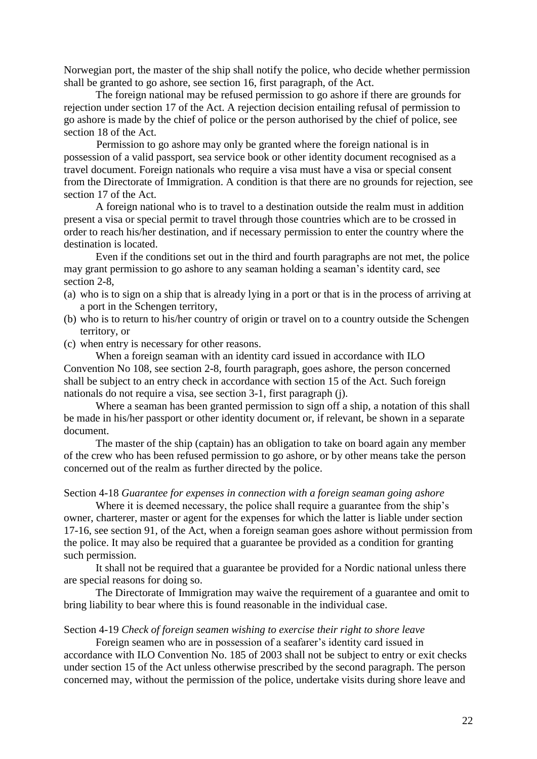Norwegian port, the master of the ship shall notify the police, who decide whether permission shall be granted to go ashore, see section 16, first paragraph, of the Act.

The foreign national may be refused permission to go ashore if there are grounds for rejection under section 17 of the Act. A rejection decision entailing refusal of permission to go ashore is made by the chief of police or the person authorised by the chief of police, see section 18 of the Act.

Permission to go ashore may only be granted where the foreign national is in possession of a valid passport, sea service book or other identity document recognised as a travel document. Foreign nationals who require a visa must have a visa or special consent from the Directorate of Immigration. A condition is that there are no grounds for rejection, see section 17 of the Act.

A foreign national who is to travel to a destination outside the realm must in addition present a visa or special permit to travel through those countries which are to be crossed in order to reach his/her destination, and if necessary permission to enter the country where the destination is located.

Even if the conditions set out in the third and fourth paragraphs are not met, the police may grant permission to go ashore to any seaman holding a seaman's identity card, see section 2-8,

(a) who is to sign on a ship that is already lying in a port or that is in the process of arriving at a port in the Schengen territory,
(b) who is to return to his/her country of origin or travel on to a country outside the Schengen territory, or
(c) when entry is necessary for other reasons.

When a foreign seaman with an identity card issued in accordance with ILO Convention No 108, see section 2-8, fourth paragraph, goes ashore, the person concerned shall be subject to an entry check in accordance with section 15 of the Act. Such foreign nationals do not require a visa, see section 3-1, first paragraph (j).

Where a seaman has been granted permission to sign off a ship, a notation of this shall be made in his/her passport or other identity document or, if relevant, be shown in a separate document.

The master of the ship (captain) has an obligation to take on board again any member of the crew who has been refused permission to go ashore, or by other means take the person concerned out of the realm as further directed by the police.

Section 4-18 *Guarantee for expenses in connection with a foreign seaman going ashore*

Where it is deemed necessary, the police shall require a guarantee from the ship's owner, charterer, master or agent for the expenses for which the latter is liable under section 17-16, see section 91, of the Act, when a foreign seaman goes ashore without permission from the police. It may also be required that a guarantee be provided as a condition for granting such permission.

It shall not be required that a guarantee be provided for a Nordic national unless there are special reasons for doing so.

The Directorate of Immigration may waive the requirement of a guarantee and omit to bring liability to bear where this is found reasonable in the individual case.

Section 4-19 *Check of foreign seamen wishing to exercise their right to shore leave*

Foreign seamen who are in possession of a seafarer's identity card issued in accordance with ILO Convention No. 185 of 2003 shall not be subject to entry or exit checks under section 15 of the Act unless otherwise prescribed by the second paragraph. The person concerned may, without the permission of the police, undertake visits during shore leave and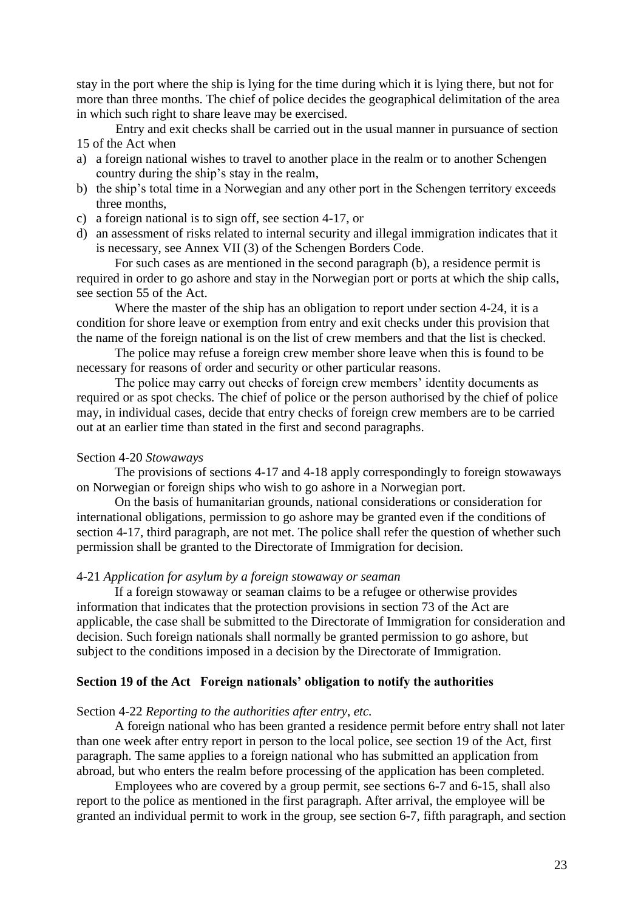stay in the port where the ship is lying for the time during which it is lying there, but not for more than three months. The chief of police decides the geographical delimitation of the area in which such right to share leave may be exercised.

Entry and exit checks shall be carried out in the usual manner in pursuance of section 15 of the Act when

a) a foreign national wishes to travel to another place in the realm or to another Schengen country during the ship's stay in the realm,
b) the ship's total time in a Norwegian and any other port in the Schengen territory exceeds three months,
c) a foreign national is to sign off, see section 4-17, or
d) an assessment of risks related to internal security and illegal immigration indicates that it is necessary, see Annex VII (3) of the Schengen Borders Code.

For such cases as are mentioned in the second paragraph (b), a residence permit is required in order to go ashore and stay in the Norwegian port or ports at which the ship calls, see section 55 of the Act.

Where the master of the ship has an obligation to report under section 4-24, it is a condition for shore leave or exemption from entry and exit checks under this provision that the name of the foreign national is on the list of crew members and that the list is checked.

The police may refuse a foreign crew member shore leave when this is found to be necessary for reasons of order and security or other particular reasons.

The police may carry out checks of foreign crew members' identity documents as required or as spot checks. The chief of police or the person authorised by the chief of police may, in individual cases, decide that entry checks of foreign crew members are to be carried out at an earlier time than stated in the first and second paragraphs.

Section 4-20 *Stowaways*

The provisions of sections 4-17 and 4-18 apply correspondingly to foreign stowaways on Norwegian or foreign ships who wish to go ashore in a Norwegian port.

On the basis of humanitarian grounds, national considerations or consideration for international obligations, permission to go ashore may be granted even if the conditions of section 4-17, third paragraph, are not met. The police shall refer the question of whether such permission shall be granted to the Directorate of Immigration for decision.

4-21 *Application for asylum by a foreign stowaway or seaman*

If a foreign stowaway or seaman claims to be a refugee or otherwise provides information that indicates that the protection provisions in section 73 of the Act are applicable, the case shall be submitted to the Directorate of Immigration for consideration and decision. Such foreign nationals shall normally be granted permission to go ashore, but subject to the conditions imposed in a decision by the Directorate of Immigration.

**Section 19 of the Act Foreign nationals' obligation to notify the authorities**

Section 4-22 *Reporting to the authorities after entry, etc.*

A foreign national who has been granted a residence permit before entry shall not later than one week after entry report in person to the local police, see section 19 of the Act, first paragraph. The same applies to a foreign national who has submitted an application from abroad, but who enters the realm before processing of the application has been completed.

Employees who are covered by a group permit, see sections 6-7 and 6-15, shall also report to the police as mentioned in the first paragraph. After arrival, the employee will be granted an individual permit to work in the group, see section 6-7, fifth paragraph, and section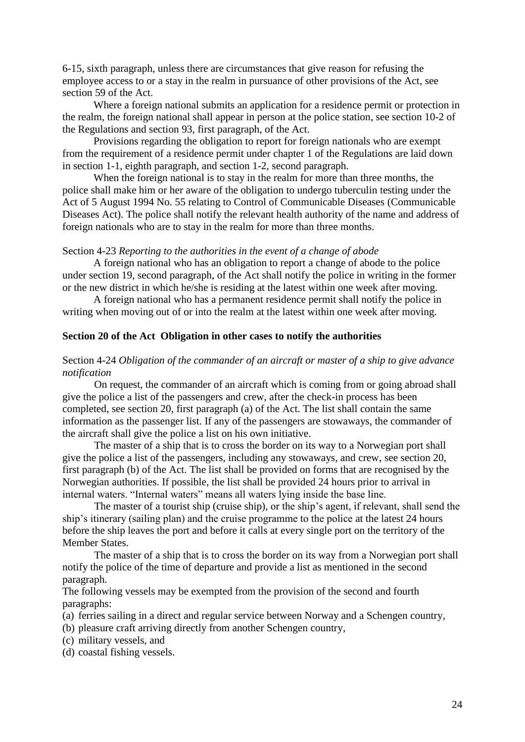6-15, sixth paragraph, unless there are circumstances that give reason for refusing the employee access to or a stay in the realm in pursuance of other provisions of the Act, see section 59 of the Act.

Where a foreign national submits an application for a residence permit or protection in the realm, the foreign national shall appear in person at the police station, see section 10-2 of the Regulations and section 93, first paragraph, of the Act.

Provisions regarding the obligation to report for foreign nationals who are exempt from the requirement of a residence permit under chapter 1 of the Regulations are laid down in section 1-1, eighth paragraph, and section 1-2, second paragraph.

When the foreign national is to stay in the realm for more than three months, the police shall make him or her aware of the obligation to undergo tuberculin testing under the Act of 5 August 1994 No. 55 relating to Control of Communicable Diseases (Communicable Diseases Act). The police shall notify the relevant health authority of the name and address of foreign nationals who are to stay in the realm for more than three months.

Section 4-23 *Reporting to the authorities in the event of a change of abode*

A foreign national who has an obligation to report a change of abode to the police under section 19, second paragraph, of the Act shall notify the police in writing in the former or the new district in which he/she is residing at the latest within one week after moving.

A foreign national who has a permanent residence permit shall notify the police in writing when moving out of or into the realm at the latest within one week after moving.

**Section 20 of the Act  Obligation in other cases to notify the authorities**

Section 4-24 *Obligation of the commander of an aircraft or master of a ship to give advance notification*

On request, the commander of an aircraft which is coming from or going abroad shall give the police a list of the passengers and crew, after the check-in process has been completed, see section 20, first paragraph (a) of the Act. The list shall contain the same information as the passenger list. If any of the passengers are stowaways, the commander of the aircraft shall give the police a list on his own initiative.

The master of a ship that is to cross the border on its way to a Norwegian port shall give the police a list of the passengers, including any stowaways, and crew, see section 20, first paragraph (b) of the Act. The list shall be provided on forms that are recognised by the Norwegian authorities. If possible, the list shall be provided 24 hours prior to arrival in internal waters. "Internal waters" means all waters lying inside the base line.

The master of a tourist ship (cruise ship), or the ship's agent, if relevant, shall send the ship's itinerary (sailing plan) and the cruise programme to the police at the latest 24 hours before the ship leaves the port and before it calls at every single port on the territory of the Member States.

The master of a ship that is to cross the border on its way from a Norwegian port shall notify the police of the time of departure and provide a list as mentioned in the second paragraph.

The following vessels may be exempted from the provision of the second and fourth paragraphs:

(a) ferries sailing in a direct and regular service between Norway and a Schengen country,
(b) pleasure craft arriving directly from another Schengen country,
(c) military vessels, and
(d) coastal fishing vessels.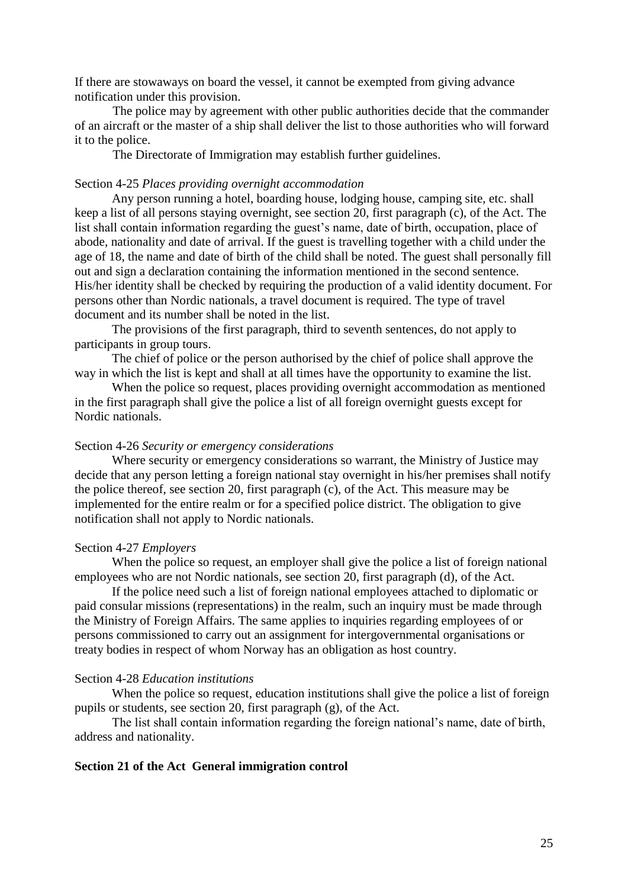If there are stowaways on board the vessel, it cannot be exempted from giving advance notification under this provision.

The police may by agreement with other public authorities decide that the commander of an aircraft or the master of a ship shall deliver the list to those authorities who will forward it to the police.

The Directorate of Immigration may establish further guidelines.

Section 4-25 *Places providing overnight accommodation*

Any person running a hotel, boarding house, lodging house, camping site, etc. shall keep a list of all persons staying overnight, see section 20, first paragraph (c), of the Act. The list shall contain information regarding the guest's name, date of birth, occupation, place of abode, nationality and date of arrival. If the guest is travelling together with a child under the age of 18, the name and date of birth of the child shall be noted. The guest shall personally fill out and sign a declaration containing the information mentioned in the second sentence. His/her identity shall be checked by requiring the production of a valid identity document. For persons other than Nordic nationals, a travel document is required. The type of travel document and its number shall be noted in the list.

The provisions of the first paragraph, third to seventh sentences, do not apply to participants in group tours.

The chief of police or the person authorised by the chief of police shall approve the way in which the list is kept and shall at all times have the opportunity to examine the list.

When the police so request, places providing overnight accommodation as mentioned in the first paragraph shall give the police a list of all foreign overnight guests except for Nordic nationals.

Section 4-26 *Security or emergency considerations*

Where security or emergency considerations so warrant, the Ministry of Justice may decide that any person letting a foreign national stay overnight in his/her premises shall notify the police thereof, see section 20, first paragraph (c), of the Act. This measure may be implemented for the entire realm or for a specified police district. The obligation to give notification shall not apply to Nordic nationals.

Section 4-27 *Employers*

When the police so request, an employer shall give the police a list of foreign national employees who are not Nordic nationals, see section 20, first paragraph (d), of the Act.

If the police need such a list of foreign national employees attached to diplomatic or paid consular missions (representations) in the realm, such an inquiry must be made through the Ministry of Foreign Affairs. The same applies to inquiries regarding employees of or persons commissioned to carry out an assignment for intergovernmental organisations or treaty bodies in respect of whom Norway has an obligation as host country.

Section 4-28 *Education institutions*

When the police so request, education institutions shall give the police a list of foreign pupils or students, see section 20, first paragraph (g), of the Act.

The list shall contain information regarding the foreign national's name, date of birth, address and nationality.

**Section 21 of the Act General immigration control**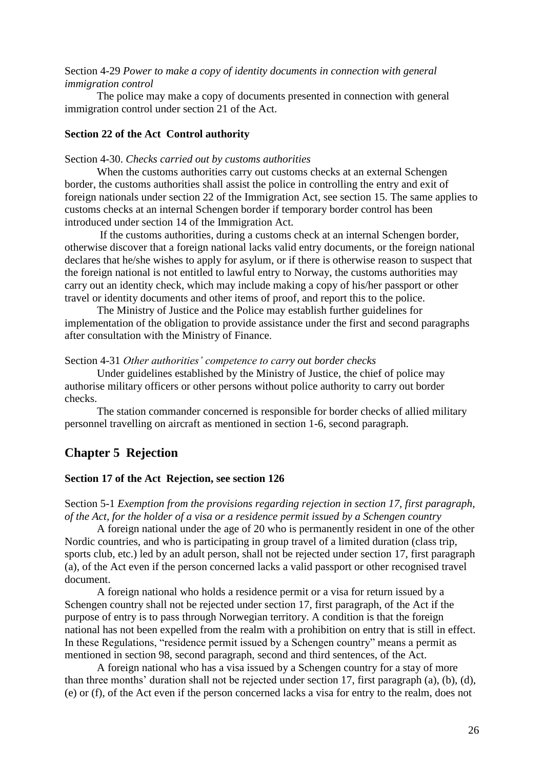Section 4-29 *Power to make a copy of identity documents in connection with general immigration control*

The police may make a copy of documents presented in connection with general immigration control under section 21 of the Act.

**Section 22 of the Act Control authority**

Section 4-30. *Checks carried out by customs authorities*

When the customs authorities carry out customs checks at an external Schengen border, the customs authorities shall assist the police in controlling the entry and exit of foreign nationals under section 22 of the Immigration Act, see section 15. The same applies to customs checks at an internal Schengen border if temporary border control has been introduced under section 14 of the Immigration Act.

If the customs authorities, during a customs check at an internal Schengen border, otherwise discover that a foreign national lacks valid entry documents, or the foreign national declares that he/she wishes to apply for asylum, or if there is otherwise reason to suspect that the foreign national is not entitled to lawful entry to Norway, the customs authorities may carry out an identity check, which may include making a copy of his/her passport or other travel or identity documents and other items of proof, and report this to the police.

The Ministry of Justice and the Police may establish further guidelines for implementation of the obligation to provide assistance under the first and second paragraphs after consultation with the Ministry of Finance.

Section 4-31 *Other authorities' competence to carry out border checks*

Under guidelines established by the Ministry of Justice, the chief of police may authorise military officers or other persons without police authority to carry out border checks.

The station commander concerned is responsible for border checks of allied military personnel travelling on aircraft as mentioned in section 1-6, second paragraph.

## Chapter 5 Rejection

**Section 17 of the Act Rejection, see section 126**

Section 5-1 *Exemption from the provisions regarding rejection in section 17, first paragraph, of the Act, for the holder of a visa or a residence permit issued by a Schengen country*

A foreign national under the age of 20 who is permanently resident in one of the other Nordic countries, and who is participating in group travel of a limited duration (class trip, sports club, etc.) led by an adult person, shall not be rejected under section 17, first paragraph (a), of the Act even if the person concerned lacks a valid passport or other recognised travel document.

A foreign national who holds a residence permit or a visa for return issued by a Schengen country shall not be rejected under section 17, first paragraph, of the Act if the purpose of entry is to pass through Norwegian territory. A condition is that the foreign national has not been expelled from the realm with a prohibition on entry that is still in effect. In these Regulations, "residence permit issued by a Schengen country" means a permit as mentioned in section 98, second paragraph, second and third sentences, of the Act.

A foreign national who has a visa issued by a Schengen country for a stay of more than three months' duration shall not be rejected under section 17, first paragraph (a), (b), (d), (e) or (f), of the Act even if the person concerned lacks a visa for entry to the realm, does not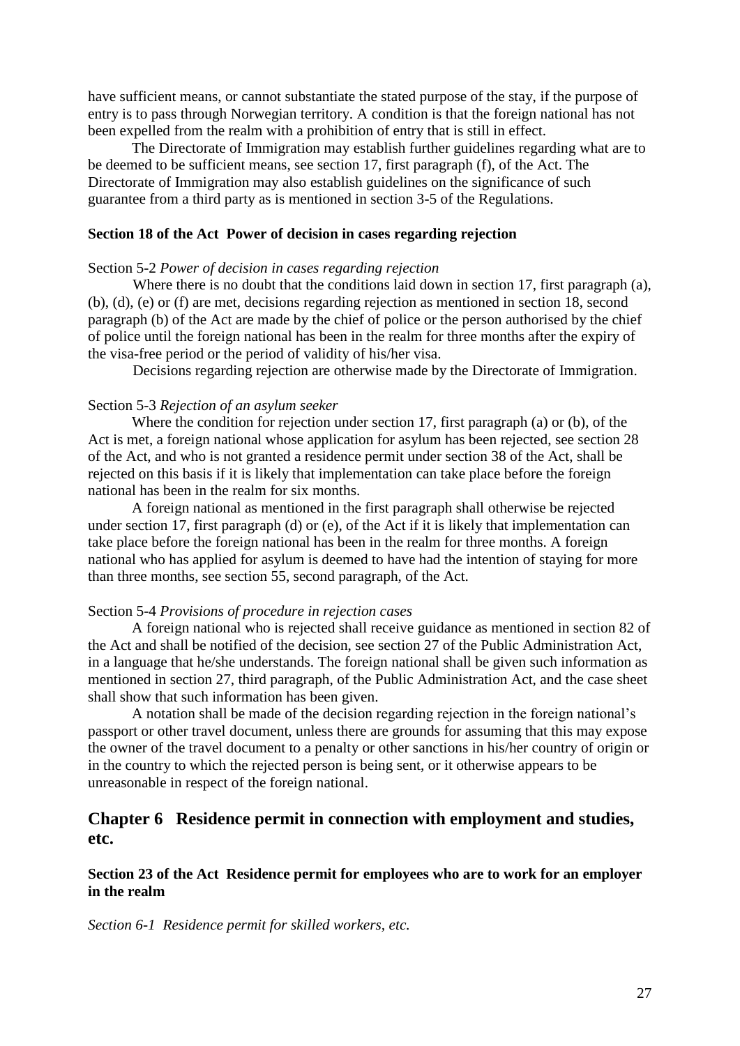have sufficient means, or cannot substantiate the stated purpose of the stay, if the purpose of entry is to pass through Norwegian territory. A condition is that the foreign national has not been expelled from the realm with a prohibition of entry that is still in effect.

The Directorate of Immigration may establish further guidelines regarding what are to be deemed to be sufficient means, see section 17, first paragraph (f), of the Act. The Directorate of Immigration may also establish guidelines on the significance of such guarantee from a third party as is mentioned in section 3-5 of the Regulations.

#### Section 18 of the Act Power of decision in cases regarding rejection

Section 5-2 *Power of decision in cases regarding rejection*

Where there is no doubt that the conditions laid down in section 17, first paragraph (a), (b), (d), (e) or (f) are met, decisions regarding rejection as mentioned in section 18, second paragraph (b) of the Act are made by the chief of police or the person authorised by the chief of police until the foreign national has been in the realm for three months after the expiry of the visa-free period or the period of validity of his/her visa.

Decisions regarding rejection are otherwise made by the Directorate of Immigration.

Section 5-3 *Rejection of an asylum seeker*

Where the condition for rejection under section 17, first paragraph (a) or (b), of the Act is met, a foreign national whose application for asylum has been rejected, see section 28 of the Act, and who is not granted a residence permit under section 38 of the Act, shall be rejected on this basis if it is likely that implementation can take place before the foreign national has been in the realm for six months.

A foreign national as mentioned in the first paragraph shall otherwise be rejected under section 17, first paragraph (d) or (e), of the Act if it is likely that implementation can take place before the foreign national has been in the realm for three months. A foreign national who has applied for asylum is deemed to have had the intention of staying for more than three months, see section 55, second paragraph, of the Act.

Section 5-4 *Provisions of procedure in rejection cases*

A foreign national who is rejected shall receive guidance as mentioned in section 82 of the Act and shall be notified of the decision, see section 27 of the Public Administration Act, in a language that he/she understands. The foreign national shall be given such information as mentioned in section 27, third paragraph, of the Public Administration Act, and the case sheet shall show that such information has been given.

A notation shall be made of the decision regarding rejection in the foreign national's passport or other travel document, unless there are grounds for assuming that this may expose the owner of the travel document to a penalty or other sanctions in his/her country of origin or in the country to which the rejected person is being sent, or it otherwise appears to be unreasonable in respect of the foreign national.

## Chapter 6 Residence permit in connection with employment and studies, etc.

#### Section 23 of the Act Residence permit for employees who are to work for an employer in the realm

*Section 6-1 Residence permit for skilled workers, etc.*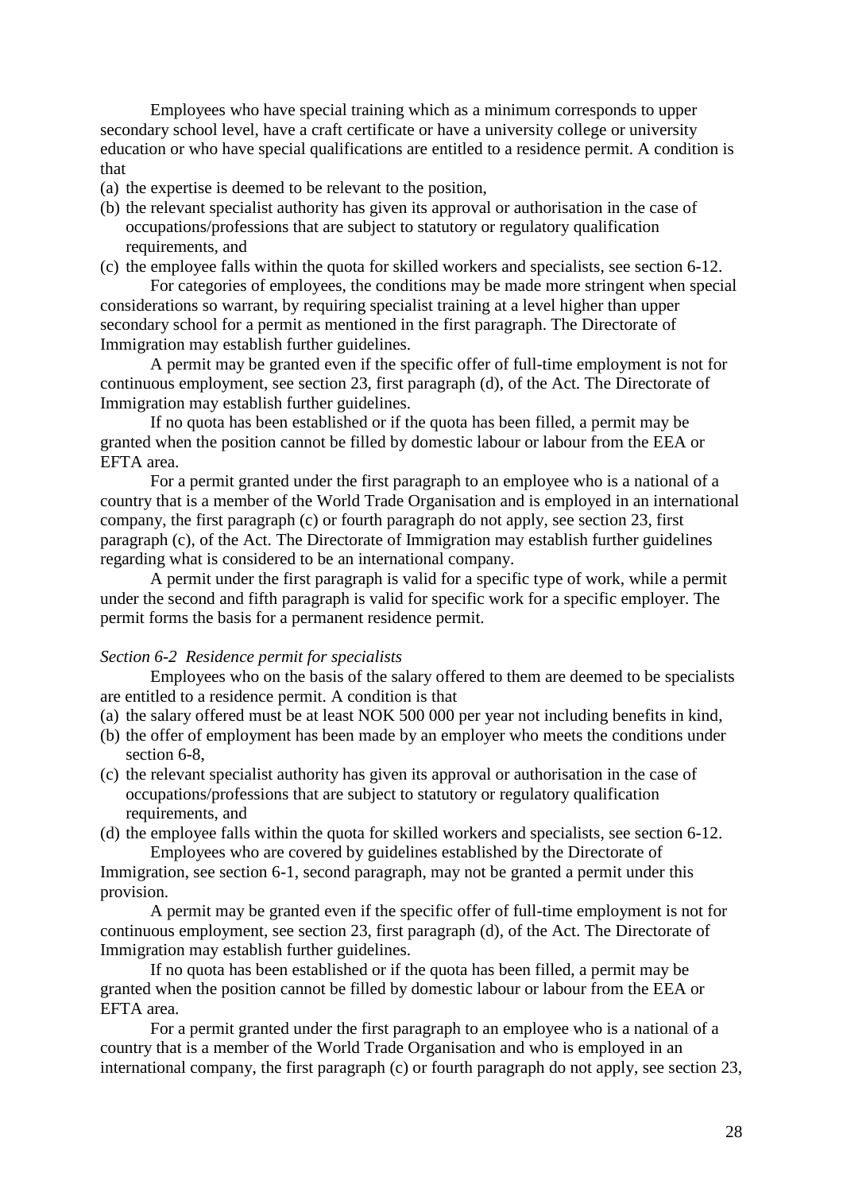Employees who have special training which as a minimum corresponds to upper secondary school level, have a craft certificate or have a university college or university education or who have special qualifications are entitled to a residence permit. A condition is that

(a) the expertise is deemed to be relevant to the position,
(b) the relevant specialist authority has given its approval or authorisation in the case of occupations/professions that are subject to statutory or regulatory qualification requirements, and
(c) the employee falls within the quota for skilled workers and specialists, see section 6-12.

For categories of employees, the conditions may be made more stringent when special considerations so warrant, by requiring specialist training at a level higher than upper secondary school for a permit as mentioned in the first paragraph. The Directorate of Immigration may establish further guidelines.

A permit may be granted even if the specific offer of full-time employment is not for continuous employment, see section 23, first paragraph (d), of the Act. The Directorate of Immigration may establish further guidelines.

If no quota has been established or if the quota has been filled, a permit may be granted when the position cannot be filled by domestic labour or labour from the EEA or EFTA area.

For a permit granted under the first paragraph to an employee who is a national of a country that is a member of the World Trade Organisation and is employed in an international company, the first paragraph (c) or fourth paragraph do not apply, see section 23, first paragraph (c), of the Act. The Directorate of Immigration may establish further guidelines regarding what is considered to be an international company.

A permit under the first paragraph is valid for a specific type of work, while a permit under the second and fifth paragraph is valid for specific work for a specific employer. The permit forms the basis for a permanent residence permit.

*Section 6-2 Residence permit for specialists*

Employees who on the basis of the salary offered to them are deemed to be specialists are entitled to a residence permit. A condition is that

(a) the salary offered must be at least NOK 500 000 per year not including benefits in kind,
(b) the offer of employment has been made by an employer who meets the conditions under section 6-8,
(c) the relevant specialist authority has given its approval or authorisation in the case of occupations/professions that are subject to statutory or regulatory qualification requirements, and
(d) the employee falls within the quota for skilled workers and specialists, see section 6-12.

Employees who are covered by guidelines established by the Directorate of Immigration, see section 6-1, second paragraph, may not be granted a permit under this provision.

A permit may be granted even if the specific offer of full-time employment is not for continuous employment, see section 23, first paragraph (d), of the Act. The Directorate of Immigration may establish further guidelines.

If no quota has been established or if the quota has been filled, a permit may be granted when the position cannot be filled by domestic labour or labour from the EEA or EFTA area.

For a permit granted under the first paragraph to an employee who is a national of a country that is a member of the World Trade Organisation and who is employed in an international company, the first paragraph (c) or fourth paragraph do not apply, see section 23,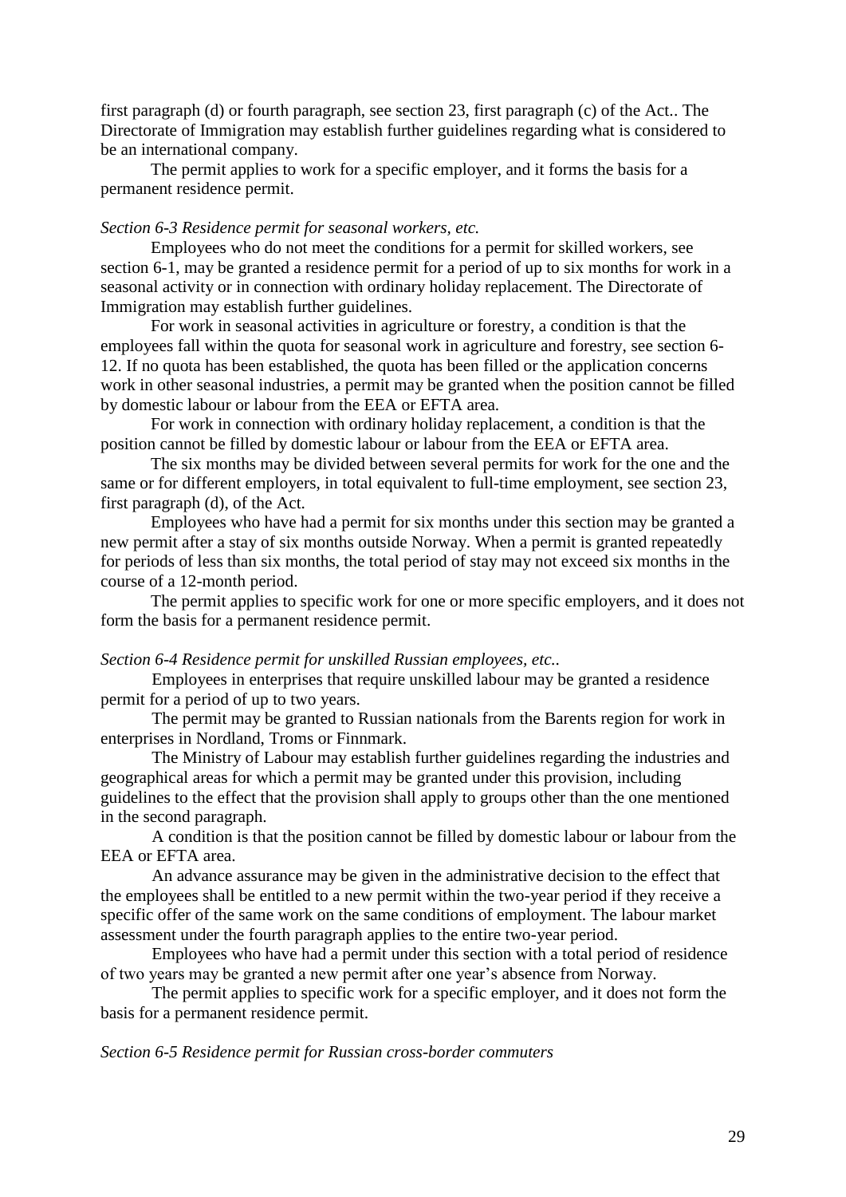first paragraph (d) or fourth paragraph, see section 23, first paragraph (c) of the Act.. The Directorate of Immigration may establish further guidelines regarding what is considered to be an international company.

The permit applies to work for a specific employer, and it forms the basis for a permanent residence permit.

*Section 6-3 Residence permit for seasonal workers, etc.*

Employees who do not meet the conditions for a permit for skilled workers, see section 6-1, may be granted a residence permit for a period of up to six months for work in a seasonal activity or in connection with ordinary holiday replacement. The Directorate of Immigration may establish further guidelines.

For work in seasonal activities in agriculture or forestry, a condition is that the employees fall within the quota for seasonal work in agriculture and forestry, see section 6-12. If no quota has been established, the quota has been filled or the application concerns work in other seasonal industries, a permit may be granted when the position cannot be filled by domestic labour or labour from the EEA or EFTA area.

For work in connection with ordinary holiday replacement, a condition is that the position cannot be filled by domestic labour or labour from the EEA or EFTA area.

The six months may be divided between several permits for work for the one and the same or for different employers, in total equivalent to full-time employment, see section 23, first paragraph (d), of the Act.

Employees who have had a permit for six months under this section may be granted a new permit after a stay of six months outside Norway. When a permit is granted repeatedly for periods of less than six months, the total period of stay may not exceed six months in the course of a 12-month period.

The permit applies to specific work for one or more specific employers, and it does not form the basis for a permanent residence permit.

*Section 6-4 Residence permit for unskilled Russian employees, etc..*

Employees in enterprises that require unskilled labour may be granted a residence permit for a period of up to two years.

The permit may be granted to Russian nationals from the Barents region for work in enterprises in Nordland, Troms or Finnmark.

The Ministry of Labour may establish further guidelines regarding the industries and geographical areas for which a permit may be granted under this provision, including guidelines to the effect that the provision shall apply to groups other than the one mentioned in the second paragraph.

A condition is that the position cannot be filled by domestic labour or labour from the EEA or EFTA area.

An advance assurance may be given in the administrative decision to the effect that the employees shall be entitled to a new permit within the two-year period if they receive a specific offer of the same work on the same conditions of employment. The labour market assessment under the fourth paragraph applies to the entire two-year period.

Employees who have had a permit under this section with a total period of residence of two years may be granted a new permit after one year's absence from Norway.

The permit applies to specific work for a specific employer, and it does not form the basis for a permanent residence permit.

*Section 6-5 Residence permit for Russian cross-border commuters*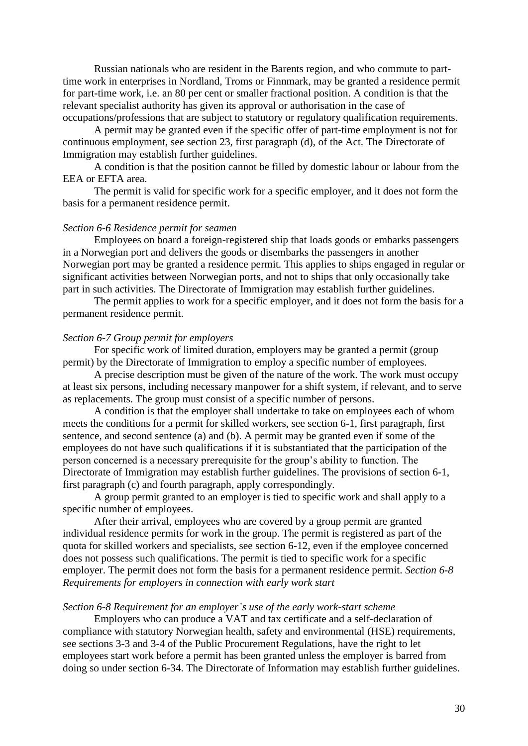Russian nationals who are resident in the Barents region, and who commute to part-time work in enterprises in Nordland, Troms or Finnmark, may be granted a residence permit for part-time work, i.e. an 80 per cent or smaller fractional position. A condition is that the relevant specialist authority has given its approval or authorisation in the case of occupations/professions that are subject to statutory or regulatory qualification requirements.

A permit may be granted even if the specific offer of part-time employment is not for continuous employment, see section 23, first paragraph (d), of the Act. The Directorate of Immigration may establish further guidelines.

A condition is that the position cannot be filled by domestic labour or labour from the EEA or EFTA area.

The permit is valid for specific work for a specific employer, and it does not form the basis for a permanent residence permit.

*Section 6-6 Residence permit for seamen*

Employees on board a foreign-registered ship that loads goods or embarks passengers in a Norwegian port and delivers the goods or disembarks the passengers in another Norwegian port may be granted a residence permit. This applies to ships engaged in regular or significant activities between Norwegian ports, and not to ships that only occasionally take part in such activities. The Directorate of Immigration may establish further guidelines.

The permit applies to work for a specific employer, and it does not form the basis for a permanent residence permit.

*Section 6-7 Group permit for employers*

For specific work of limited duration, employers may be granted a permit (group permit) by the Directorate of Immigration to employ a specific number of employees.

A precise description must be given of the nature of the work. The work must occupy at least six persons, including necessary manpower for a shift system, if relevant, and to serve as replacements. The group must consist of a specific number of persons.

A condition is that the employer shall undertake to take on employees each of whom meets the conditions for a permit for skilled workers, see section 6-1, first paragraph, first sentence, and second sentence (a) and (b). A permit may be granted even if some of the employees do not have such qualifications if it is substantiated that the participation of the person concerned is a necessary prerequisite for the group's ability to function. The Directorate of Immigration may establish further guidelines. The provisions of section 6-1, first paragraph (c) and fourth paragraph, apply correspondingly.

A group permit granted to an employer is tied to specific work and shall apply to a specific number of employees.

After their arrival, employees who are covered by a group permit are granted individual residence permits for work in the group. The permit is registered as part of the quota for skilled workers and specialists, see section 6-12, even if the employee concerned does not possess such qualifications. The permit is tied to specific work for a specific employer. The permit does not form the basis for a permanent residence permit. *Section 6-8 Requirements for employers in connection with early work start*

*Section 6-8 Requirement for an employer`s use of the early work-start scheme*

Employers who can produce a VAT and tax certificate and a self-declaration of compliance with statutory Norwegian health, safety and environmental (HSE) requirements, see sections 3-3 and 3-4 of the Public Procurement Regulations, have the right to let employees start work before a permit has been granted unless the employer is barred from doing so under section 6-34. The Directorate of Information may establish further guidelines.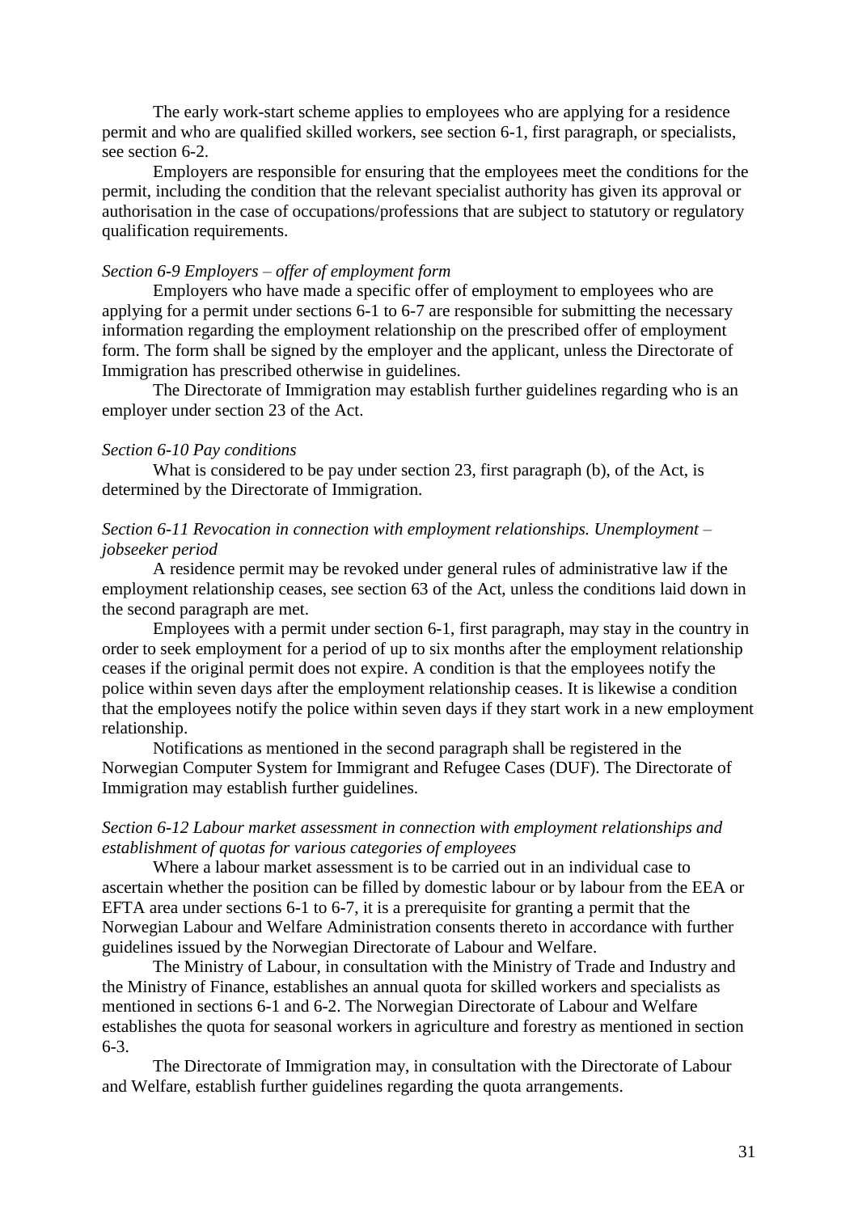The early work-start scheme applies to employees who are applying for a residence permit and who are qualified skilled workers, see section 6-1, first paragraph, or specialists, see section 6-2.

Employers are responsible for ensuring that the employees meet the conditions for the permit, including the condition that the relevant specialist authority has given its approval or authorisation in the case of occupations/professions that are subject to statutory or regulatory qualification requirements.

*Section 6-9 Employers – offer of employment form*

Employers who have made a specific offer of employment to employees who are applying for a permit under sections 6-1 to 6-7 are responsible for submitting the necessary information regarding the employment relationship on the prescribed offer of employment form. The form shall be signed by the employer and the applicant, unless the Directorate of Immigration has prescribed otherwise in guidelines.

The Directorate of Immigration may establish further guidelines regarding who is an employer under section 23 of the Act.

*Section 6-10 Pay conditions*

What is considered to be pay under section 23, first paragraph (b), of the Act, is determined by the Directorate of Immigration.

*Section 6-11 Revocation in connection with employment relationships. Unemployment – jobseeker period*

A residence permit may be revoked under general rules of administrative law if the employment relationship ceases, see section 63 of the Act, unless the conditions laid down in the second paragraph are met.

Employees with a permit under section 6-1, first paragraph, may stay in the country in order to seek employment for a period of up to six months after the employment relationship ceases if the original permit does not expire. A condition is that the employees notify the police within seven days after the employment relationship ceases. It is likewise a condition that the employees notify the police within seven days if they start work in a new employment relationship.

Notifications as mentioned in the second paragraph shall be registered in the Norwegian Computer System for Immigrant and Refugee Cases (DUF). The Directorate of Immigration may establish further guidelines.

*Section 6-12 Labour market assessment in connection with employment relationships and establishment of quotas for various categories of employees*

Where a labour market assessment is to be carried out in an individual case to ascertain whether the position can be filled by domestic labour or by labour from the EEA or EFTA area under sections 6-1 to 6-7, it is a prerequisite for granting a permit that the Norwegian Labour and Welfare Administration consents thereto in accordance with further guidelines issued by the Norwegian Directorate of Labour and Welfare.

The Ministry of Labour, in consultation with the Ministry of Trade and Industry and the Ministry of Finance, establishes an annual quota for skilled workers and specialists as mentioned in sections 6-1 and 6-2. The Norwegian Directorate of Labour and Welfare establishes the quota for seasonal workers in agriculture and forestry as mentioned in section 6-3.

The Directorate of Immigration may, in consultation with the Directorate of Labour and Welfare, establish further guidelines regarding the quota arrangements.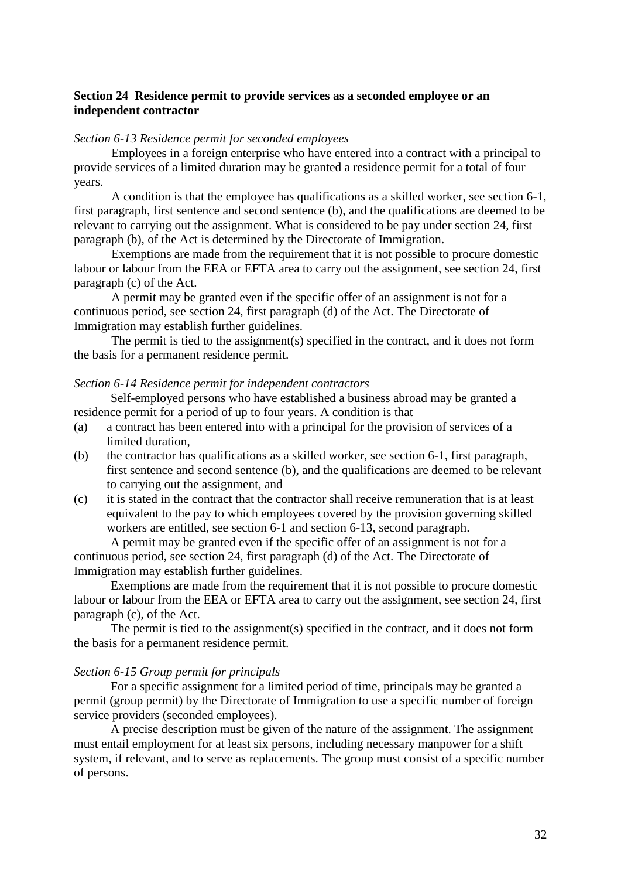**Section 24 Residence permit to provide services as a seconded employee or an independent contractor**

*Section 6-13 Residence permit for seconded employees*

Employees in a foreign enterprise who have entered into a contract with a principal to provide services of a limited duration may be granted a residence permit for a total of four years.

A condition is that the employee has qualifications as a skilled worker, see section 6-1, first paragraph, first sentence and second sentence (b), and the qualifications are deemed to be relevant to carrying out the assignment. What is considered to be pay under section 24, first paragraph (b), of the Act is determined by the Directorate of Immigration.

Exemptions are made from the requirement that it is not possible to procure domestic labour or labour from the EEA or EFTA area to carry out the assignment, see section 24, first paragraph (c) of the Act.

A permit may be granted even if the specific offer of an assignment is not for a continuous period, see section 24, first paragraph (d) of the Act. The Directorate of Immigration may establish further guidelines.

The permit is tied to the assignment(s) specified in the contract, and it does not form the basis for a permanent residence permit.

*Section 6-14 Residence permit for independent contractors*

Self-employed persons who have established a business abroad may be granted a residence permit for a period of up to four years. A condition is that

(a) a contract has been entered into with a principal for the provision of services of a limited duration,

(b) the contractor has qualifications as a skilled worker, see section 6-1, first paragraph, first sentence and second sentence (b), and the qualifications are deemed to be relevant to carrying out the assignment, and

(c) it is stated in the contract that the contractor shall receive remuneration that is at least equivalent to the pay to which employees covered by the provision governing skilled workers are entitled, see section 6-1 and section 6-13, second paragraph.

A permit may be granted even if the specific offer of an assignment is not for a continuous period, see section 24, first paragraph (d) of the Act. The Directorate of Immigration may establish further guidelines.

Exemptions are made from the requirement that it is not possible to procure domestic labour or labour from the EEA or EFTA area to carry out the assignment, see section 24, first paragraph (c), of the Act.

The permit is tied to the assignment(s) specified in the contract, and it does not form the basis for a permanent residence permit.

*Section 6-15 Group permit for principals*

For a specific assignment for a limited period of time, principals may be granted a permit (group permit) by the Directorate of Immigration to use a specific number of foreign service providers (seconded employees).

A precise description must be given of the nature of the assignment. The assignment must entail employment for at least six persons, including necessary manpower for a shift system, if relevant, and to serve as replacements. The group must consist of a specific number of persons.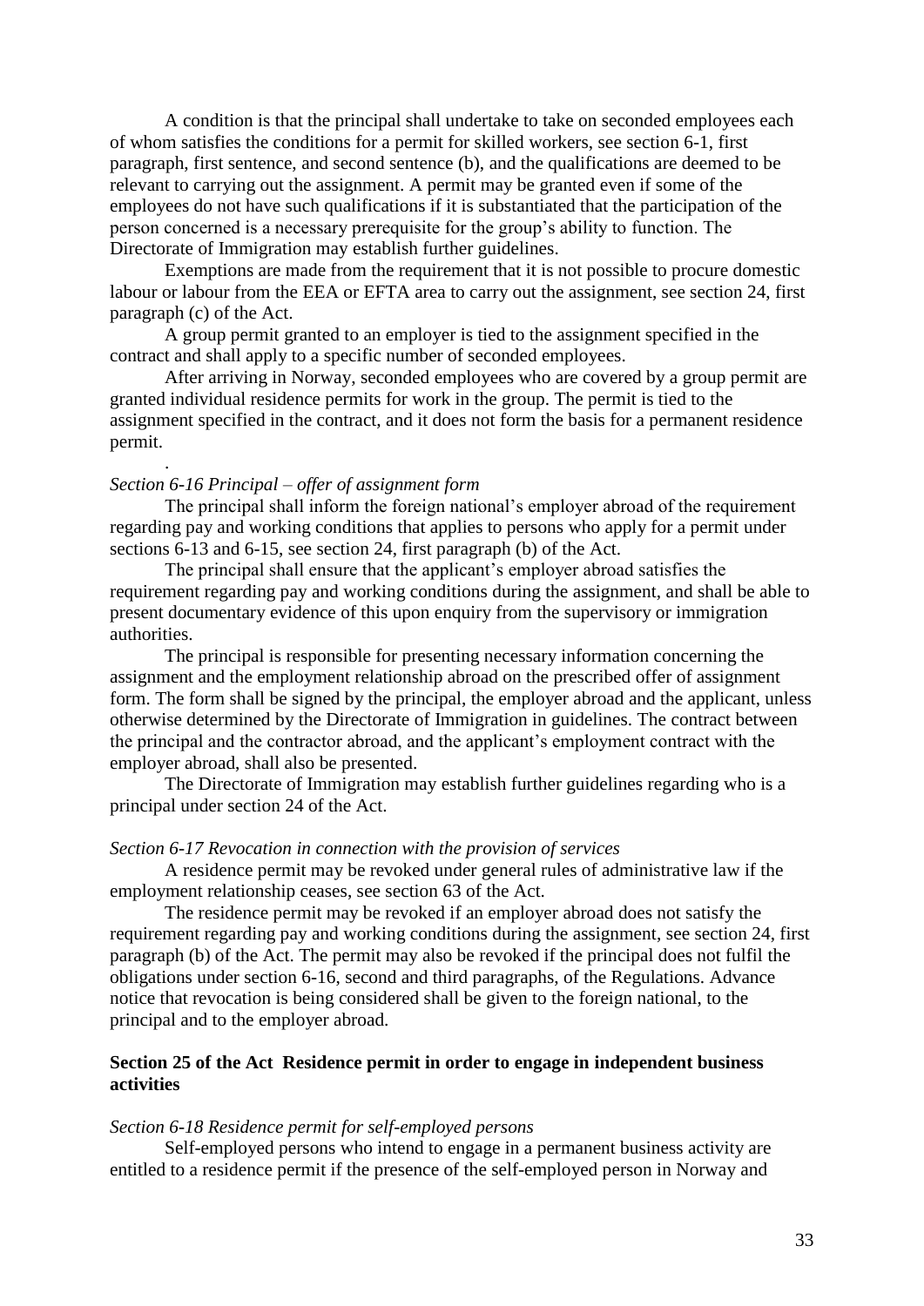A condition is that the principal shall undertake to take on seconded employees each of whom satisfies the conditions for a permit for skilled workers, see section 6-1, first paragraph, first sentence, and second sentence (b), and the qualifications are deemed to be relevant to carrying out the assignment. A permit may be granted even if some of the employees do not have such qualifications if it is substantiated that the participation of the person concerned is a necessary prerequisite for the group's ability to function. The Directorate of Immigration may establish further guidelines.

Exemptions are made from the requirement that it is not possible to procure domestic labour or labour from the EEA or EFTA area to carry out the assignment, see section 24, first paragraph (c) of the Act.

A group permit granted to an employer is tied to the assignment specified in the contract and shall apply to a specific number of seconded employees.

After arriving in Norway, seconded employees who are covered by a group permit are granted individual residence permits for work in the group. The permit is tied to the assignment specified in the contract, and it does not form the basis for a permanent residence permit.

.

*Section 6-16 Principal – offer of assignment form*

The principal shall inform the foreign national's employer abroad of the requirement regarding pay and working conditions that applies to persons who apply for a permit under sections 6-13 and 6-15, see section 24, first paragraph (b) of the Act.

The principal shall ensure that the applicant's employer abroad satisfies the requirement regarding pay and working conditions during the assignment, and shall be able to present documentary evidence of this upon enquiry from the supervisory or immigration authorities.

The principal is responsible for presenting necessary information concerning the assignment and the employment relationship abroad on the prescribed offer of assignment form. The form shall be signed by the principal, the employer abroad and the applicant, unless otherwise determined by the Directorate of Immigration in guidelines. The contract between the principal and the contractor abroad, and the applicant's employment contract with the employer abroad, shall also be presented.

The Directorate of Immigration may establish further guidelines regarding who is a principal under section 24 of the Act.

*Section 6-17 Revocation in connection with the provision of services*

A residence permit may be revoked under general rules of administrative law if the employment relationship ceases, see section 63 of the Act.

The residence permit may be revoked if an employer abroad does not satisfy the requirement regarding pay and working conditions during the assignment, see section 24, first paragraph (b) of the Act. The permit may also be revoked if the principal does not fulfil the obligations under section 6-16, second and third paragraphs, of the Regulations. Advance notice that revocation is being considered shall be given to the foreign national, to the principal and to the employer abroad.

### Section 25 of the Act Residence permit in order to engage in independent business activities

*Section 6-18 Residence permit for self-employed persons*

Self-employed persons who intend to engage in a permanent business activity are entitled to a residence permit if the presence of the self-employed person in Norway and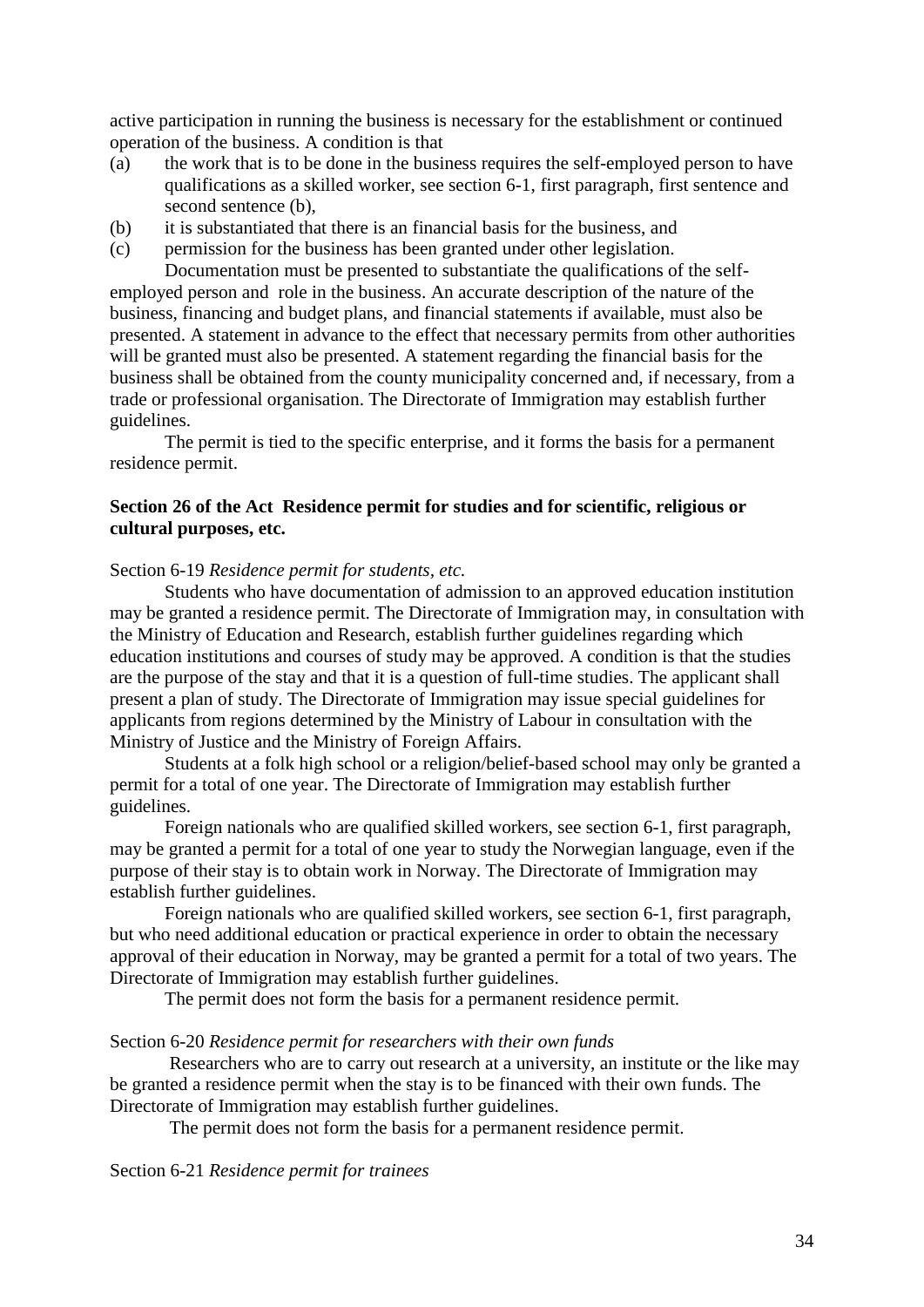active participation in running the business is necessary for the establishment or continued operation of the business. A condition is that

(a) the work that is to be done in the business requires the self-employed person to have qualifications as a skilled worker, see section 6-1, first paragraph, first sentence and second sentence (b),
(b) it is substantiated that there is an financial basis for the business, and
(c) permission for the business has been granted under other legislation.

Documentation must be presented to substantiate the qualifications of the self-employed person and role in the business. An accurate description of the nature of the business, financing and budget plans, and financial statements if available, must also be presented. A statement in advance to the effect that necessary permits from other authorities will be granted must also be presented. A statement regarding the financial basis for the business shall be obtained from the county municipality concerned and, if necessary, from a trade or professional organisation. The Directorate of Immigration may establish further guidelines.

The permit is tied to the specific enterprise, and it forms the basis for a permanent residence permit.

**Section 26 of the Act Residence permit for studies and for scientific, religious or cultural purposes, etc.**

Section 6-19 *Residence permit for students, etc.*

Students who have documentation of admission to an approved education institution may be granted a residence permit. The Directorate of Immigration may, in consultation with the Ministry of Education and Research, establish further guidelines regarding which education institutions and courses of study may be approved. A condition is that the studies are the purpose of the stay and that it is a question of full-time studies. The applicant shall present a plan of study. The Directorate of Immigration may issue special guidelines for applicants from regions determined by the Ministry of Labour in consultation with the Ministry of Justice and the Ministry of Foreign Affairs.

Students at a folk high school or a religion/belief-based school may only be granted a permit for a total of one year. The Directorate of Immigration may establish further guidelines.

Foreign nationals who are qualified skilled workers, see section 6-1, first paragraph, may be granted a permit for a total of one year to study the Norwegian language, even if the purpose of their stay is to obtain work in Norway. The Directorate of Immigration may establish further guidelines.

Foreign nationals who are qualified skilled workers, see section 6-1, first paragraph, but who need additional education or practical experience in order to obtain the necessary approval of their education in Norway, may be granted a permit for a total of two years. The Directorate of Immigration may establish further guidelines.

The permit does not form the basis for a permanent residence permit.

Section 6-20 *Residence permit for researchers with their own funds*

Researchers who are to carry out research at a university, an institute or the like may be granted a residence permit when the stay is to be financed with their own funds. The Directorate of Immigration may establish further guidelines.

The permit does not form the basis for a permanent residence permit.

Section 6-21 *Residence permit for trainees*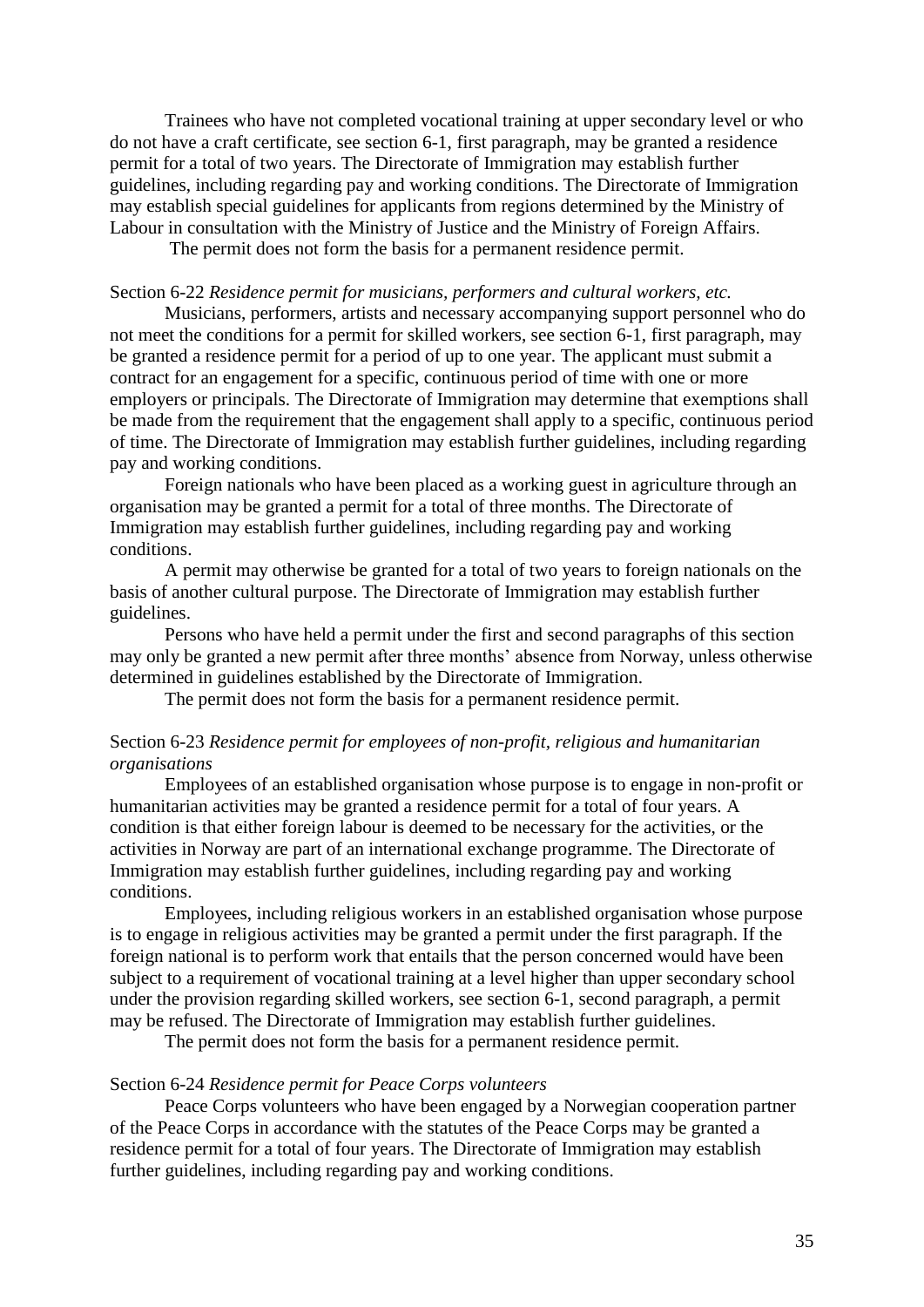Trainees who have not completed vocational training at upper secondary level or who do not have a craft certificate, see section 6-1, first paragraph, may be granted a residence permit for a total of two years. The Directorate of Immigration may establish further guidelines, including regarding pay and working conditions. The Directorate of Immigration may establish special guidelines for applicants from regions determined by the Ministry of Labour in consultation with the Ministry of Justice and the Ministry of Foreign Affairs.

The permit does not form the basis for a permanent residence permit.

Section 6-22 *Residence permit for musicians, performers and cultural workers, etc.*

Musicians, performers, artists and necessary accompanying support personnel who do not meet the conditions for a permit for skilled workers, see section 6-1, first paragraph, may be granted a residence permit for a period of up to one year. The applicant must submit a contract for an engagement for a specific, continuous period of time with one or more employers or principals. The Directorate of Immigration may determine that exemptions shall be made from the requirement that the engagement shall apply to a specific, continuous period of time. The Directorate of Immigration may establish further guidelines, including regarding pay and working conditions.

Foreign nationals who have been placed as a working guest in agriculture through an organisation may be granted a permit for a total of three months. The Directorate of Immigration may establish further guidelines, including regarding pay and working conditions.

A permit may otherwise be granted for a total of two years to foreign nationals on the basis of another cultural purpose. The Directorate of Immigration may establish further guidelines.

Persons who have held a permit under the first and second paragraphs of this section may only be granted a new permit after three months' absence from Norway, unless otherwise determined in guidelines established by the Directorate of Immigration.

The permit does not form the basis for a permanent residence permit.

Section 6-23 *Residence permit for employees of non-profit, religious and humanitarian organisations*

Employees of an established organisation whose purpose is to engage in non-profit or humanitarian activities may be granted a residence permit for a total of four years. A condition is that either foreign labour is deemed to be necessary for the activities, or the activities in Norway are part of an international exchange programme. The Directorate of Immigration may establish further guidelines, including regarding pay and working conditions.

Employees, including religious workers in an established organisation whose purpose is to engage in religious activities may be granted a permit under the first paragraph. If the foreign national is to perform work that entails that the person concerned would have been subject to a requirement of vocational training at a level higher than upper secondary school under the provision regarding skilled workers, see section 6-1, second paragraph, a permit may be refused. The Directorate of Immigration may establish further guidelines.

The permit does not form the basis for a permanent residence permit.

Section 6-24 *Residence permit for Peace Corps volunteers*

Peace Corps volunteers who have been engaged by a Norwegian cooperation partner of the Peace Corps in accordance with the statutes of the Peace Corps may be granted a residence permit for a total of four years. The Directorate of Immigration may establish further guidelines, including regarding pay and working conditions.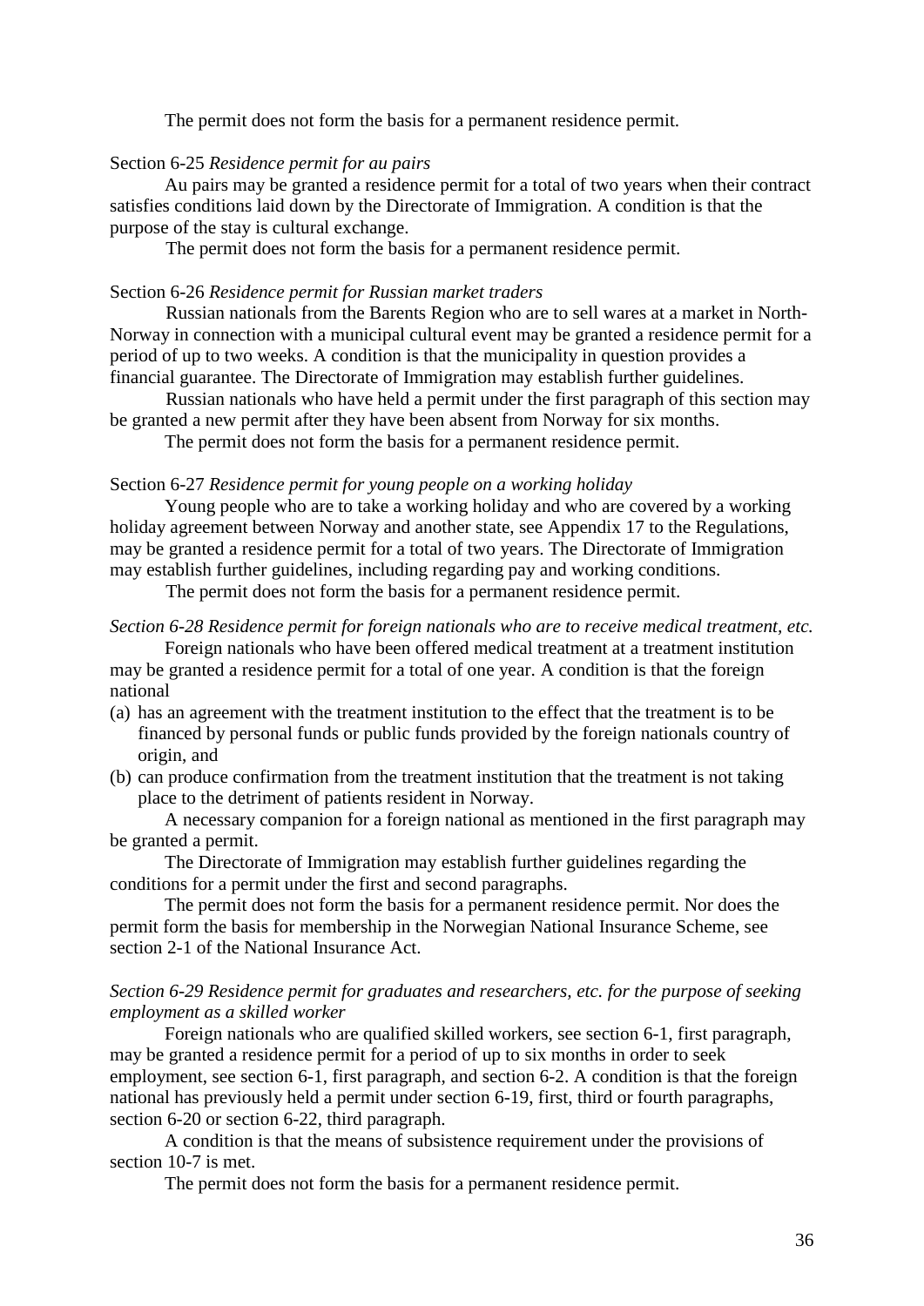The permit does not form the basis for a permanent residence permit.

Section 6-25 *Residence permit for au pairs*

Au pairs may be granted a residence permit for a total of two years when their contract satisfies conditions laid down by the Directorate of Immigration. A condition is that the purpose of the stay is cultural exchange.

The permit does not form the basis for a permanent residence permit.

Section 6-26 *Residence permit for Russian market traders*

Russian nationals from the Barents Region who are to sell wares at a market in North-Norway in connection with a municipal cultural event may be granted a residence permit for a period of up to two weeks. A condition is that the municipality in question provides a financial guarantee. The Directorate of Immigration may establish further guidelines.

Russian nationals who have held a permit under the first paragraph of this section may be granted a new permit after they have been absent from Norway for six months.

The permit does not form the basis for a permanent residence permit.

Section 6-27 *Residence permit for young people on a working holiday*

Young people who are to take a working holiday and who are covered by a working holiday agreement between Norway and another state, see Appendix 17 to the Regulations, may be granted a residence permit for a total of two years. The Directorate of Immigration may establish further guidelines, including regarding pay and working conditions.

The permit does not form the basis for a permanent residence permit.

*Section 6-28 Residence permit for foreign nationals who are to receive medical treatment, etc.*

Foreign nationals who have been offered medical treatment at a treatment institution may be granted a residence permit for a total of one year. A condition is that the foreign national

(a) has an agreement with the treatment institution to the effect that the treatment is to be financed by personal funds or public funds provided by the foreign nationals country of origin, and
(b) can produce confirmation from the treatment institution that the treatment is not taking place to the detriment of patients resident in Norway.

A necessary companion for a foreign national as mentioned in the first paragraph may be granted a permit.

The Directorate of Immigration may establish further guidelines regarding the conditions for a permit under the first and second paragraphs.

The permit does not form the basis for a permanent residence permit. Nor does the permit form the basis for membership in the Norwegian National Insurance Scheme, see section 2-1 of the National Insurance Act.

*Section 6-29 Residence permit for graduates and researchers, etc. for the purpose of seeking employment as a skilled worker*

Foreign nationals who are qualified skilled workers, see section 6-1, first paragraph, may be granted a residence permit for a period of up to six months in order to seek employment, see section 6-1, first paragraph, and section 6-2. A condition is that the foreign national has previously held a permit under section 6-19, first, third or fourth paragraphs, section 6-20 or section 6-22, third paragraph.

A condition is that the means of subsistence requirement under the provisions of section 10-7 is met.

The permit does not form the basis for a permanent residence permit.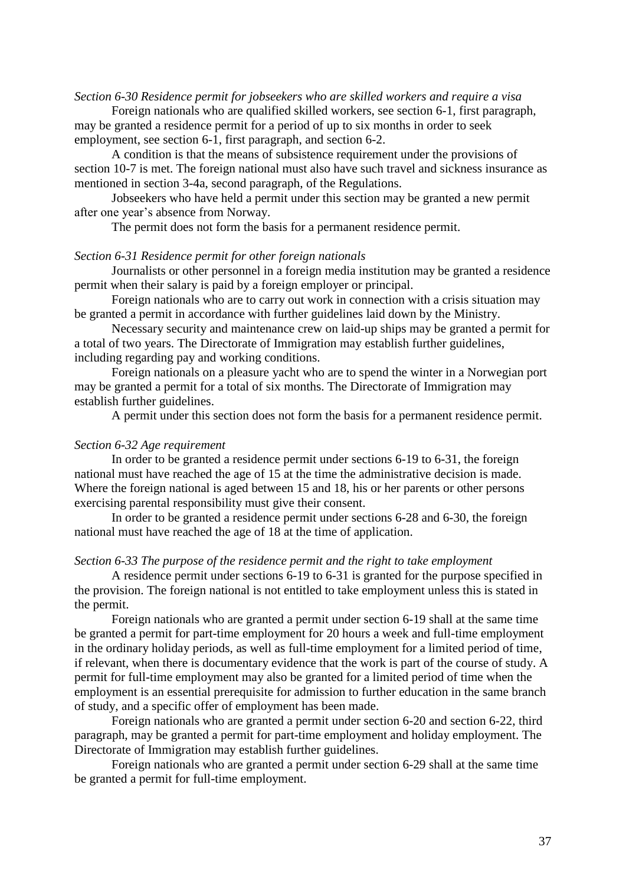*Section 6-30 Residence permit for jobseekers who are skilled workers and require a visa*

Foreign nationals who are qualified skilled workers, see section 6-1, first paragraph, may be granted a residence permit for a period of up to six months in order to seek employment, see section 6-1, first paragraph, and section 6-2.

A condition is that the means of subsistence requirement under the provisions of section 10-7 is met. The foreign national must also have such travel and sickness insurance as mentioned in section 3-4a, second paragraph, of the Regulations.

Jobseekers who have held a permit under this section may be granted a new permit after one year's absence from Norway.

The permit does not form the basis for a permanent residence permit.

*Section 6-31 Residence permit for other foreign nationals*

Journalists or other personnel in a foreign media institution may be granted a residence permit when their salary is paid by a foreign employer or principal.

Foreign nationals who are to carry out work in connection with a crisis situation may be granted a permit in accordance with further guidelines laid down by the Ministry.

Necessary security and maintenance crew on laid-up ships may be granted a permit for a total of two years. The Directorate of Immigration may establish further guidelines, including regarding pay and working conditions.

Foreign nationals on a pleasure yacht who are to spend the winter in a Norwegian port may be granted a permit for a total of six months. The Directorate of Immigration may establish further guidelines.

A permit under this section does not form the basis for a permanent residence permit.

*Section 6-32 Age requirement*

In order to be granted a residence permit under sections 6-19 to 6-31, the foreign national must have reached the age of 15 at the time the administrative decision is made. Where the foreign national is aged between 15 and 18, his or her parents or other persons exercising parental responsibility must give their consent.

In order to be granted a residence permit under sections 6-28 and 6-30, the foreign national must have reached the age of 18 at the time of application.

*Section 6-33 The purpose of the residence permit and the right to take employment*

A residence permit under sections 6-19 to 6-31 is granted for the purpose specified in the provision. The foreign national is not entitled to take employment unless this is stated in the permit.

Foreign nationals who are granted a permit under section 6-19 shall at the same time be granted a permit for part-time employment for 20 hours a week and full-time employment in the ordinary holiday periods, as well as full-time employment for a limited period of time, if relevant, when there is documentary evidence that the work is part of the course of study. A permit for full-time employment may also be granted for a limited period of time when the employment is an essential prerequisite for admission to further education in the same branch of study, and a specific offer of employment has been made.

Foreign nationals who are granted a permit under section 6-20 and section 6-22, third paragraph, may be granted a permit for part-time employment and holiday employment. The Directorate of Immigration may establish further guidelines.

Foreign nationals who are granted a permit under section 6-29 shall at the same time be granted a permit for full-time employment.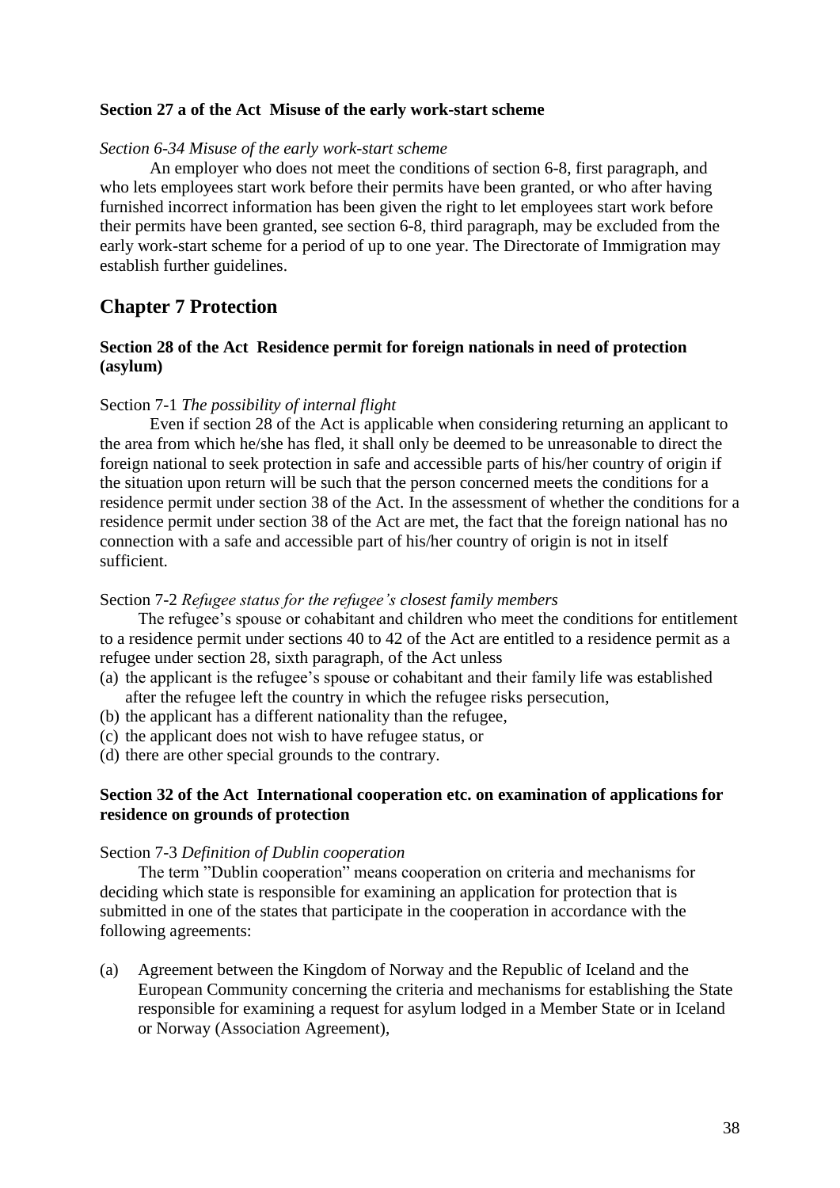**Section 27 a of the Act Misuse of the early work-start scheme**

*Section 6-34 Misuse of the early work-start scheme*

An employer who does not meet the conditions of section 6-8, first paragraph, and who lets employees start work before their permits have been granted, or who after having furnished incorrect information has been given the right to let employees start work before their permits have been granted, see section 6-8, third paragraph, may be excluded from the early work-start scheme for a period of up to one year. The Directorate of Immigration may establish further guidelines.

## Chapter 7 Protection

### Section 28 of the Act Residence permit for foreign nationals in need of protection (asylum)

Section 7-1 *The possibility of internal flight*

Even if section 28 of the Act is applicable when considering returning an applicant to the area from which he/she has fled, it shall only be deemed to be unreasonable to direct the foreign national to seek protection in safe and accessible parts of his/her country of origin if the situation upon return will be such that the person concerned meets the conditions for a residence permit under section 38 of the Act. In the assessment of whether the conditions for a residence permit under section 38 of the Act are met, the fact that the foreign national has no connection with a safe and accessible part of his/her country of origin is not in itself sufficient.

Section 7-2 *Refugee status for the refugee's closest family members*

The refugee's spouse or cohabitant and children who meet the conditions for entitlement to a residence permit under sections 40 to 42 of the Act are entitled to a residence permit as a refugee under section 28, sixth paragraph, of the Act unless

(a) the applicant is the refugee's spouse or cohabitant and their family life was established after the refugee left the country in which the refugee risks persecution,
(b) the applicant has a different nationality than the refugee,
(c) the applicant does not wish to have refugee status, or
(d) there are other special grounds to the contrary.

### Section 32 of the Act International cooperation etc. on examination of applications for residence on grounds of protection

Section 7-3 *Definition of Dublin cooperation*

The term "Dublin cooperation" means cooperation on criteria and mechanisms for deciding which state is responsible for examining an application for protection that is submitted in one of the states that participate in the cooperation in accordance with the following agreements:

(a) Agreement between the Kingdom of Norway and the Republic of Iceland and the European Community concerning the criteria and mechanisms for establishing the State responsible for examining a request for asylum lodged in a Member State or in Iceland or Norway (Association Agreement),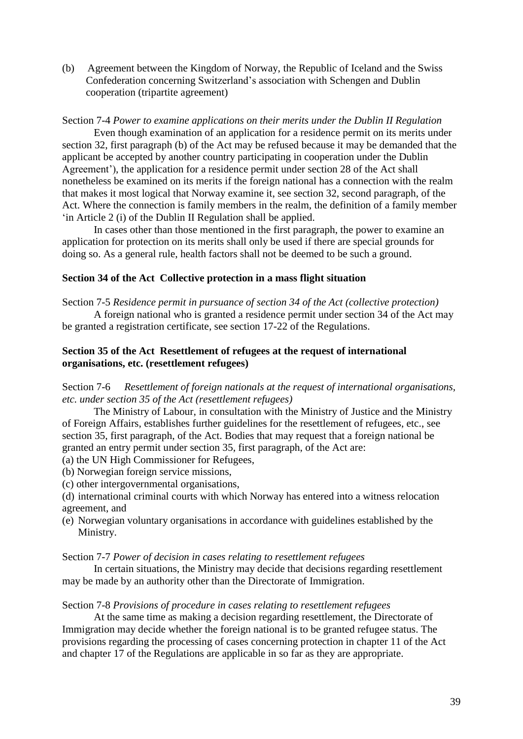(b) Agreement between the Kingdom of Norway, the Republic of Iceland and the Swiss Confederation concerning Switzerland's association with Schengen and Dublin cooperation (tripartite agreement)

Section 7-4 *Power to examine applications on their merits under the Dublin II Regulation*

Even though examination of an application for a residence permit on its merits under section 32, first paragraph (b) of the Act may be refused because it may be demanded that the applicant be accepted by another country participating in cooperation under the Dublin Agreement'), the application for a residence permit under section 28 of the Act shall nonetheless be examined on its merits if the foreign national has a connection with the realm that makes it most logical that Norway examine it, see section 32, second paragraph, of the Act. Where the connection is family members in the realm, the definition of a family member 'in Article 2 (i) of the Dublin II Regulation shall be applied.

In cases other than those mentioned in the first paragraph, the power to examine an application for protection on its merits shall only be used if there are special grounds for doing so. As a general rule, health factors shall not be deemed to be such a ground.

**Section 34 of the Act Collective protection in a mass flight situation**

Section 7-5 *Residence permit in pursuance of section 34 of the Act (collective protection)*

A foreign national who is granted a residence permit under section 34 of the Act may be granted a registration certificate, see section 17-22 of the Regulations.

**Section 35 of the Act Resettlement of refugees at the request of international organisations, etc. (resettlement refugees)**

Section 7-6 *Resettlement of foreign nationals at the request of international organisations, etc. under section 35 of the Act (resettlement refugees)*

The Ministry of Labour, in consultation with the Ministry of Justice and the Ministry of Foreign Affairs, establishes further guidelines for the resettlement of refugees, etc., see section 35, first paragraph, of the Act. Bodies that may request that a foreign national be granted an entry permit under section 35, first paragraph, of the Act are:

(a) the UN High Commissioner for Refugees,
(b) Norwegian foreign service missions,
(c) other intergovernmental organisations,
(d) international criminal courts with which Norway has entered into a witness relocation agreement, and
(e) Norwegian voluntary organisations in accordance with guidelines established by the Ministry.

Section 7-7 *Power of decision in cases relating to resettlement refugees*

In certain situations, the Ministry may decide that decisions regarding resettlement may be made by an authority other than the Directorate of Immigration.

Section 7-8 *Provisions of procedure in cases relating to resettlement refugees*

At the same time as making a decision regarding resettlement, the Directorate of Immigration may decide whether the foreign national is to be granted refugee status. The provisions regarding the processing of cases concerning protection in chapter 11 of the Act and chapter 17 of the Regulations are applicable in so far as they are appropriate.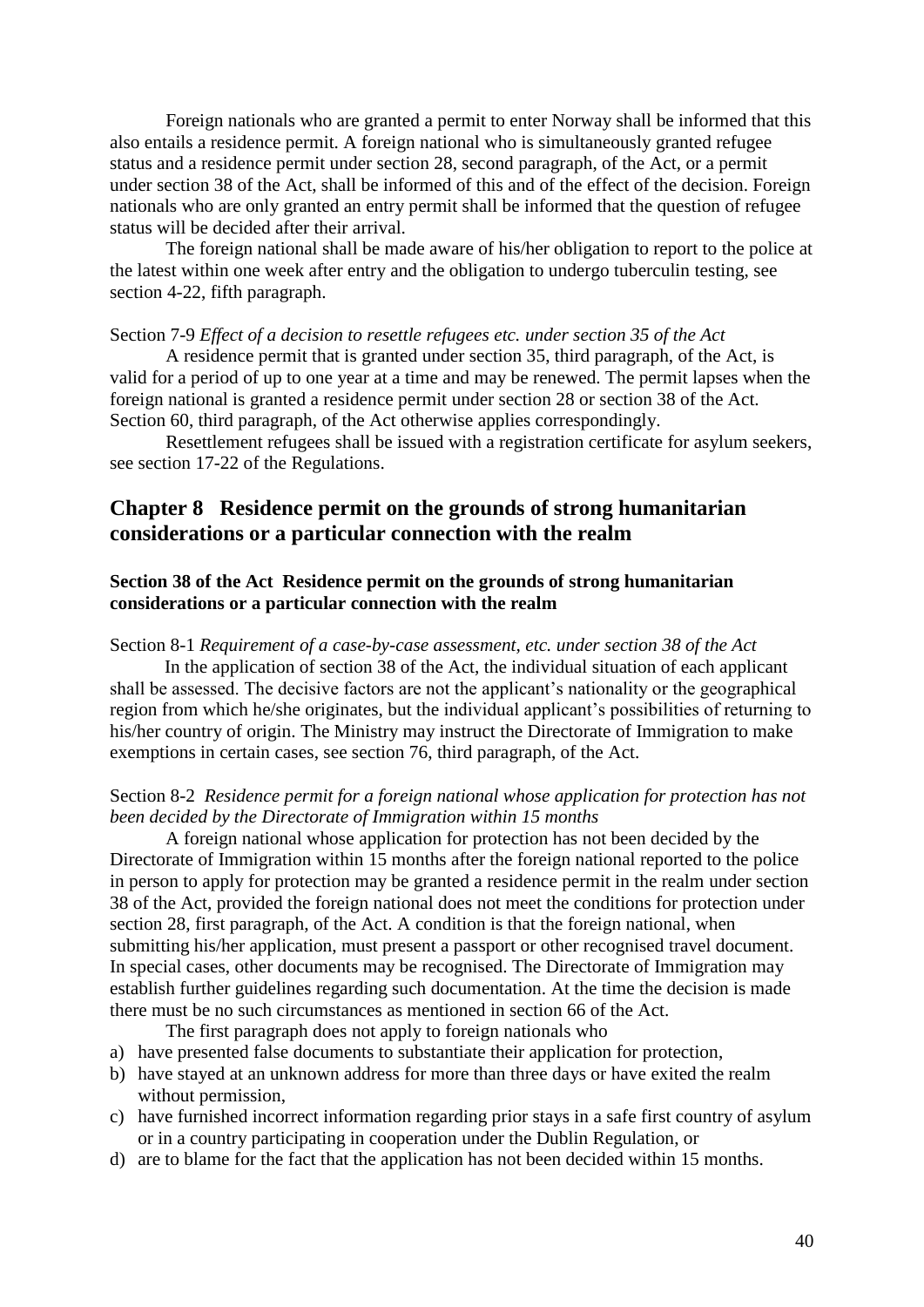Foreign nationals who are granted a permit to enter Norway shall be informed that this also entails a residence permit. A foreign national who is simultaneously granted refugee status and a residence permit under section 28, second paragraph, of the Act, or a permit under section 38 of the Act, shall be informed of this and of the effect of the decision. Foreign nationals who are only granted an entry permit shall be informed that the question of refugee status will be decided after their arrival.

The foreign national shall be made aware of his/her obligation to report to the police at the latest within one week after entry and the obligation to undergo tuberculin testing, see section 4-22, fifth paragraph.

Section 7-9 *Effect of a decision to resettle refugees etc. under section 35 of the Act*

A residence permit that is granted under section 35, third paragraph, of the Act, is valid for a period of up to one year at a time and may be renewed. The permit lapses when the foreign national is granted a residence permit under section 28 or section 38 of the Act. Section 60, third paragraph, of the Act otherwise applies correspondingly.

Resettlement refugees shall be issued with a registration certificate for asylum seekers, see section 17-22 of the Regulations.

## Chapter 8 Residence permit on the grounds of strong humanitarian considerations or a particular connection with the realm

### Section 38 of the Act Residence permit on the grounds of strong humanitarian considerations or a particular connection with the realm

Section 8-1 *Requirement of a case-by-case assessment, etc. under section 38 of the Act*

In the application of section 38 of the Act, the individual situation of each applicant shall be assessed. The decisive factors are not the applicant's nationality or the geographical region from which he/she originates, but the individual applicant's possibilities of returning to his/her country of origin. The Ministry may instruct the Directorate of Immigration to make exemptions in certain cases, see section 76, third paragraph, of the Act.

Section 8-2 *Residence permit for a foreign national whose application for protection has not been decided by the Directorate of Immigration within 15 months*

A foreign national whose application for protection has not been decided by the Directorate of Immigration within 15 months after the foreign national reported to the police in person to apply for protection may be granted a residence permit in the realm under section 38 of the Act, provided the foreign national does not meet the conditions for protection under section 28, first paragraph, of the Act. A condition is that the foreign national, when submitting his/her application, must present a passport or other recognised travel document. In special cases, other documents may be recognised. The Directorate of Immigration may establish further guidelines regarding such documentation. At the time the decision is made there must be no such circumstances as mentioned in section 66 of the Act.

The first paragraph does not apply to foreign nationals who

a) have presented false documents to substantiate their application for protection,
b) have stayed at an unknown address for more than three days or have exited the realm without permission,
c) have furnished incorrect information regarding prior stays in a safe first country of asylum or in a country participating in cooperation under the Dublin Regulation, or
d) are to blame for the fact that the application has not been decided within 15 months.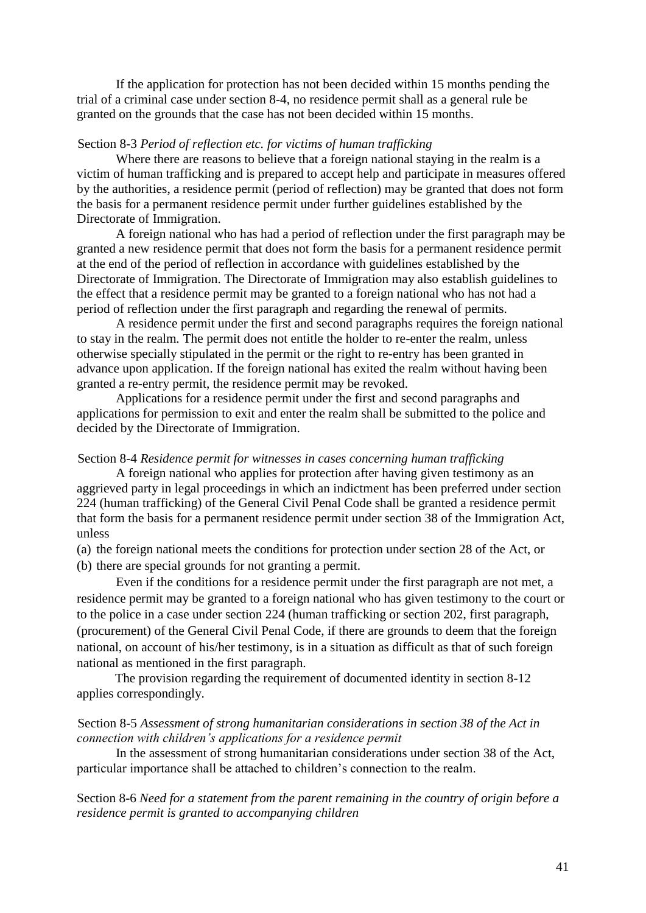If the application for protection has not been decided within 15 months pending the trial of a criminal case under section 8-4, no residence permit shall as a general rule be granted on the grounds that the case has not been decided within 15 months.

Section 8-3 *Period of reflection etc. for victims of human trafficking*

Where there are reasons to believe that a foreign national staying in the realm is a victim of human trafficking and is prepared to accept help and participate in measures offered by the authorities, a residence permit (period of reflection) may be granted that does not form the basis for a permanent residence permit under further guidelines established by the Directorate of Immigration.

A foreign national who has had a period of reflection under the first paragraph may be granted a new residence permit that does not form the basis for a permanent residence permit at the end of the period of reflection in accordance with guidelines established by the Directorate of Immigration. The Directorate of Immigration may also establish guidelines to the effect that a residence permit may be granted to a foreign national who has not had a period of reflection under the first paragraph and regarding the renewal of permits.

A residence permit under the first and second paragraphs requires the foreign national to stay in the realm. The permit does not entitle the holder to re-enter the realm, unless otherwise specially stipulated in the permit or the right to re-entry has been granted in advance upon application. If the foreign national has exited the realm without having been granted a re-entry permit, the residence permit may be revoked.

Applications for a residence permit under the first and second paragraphs and applications for permission to exit and enter the realm shall be submitted to the police and decided by the Directorate of Immigration.

Section 8-4 *Residence permit for witnesses in cases concerning human trafficking*

A foreign national who applies for protection after having given testimony as an aggrieved party in legal proceedings in which an indictment has been preferred under section 224 (human trafficking) of the General Civil Penal Code shall be granted a residence permit that form the basis for a permanent residence permit under section 38 of the Immigration Act, unless

(a) the foreign national meets the conditions for protection under section 28 of the Act, or
(b) there are special grounds for not granting a permit.

Even if the conditions for a residence permit under the first paragraph are not met, a residence permit may be granted to a foreign national who has given testimony to the court or to the police in a case under section 224 (human trafficking or section 202, first paragraph, (procurement) of the General Civil Penal Code, if there are grounds to deem that the foreign national, on account of his/her testimony, is in a situation as difficult as that of such foreign national as mentioned in the first paragraph.

The provision regarding the requirement of documented identity in section 8-12 applies correspondingly.

Section 8-5 *Assessment of strong humanitarian considerations in section 38 of the Act in connection with children's applications for a residence permit*

In the assessment of strong humanitarian considerations under section 38 of the Act, particular importance shall be attached to children's connection to the realm.

Section 8-6 *Need for a statement from the parent remaining in the country of origin before a residence permit is granted to accompanying children*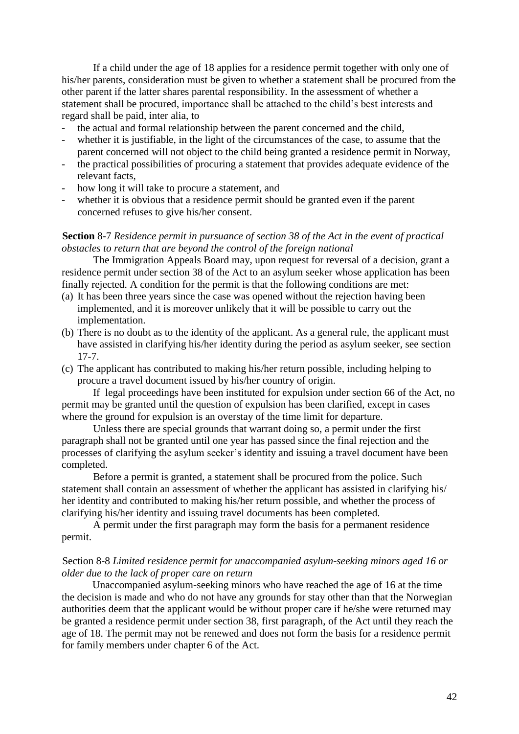If a child under the age of 18 applies for a residence permit together with only one of his/her parents, consideration must be given to whether a statement shall be procured from the other parent if the latter shares parental responsibility. In the assessment of whether a statement shall be procured, importance shall be attached to the child's best interests and regard shall be paid, inter alia, to

- the actual and formal relationship between the parent concerned and the child,
- whether it is justifiable, in the light of the circumstances of the case, to assume that the parent concerned will not object to the child being granted a residence permit in Norway,
- the practical possibilities of procuring a statement that provides adequate evidence of the relevant facts,
- how long it will take to procure a statement, and
- whether it is obvious that a residence permit should be granted even if the parent concerned refuses to give his/her consent.

**Section** 8-7 *Residence permit in pursuance of section 38 of the Act in the event of practical obstacles to return that are beyond the control of the foreign national*

The Immigration Appeals Board may, upon request for reversal of a decision, grant a residence permit under section 38 of the Act to an asylum seeker whose application has been finally rejected. A condition for the permit is that the following conditions are met:

(a) It has been three years since the case was opened without the rejection having been implemented, and it is moreover unlikely that it will be possible to carry out the implementation.
(b) There is no doubt as to the identity of the applicant. As a general rule, the applicant must have assisted in clarifying his/her identity during the period as asylum seeker, see section 17-7.
(c) The applicant has contributed to making his/her return possible, including helping to procure a travel document issued by his/her country of origin.

If legal proceedings have been instituted for expulsion under section 66 of the Act, no permit may be granted until the question of expulsion has been clarified, except in cases where the ground for expulsion is an overstay of the time limit for departure.

Unless there are special grounds that warrant doing so, a permit under the first paragraph shall not be granted until one year has passed since the final rejection and the processes of clarifying the asylum seeker's identity and issuing a travel document have been completed.

Before a permit is granted, a statement shall be procured from the police. Such statement shall contain an assessment of whether the applicant has assisted in clarifying his/her identity and contributed to making his/her return possible, and whether the process of clarifying his/her identity and issuing travel documents has been completed.

A permit under the first paragraph may form the basis for a permanent residence permit.

Section 8-8 *Limited residence permit for unaccompanied asylum-seeking minors aged 16 or older due to the lack of proper care on return*

Unaccompanied asylum-seeking minors who have reached the age of 16 at the time the decision is made and who do not have any grounds for stay other than that the Norwegian authorities deem that the applicant would be without proper care if he/she were returned may be granted a residence permit under section 38, first paragraph, of the Act until they reach the age of 18. The permit may not be renewed and does not form the basis for a residence permit for family members under chapter 6 of the Act.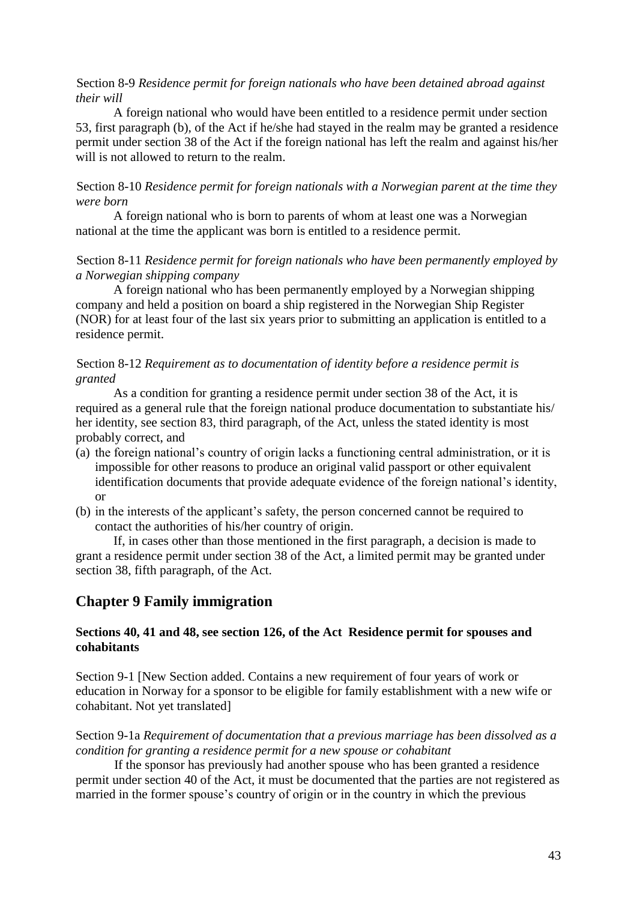Section 8-9 *Residence permit for foreign nationals who have been detained abroad against their will*

A foreign national who would have been entitled to a residence permit under section 53, first paragraph (b), of the Act if he/she had stayed in the realm may be granted a residence permit under section 38 of the Act if the foreign national has left the realm and against his/her will is not allowed to return to the realm.

Section 8-10 *Residence permit for foreign nationals with a Norwegian parent at the time they were born*

A foreign national who is born to parents of whom at least one was a Norwegian national at the time the applicant was born is entitled to a residence permit.

Section 8-11 *Residence permit for foreign nationals who have been permanently employed by a Norwegian shipping company*

A foreign national who has been permanently employed by a Norwegian shipping company and held a position on board a ship registered in the Norwegian Ship Register (NOR) for at least four of the last six years prior to submitting an application is entitled to a residence permit.

Section 8-12 *Requirement as to documentation of identity before a residence permit is granted*

As a condition for granting a residence permit under section 38 of the Act, it is required as a general rule that the foreign national produce documentation to substantiate his/ her identity, see section 83, third paragraph, of the Act, unless the stated identity is most probably correct, and

(a) the foreign national's country of origin lacks a functioning central administration, or it is impossible for other reasons to produce an original valid passport or other equivalent identification documents that provide adequate evidence of the foreign national's identity, or
(b) in the interests of the applicant's safety, the person concerned cannot be required to contact the authorities of his/her country of origin.

If, in cases other than those mentioned in the first paragraph, a decision is made to grant a residence permit under section 38 of the Act, a limited permit may be granted under section 38, fifth paragraph, of the Act.

## Chapter 9 Family immigration

### Sections 40, 41 and 48, see section 126, of the Act Residence permit for spouses and cohabitants

Section 9-1 [New Section added. Contains a new requirement of four years of work or education in Norway for a sponsor to be eligible for family establishment with a new wife or cohabitant. Not yet translated]

Section 9-1a *Requirement of documentation that a previous marriage has been dissolved as a condition for granting a residence permit for a new spouse or cohabitant*

If the sponsor has previously had another spouse who has been granted a residence permit under section 40 of the Act, it must be documented that the parties are not registered as married in the former spouse's country of origin or in the country in which the previous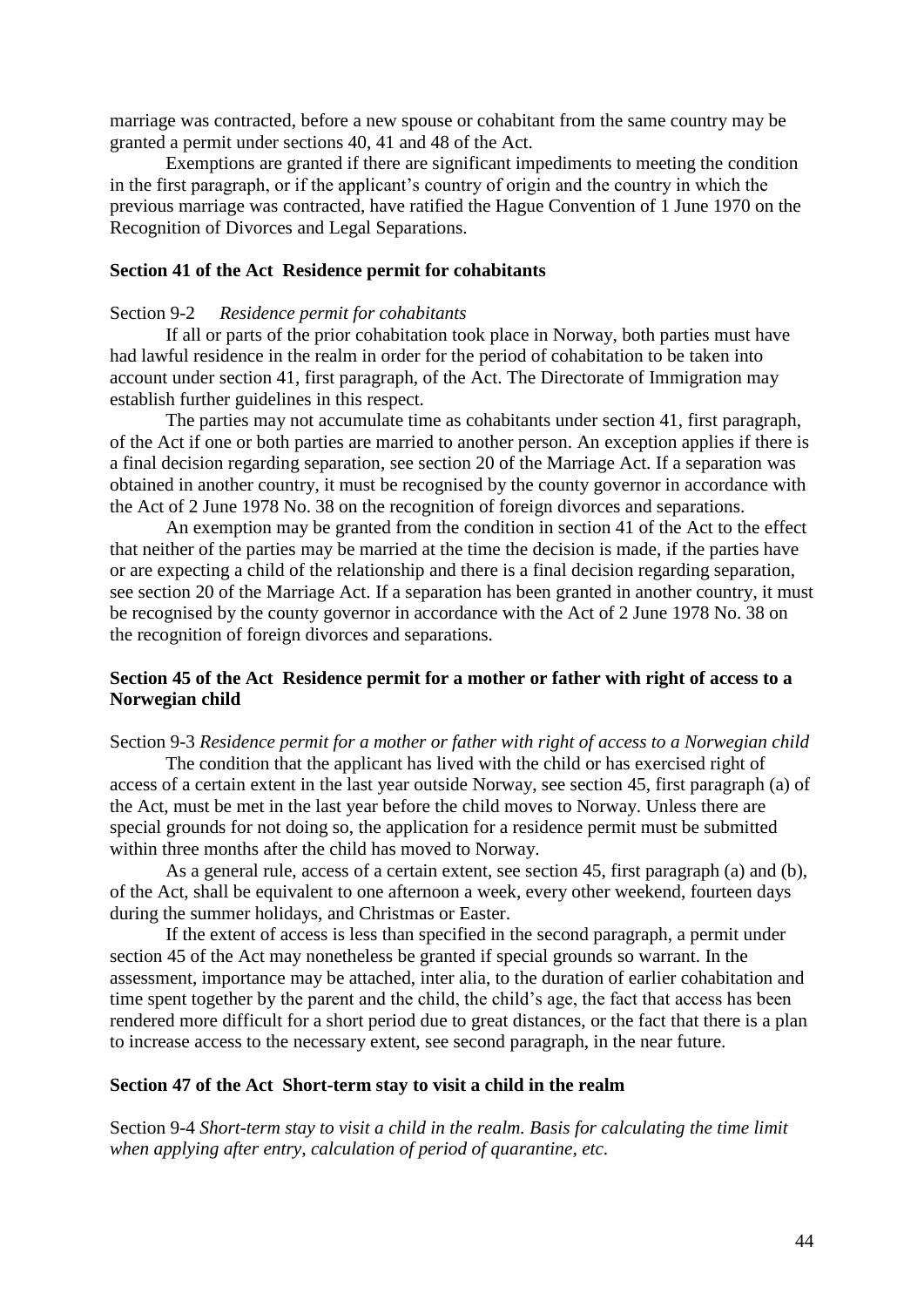marriage was contracted, before a new spouse or cohabitant from the same country may be granted a permit under sections 40, 41 and 48 of the Act.

Exemptions are granted if there are significant impediments to meeting the condition in the first paragraph, or if the applicant's country of origin and the country in which the previous marriage was contracted, have ratified the Hague Convention of 1 June 1970 on the Recognition of Divorces and Legal Separations.

**Section 41 of the Act Residence permit for cohabitants**

Section 9-2 *Residence permit for cohabitants*

If all or parts of the prior cohabitation took place in Norway, both parties must have had lawful residence in the realm in order for the period of cohabitation to be taken into account under section 41, first paragraph, of the Act. The Directorate of Immigration may establish further guidelines in this respect.

The parties may not accumulate time as cohabitants under section 41, first paragraph, of the Act if one or both parties are married to another person. An exception applies if there is a final decision regarding separation, see section 20 of the Marriage Act. If a separation was obtained in another country, it must be recognised by the county governor in accordance with the Act of 2 June 1978 No. 38 on the recognition of foreign divorces and separations.

An exemption may be granted from the condition in section 41 of the Act to the effect that neither of the parties may be married at the time the decision is made, if the parties have or are expecting a child of the relationship and there is a final decision regarding separation, see section 20 of the Marriage Act. If a separation has been granted in another country, it must be recognised by the county governor in accordance with the Act of 2 June 1978 No. 38 on the recognition of foreign divorces and separations.

**Section 45 of the Act Residence permit for a mother or father with right of access to a Norwegian child**

Section 9-3 *Residence permit for a mother or father with right of access to a Norwegian child*

The condition that the applicant has lived with the child or has exercised right of access of a certain extent in the last year outside Norway, see section 45, first paragraph (a) of the Act, must be met in the last year before the child moves to Norway. Unless there are special grounds for not doing so, the application for a residence permit must be submitted within three months after the child has moved to Norway.

As a general rule, access of a certain extent, see section 45, first paragraph (a) and (b), of the Act, shall be equivalent to one afternoon a week, every other weekend, fourteen days during the summer holidays, and Christmas or Easter.

If the extent of access is less than specified in the second paragraph, a permit under section 45 of the Act may nonetheless be granted if special grounds so warrant. In the assessment, importance may be attached, inter alia, to the duration of earlier cohabitation and time spent together by the parent and the child, the child's age, the fact that access has been rendered more difficult for a short period due to great distances, or the fact that there is a plan to increase access to the necessary extent, see second paragraph, in the near future.

**Section 47 of the Act Short-term stay to visit a child in the realm**

Section 9-4 *Short-term stay to visit a child in the realm. Basis for calculating the time limit when applying after entry, calculation of period of quarantine, etc.*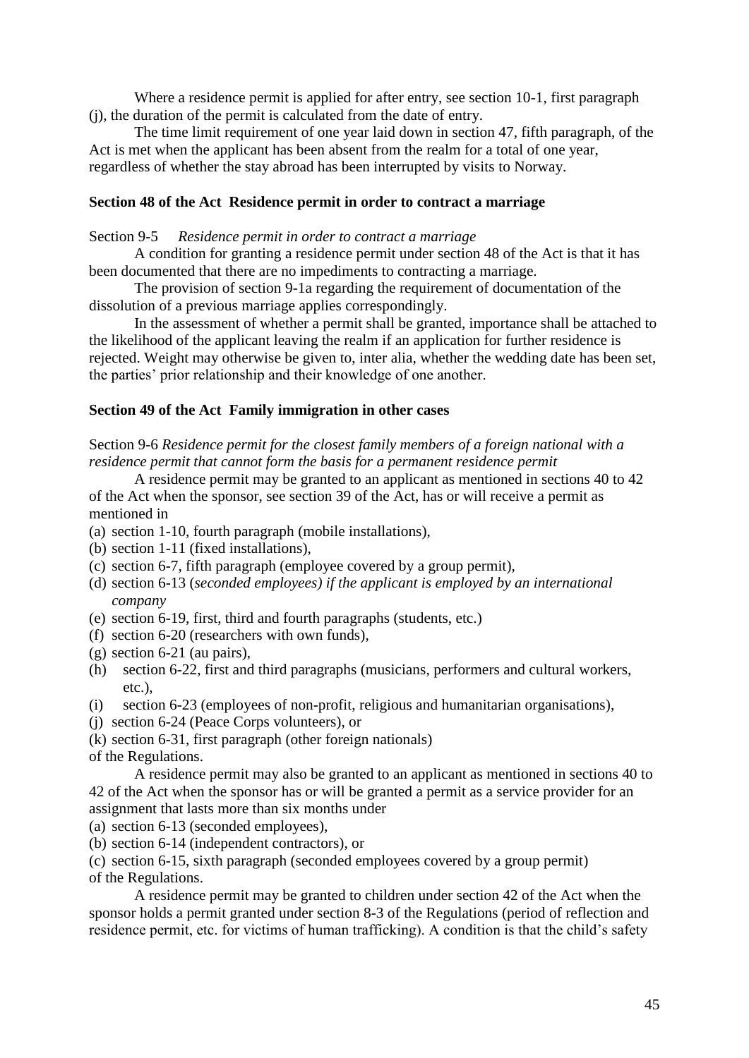Where a residence permit is applied for after entry, see section 10-1, first paragraph (j), the duration of the permit is calculated from the date of entry.

The time limit requirement of one year laid down in section 47, fifth paragraph, of the Act is met when the applicant has been absent from the realm for a total of one year, regardless of whether the stay abroad has been interrupted by visits to Norway.

**Section 48 of the Act Residence permit in order to contract a marriage**

Section 9-5 *Residence permit in order to contract a marriage*

A condition for granting a residence permit under section 48 of the Act is that it has been documented that there are no impediments to contracting a marriage.

The provision of section 9-1a regarding the requirement of documentation of the dissolution of a previous marriage applies correspondingly.

In the assessment of whether a permit shall be granted, importance shall be attached to the likelihood of the applicant leaving the realm if an application for further residence is rejected. Weight may otherwise be given to, inter alia, whether the wedding date has been set, the parties' prior relationship and their knowledge of one another.

**Section 49 of the Act Family immigration in other cases**

Section 9-6 *Residence permit for the closest family members of a foreign national with a residence permit that cannot form the basis for a permanent residence permit*

A residence permit may be granted to an applicant as mentioned in sections 40 to 42 of the Act when the sponsor, see section 39 of the Act, has or will receive a permit as mentioned in

(a) section 1-10, fourth paragraph (mobile installations),
(b) section 1-11 (fixed installations),
(c) section 6-7, fifth paragraph (employee covered by a group permit),
(d) section 6-13 (*seconded employees) if the applicant is employed by an international company*
(e) section 6-19, first, third and fourth paragraphs (students, etc.)
(f) section 6-20 (researchers with own funds),
(g) section 6-21 (au pairs),
(h) section 6-22, first and third paragraphs (musicians, performers and cultural workers, etc.),
(i) section 6-23 (employees of non-profit, religious and humanitarian organisations),
(j) section 6-24 (Peace Corps volunteers), or
(k) section 6-31, first paragraph (other foreign nationals)

of the Regulations.

A residence permit may also be granted to an applicant as mentioned in sections 40 to 42 of the Act when the sponsor has or will be granted a permit as a service provider for an assignment that lasts more than six months under

(a) section 6-13 (seconded employees),
(b) section 6-14 (independent contractors), or
(c) section 6-15, sixth paragraph (seconded employees covered by a group permit)

of the Regulations.

A residence permit may be granted to children under section 42 of the Act when the sponsor holds a permit granted under section 8-3 of the Regulations (period of reflection and residence permit, etc. for victims of human trafficking). A condition is that the child's safety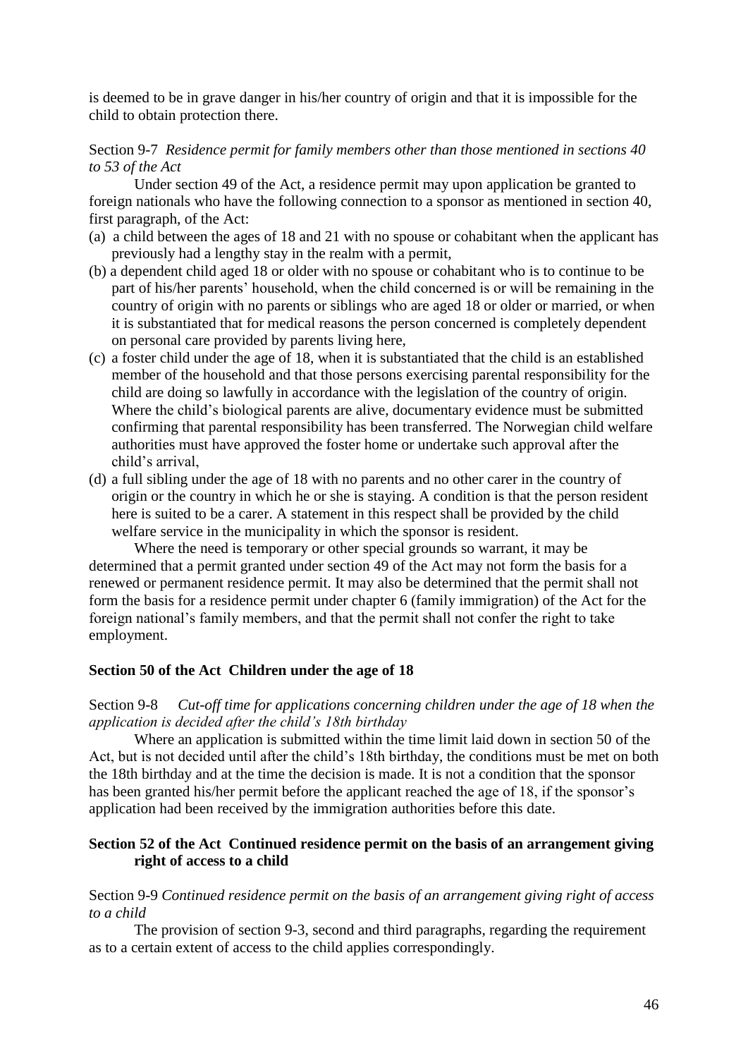is deemed to be in grave danger in his/her country of origin and that it is impossible for the child to obtain protection there.

Section 9-7 *Residence permit for family members other than those mentioned in sections 40 to 53 of the Act*

Under section 49 of the Act, a residence permit may upon application be granted to foreign nationals who have the following connection to a sponsor as mentioned in section 40, first paragraph, of the Act:

(a) a child between the ages of 18 and 21 with no spouse or cohabitant when the applicant has previously had a lengthy stay in the realm with a permit,

(b) a dependent child aged 18 or older with no spouse or cohabitant who is to continue to be part of his/her parents' household, when the child concerned is or will be remaining in the country of origin with no parents or siblings who are aged 18 or older or married, or when it is substantiated that for medical reasons the person concerned is completely dependent on personal care provided by parents living here,

(c) a foster child under the age of 18, when it is substantiated that the child is an established member of the household and that those persons exercising parental responsibility for the child are doing so lawfully in accordance with the legislation of the country of origin. Where the child's biological parents are alive, documentary evidence must be submitted confirming that parental responsibility has been transferred. The Norwegian child welfare authorities must have approved the foster home or undertake such approval after the child's arrival,

(d) a full sibling under the age of 18 with no parents and no other carer in the country of origin or the country in which he or she is staying. A condition is that the person resident here is suited to be a carer. A statement in this respect shall be provided by the child welfare service in the municipality in which the sponsor is resident.

Where the need is temporary or other special grounds so warrant, it may be determined that a permit granted under section 49 of the Act may not form the basis for a renewed or permanent residence permit. It may also be determined that the permit shall not form the basis for a residence permit under chapter 6 (family immigration) of the Act for the foreign national's family members, and that the permit shall not confer the right to take employment.

**Section 50 of the Act Children under the age of 18**

Section 9-8 *Cut-off time for applications concerning children under the age of 18 when the application is decided after the child's 18th birthday*

Where an application is submitted within the time limit laid down in section 50 of the Act, but is not decided until after the child's 18th birthday, the conditions must be met on both the 18th birthday and at the time the decision is made. It is not a condition that the sponsor has been granted his/her permit before the applicant reached the age of 18, if the sponsor's application had been received by the immigration authorities before this date.

**Section 52 of the Act Continued residence permit on the basis of an arrangement giving right of access to a child**

Section 9-9 *Continued residence permit on the basis of an arrangement giving right of access to a child*

The provision of section 9-3, second and third paragraphs, regarding the requirement as to a certain extent of access to the child applies correspondingly.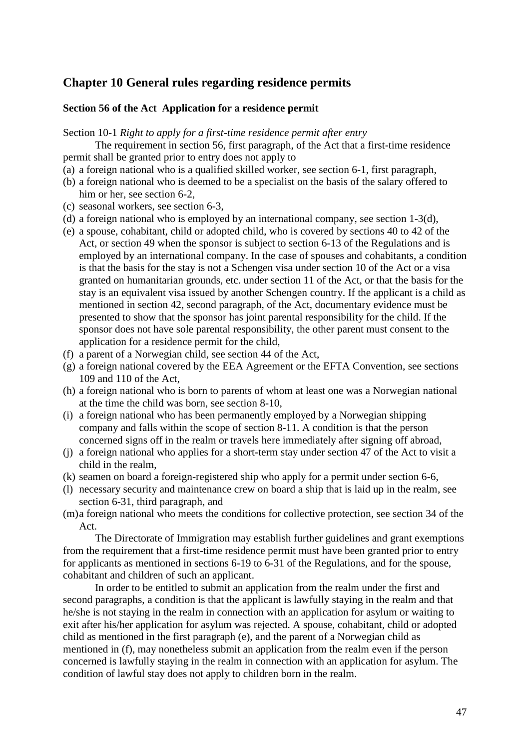## Chapter 10 General rules regarding residence permits

### Section 56 of the Act  Application for a residence permit

Section 10-1 *Right to apply for a first-time residence permit after entry*

The requirement in section 56, first paragraph, of the Act that a first-time residence permit shall be granted prior to entry does not apply to

(a) a foreign national who is a qualified skilled worker, see section 6-1, first paragraph,
(b) a foreign national who is deemed to be a specialist on the basis of the salary offered to him or her, see section 6-2,
(c) seasonal workers, see section 6-3,
(d) a foreign national who is employed by an international company, see section 1-3(d),
(e) a spouse, cohabitant, child or adopted child, who is covered by sections 40 to 42 of the Act, or section 49 when the sponsor is subject to section 6-13 of the Regulations and is employed by an international company. In the case of spouses and cohabitants, a condition is that the basis for the stay is not a Schengen visa under section 10 of the Act or a visa granted on humanitarian grounds, etc. under section 11 of the Act, or that the basis for the stay is an equivalent visa issued by another Schengen country. If the applicant is a child as mentioned in section 42, second paragraph, of the Act, documentary evidence must be presented to show that the sponsor has joint parental responsibility for the child. If the sponsor does not have sole parental responsibility, the other parent must consent to the application for a residence permit for the child,
(f) a parent of a Norwegian child, see section 44 of the Act,
(g) a foreign national covered by the EEA Agreement or the EFTA Convention, see sections 109 and 110 of the Act,
(h) a foreign national who is born to parents of whom at least one was a Norwegian national at the time the child was born, see section 8-10,
(i) a foreign national who has been permanently employed by a Norwegian shipping company and falls within the scope of section 8-11. A condition is that the person concerned signs off in the realm or travels here immediately after signing off abroad,
(j) a foreign national who applies for a short-term stay under section 47 of the Act to visit a child in the realm,
(k) seamen on board a foreign-registered ship who apply for a permit under section 6-6,
(l) necessary security and maintenance crew on board a ship that is laid up in the realm, see section 6-31, third paragraph, and
(m) a foreign national who meets the conditions for collective protection, see section 34 of the Act.

The Directorate of Immigration may establish further guidelines and grant exemptions from the requirement that a first-time residence permit must have been granted prior to entry for applicants as mentioned in sections 6-19 to 6-31 of the Regulations, and for the spouse, cohabitant and children of such an applicant.

In order to be entitled to submit an application from the realm under the first and second paragraphs, a condition is that the applicant is lawfully staying in the realm and that he/she is not staying in the realm in connection with an application for asylum or waiting to exit after his/her application for asylum was rejected. A spouse, cohabitant, child or adopted child as mentioned in the first paragraph (e), and the parent of a Norwegian child as mentioned in (f), may nonetheless submit an application from the realm even if the person concerned is lawfully staying in the realm in connection with an application for asylum. The condition of lawful stay does not apply to children born in the realm.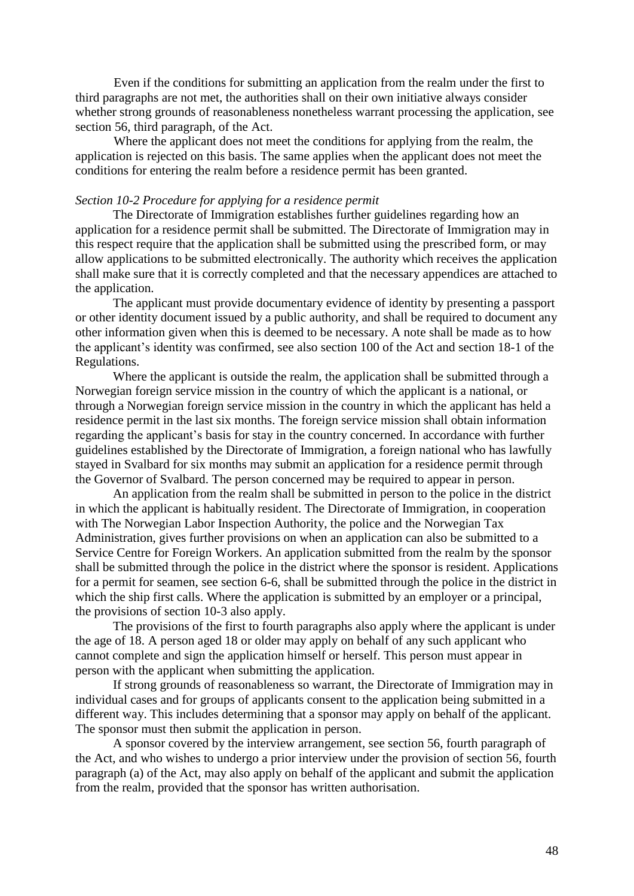Even if the conditions for submitting an application from the realm under the first to third paragraphs are not met, the authorities shall on their own initiative always consider whether strong grounds of reasonableness nonetheless warrant processing the application, see section 56, third paragraph, of the Act.

Where the applicant does not meet the conditions for applying from the realm, the application is rejected on this basis. The same applies when the applicant does not meet the conditions for entering the realm before a residence permit has been granted.

*Section 10-2 Procedure for applying for a residence permit*

The Directorate of Immigration establishes further guidelines regarding how an application for a residence permit shall be submitted. The Directorate of Immigration may in this respect require that the application shall be submitted using the prescribed form, or may allow applications to be submitted electronically. The authority which receives the application shall make sure that it is correctly completed and that the necessary appendices are attached to the application.

The applicant must provide documentary evidence of identity by presenting a passport or other identity document issued by a public authority, and shall be required to document any other information given when this is deemed to be necessary. A note shall be made as to how the applicant's identity was confirmed, see also section 100 of the Act and section 18-1 of the Regulations.

Where the applicant is outside the realm, the application shall be submitted through a Norwegian foreign service mission in the country of which the applicant is a national, or through a Norwegian foreign service mission in the country in which the applicant has held a residence permit in the last six months. The foreign service mission shall obtain information regarding the applicant's basis for stay in the country concerned. In accordance with further guidelines established by the Directorate of Immigration, a foreign national who has lawfully stayed in Svalbard for six months may submit an application for a residence permit through the Governor of Svalbard. The person concerned may be required to appear in person.

An application from the realm shall be submitted in person to the police in the district in which the applicant is habitually resident. The Directorate of Immigration, in cooperation with The Norwegian Labor Inspection Authority, the police and the Norwegian Tax Administration, gives further provisions on when an application can also be submitted to a Service Centre for Foreign Workers. An application submitted from the realm by the sponsor shall be submitted through the police in the district where the sponsor is resident. Applications for a permit for seamen, see section 6-6, shall be submitted through the police in the district in which the ship first calls. Where the application is submitted by an employer or a principal, the provisions of section 10-3 also apply.

The provisions of the first to fourth paragraphs also apply where the applicant is under the age of 18. A person aged 18 or older may apply on behalf of any such applicant who cannot complete and sign the application himself or herself. This person must appear in person with the applicant when submitting the application.

If strong grounds of reasonableness so warrant, the Directorate of Immigration may in individual cases and for groups of applicants consent to the application being submitted in a different way. This includes determining that a sponsor may apply on behalf of the applicant. The sponsor must then submit the application in person.

A sponsor covered by the interview arrangement, see section 56, fourth paragraph of the Act, and who wishes to undergo a prior interview under the provision of section 56, fourth paragraph (a) of the Act, may also apply on behalf of the applicant and submit the application from the realm, provided that the sponsor has written authorisation.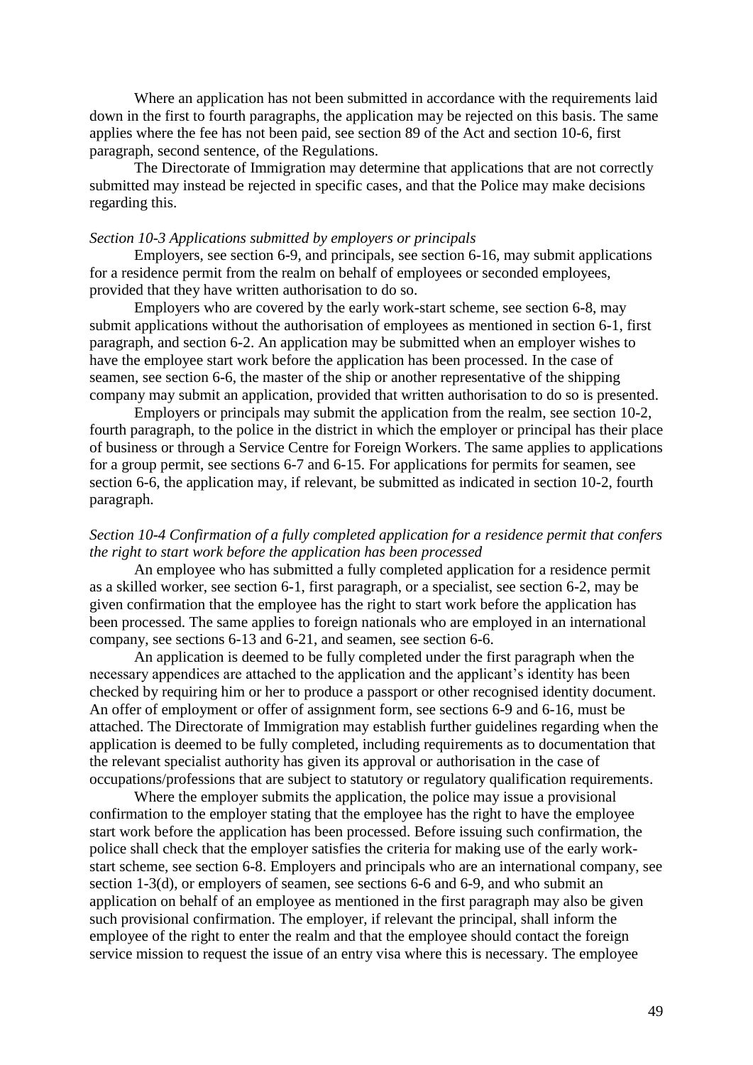Where an application has not been submitted in accordance with the requirements laid down in the first to fourth paragraphs, the application may be rejected on this basis. The same applies where the fee has not been paid, see section 89 of the Act and section 10-6, first paragraph, second sentence, of the Regulations.

The Directorate of Immigration may determine that applications that are not correctly submitted may instead be rejected in specific cases, and that the Police may make decisions regarding this.

*Section 10-3 Applications submitted by employers or principals*

Employers, see section 6-9, and principals, see section 6-16, may submit applications for a residence permit from the realm on behalf of employees or seconded employees, provided that they have written authorisation to do so.

Employers who are covered by the early work-start scheme, see section 6-8, may submit applications without the authorisation of employees as mentioned in section 6-1, first paragraph, and section 6-2. An application may be submitted when an employer wishes to have the employee start work before the application has been processed. In the case of seamen, see section 6-6, the master of the ship or another representative of the shipping company may submit an application, provided that written authorisation to do so is presented.

Employers or principals may submit the application from the realm, see section 10-2, fourth paragraph, to the police in the district in which the employer or principal has their place of business or through a Service Centre for Foreign Workers. The same applies to applications for a group permit, see sections 6-7 and 6-15. For applications for permits for seamen, see section 6-6, the application may, if relevant, be submitted as indicated in section 10-2, fourth paragraph.

*Section 10-4 Confirmation of a fully completed application for a residence permit that confers the right to start work before the application has been processed*

An employee who has submitted a fully completed application for a residence permit as a skilled worker, see section 6-1, first paragraph, or a specialist, see section 6-2, may be given confirmation that the employee has the right to start work before the application has been processed. The same applies to foreign nationals who are employed in an international company, see sections 6-13 and 6-21, and seamen, see section 6-6.

An application is deemed to be fully completed under the first paragraph when the necessary appendices are attached to the application and the applicant's identity has been checked by requiring him or her to produce a passport or other recognised identity document. An offer of employment or offer of assignment form, see sections 6-9 and 6-16, must be attached. The Directorate of Immigration may establish further guidelines regarding when the application is deemed to be fully completed, including requirements as to documentation that the relevant specialist authority has given its approval or authorisation in the case of occupations/professions that are subject to statutory or regulatory qualification requirements.

Where the employer submits the application, the police may issue a provisional confirmation to the employer stating that the employee has the right to have the employee start work before the application has been processed. Before issuing such confirmation, the police shall check that the employer satisfies the criteria for making use of the early work-start scheme, see section 6-8. Employers and principals who are an international company, see section 1-3(d), or employers of seamen, see sections 6-6 and 6-9, and who submit an application on behalf of an employee as mentioned in the first paragraph may also be given such provisional confirmation. The employer, if relevant the principal, shall inform the employee of the right to enter the realm and that the employee should contact the foreign service mission to request the issue of an entry visa where this is necessary. The employee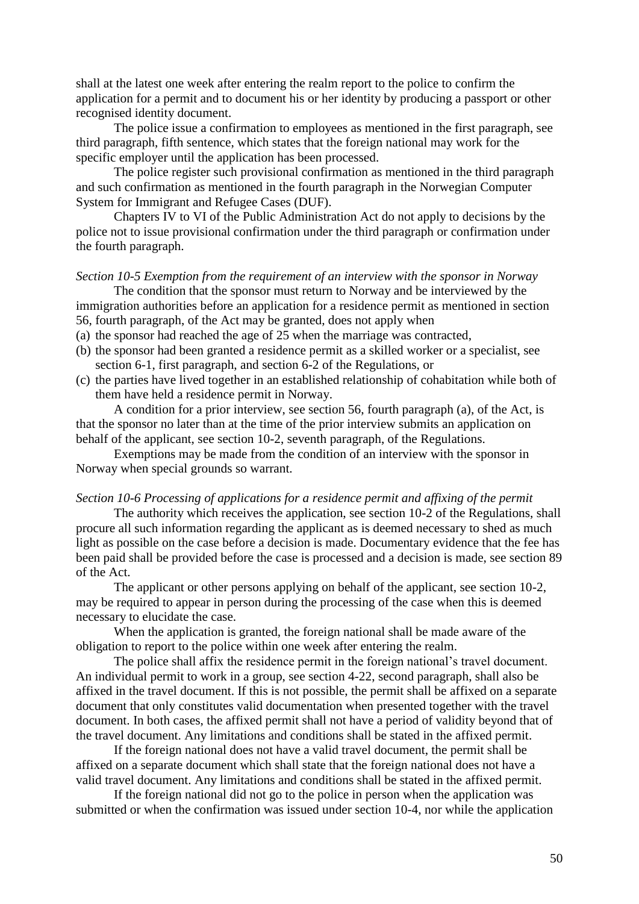shall at the latest one week after entering the realm report to the police to confirm the application for a permit and to document his or her identity by producing a passport or other recognised identity document.

The police issue a confirmation to employees as mentioned in the first paragraph, see third paragraph, fifth sentence, which states that the foreign national may work for the specific employer until the application has been processed.

The police register such provisional confirmation as mentioned in the third paragraph and such confirmation as mentioned in the fourth paragraph in the Norwegian Computer System for Immigrant and Refugee Cases (DUF).

Chapters IV to VI of the Public Administration Act do not apply to decisions by the police not to issue provisional confirmation under the third paragraph or confirmation under the fourth paragraph.

*Section 10-5 Exemption from the requirement of an interview with the sponsor in Norway*

The condition that the sponsor must return to Norway and be interviewed by the immigration authorities before an application for a residence permit as mentioned in section 56, fourth paragraph, of the Act may be granted, does not apply when

(a) the sponsor had reached the age of 25 when the marriage was contracted,
(b) the sponsor had been granted a residence permit as a skilled worker or a specialist, see section 6-1, first paragraph, and section 6-2 of the Regulations, or
(c) the parties have lived together in an established relationship of cohabitation while both of them have held a residence permit in Norway.

A condition for a prior interview, see section 56, fourth paragraph (a), of the Act, is that the sponsor no later than at the time of the prior interview submits an application on behalf of the applicant, see section 10-2, seventh paragraph, of the Regulations.

Exemptions may be made from the condition of an interview with the sponsor in Norway when special grounds so warrant.

*Section 10-6 Processing of applications for a residence permit and affixing of the permit*

The authority which receives the application, see section 10-2 of the Regulations, shall procure all such information regarding the applicant as is deemed necessary to shed as much light as possible on the case before a decision is made. Documentary evidence that the fee has been paid shall be provided before the case is processed and a decision is made, see section 89 of the Act.

The applicant or other persons applying on behalf of the applicant, see section 10-2, may be required to appear in person during the processing of the case when this is deemed necessary to elucidate the case.

When the application is granted, the foreign national shall be made aware of the obligation to report to the police within one week after entering the realm.

The police shall affix the residence permit in the foreign national's travel document. An individual permit to work in a group, see section 4-22, second paragraph, shall also be affixed in the travel document. If this is not possible, the permit shall be affixed on a separate document that only constitutes valid documentation when presented together with the travel document. In both cases, the affixed permit shall not have a period of validity beyond that of the travel document. Any limitations and conditions shall be stated in the affixed permit.

If the foreign national does not have a valid travel document, the permit shall be affixed on a separate document which shall state that the foreign national does not have a valid travel document. Any limitations and conditions shall be stated in the affixed permit.

If the foreign national did not go to the police in person when the application was submitted or when the confirmation was issued under section 10-4, nor while the application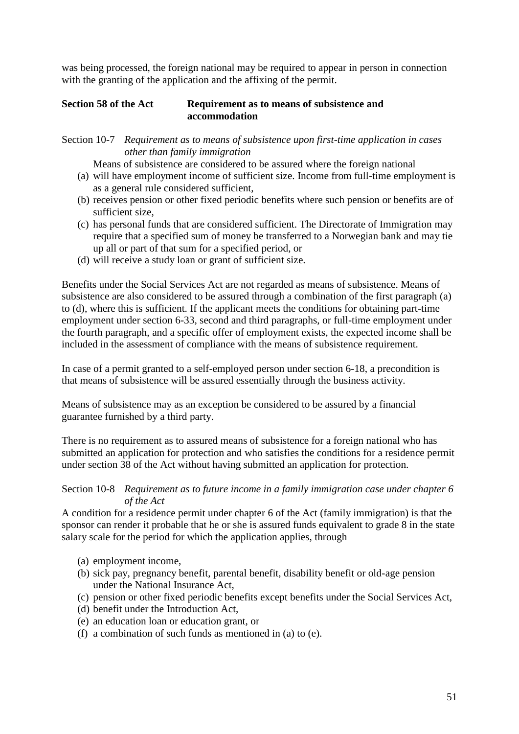was being processed, the foreign national may be required to appear in person in connection with the granting of the application and the affixing of the permit.

### Section 58 of the Act — Requirement as to means of subsistence and accommodation

Section 10-7 *Requirement as to means of subsistence upon first-time application in cases other than family immigration*

Means of subsistence are considered to be assured where the foreign national

(a) will have employment income of sufficient size. Income from full-time employment is as a general rule considered sufficient,
(b) receives pension or other fixed periodic benefits where such pension or benefits are of sufficient size,
(c) has personal funds that are considered sufficient. The Directorate of Immigration may require that a specified sum of money be transferred to a Norwegian bank and may tie up all or part of that sum for a specified period, or
(d) will receive a study loan or grant of sufficient size.

Benefits under the Social Services Act are not regarded as means of subsistence. Means of subsistence are also considered to be assured through a combination of the first paragraph (a) to (d), where this is sufficient. If the applicant meets the conditions for obtaining part-time employment under section 6-33, second and third paragraphs, or full-time employment under the fourth paragraph, and a specific offer of employment exists, the expected income shall be included in the assessment of compliance with the means of subsistence requirement.

In case of a permit granted to a self-employed person under section 6-18, a precondition is that means of subsistence will be assured essentially through the business activity.

Means of subsistence may as an exception be considered to be assured by a financial guarantee furnished by a third party.

There is no requirement as to assured means of subsistence for a foreign national who has submitted an application for protection and who satisfies the conditions for a residence permit under section 38 of the Act without having submitted an application for protection.

Section 10-8 *Requirement as to future income in a family immigration case under chapter 6 of the Act*

A condition for a residence permit under chapter 6 of the Act (family immigration) is that the sponsor can render it probable that he or she is assured funds equivalent to grade 8 in the state salary scale for the period for which the application applies, through

(a) employment income,
(b) sick pay, pregnancy benefit, parental benefit, disability benefit or old-age pension under the National Insurance Act,
(c) pension or other fixed periodic benefits except benefits under the Social Services Act,
(d) benefit under the Introduction Act,
(e) an education loan or education grant, or
(f) a combination of such funds as mentioned in (a) to (e).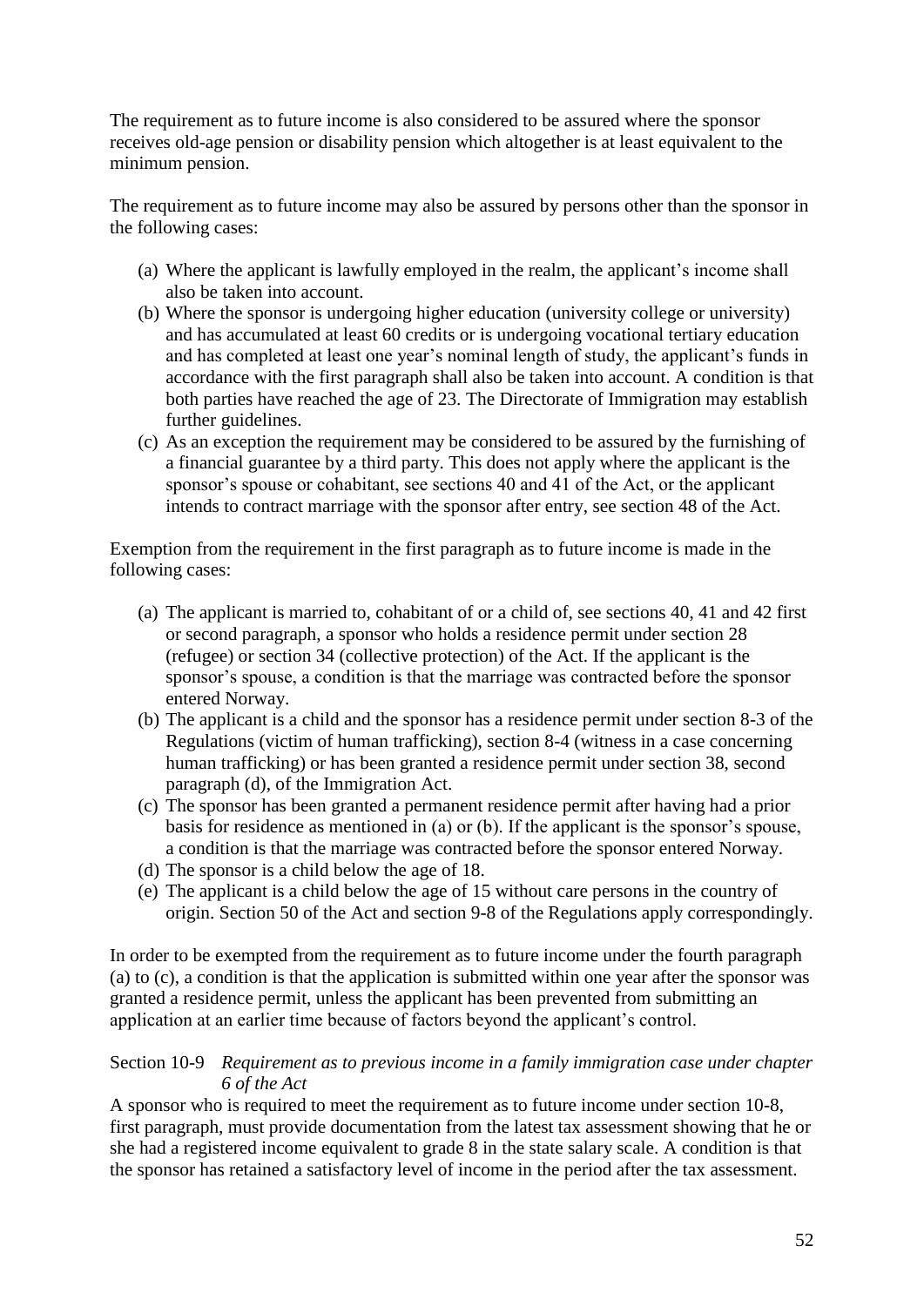The requirement as to future income is also considered to be assured where the sponsor receives old-age pension or disability pension which altogether is at least equivalent to the minimum pension.

The requirement as to future income may also be assured by persons other than the sponsor in the following cases:

(a) Where the applicant is lawfully employed in the realm, the applicant's income shall also be taken into account.
(b) Where the sponsor is undergoing higher education (university college or university) and has accumulated at least 60 credits or is undergoing vocational tertiary education and has completed at least one year's nominal length of study, the applicant's funds in accordance with the first paragraph shall also be taken into account. A condition is that both parties have reached the age of 23. The Directorate of Immigration may establish further guidelines.
(c) As an exception the requirement may be considered to be assured by the furnishing of a financial guarantee by a third party. This does not apply where the applicant is the sponsor's spouse or cohabitant, see sections 40 and 41 of the Act, or the applicant intends to contract marriage with the sponsor after entry, see section 48 of the Act.

Exemption from the requirement in the first paragraph as to future income is made in the following cases:

(a) The applicant is married to, cohabitant of or a child of, see sections 40, 41 and 42 first or second paragraph, a sponsor who holds a residence permit under section 28 (refugee) or section 34 (collective protection) of the Act. If the applicant is the sponsor's spouse, a condition is that the marriage was contracted before the sponsor entered Norway.
(b) The applicant is a child and the sponsor has a residence permit under section 8-3 of the Regulations (victim of human trafficking), section 8-4 (witness in a case concerning human trafficking) or has been granted a residence permit under section 38, second paragraph (d), of the Immigration Act.
(c) The sponsor has been granted a permanent residence permit after having had a prior basis for residence as mentioned in (a) or (b). If the applicant is the sponsor's spouse, a condition is that the marriage was contracted before the sponsor entered Norway.
(d) The sponsor is a child below the age of 18.
(e) The applicant is a child below the age of 15 without care persons in the country of origin. Section 50 of the Act and section 9-8 of the Regulations apply correspondingly.

In order to be exempted from the requirement as to future income under the fourth paragraph (a) to (c), a condition is that the application is submitted within one year after the sponsor was granted a residence permit, unless the applicant has been prevented from submitting an application at an earlier time because of factors beyond the applicant's control.

Section 10-9 *Requirement as to previous income in a family immigration case under chapter 6 of the Act*

A sponsor who is required to meet the requirement as to future income under section 10-8, first paragraph, must provide documentation from the latest tax assessment showing that he or she had a registered income equivalent to grade 8 in the state salary scale. A condition is that the sponsor has retained a satisfactory level of income in the period after the tax assessment.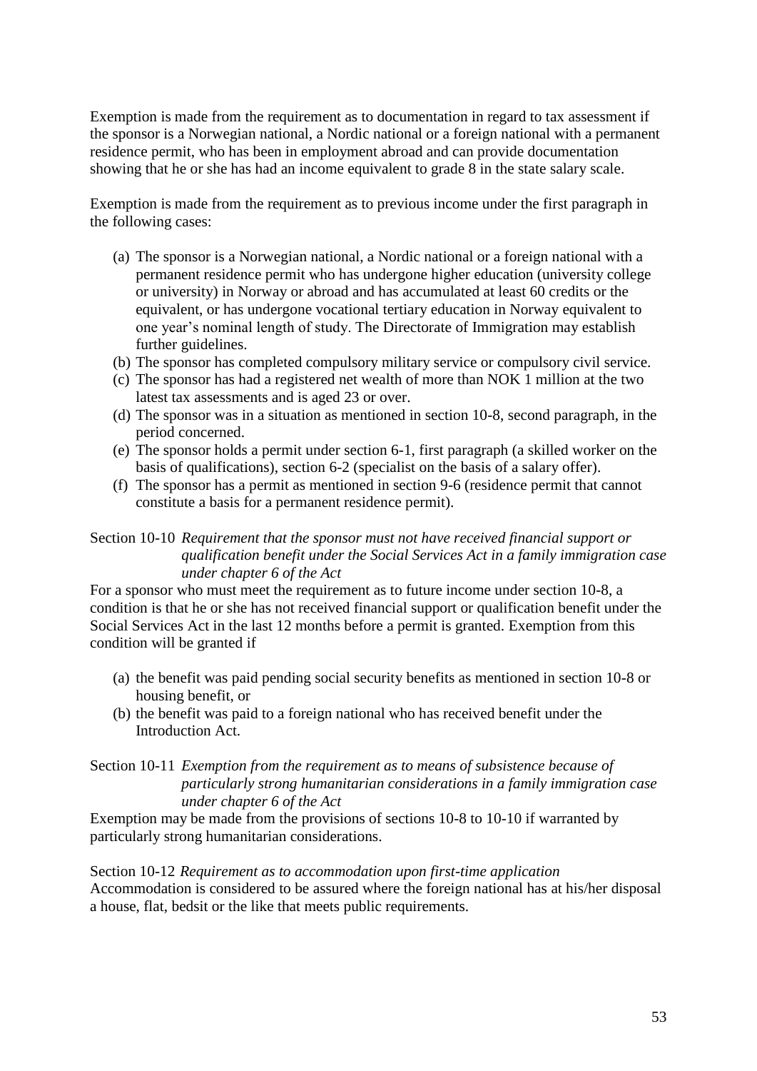Exemption is made from the requirement as to documentation in regard to tax assessment if the sponsor is a Norwegian national, a Nordic national or a foreign national with a permanent residence permit, who has been in employment abroad and can provide documentation showing that he or she has had an income equivalent to grade 8 in the state salary scale.

Exemption is made from the requirement as to previous income under the first paragraph in the following cases:

(a) The sponsor is a Norwegian national, a Nordic national or a foreign national with a permanent residence permit who has undergone higher education (university college or university) in Norway or abroad and has accumulated at least 60 credits or the equivalent, or has undergone vocational tertiary education in Norway equivalent to one year's nominal length of study. The Directorate of Immigration may establish further guidelines.
(b) The sponsor has completed compulsory military service or compulsory civil service.
(c) The sponsor has had a registered net wealth of more than NOK 1 million at the two latest tax assessments and is aged 23 or over.
(d) The sponsor was in a situation as mentioned in section 10-8, second paragraph, in the period concerned.
(e) The sponsor holds a permit under section 6-1, first paragraph (a skilled worker on the basis of qualifications), section 6-2 (specialist on the basis of a salary offer).
(f) The sponsor has a permit as mentioned in section 9-6 (residence permit that cannot constitute a basis for a permanent residence permit).

Section 10-10 *Requirement that the sponsor must not have received financial support or qualification benefit under the Social Services Act in a family immigration case under chapter 6 of the Act*

For a sponsor who must meet the requirement as to future income under section 10-8, a condition is that he or she has not received financial support or qualification benefit under the Social Services Act in the last 12 months before a permit is granted. Exemption from this condition will be granted if

(a) the benefit was paid pending social security benefits as mentioned in section 10-8 or housing benefit, or
(b) the benefit was paid to a foreign national who has received benefit under the Introduction Act.

Section 10-11 *Exemption from the requirement as to means of subsistence because of particularly strong humanitarian considerations in a family immigration case under chapter 6 of the Act*

Exemption may be made from the provisions of sections 10-8 to 10-10 if warranted by particularly strong humanitarian considerations.

Section 10-12 *Requirement as to accommodation upon first-time application*

Accommodation is considered to be assured where the foreign national has at his/her disposal a house, flat, bedsit or the like that meets public requirements.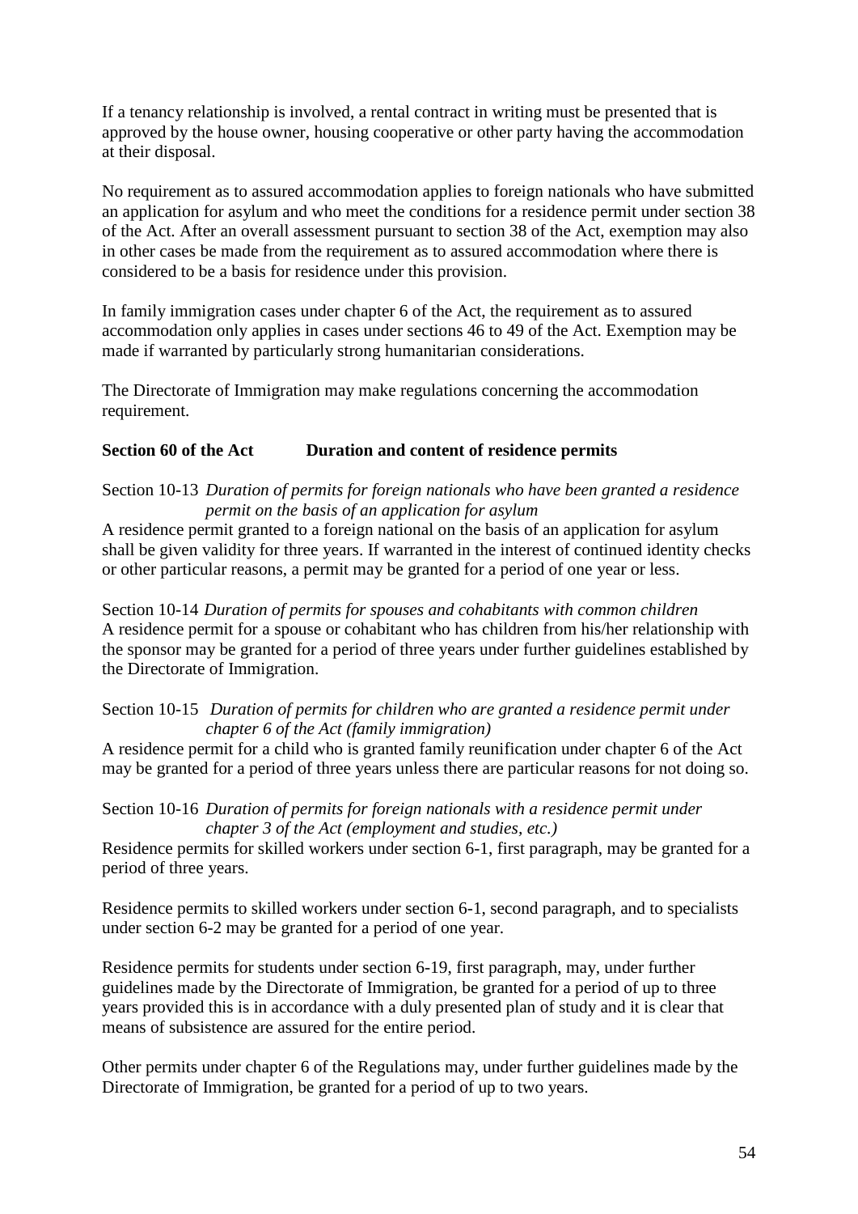If a tenancy relationship is involved, a rental contract in writing must be presented that is approved by the house owner, housing cooperative or other party having the accommodation at their disposal.

No requirement as to assured accommodation applies to foreign nationals who have submitted an application for asylum and who meet the conditions for a residence permit under section 38 of the Act. After an overall assessment pursuant to section 38 of the Act, exemption may also in other cases be made from the requirement as to assured accommodation where there is considered to be a basis for residence under this provision.

In family immigration cases under chapter 6 of the Act, the requirement as to assured accommodation only applies in cases under sections 46 to 49 of the Act. Exemption may be made if warranted by particularly strong humanitarian considerations.

The Directorate of Immigration may make regulations concerning the accommodation requirement.

**Section 60 of the Act Duration and content of residence permits**

Section 10-13 *Duration of permits for foreign nationals who have been granted a residence permit on the basis of an application for asylum*

A residence permit granted to a foreign national on the basis of an application for asylum shall be given validity for three years. If warranted in the interest of continued identity checks or other particular reasons, a permit may be granted for a period of one year or less.

Section 10-14 *Duration of permits for spouses and cohabitants with common children*

A residence permit for a spouse or cohabitant who has children from his/her relationship with the sponsor may be granted for a period of three years under further guidelines established by the Directorate of Immigration.

Section 10-15 *Duration of permits for children who are granted a residence permit under chapter 6 of the Act (family immigration)*

A residence permit for a child who is granted family reunification under chapter 6 of the Act may be granted for a period of three years unless there are particular reasons for not doing so.

Section 10-16 *Duration of permits for foreign nationals with a residence permit under chapter 3 of the Act (employment and studies, etc.)*

Residence permits for skilled workers under section 6-1, first paragraph, may be granted for a period of three years.

Residence permits to skilled workers under section 6-1, second paragraph, and to specialists under section 6-2 may be granted for a period of one year.

Residence permits for students under section 6-19, first paragraph, may, under further guidelines made by the Directorate of Immigration, be granted for a period of up to three years provided this is in accordance with a duly presented plan of study and it is clear that means of subsistence are assured for the entire period.

Other permits under chapter 6 of the Regulations may, under further guidelines made by the Directorate of Immigration, be granted for a period of up to two years.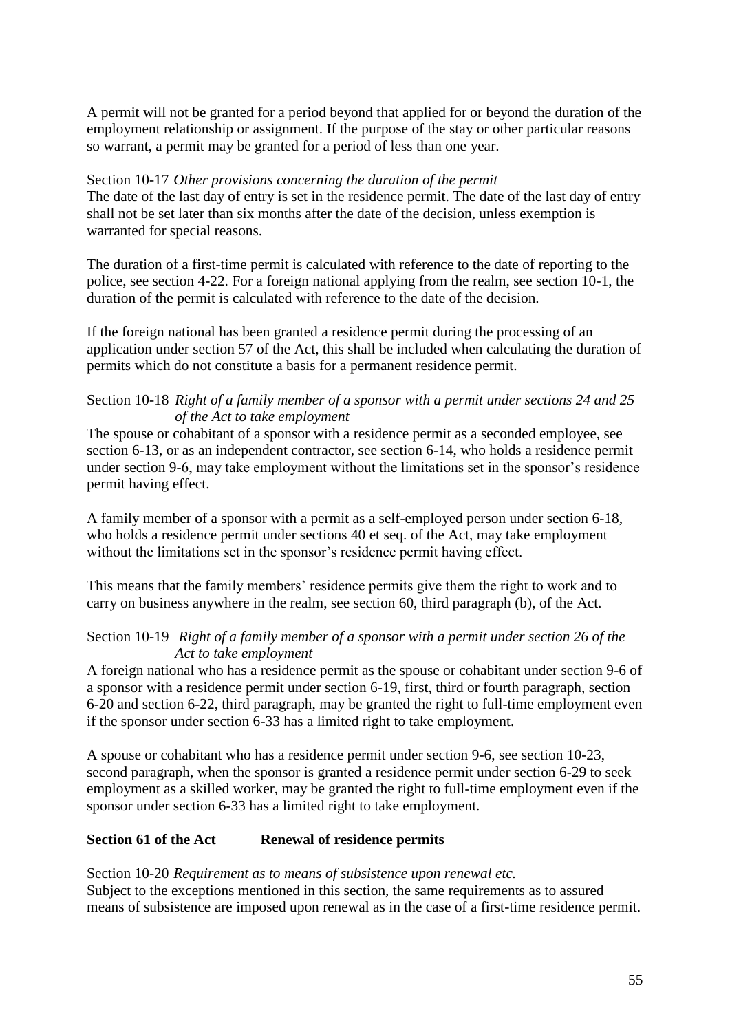A permit will not be granted for a period beyond that applied for or beyond the duration of the employment relationship or assignment. If the purpose of the stay or other particular reasons so warrant, a permit may be granted for a period of less than one year.

Section 10-17 *Other provisions concerning the duration of the permit*
The date of the last day of entry is set in the residence permit. The date of the last day of entry shall not be set later than six months after the date of the decision, unless exemption is warranted for special reasons.

The duration of a first-time permit is calculated with reference to the date of reporting to the police, see section 4-22. For a foreign national applying from the realm, see section 10-1, the duration of the permit is calculated with reference to the date of the decision.

If the foreign national has been granted a residence permit during the processing of an application under section 57 of the Act, this shall be included when calculating the duration of permits which do not constitute a basis for a permanent residence permit.

Section 10-18 *Right of a family member of a sponsor with a permit under sections 24 and 25 of the Act to take employment*
The spouse or cohabitant of a sponsor with a residence permit as a seconded employee, see section 6-13, or as an independent contractor, see section 6-14, who holds a residence permit under section 9-6, may take employment without the limitations set in the sponsor's residence permit having effect.

A family member of a sponsor with a permit as a self-employed person under section 6-18, who holds a residence permit under sections 40 et seq. of the Act, may take employment without the limitations set in the sponsor's residence permit having effect.

This means that the family members' residence permits give them the right to work and to carry on business anywhere in the realm, see section 60, third paragraph (b), of the Act.

Section 10-19 *Right of a family member of a sponsor with a permit under section 26 of the Act to take employment*
A foreign national who has a residence permit as the spouse or cohabitant under section 9-6 of a sponsor with a residence permit under section 6-19, first, third or fourth paragraph, section 6-20 and section 6-22, third paragraph, may be granted the right to full-time employment even if the sponsor under section 6-33 has a limited right to take employment.

A spouse or cohabitant who has a residence permit under section 9-6, see section 10-23, second paragraph, when the sponsor is granted a residence permit under section 6-29 to seek employment as a skilled worker, may be granted the right to full-time employment even if the sponsor under section 6-33 has a limited right to take employment.

## Section 61 of the Act Renewal of residence permits

Section 10-20 *Requirement as to means of subsistence upon renewal etc.*
Subject to the exceptions mentioned in this section, the same requirements as to assured means of subsistence are imposed upon renewal as in the case of a first-time residence permit.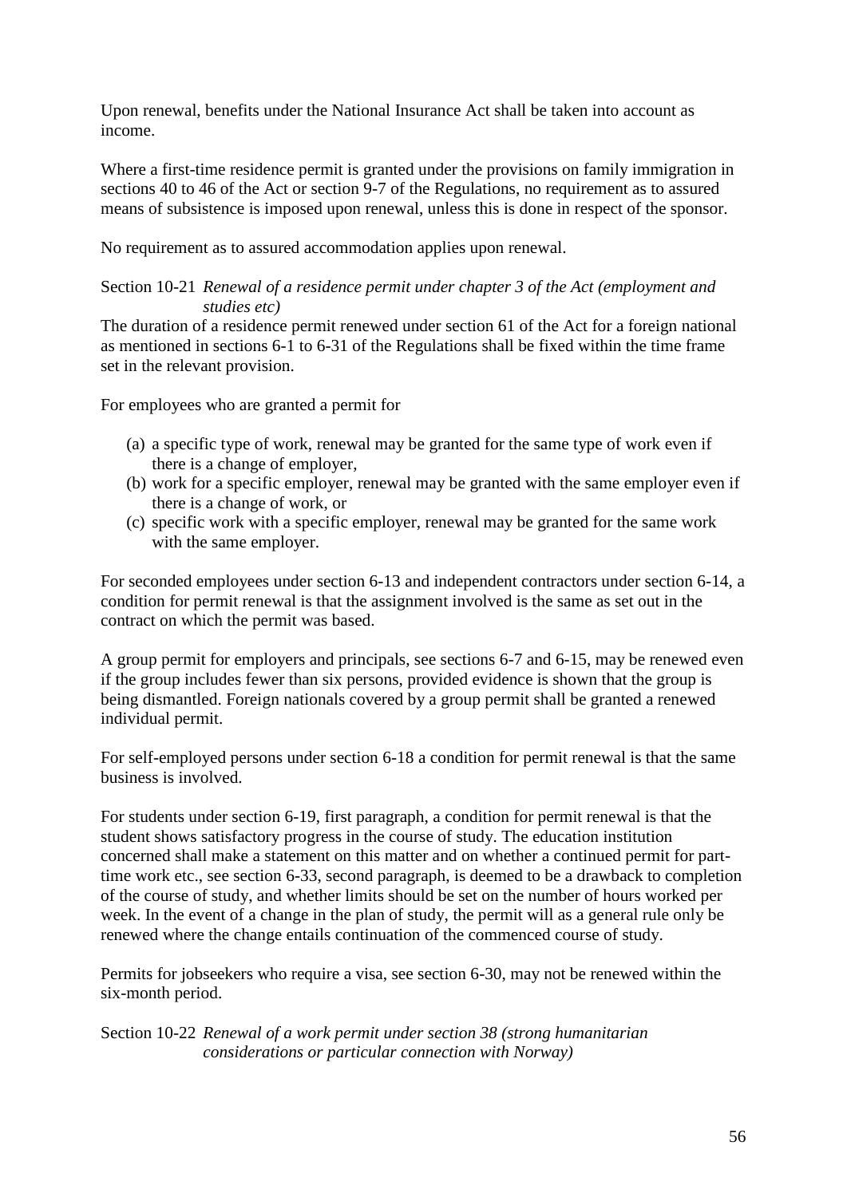Upon renewal, benefits under the National Insurance Act shall be taken into account as income.

Where a first-time residence permit is granted under the provisions on family immigration in sections 40 to 46 of the Act or section 9-7 of the Regulations, no requirement as to assured means of subsistence is imposed upon renewal, unless this is done in respect of the sponsor.

No requirement as to assured accommodation applies upon renewal.

Section 10-21 *Renewal of a residence permit under chapter 3 of the Act (employment and studies etc)*

The duration of a residence permit renewed under section 61 of the Act for a foreign national as mentioned in sections 6-1 to 6-31 of the Regulations shall be fixed within the time frame set in the relevant provision.

For employees who are granted a permit for

(a) a specific type of work, renewal may be granted for the same type of work even if there is a change of employer,
(b) work for a specific employer, renewal may be granted with the same employer even if there is a change of work, or
(c) specific work with a specific employer, renewal may be granted for the same work with the same employer.

For seconded employees under section 6-13 and independent contractors under section 6-14, a condition for permit renewal is that the assignment involved is the same as set out in the contract on which the permit was based.

A group permit for employers and principals, see sections 6-7 and 6-15, may be renewed even if the group includes fewer than six persons, provided evidence is shown that the group is being dismantled. Foreign nationals covered by a group permit shall be granted a renewed individual permit.

For self-employed persons under section 6-18 a condition for permit renewal is that the same business is involved.

For students under section 6-19, first paragraph, a condition for permit renewal is that the student shows satisfactory progress in the course of study. The education institution concerned shall make a statement on this matter and on whether a continued permit for part-time work etc., see section 6-33, second paragraph, is deemed to be a drawback to completion of the course of study, and whether limits should be set on the number of hours worked per week. In the event of a change in the plan of study, the permit will as a general rule only be renewed where the change entails continuation of the commenced course of study.

Permits for jobseekers who require a visa, see section 6-30, may not be renewed within the six-month period.

Section 10-22 *Renewal of a work permit under section 38 (strong humanitarian considerations or particular connection with Norway)*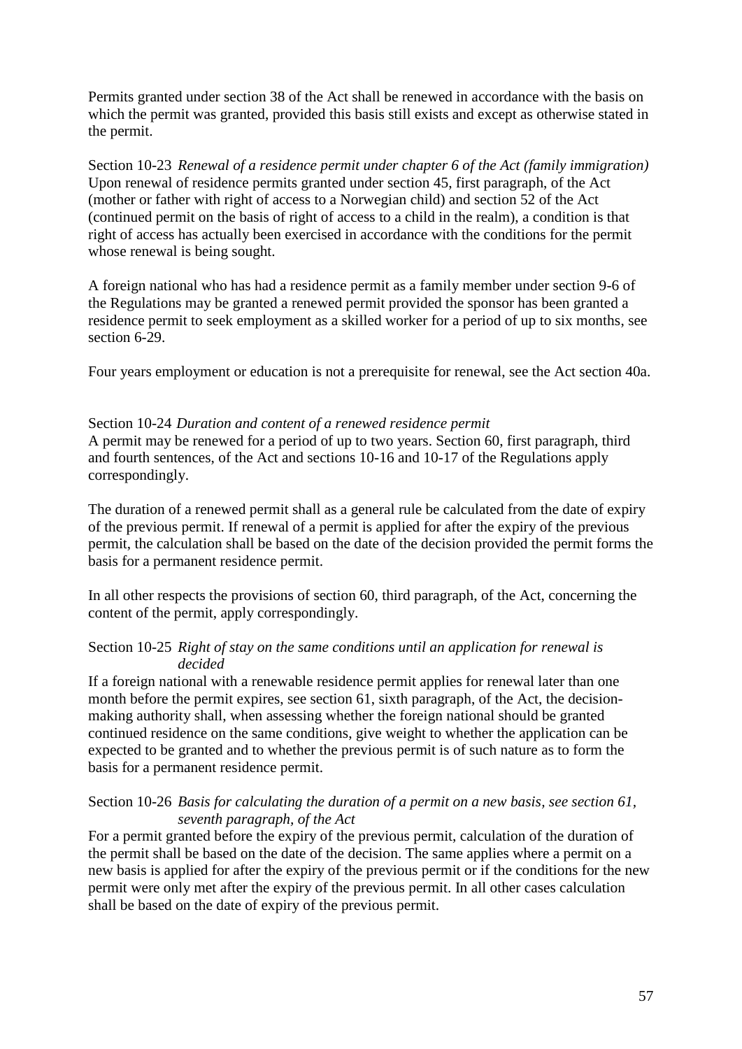Permits granted under section 38 of the Act shall be renewed in accordance with the basis on which the permit was granted, provided this basis still exists and except as otherwise stated in the permit.

Section 10-23 *Renewal of a residence permit under chapter 6 of the Act (family immigration)*
Upon renewal of residence permits granted under section 45, first paragraph, of the Act (mother or father with right of access to a Norwegian child) and section 52 of the Act (continued permit on the basis of right of access to a child in the realm), a condition is that right of access has actually been exercised in accordance with the conditions for the permit whose renewal is being sought.

A foreign national who has had a residence permit as a family member under section 9-6 of the Regulations may be granted a renewed permit provided the sponsor has been granted a residence permit to seek employment as a skilled worker for a period of up to six months, see section 6-29.

Four years employment or education is not a prerequisite for renewal, see the Act section 40a.

Section 10-24 *Duration and content of a renewed residence permit*
A permit may be renewed for a period of up to two years. Section 60, first paragraph, third and fourth sentences, of the Act and sections 10-16 and 10-17 of the Regulations apply correspondingly.

The duration of a renewed permit shall as a general rule be calculated from the date of expiry of the previous permit. If renewal of a permit is applied for after the expiry of the previous permit, the calculation shall be based on the date of the decision provided the permit forms the basis for a permanent residence permit.

In all other respects the provisions of section 60, third paragraph, of the Act, concerning the content of the permit, apply correspondingly.

Section 10-25 *Right of stay on the same conditions until an application for renewal is decided*
If a foreign national with a renewable residence permit applies for renewal later than one month before the permit expires, see section 61, sixth paragraph, of the Act, the decision-making authority shall, when assessing whether the foreign national should be granted continued residence on the same conditions, give weight to whether the application can be expected to be granted and to whether the previous permit is of such nature as to form the basis for a permanent residence permit.

Section 10-26 *Basis for calculating the duration of a permit on a new basis, see section 61, seventh paragraph, of the Act*
For a permit granted before the expiry of the previous permit, calculation of the duration of the permit shall be based on the date of the decision. The same applies where a permit on a new basis is applied for after the expiry of the previous permit or if the conditions for the new permit were only met after the expiry of the previous permit. In all other cases calculation shall be based on the date of expiry of the previous permit.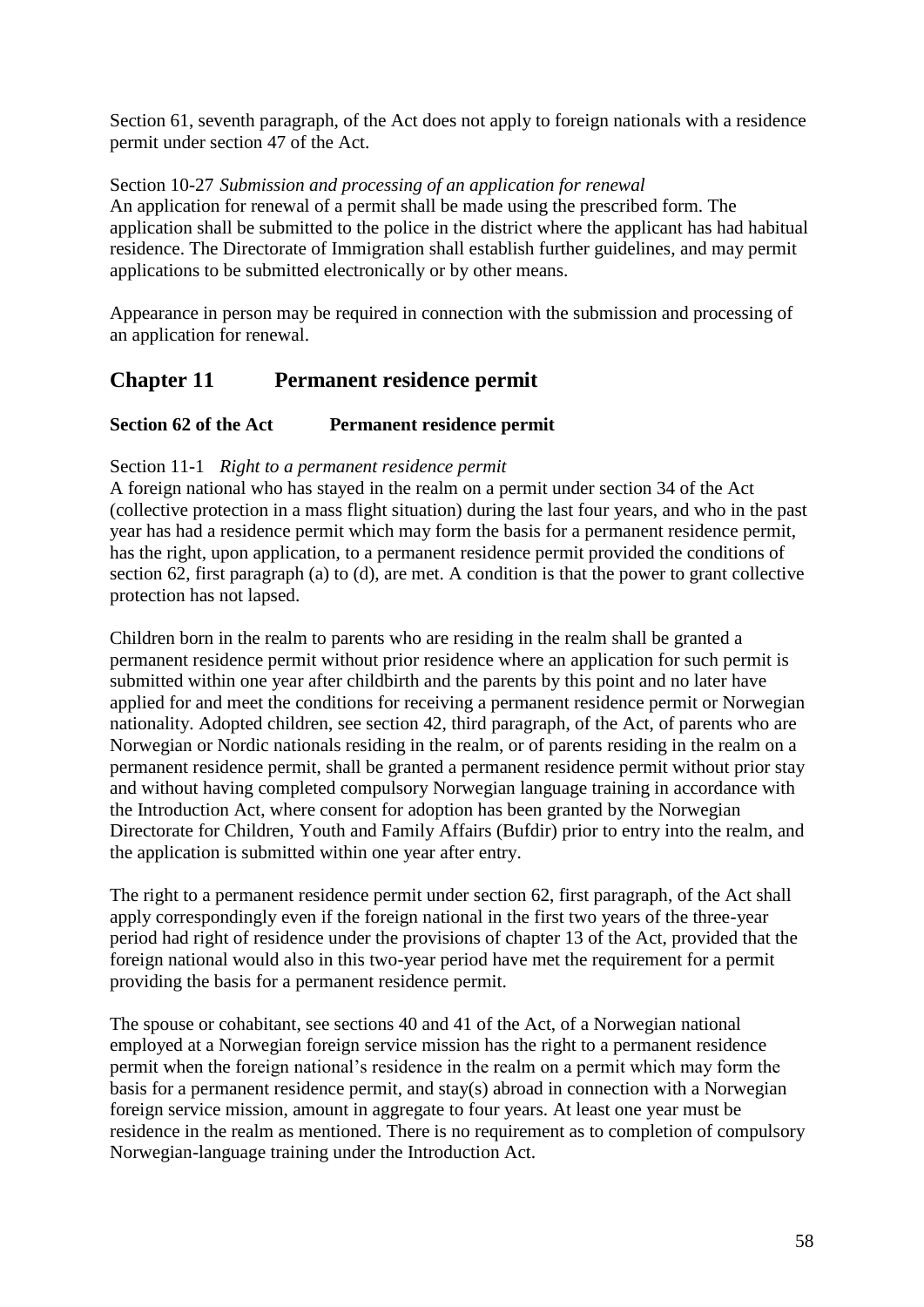Section 61, seventh paragraph, of the Act does not apply to foreign nationals with a residence permit under section 47 of the Act.

Section 10-27 *Submission and processing of an application for renewal*
An application for renewal of a permit shall be made using the prescribed form. The application shall be submitted to the police in the district where the applicant has had habitual residence. The Directorate of Immigration shall establish further guidelines, and may permit applications to be submitted electronically or by other means.

Appearance in person may be required in connection with the submission and processing of an application for renewal.

## Chapter 11 Permanent residence permit

### Section 62 of the Act Permanent residence permit

Section 11-1 *Right to a permanent residence permit*
A foreign national who has stayed in the realm on a permit under section 34 of the Act (collective protection in a mass flight situation) during the last four years, and who in the past year has had a residence permit which may form the basis for a permanent residence permit, has the right, upon application, to a permanent residence permit provided the conditions of section 62, first paragraph (a) to (d), are met. A condition is that the power to grant collective protection has not lapsed.

Children born in the realm to parents who are residing in the realm shall be granted a permanent residence permit without prior residence where an application for such permit is submitted within one year after childbirth and the parents by this point and no later have applied for and meet the conditions for receiving a permanent residence permit or Norwegian nationality. Adopted children, see section 42, third paragraph, of the Act, of parents who are Norwegian or Nordic nationals residing in the realm, or of parents residing in the realm on a permanent residence permit, shall be granted a permanent residence permit without prior stay and without having completed compulsory Norwegian language training in accordance with the Introduction Act, where consent for adoption has been granted by the Norwegian Directorate for Children, Youth and Family Affairs (Bufdir) prior to entry into the realm, and the application is submitted within one year after entry.

The right to a permanent residence permit under section 62, first paragraph, of the Act shall apply correspondingly even if the foreign national in the first two years of the three-year period had right of residence under the provisions of chapter 13 of the Act, provided that the foreign national would also in this two-year period have met the requirement for a permit providing the basis for a permanent residence permit.

The spouse or cohabitant, see sections 40 and 41 of the Act, of a Norwegian national employed at a Norwegian foreign service mission has the right to a permanent residence permit when the foreign national's residence in the realm on a permit which may form the basis for a permanent residence permit, and stay(s) abroad in connection with a Norwegian foreign service mission, amount in aggregate to four years. At least one year must be residence in the realm as mentioned. There is no requirement as to completion of compulsory Norwegian-language training under the Introduction Act.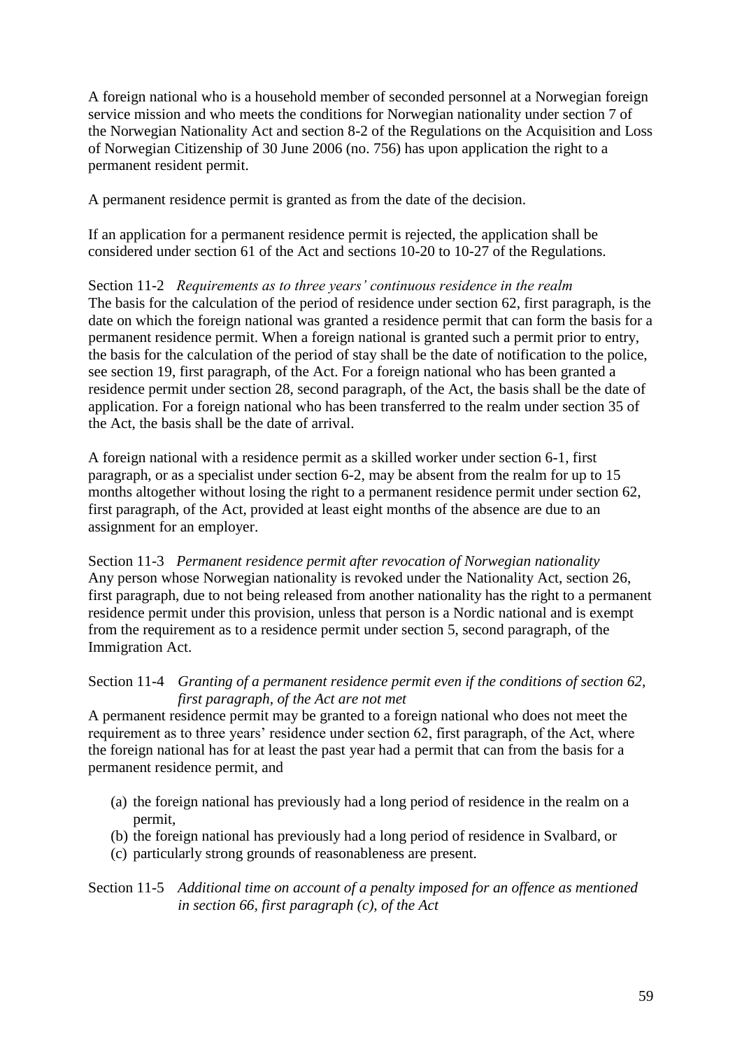A foreign national who is a household member of seconded personnel at a Norwegian foreign service mission and who meets the conditions for Norwegian nationality under section 7 of the Norwegian Nationality Act and section 8-2 of the Regulations on the Acquisition and Loss of Norwegian Citizenship of 30 June 2006 (no. 756) has upon application the right to a permanent resident permit.

A permanent residence permit is granted as from the date of the decision.

If an application for a permanent residence permit is rejected, the application shall be considered under section 61 of the Act and sections 10-20 to 10-27 of the Regulations.

Section 11-2 *Requirements as to three years' continuous residence in the realm*

The basis for the calculation of the period of residence under section 62, first paragraph, is the date on which the foreign national was granted a residence permit that can form the basis for a permanent residence permit. When a foreign national is granted such a permit prior to entry, the basis for the calculation of the period of stay shall be the date of notification to the police, see section 19, first paragraph, of the Act. For a foreign national who has been granted a residence permit under section 28, second paragraph, of the Act, the basis shall be the date of application. For a foreign national who has been transferred to the realm under section 35 of the Act, the basis shall be the date of arrival.

A foreign national with a residence permit as a skilled worker under section 6-1, first paragraph, or as a specialist under section 6-2, may be absent from the realm for up to 15 months altogether without losing the right to a permanent residence permit under section 62, first paragraph, of the Act, provided at least eight months of the absence are due to an assignment for an employer.

Section 11-3 *Permanent residence permit after revocation of Norwegian nationality*

Any person whose Norwegian nationality is revoked under the Nationality Act, section 26, first paragraph, due to not being released from another nationality has the right to a permanent residence permit under this provision, unless that person is a Nordic national and is exempt from the requirement as to a residence permit under section 5, second paragraph, of the Immigration Act.

Section 11-4 *Granting of a permanent residence permit even if the conditions of section 62, first paragraph, of the Act are not met*

A permanent residence permit may be granted to a foreign national who does not meet the requirement as to three years' residence under section 62, first paragraph, of the Act, where the foreign national has for at least the past year had a permit that can from the basis for a permanent residence permit, and

(a) the foreign national has previously had a long period of residence in the realm on a permit,
(b) the foreign national has previously had a long period of residence in Svalbard, or
(c) particularly strong grounds of reasonableness are present.

Section 11-5 *Additional time on account of a penalty imposed for an offence as mentioned in section 66, first paragraph (c), of the Act*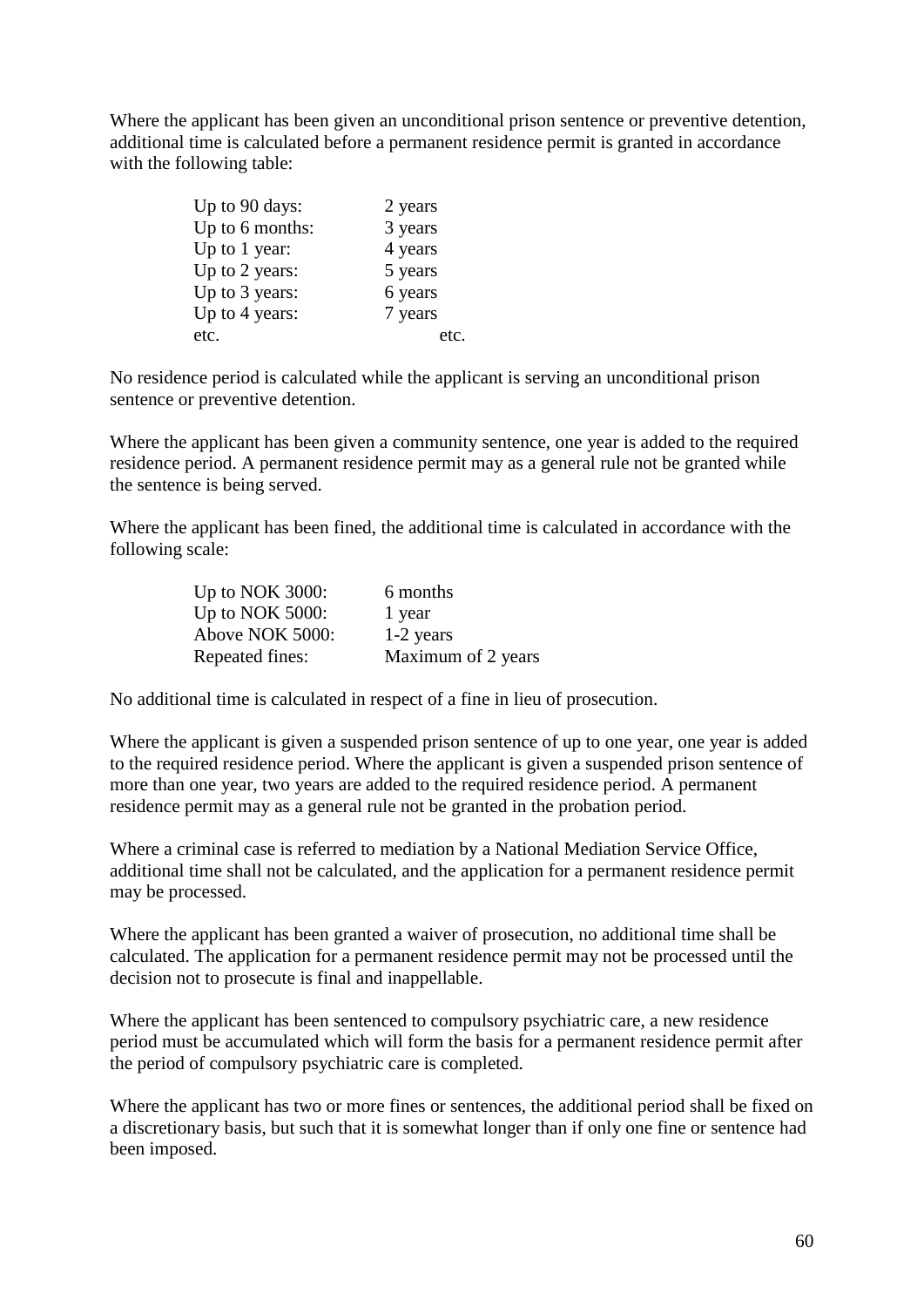Where the applicant has been given an unconditional prison sentence or preventive detention, additional time is calculated before a permanent residence permit is granted in accordance with the following table:

| | |
|---|---|
| Up to 90 days: | 2 years |
| Up to 6 months: | 3 years |
| Up to 1 year: | 4 years |
| Up to 2 years: | 5 years |
| Up to 3 years: | 6 years |
| Up to 4 years: | 7 years |
| etc. | etc. |

No residence period is calculated while the applicant is serving an unconditional prison sentence or preventive detention.

Where the applicant has been given a community sentence, one year is added to the required residence period. A permanent residence permit may as a general rule not be granted while the sentence is being served.

Where the applicant has been fined, the additional time is calculated in accordance with the following scale:

| | |
|---|---|
| Up to NOK 3000: | 6 months |
| Up to NOK 5000: | 1 year |
| Above NOK 5000: | 1-2 years |
| Repeated fines: | Maximum of 2 years |

No additional time is calculated in respect of a fine in lieu of prosecution.

Where the applicant is given a suspended prison sentence of up to one year, one year is added to the required residence period. Where the applicant is given a suspended prison sentence of more than one year, two years are added to the required residence period. A permanent residence permit may as a general rule not be granted in the probation period.

Where a criminal case is referred to mediation by a National Mediation Service Office, additional time shall not be calculated, and the application for a permanent residence permit may be processed.

Where the applicant has been granted a waiver of prosecution, no additional time shall be calculated. The application for a permanent residence permit may not be processed until the decision not to prosecute is final and inappellable.

Where the applicant has been sentenced to compulsory psychiatric care, a new residence period must be accumulated which will form the basis for a permanent residence permit after the period of compulsory psychiatric care is completed.

Where the applicant has two or more fines or sentences, the additional period shall be fixed on a discretionary basis, but such that it is somewhat longer than if only one fine or sentence had been imposed.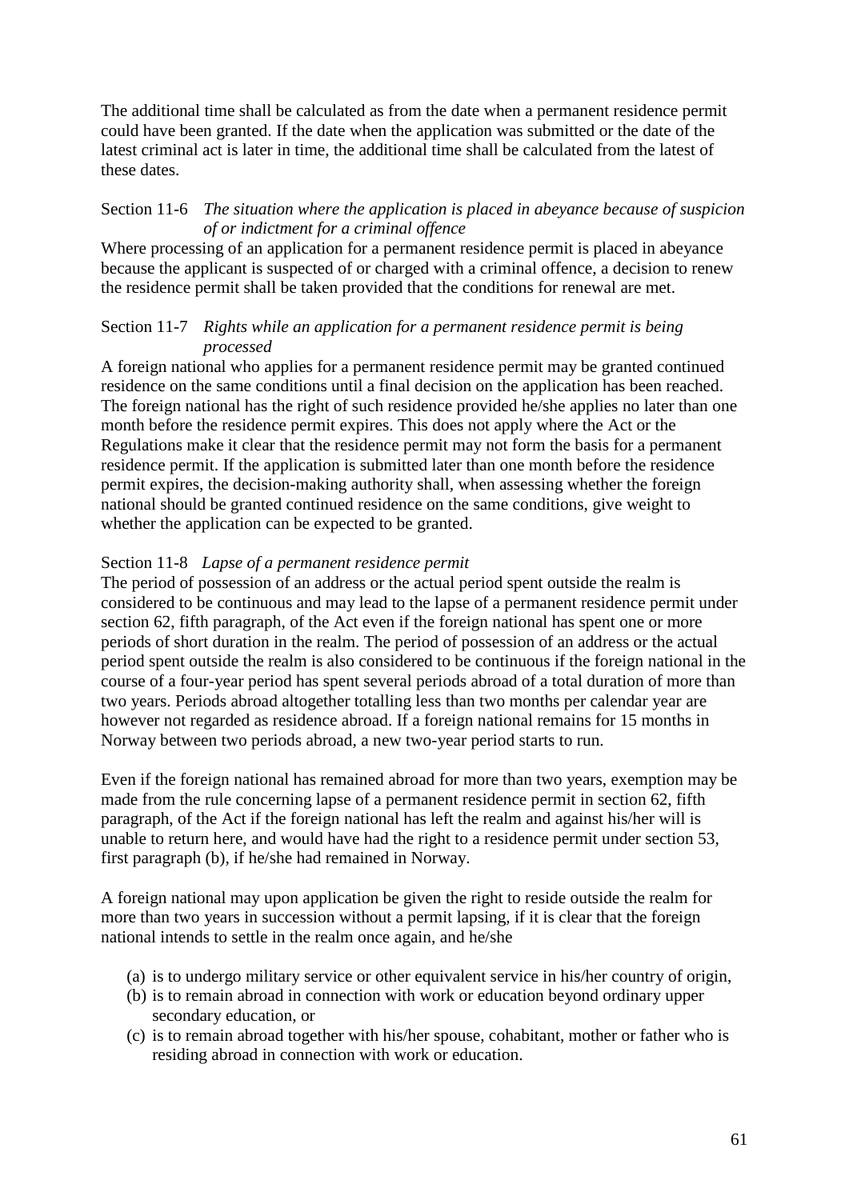The additional time shall be calculated as from the date when a permanent residence permit could have been granted. If the date when the application was submitted or the date of the latest criminal act is later in time, the additional time shall be calculated from the latest of these dates.

### Section 11-6 *The situation where the application is placed in abeyance because of suspicion of or indictment for a criminal offence*

Where processing of an application for a permanent residence permit is placed in abeyance because the applicant is suspected of or charged with a criminal offence, a decision to renew the residence permit shall be taken provided that the conditions for renewal are met.

### Section 11-7 *Rights while an application for a permanent residence permit is being processed*

A foreign national who applies for a permanent residence permit may be granted continued residence on the same conditions until a final decision on the application has been reached. The foreign national has the right of such residence provided he/she applies no later than one month before the residence permit expires. This does not apply where the Act or the Regulations make it clear that the residence permit may not form the basis for a permanent residence permit. If the application is submitted later than one month before the residence permit expires, the decision-making authority shall, when assessing whether the foreign national should be granted continued residence on the same conditions, give weight to whether the application can be expected to be granted.

### Section 11-8 *Lapse of a permanent residence permit*

The period of possession of an address or the actual period spent outside the realm is considered to be continuous and may lead to the lapse of a permanent residence permit under section 62, fifth paragraph, of the Act even if the foreign national has spent one or more periods of short duration in the realm. The period of possession of an address or the actual period spent outside the realm is also considered to be continuous if the foreign national in the course of a four-year period has spent several periods abroad of a total duration of more than two years. Periods abroad altogether totalling less than two months per calendar year are however not regarded as residence abroad. If a foreign national remains for 15 months in Norway between two periods abroad, a new two-year period starts to run.

Even if the foreign national has remained abroad for more than two years, exemption may be made from the rule concerning lapse of a permanent residence permit in section 62, fifth paragraph, of the Act if the foreign national has left the realm and against his/her will is unable to return here, and would have had the right to a residence permit under section 53, first paragraph (b), if he/she had remained in Norway.

A foreign national may upon application be given the right to reside outside the realm for more than two years in succession without a permit lapsing, if it is clear that the foreign national intends to settle in the realm once again, and he/she

- (a) is to undergo military service or other equivalent service in his/her country of origin,
- (b) is to remain abroad in connection with work or education beyond ordinary upper secondary education, or
- (c) is to remain abroad together with his/her spouse, cohabitant, mother or father who is residing abroad in connection with work or education.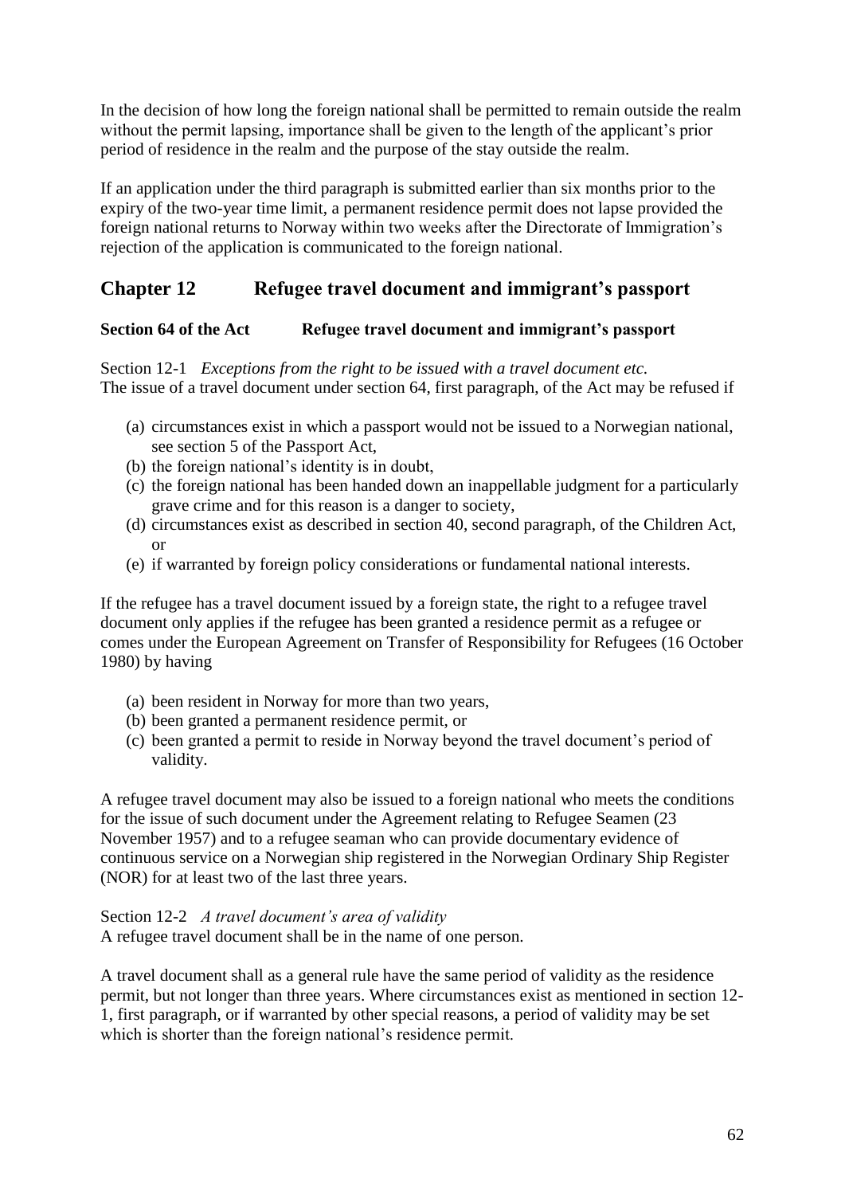In the decision of how long the foreign national shall be permitted to remain outside the realm without the permit lapsing, importance shall be given to the length of the applicant's prior period of residence in the realm and the purpose of the stay outside the realm.

If an application under the third paragraph is submitted earlier than six months prior to the expiry of the two-year time limit, a permanent residence permit does not lapse provided the foreign national returns to Norway within two weeks after the Directorate of Immigration's rejection of the application is communicated to the foreign national.

## Chapter 12 Refugee travel document and immigrant's passport

### Section 64 of the Act Refugee travel document and immigrant's passport

Section 12-1 *Exceptions from the right to be issued with a travel document etc.*
The issue of a travel document under section 64, first paragraph, of the Act may be refused if

(a) circumstances exist in which a passport would not be issued to a Norwegian national, see section 5 of the Passport Act,
(b) the foreign national's identity is in doubt,
(c) the foreign national has been handed down an inappellable judgment for a particularly grave crime and for this reason is a danger to society,
(d) circumstances exist as described in section 40, second paragraph, of the Children Act, or
(e) if warranted by foreign policy considerations or fundamental national interests.

If the refugee has a travel document issued by a foreign state, the right to a refugee travel document only applies if the refugee has been granted a residence permit as a refugee or comes under the European Agreement on Transfer of Responsibility for Refugees (16 October 1980) by having

(a) been resident in Norway for more than two years,
(b) been granted a permanent residence permit, or
(c) been granted a permit to reside in Norway beyond the travel document's period of validity.

A refugee travel document may also be issued to a foreign national who meets the conditions for the issue of such document under the Agreement relating to Refugee Seamen (23 November 1957) and to a refugee seaman who can provide documentary evidence of continuous service on a Norwegian ship registered in the Norwegian Ordinary Ship Register (NOR) for at least two of the last three years.

Section 12-2 *A travel document's area of validity*
A refugee travel document shall be in the name of one person.

A travel document shall as a general rule have the same period of validity as the residence permit, but not longer than three years. Where circumstances exist as mentioned in section 12-1, first paragraph, or if warranted by other special reasons, a period of validity may be set which is shorter than the foreign national's residence permit.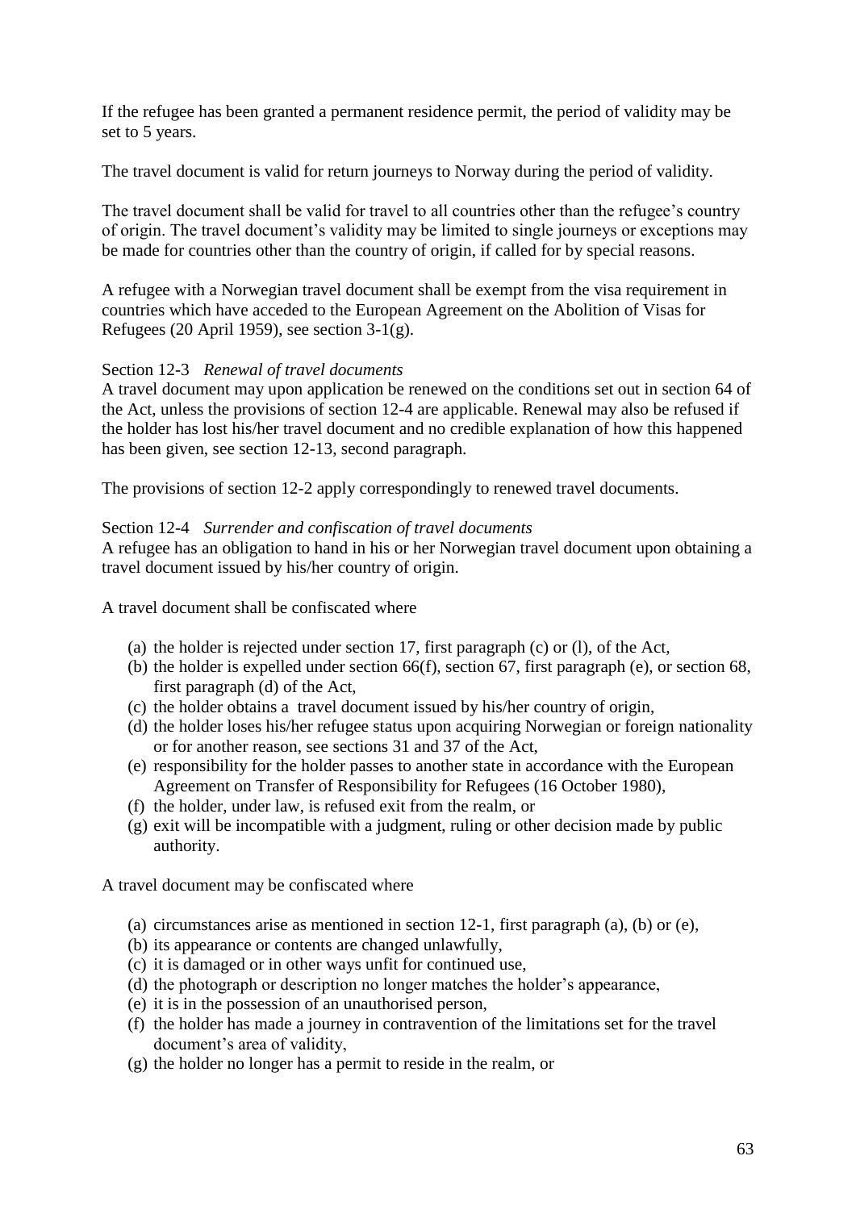If the refugee has been granted a permanent residence permit, the period of validity may be set to 5 years.

The travel document is valid for return journeys to Norway during the period of validity.

The travel document shall be valid for travel to all countries other than the refugee's country of origin. The travel document's validity may be limited to single journeys or exceptions may be made for countries other than the country of origin, if called for by special reasons.

A refugee with a Norwegian travel document shall be exempt from the visa requirement in countries which have acceded to the European Agreement on the Abolition of Visas for Refugees (20 April 1959), see section 3-1(g).

Section 12-3 *Renewal of travel documents*

A travel document may upon application be renewed on the conditions set out in section 64 of the Act, unless the provisions of section 12-4 are applicable. Renewal may also be refused if the holder has lost his/her travel document and no credible explanation of how this happened has been given, see section 12-13, second paragraph.

The provisions of section 12-2 apply correspondingly to renewed travel documents.

Section 12-4 *Surrender and confiscation of travel documents*

A refugee has an obligation to hand in his or her Norwegian travel document upon obtaining a travel document issued by his/her country of origin.

A travel document shall be confiscated where

(a) the holder is rejected under section 17, first paragraph (c) or (l), of the Act,
(b) the holder is expelled under section 66(f), section 67, first paragraph (e), or section 68, first paragraph (d) of the Act,
(c) the holder obtains a travel document issued by his/her country of origin,
(d) the holder loses his/her refugee status upon acquiring Norwegian or foreign nationality or for another reason, see sections 31 and 37 of the Act,
(e) responsibility for the holder passes to another state in accordance with the European Agreement on Transfer of Responsibility for Refugees (16 October 1980),
(f) the holder, under law, is refused exit from the realm, or
(g) exit will be incompatible with a judgment, ruling or other decision made by public authority.

A travel document may be confiscated where

(a) circumstances arise as mentioned in section 12-1, first paragraph (a), (b) or (e),
(b) its appearance or contents are changed unlawfully,
(c) it is damaged or in other ways unfit for continued use,
(d) the photograph or description no longer matches the holder's appearance,
(e) it is in the possession of an unauthorised person,
(f) the holder has made a journey in contravention of the limitations set for the travel document's area of validity,
(g) the holder no longer has a permit to reside in the realm, or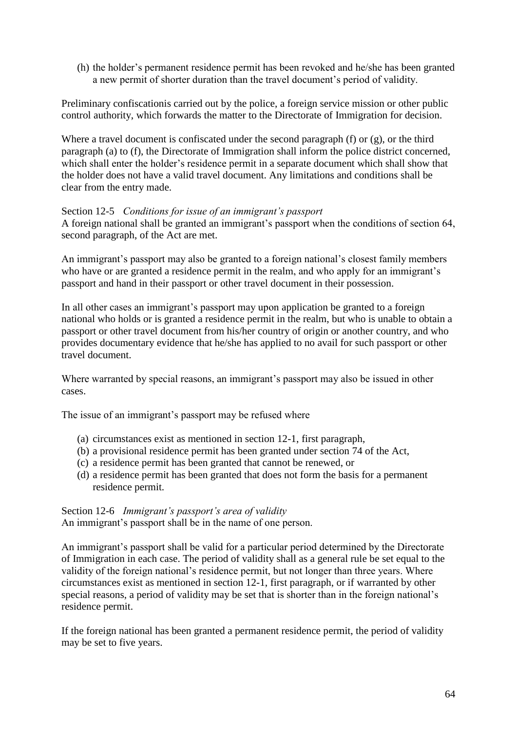(h) the holder's permanent residence permit has been revoked and he/she has been granted a new permit of shorter duration than the travel document's period of validity.

Preliminary confiscationis carried out by the police, a foreign service mission or other public control authority, which forwards the matter to the Directorate of Immigration for decision.

Where a travel document is confiscated under the second paragraph (f) or (g), or the third paragraph (a) to (f), the Directorate of Immigration shall inform the police district concerned, which shall enter the holder's residence permit in a separate document which shall show that the holder does not have a valid travel document. Any limitations and conditions shall be clear from the entry made.

Section 12-5 *Conditions for issue of an immigrant's passport*
A foreign national shall be granted an immigrant's passport when the conditions of section 64, second paragraph, of the Act are met.

An immigrant's passport may also be granted to a foreign national's closest family members who have or are granted a residence permit in the realm, and who apply for an immigrant's passport and hand in their passport or other travel document in their possession.

In all other cases an immigrant's passport may upon application be granted to a foreign national who holds or is granted a residence permit in the realm, but who is unable to obtain a passport or other travel document from his/her country of origin or another country, and who provides documentary evidence that he/she has applied to no avail for such passport or other travel document.

Where warranted by special reasons, an immigrant's passport may also be issued in other cases.

The issue of an immigrant's passport may be refused where

(a) circumstances exist as mentioned in section 12-1, first paragraph,
(b) a provisional residence permit has been granted under section 74 of the Act,
(c) a residence permit has been granted that cannot be renewed, or
(d) a residence permit has been granted that does not form the basis for a permanent residence permit.

Section 12-6 *Immigrant's passport's area of validity*
An immigrant's passport shall be in the name of one person.

An immigrant's passport shall be valid for a particular period determined by the Directorate of Immigration in each case. The period of validity shall as a general rule be set equal to the validity of the foreign national's residence permit, but not longer than three years. Where circumstances exist as mentioned in section 12-1, first paragraph, or if warranted by other special reasons, a period of validity may be set that is shorter than in the foreign national's residence permit.

If the foreign national has been granted a permanent residence permit, the period of validity may be set to five years.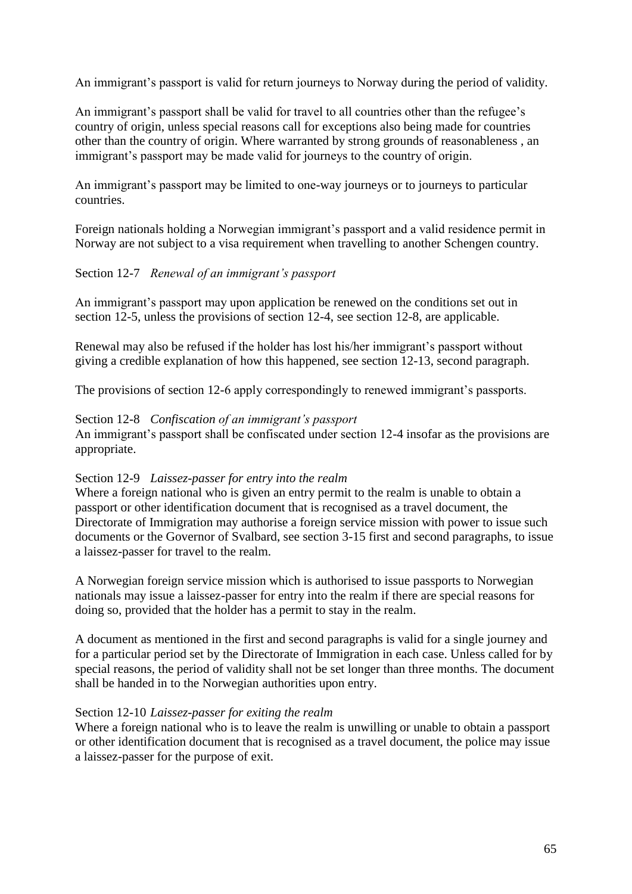An immigrant's passport is valid for return journeys to Norway during the period of validity.

An immigrant's passport shall be valid for travel to all countries other than the refugee's country of origin, unless special reasons call for exceptions also being made for countries other than the country of origin. Where warranted by strong grounds of reasonableness , an immigrant's passport may be made valid for journeys to the country of origin.

An immigrant's passport may be limited to one-way journeys or to journeys to particular countries.

Foreign nationals holding a Norwegian immigrant's passport and a valid residence permit in Norway are not subject to a visa requirement when travelling to another Schengen country.

Section 12-7 *Renewal of an immigrant's passport*

An immigrant's passport may upon application be renewed on the conditions set out in section 12-5, unless the provisions of section 12-4, see section 12-8, are applicable.

Renewal may also be refused if the holder has lost his/her immigrant's passport without giving a credible explanation of how this happened, see section 12-13, second paragraph.

The provisions of section 12-6 apply correspondingly to renewed immigrant's passports.

Section 12-8 *Confiscation of an immigrant's passport*
An immigrant's passport shall be confiscated under section 12-4 insofar as the provisions are appropriate.

Section 12-9 *Laissez-passer for entry into the realm*
Where a foreign national who is given an entry permit to the realm is unable to obtain a passport or other identification document that is recognised as a travel document, the Directorate of Immigration may authorise a foreign service mission with power to issue such documents or the Governor of Svalbard, see section 3-15 first and second paragraphs, to issue a laissez-passer for travel to the realm.

A Norwegian foreign service mission which is authorised to issue passports to Norwegian nationals may issue a laissez-passer for entry into the realm if there are special reasons for doing so, provided that the holder has a permit to stay in the realm.

A document as mentioned in the first and second paragraphs is valid for a single journey and for a particular period set by the Directorate of Immigration in each case. Unless called for by special reasons, the period of validity shall not be set longer than three months. The document shall be handed in to the Norwegian authorities upon entry.

Section 12-10 *Laissez-passer for exiting the realm*
Where a foreign national who is to leave the realm is unwilling or unable to obtain a passport or other identification document that is recognised as a travel document, the police may issue a laissez-passer for the purpose of exit.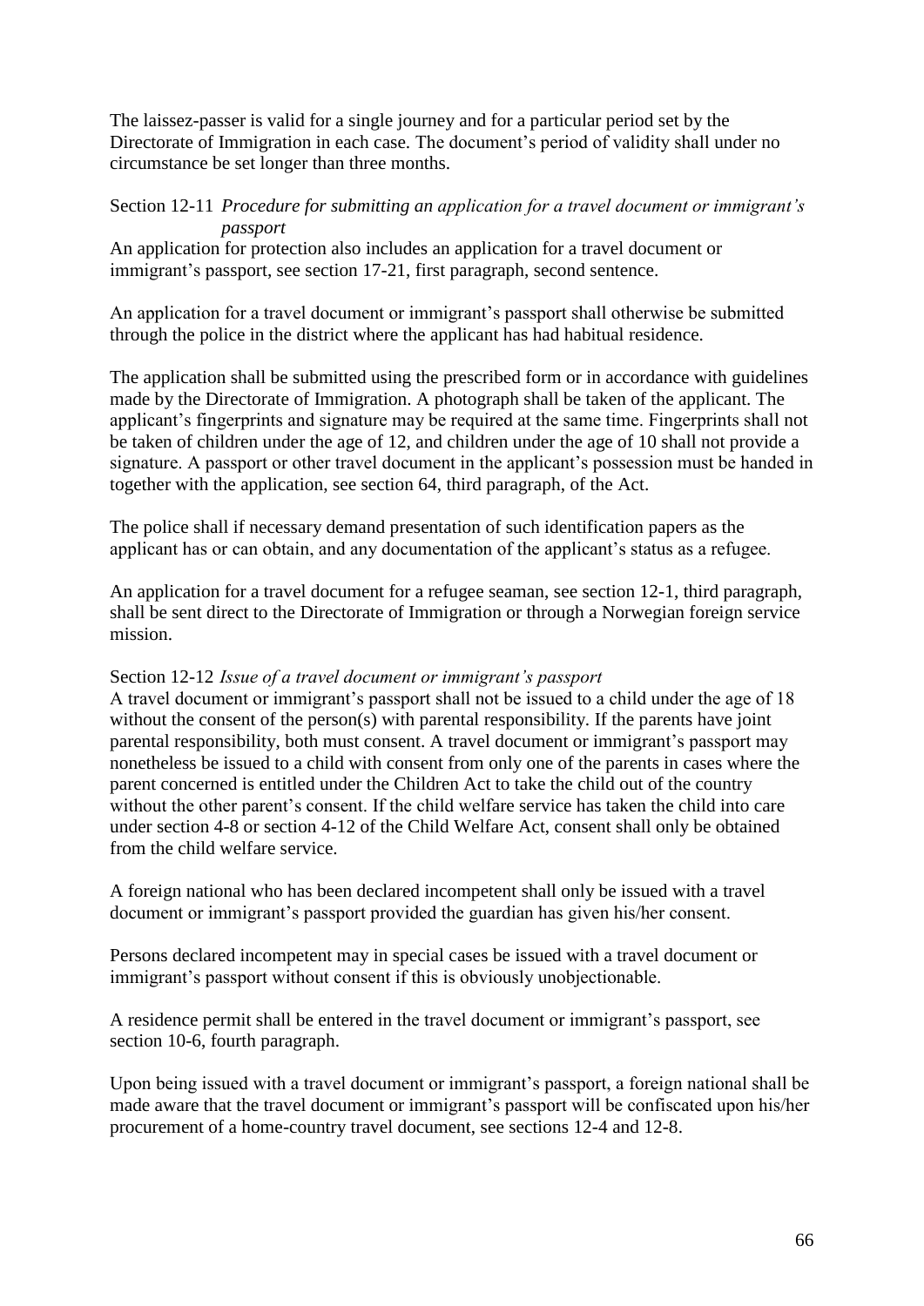The laissez-passer is valid for a single journey and for a particular period set by the Directorate of Immigration in each case. The document's period of validity shall under no circumstance be set longer than three months.

Section 12-11 *Procedure for submitting an application for a travel document or immigrant's passport*

An application for protection also includes an application for a travel document or immigrant's passport, see section 17-21, first paragraph, second sentence.

An application for a travel document or immigrant's passport shall otherwise be submitted through the police in the district where the applicant has had habitual residence.

The application shall be submitted using the prescribed form or in accordance with guidelines made by the Directorate of Immigration. A photograph shall be taken of the applicant. The applicant's fingerprints and signature may be required at the same time. Fingerprints shall not be taken of children under the age of 12, and children under the age of 10 shall not provide a signature. A passport or other travel document in the applicant's possession must be handed in together with the application, see section 64, third paragraph, of the Act.

The police shall if necessary demand presentation of such identification papers as the applicant has or can obtain, and any documentation of the applicant's status as a refugee.

An application for a travel document for a refugee seaman, see section 12-1, third paragraph, shall be sent direct to the Directorate of Immigration or through a Norwegian foreign service mission.

Section 12-12 *Issue of a travel document or immigrant's passport*

A travel document or immigrant's passport shall not be issued to a child under the age of 18 without the consent of the person(s) with parental responsibility. If the parents have joint parental responsibility, both must consent. A travel document or immigrant's passport may nonetheless be issued to a child with consent from only one of the parents in cases where the parent concerned is entitled under the Children Act to take the child out of the country without the other parent's consent. If the child welfare service has taken the child into care under section 4-8 or section 4-12 of the Child Welfare Act, consent shall only be obtained from the child welfare service.

A foreign national who has been declared incompetent shall only be issued with a travel document or immigrant's passport provided the guardian has given his/her consent.

Persons declared incompetent may in special cases be issued with a travel document or immigrant's passport without consent if this is obviously unobjectionable.

A residence permit shall be entered in the travel document or immigrant's passport, see section 10-6, fourth paragraph.

Upon being issued with a travel document or immigrant's passport, a foreign national shall be made aware that the travel document or immigrant's passport will be confiscated upon his/her procurement of a home-country travel document, see sections 12-4 and 12-8.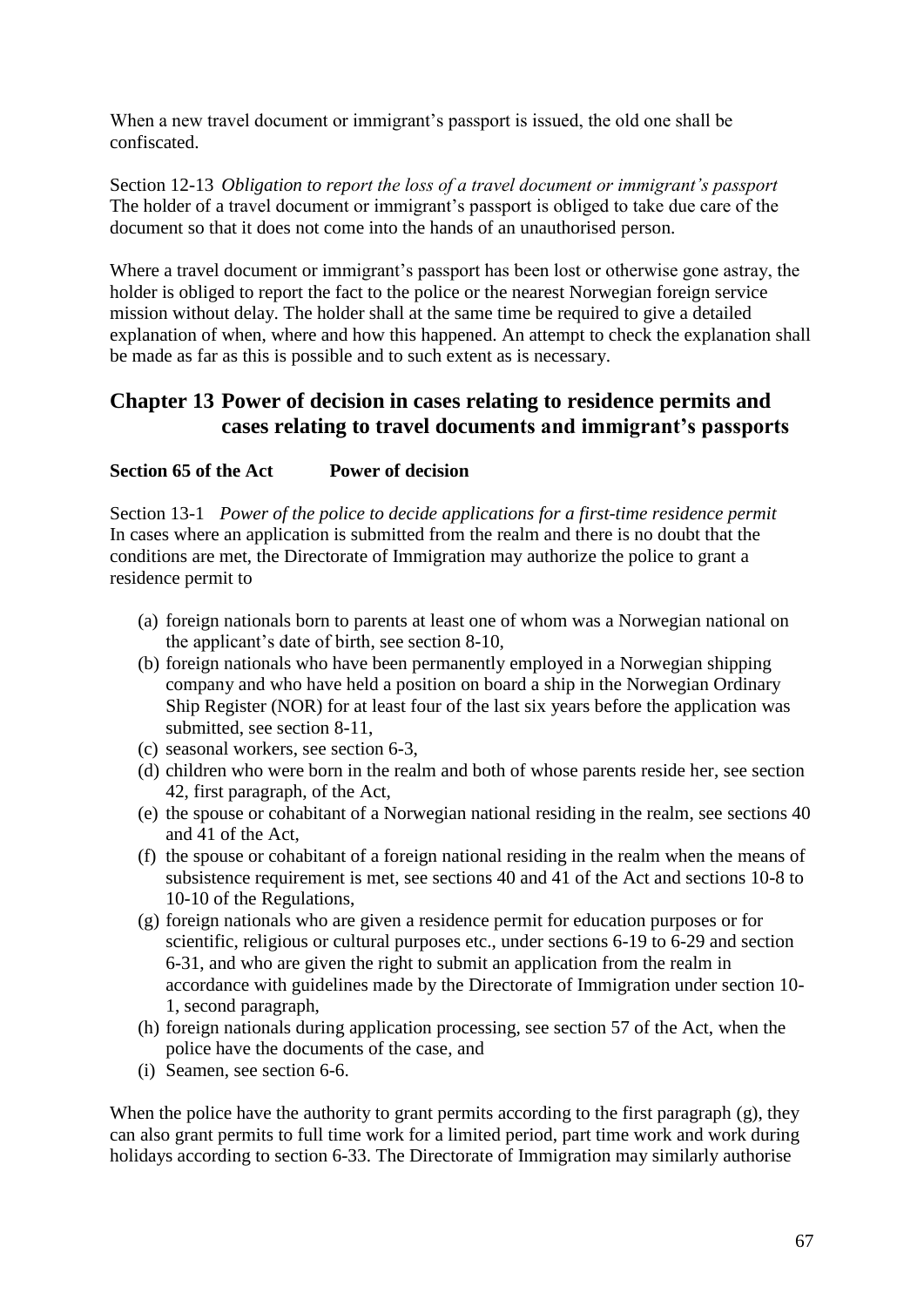When a new travel document or immigrant’s passport is issued, the old one shall be confiscated.

Section 12-13 *Obligation to report the loss of a travel document or immigrant’s passport*
The holder of a travel document or immigrant’s passport is obliged to take due care of the document so that it does not come into the hands of an unauthorised person.

Where a travel document or immigrant’s passport has been lost or otherwise gone astray, the holder is obliged to report the fact to the police or the nearest Norwegian foreign service mission without delay. The holder shall at the same time be required to give a detailed explanation of when, where and how this happened. An attempt to check the explanation shall be made as far as this is possible and to such extent as is necessary.

## Chapter 13 Power of decision in cases relating to residence permits and cases relating to travel documents and immigrant’s passports

**Section 65 of the Act Power of decision**

Section 13-1 *Power of the police to decide applications for a first-time residence permit*
In cases where an application is submitted from the realm and there is no doubt that the conditions are met, the Directorate of Immigration may authorize the police to grant a residence permit to

(a) foreign nationals born to parents at least one of whom was a Norwegian national on the applicant’s date of birth, see section 8-10,
(b) foreign nationals who have been permanently employed in a Norwegian shipping company and who have held a position on board a ship in the Norwegian Ordinary Ship Register (NOR) for at least four of the last six years before the application was submitted, see section 8-11,
(c) seasonal workers, see section 6-3,
(d) children who were born in the realm and both of whose parents reside her, see section 42, first paragraph, of the Act,
(e) the spouse or cohabitant of a Norwegian national residing in the realm, see sections 40 and 41 of the Act,
(f) the spouse or cohabitant of a foreign national residing in the realm when the means of subsistence requirement is met, see sections 40 and 41 of the Act and sections 10-8 to 10-10 of the Regulations,
(g) foreign nationals who are given a residence permit for education purposes or for scientific, religious or cultural purposes etc., under sections 6-19 to 6-29 and section 6-31, and who are given the right to submit an application from the realm in accordance with guidelines made by the Directorate of Immigration under section 10-1, second paragraph,
(h) foreign nationals during application processing, see section 57 of the Act, when the police have the documents of the case, and
(i) Seamen, see section 6-6.

When the police have the authority to grant permits according to the first paragraph (g), they can also grant permits to full time work for a limited period, part time work and work during holidays according to section 6-33. The Directorate of Immigration may similarly authorise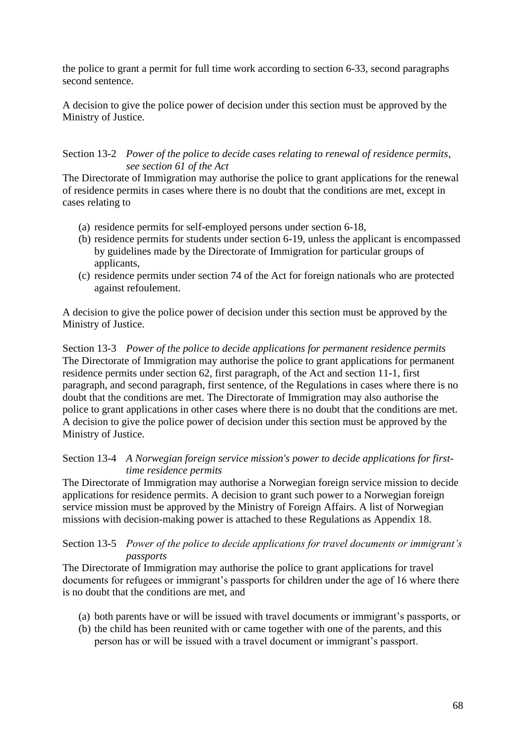the police to grant a permit for full time work according to section 6-33, second paragraphs second sentence.

A decision to give the police power of decision under this section must be approved by the Ministry of Justice.

Section 13-2 *Power of the police to decide cases relating to renewal of residence permits, see section 61 of the Act*

The Directorate of Immigration may authorise the police to grant applications for the renewal of residence permits in cases where there is no doubt that the conditions are met, except in cases relating to

(a) residence permits for self-employed persons under section 6-18,
(b) residence permits for students under section 6-19, unless the applicant is encompassed by guidelines made by the Directorate of Immigration for particular groups of applicants,
(c) residence permits under section 74 of the Act for foreign nationals who are protected against refoulement.

A decision to give the police power of decision under this section must be approved by the Ministry of Justice.

Section 13-3 *Power of the police to decide applications for permanent residence permits*

The Directorate of Immigration may authorise the police to grant applications for permanent residence permits under section 62, first paragraph, of the Act and section 11-1, first paragraph, and second paragraph, first sentence, of the Regulations in cases where there is no doubt that the conditions are met. The Directorate of Immigration may also authorise the police to grant applications in other cases where there is no doubt that the conditions are met. A decision to give the police power of decision under this section must be approved by the Ministry of Justice.

Section 13-4 *A Norwegian foreign service mission's power to decide applications for first-time residence permits*

The Directorate of Immigration may authorise a Norwegian foreign service mission to decide applications for residence permits. A decision to grant such power to a Norwegian foreign service mission must be approved by the Ministry of Foreign Affairs. A list of Norwegian missions with decision-making power is attached to these Regulations as Appendix 18.

Section 13-5 *Power of the police to decide applications for travel documents or immigrant's passports*

The Directorate of Immigration may authorise the police to grant applications for travel documents for refugees or immigrant's passports for children under the age of 16 where there is no doubt that the conditions are met, and

(a) both parents have or will be issued with travel documents or immigrant's passports, or
(b) the child has been reunited with or came together with one of the parents, and this person has or will be issued with a travel document or immigrant's passport.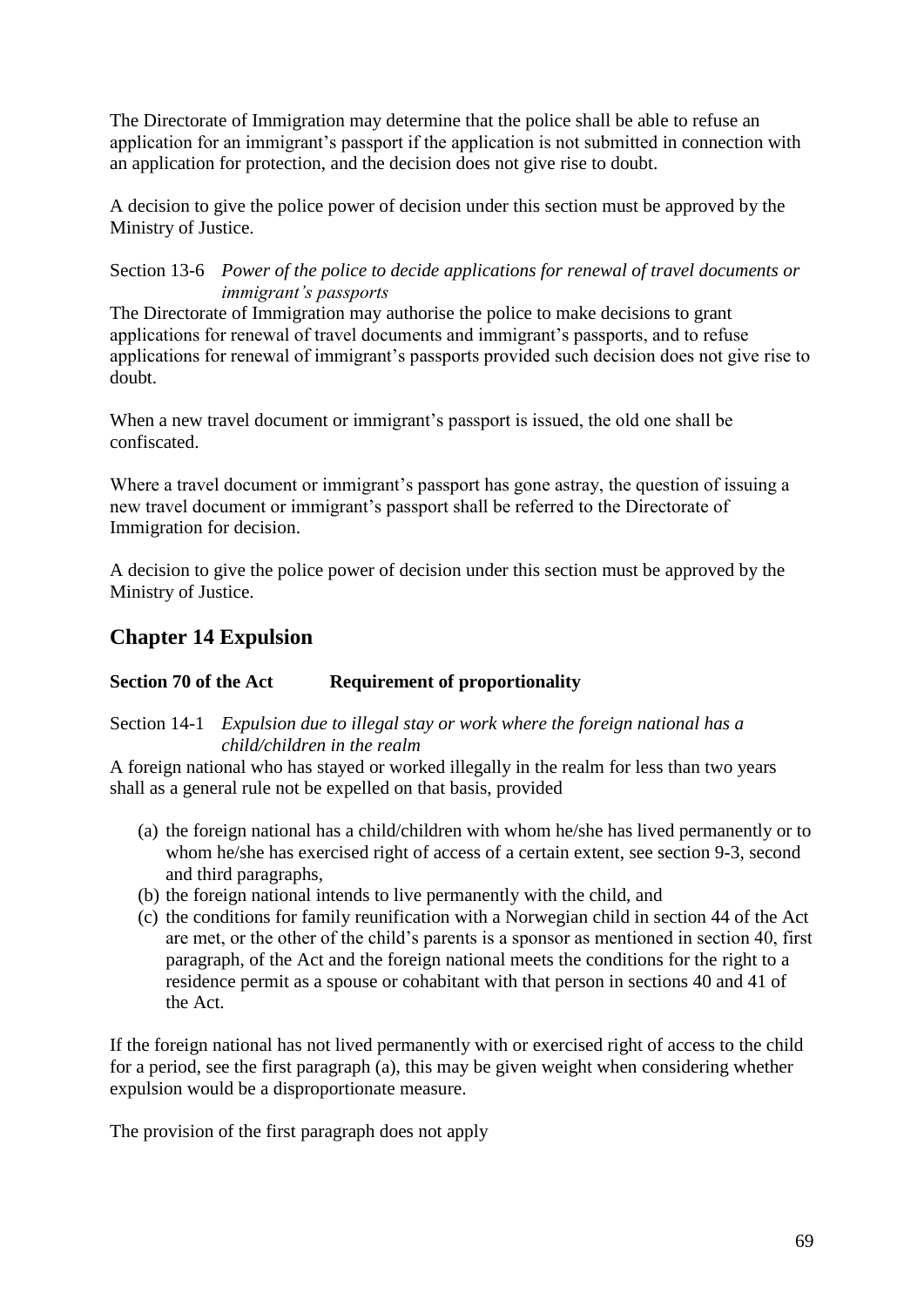The Directorate of Immigration may determine that the police shall be able to refuse an application for an immigrant's passport if the application is not submitted in connection with an application for protection, and the decision does not give rise to doubt.

A decision to give the police power of decision under this section must be approved by the Ministry of Justice.

Section 13-6 *Power of the police to decide applications for renewal of travel documents or immigrant's passports*

The Directorate of Immigration may authorise the police to make decisions to grant applications for renewal of travel documents and immigrant's passports, and to refuse applications for renewal of immigrant's passports provided such decision does not give rise to doubt.

When a new travel document or immigrant's passport is issued, the old one shall be confiscated.

Where a travel document or immigrant's passport has gone astray, the question of issuing a new travel document or immigrant's passport shall be referred to the Directorate of Immigration for decision.

A decision to give the police power of decision under this section must be approved by the Ministry of Justice.

## Chapter 14 Expulsion

**Section 70 of the Act Requirement of proportionality**

Section 14-1 *Expulsion due to illegal stay or work where the foreign national has a child/children in the realm*

A foreign national who has stayed or worked illegally in the realm for less than two years shall as a general rule not be expelled on that basis, provided

(a) the foreign national has a child/children with whom he/she has lived permanently or to whom he/she has exercised right of access of a certain extent, see section 9-3, second and third paragraphs,
(b) the foreign national intends to live permanently with the child, and
(c) the conditions for family reunification with a Norwegian child in section 44 of the Act are met, or the other of the child's parents is a sponsor as mentioned in section 40, first paragraph, of the Act and the foreign national meets the conditions for the right to a residence permit as a spouse or cohabitant with that person in sections 40 and 41 of the Act.

If the foreign national has not lived permanently with or exercised right of access to the child for a period, see the first paragraph (a), this may be given weight when considering whether expulsion would be a disproportionate measure.

The provision of the first paragraph does not apply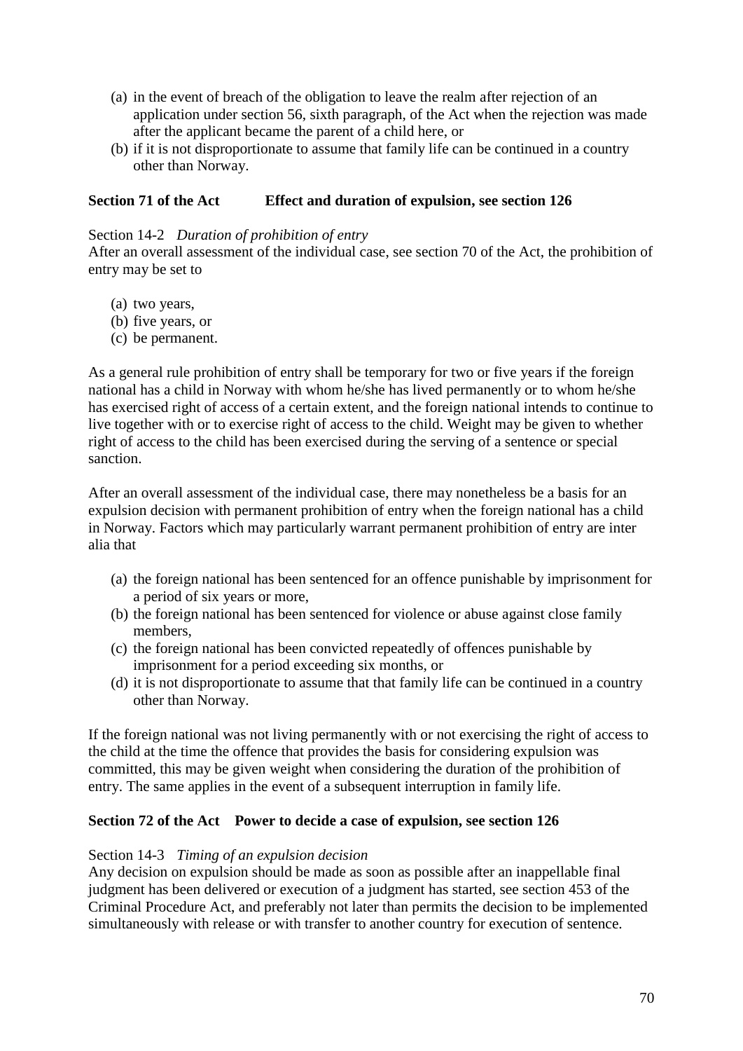(a) in the event of breach of the obligation to leave the realm after rejection of an application under section 56, sixth paragraph, of the Act when the rejection was made after the applicant became the parent of a child here, or
(b) if it is not disproportionate to assume that family life can be continued in a country other than Norway.

**Section 71 of the Act  Effect and duration of expulsion, see section 126**

Section 14-2 *Duration of prohibition of entry*
After an overall assessment of the individual case, see section 70 of the Act, the prohibition of entry may be set to

(a) two years,
(b) five years, or
(c) be permanent.

As a general rule prohibition of entry shall be temporary for two or five years if the foreign national has a child in Norway with whom he/she has lived permanently or to whom he/she has exercised right of access of a certain extent, and the foreign national intends to continue to live together with or to exercise right of access to the child. Weight may be given to whether right of access to the child has been exercised during the serving of a sentence or special sanction.

After an overall assessment of the individual case, there may nonetheless be a basis for an expulsion decision with permanent prohibition of entry when the foreign national has a child in Norway. Factors which may particularly warrant permanent prohibition of entry are inter alia that

(a) the foreign national has been sentenced for an offence punishable by imprisonment for a period of six years or more,
(b) the foreign national has been sentenced for violence or abuse against close family members,
(c) the foreign national has been convicted repeatedly of offences punishable by imprisonment for a period exceeding six months, or
(d) it is not disproportionate to assume that that family life can be continued in a country other than Norway.

If the foreign national was not living permanently with or not exercising the right of access to the child at the time the offence that provides the basis for considering expulsion was committed, this may be given weight when considering the duration of the prohibition of entry. The same applies in the event of a subsequent interruption in family life.

**Section 72 of the Act  Power to decide a case of expulsion, see section 126**

Section 14-3 *Timing of an expulsion decision*
Any decision on expulsion should be made as soon as possible after an inappellable final judgment has been delivered or execution of a judgment has started, see section 453 of the Criminal Procedure Act, and preferably not later than permits the decision to be implemented simultaneously with release or with transfer to another country for execution of sentence.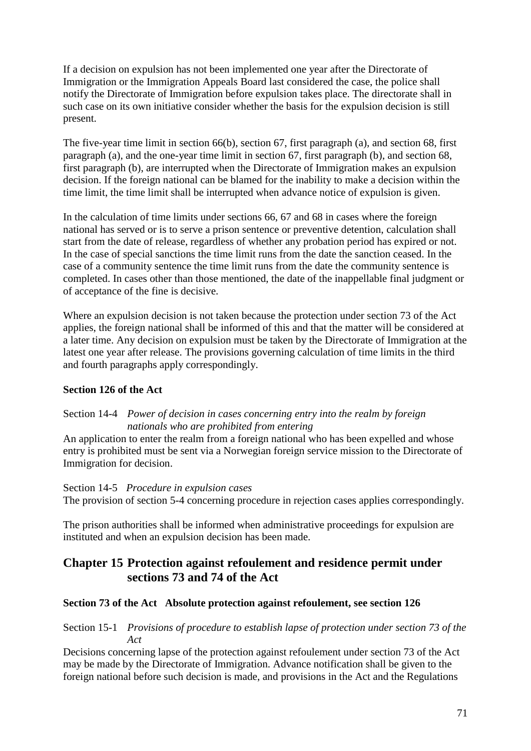If a decision on expulsion has not been implemented one year after the Directorate of Immigration or the Immigration Appeals Board last considered the case, the police shall notify the Directorate of Immigration before expulsion takes place. The directorate shall in such case on its own initiative consider whether the basis for the expulsion decision is still present.

The five-year time limit in section 66(b), section 67, first paragraph (a), and section 68, first paragraph (a), and the one-year time limit in section 67, first paragraph (b), and section 68, first paragraph (b), are interrupted when the Directorate of Immigration makes an expulsion decision. If the foreign national can be blamed for the inability to make a decision within the time limit, the time limit shall be interrupted when advance notice of expulsion is given.

In the calculation of time limits under sections 66, 67 and 68 in cases where the foreign national has served or is to serve a prison sentence or preventive detention, calculation shall start from the date of release, regardless of whether any probation period has expired or not. In the case of special sanctions the time limit runs from the date the sanction ceased. In the case of a community sentence the time limit runs from the date the community sentence is completed. In cases other than those mentioned, the date of the inappellable final judgment or of acceptance of the fine is decisive.

Where an expulsion decision is not taken because the protection under section 73 of the Act applies, the foreign national shall be informed of this and that the matter will be considered at a later time. Any decision on expulsion must be taken by the Directorate of Immigration at the latest one year after release. The provisions governing calculation of time limits in the third and fourth paragraphs apply correspondingly.

**Section 126 of the Act**

Section 14-4 *Power of decision in cases concerning entry into the realm by foreign nationals who are prohibited from entering*

An application to enter the realm from a foreign national who has been expelled and whose entry is prohibited must be sent via a Norwegian foreign service mission to the Directorate of Immigration for decision.

Section 14-5 *Procedure in expulsion cases*

The provision of section 5-4 concerning procedure in rejection cases applies correspondingly.

The prison authorities shall be informed when administrative proceedings for expulsion are instituted and when an expulsion decision has been made.

## Chapter 15 Protection against refoulement and residence permit under sections 73 and 74 of the Act

**Section 73 of the Act Absolute protection against refoulement, see section 126**

Section 15-1 *Provisions of procedure to establish lapse of protection under section 73 of the Act*

Decisions concerning lapse of the protection against refoulement under section 73 of the Act may be made by the Directorate of Immigration. Advance notification shall be given to the foreign national before such decision is made, and provisions in the Act and the Regulations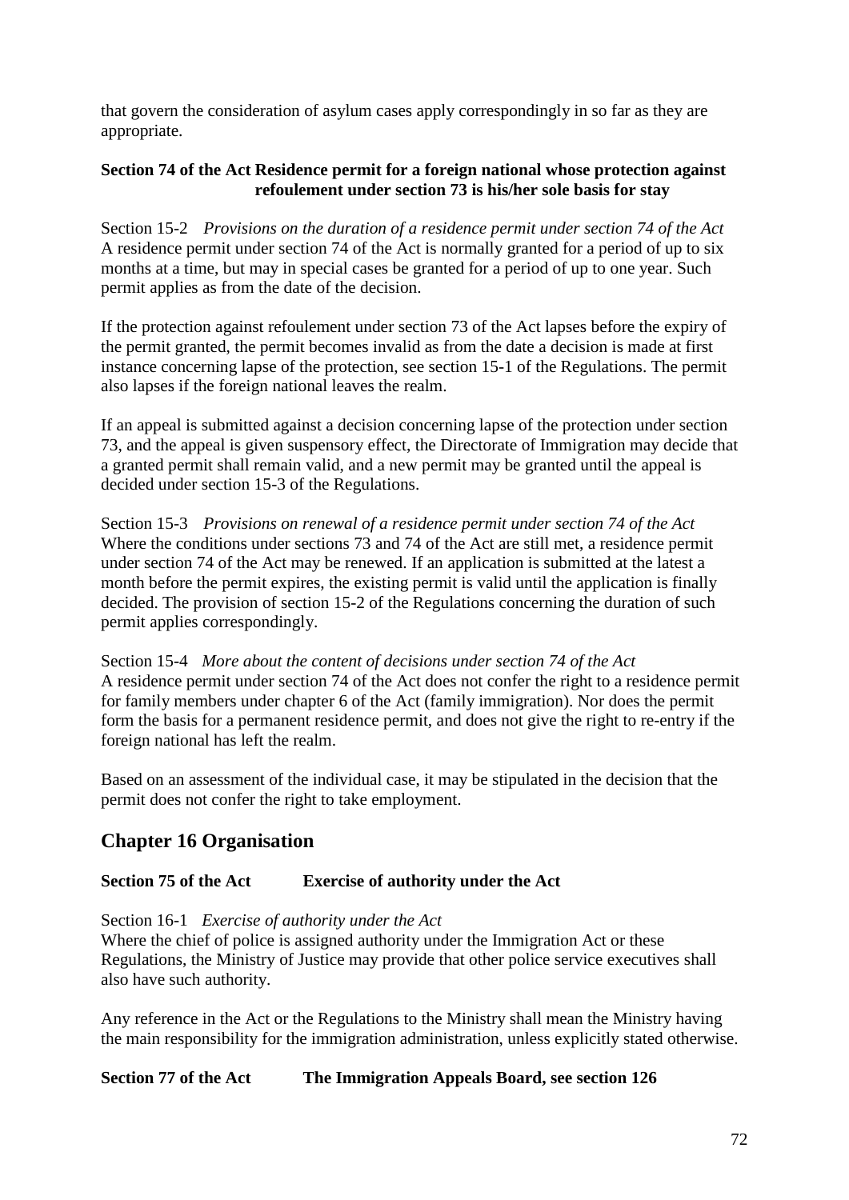that govern the consideration of asylum cases apply correspondingly in so far as they are appropriate.

**Section 74 of the Act Residence permit for a foreign national whose protection against refoulement under section 73 is his/her sole basis for stay**

Section 15-2 *Provisions on the duration of a residence permit under section 74 of the Act*
A residence permit under section 74 of the Act is normally granted for a period of up to six months at a time, but may in special cases be granted for a period of up to one year. Such permit applies as from the date of the decision.

If the protection against refoulement under section 73 of the Act lapses before the expiry of the permit granted, the permit becomes invalid as from the date a decision is made at first instance concerning lapse of the protection, see section 15-1 of the Regulations. The permit also lapses if the foreign national leaves the realm.

If an appeal is submitted against a decision concerning lapse of the protection under section 73, and the appeal is given suspensory effect, the Directorate of Immigration may decide that a granted permit shall remain valid, and a new permit may be granted until the appeal is decided under section 15-3 of the Regulations.

Section 15-3 *Provisions on renewal of a residence permit under section 74 of the Act*
Where the conditions under sections 73 and 74 of the Act are still met, a residence permit under section 74 of the Act may be renewed. If an application is submitted at the latest a month before the permit expires, the existing permit is valid until the application is finally decided. The provision of section 15-2 of the Regulations concerning the duration of such permit applies correspondingly.

Section 15-4 *More about the content of decisions under section 74 of the Act*
A residence permit under section 74 of the Act does not confer the right to a residence permit for family members under chapter 6 of the Act (family immigration). Nor does the permit form the basis for a permanent residence permit, and does not give the right to re-entry if the foreign national has left the realm.

Based on an assessment of the individual case, it may be stipulated in the decision that the permit does not confer the right to take employment.

## Chapter 16 Organisation

**Section 75 of the Act Exercise of authority under the Act**

Section 16-1 *Exercise of authority under the Act*
Where the chief of police is assigned authority under the Immigration Act or these Regulations, the Ministry of Justice may provide that other police service executives shall also have such authority.

Any reference in the Act or the Regulations to the Ministry shall mean the Ministry having the main responsibility for the immigration administration, unless explicitly stated otherwise.

**Section 77 of the Act The Immigration Appeals Board, see section 126**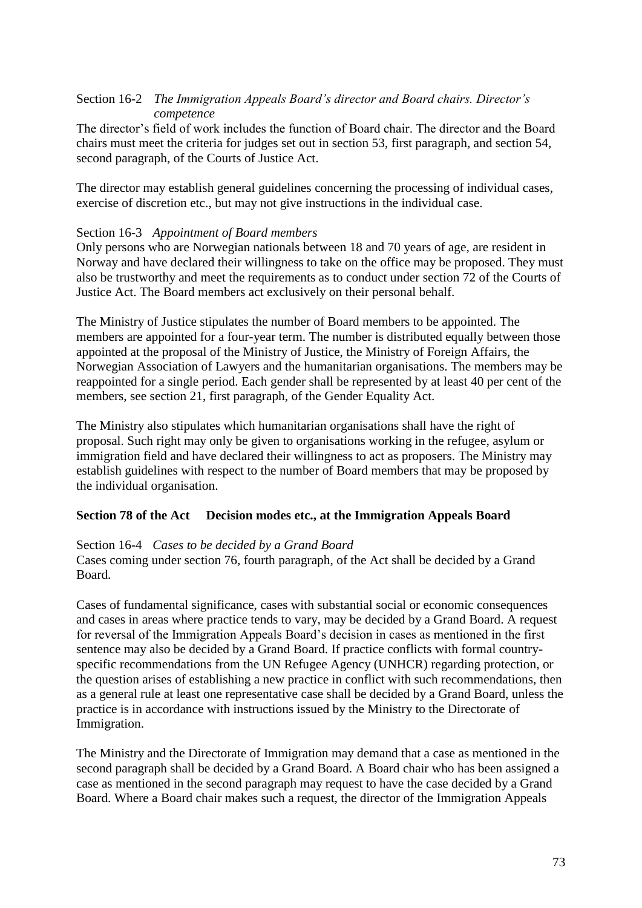Section 16-2 *The Immigration Appeals Board's director and Board chairs. Director's competence*

The director's field of work includes the function of Board chair. The director and the Board chairs must meet the criteria for judges set out in section 53, first paragraph, and section 54, second paragraph, of the Courts of Justice Act.

The director may establish general guidelines concerning the processing of individual cases, exercise of discretion etc., but may not give instructions in the individual case.

Section 16-3 *Appointment of Board members*

Only persons who are Norwegian nationals between 18 and 70 years of age, are resident in Norway and have declared their willingness to take on the office may be proposed. They must also be trustworthy and meet the requirements as to conduct under section 72 of the Courts of Justice Act. The Board members act exclusively on their personal behalf.

The Ministry of Justice stipulates the number of Board members to be appointed. The members are appointed for a four-year term. The number is distributed equally between those appointed at the proposal of the Ministry of Justice, the Ministry of Foreign Affairs, the Norwegian Association of Lawyers and the humanitarian organisations. The members may be reappointed for a single period. Each gender shall be represented by at least 40 per cent of the members, see section 21, first paragraph, of the Gender Equality Act.

The Ministry also stipulates which humanitarian organisations shall have the right of proposal. Such right may only be given to organisations working in the refugee, asylum or immigration field and have declared their willingness to act as proposers. The Ministry may establish guidelines with respect to the number of Board members that may be proposed by the individual organisation.

**Section 78 of the Act Decision modes etc., at the Immigration Appeals Board**

Section 16-4 *Cases to be decided by a Grand Board*

Cases coming under section 76, fourth paragraph, of the Act shall be decided by a Grand Board.

Cases of fundamental significance, cases with substantial social or economic consequences and cases in areas where practice tends to vary, may be decided by a Grand Board. A request for reversal of the Immigration Appeals Board's decision in cases as mentioned in the first sentence may also be decided by a Grand Board. If practice conflicts with formal country-specific recommendations from the UN Refugee Agency (UNHCR) regarding protection, or the question arises of establishing a new practice in conflict with such recommendations, then as a general rule at least one representative case shall be decided by a Grand Board, unless the practice is in accordance with instructions issued by the Ministry to the Directorate of Immigration.

The Ministry and the Directorate of Immigration may demand that a case as mentioned in the second paragraph shall be decided by a Grand Board. A Board chair who has been assigned a case as mentioned in the second paragraph may request to have the case decided by a Grand Board. Where a Board chair makes such a request, the director of the Immigration Appeals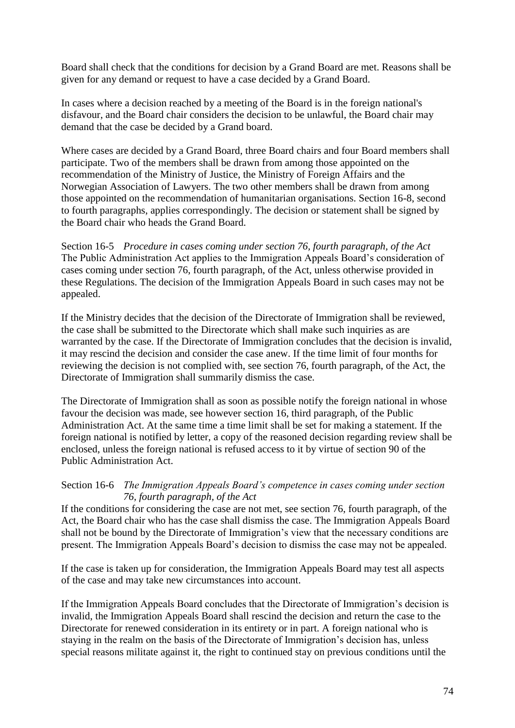Board shall check that the conditions for decision by a Grand Board are met. Reasons shall be given for any demand or request to have a case decided by a Grand Board.

In cases where a decision reached by a meeting of the Board is in the foreign national's disfavour, and the Board chair considers the decision to be unlawful, the Board chair may demand that the case be decided by a Grand board.

Where cases are decided by a Grand Board, three Board chairs and four Board members shall participate. Two of the members shall be drawn from among those appointed on the recommendation of the Ministry of Justice, the Ministry of Foreign Affairs and the Norwegian Association of Lawyers. The two other members shall be drawn from among those appointed on the recommendation of humanitarian organisations. Section 16-8, second to fourth paragraphs, applies correspondingly. The decision or statement shall be signed by the Board chair who heads the Grand Board.

Section 16-5 *Procedure in cases coming under section 76, fourth paragraph, of the Act*
The Public Administration Act applies to the Immigration Appeals Board's consideration of cases coming under section 76, fourth paragraph, of the Act, unless otherwise provided in these Regulations. The decision of the Immigration Appeals Board in such cases may not be appealed.

If the Ministry decides that the decision of the Directorate of Immigration shall be reviewed, the case shall be submitted to the Directorate which shall make such inquiries as are warranted by the case. If the Directorate of Immigration concludes that the decision is invalid, it may rescind the decision and consider the case anew. If the time limit of four months for reviewing the decision is not complied with, see section 76, fourth paragraph, of the Act, the Directorate of Immigration shall summarily dismiss the case.

The Directorate of Immigration shall as soon as possible notify the foreign national in whose favour the decision was made, see however section 16, third paragraph, of the Public Administration Act. At the same time a time limit shall be set for making a statement. If the foreign national is notified by letter, a copy of the reasoned decision regarding review shall be enclosed, unless the foreign national is refused access to it by virtue of section 90 of the Public Administration Act.

Section 16-6 *The Immigration Appeals Board's competence in cases coming under section 76, fourth paragraph, of the Act*
If the conditions for considering the case are not met, see section 76, fourth paragraph, of the Act, the Board chair who has the case shall dismiss the case. The Immigration Appeals Board shall not be bound by the Directorate of Immigration's view that the necessary conditions are present. The Immigration Appeals Board's decision to dismiss the case may not be appealed.

If the case is taken up for consideration, the Immigration Appeals Board may test all aspects of the case and may take new circumstances into account.

If the Immigration Appeals Board concludes that the Directorate of Immigration's decision is invalid, the Immigration Appeals Board shall rescind the decision and return the case to the Directorate for renewed consideration in its entirety or in part. A foreign national who is staying in the realm on the basis of the Directorate of Immigration's decision has, unless special reasons militate against it, the right to continued stay on previous conditions until the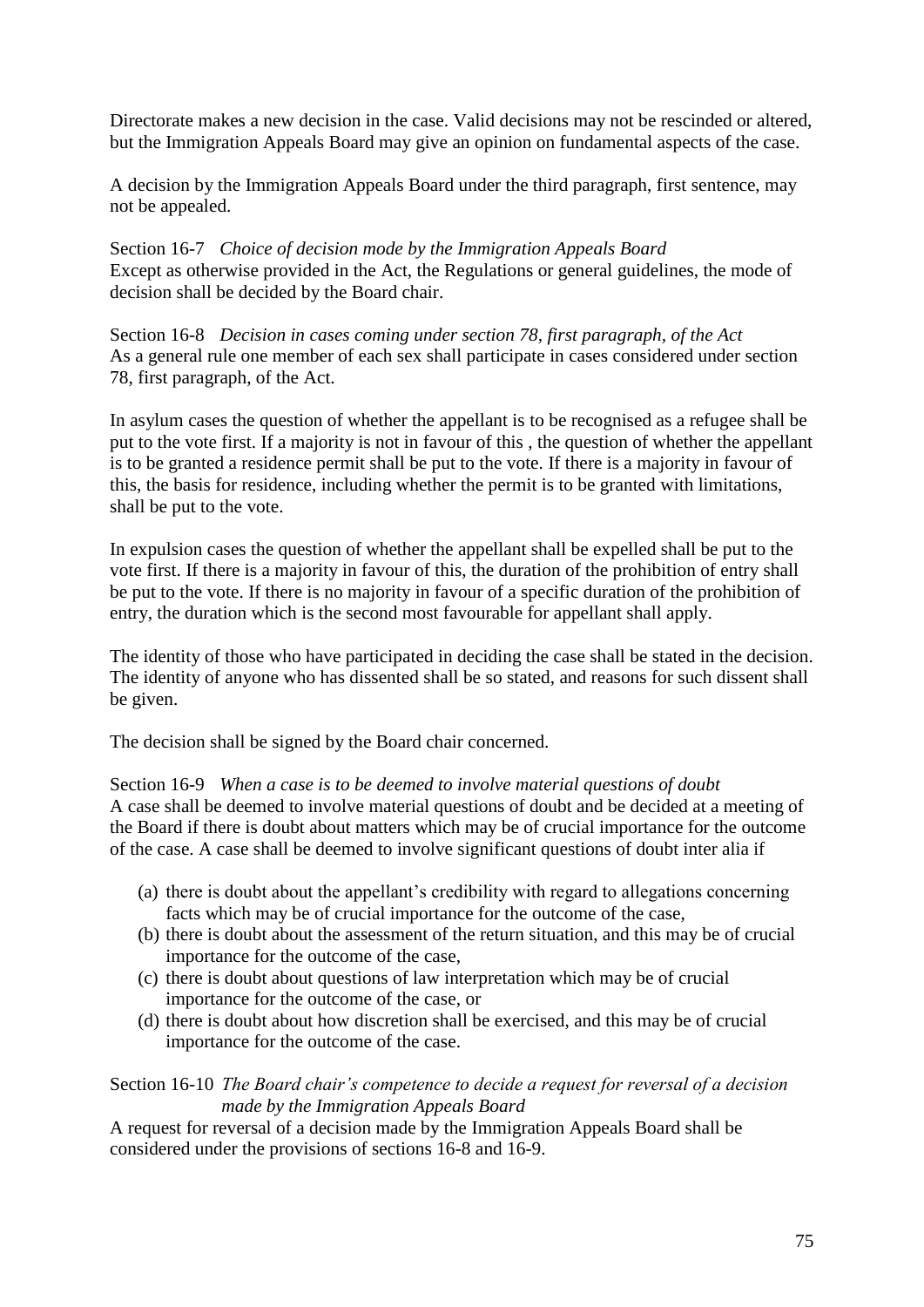Directorate makes a new decision in the case. Valid decisions may not be rescinded or altered, but the Immigration Appeals Board may give an opinion on fundamental aspects of the case.

A decision by the Immigration Appeals Board under the third paragraph, first sentence, may not be appealed.

Section 16-7 *Choice of decision mode by the Immigration Appeals Board*
Except as otherwise provided in the Act, the Regulations or general guidelines, the mode of decision shall be decided by the Board chair.

Section 16-8 *Decision in cases coming under section 78, first paragraph, of the Act*
As a general rule one member of each sex shall participate in cases considered under section 78, first paragraph, of the Act.

In asylum cases the question of whether the appellant is to be recognised as a refugee shall be put to the vote first. If a majority is not in favour of this , the question of whether the appellant is to be granted a residence permit shall be put to the vote. If there is a majority in favour of this, the basis for residence, including whether the permit is to be granted with limitations, shall be put to the vote.

In expulsion cases the question of whether the appellant shall be expelled shall be put to the vote first. If there is a majority in favour of this, the duration of the prohibition of entry shall be put to the vote. If there is no majority in favour of a specific duration of the prohibition of entry, the duration which is the second most favourable for appellant shall apply.

The identity of those who have participated in deciding the case shall be stated in the decision. The identity of anyone who has dissented shall be so stated, and reasons for such dissent shall be given.

The decision shall be signed by the Board chair concerned.

Section 16-9 *When a case is to be deemed to involve material questions of doubt*
A case shall be deemed to involve material questions of doubt and be decided at a meeting of the Board if there is doubt about matters which may be of crucial importance for the outcome of the case. A case shall be deemed to involve significant questions of doubt inter alia if

(a) there is doubt about the appellant's credibility with regard to allegations concerning facts which may be of crucial importance for the outcome of the case,
(b) there is doubt about the assessment of the return situation, and this may be of crucial importance for the outcome of the case,
(c) there is doubt about questions of law interpretation which may be of crucial importance for the outcome of the case, or
(d) there is doubt about how discretion shall be exercised, and this may be of crucial importance for the outcome of the case.

Section 16-10 *The Board chair's competence to decide a request for reversal of a decision made by the Immigration Appeals Board*
A request for reversal of a decision made by the Immigration Appeals Board shall be considered under the provisions of sections 16-8 and 16-9.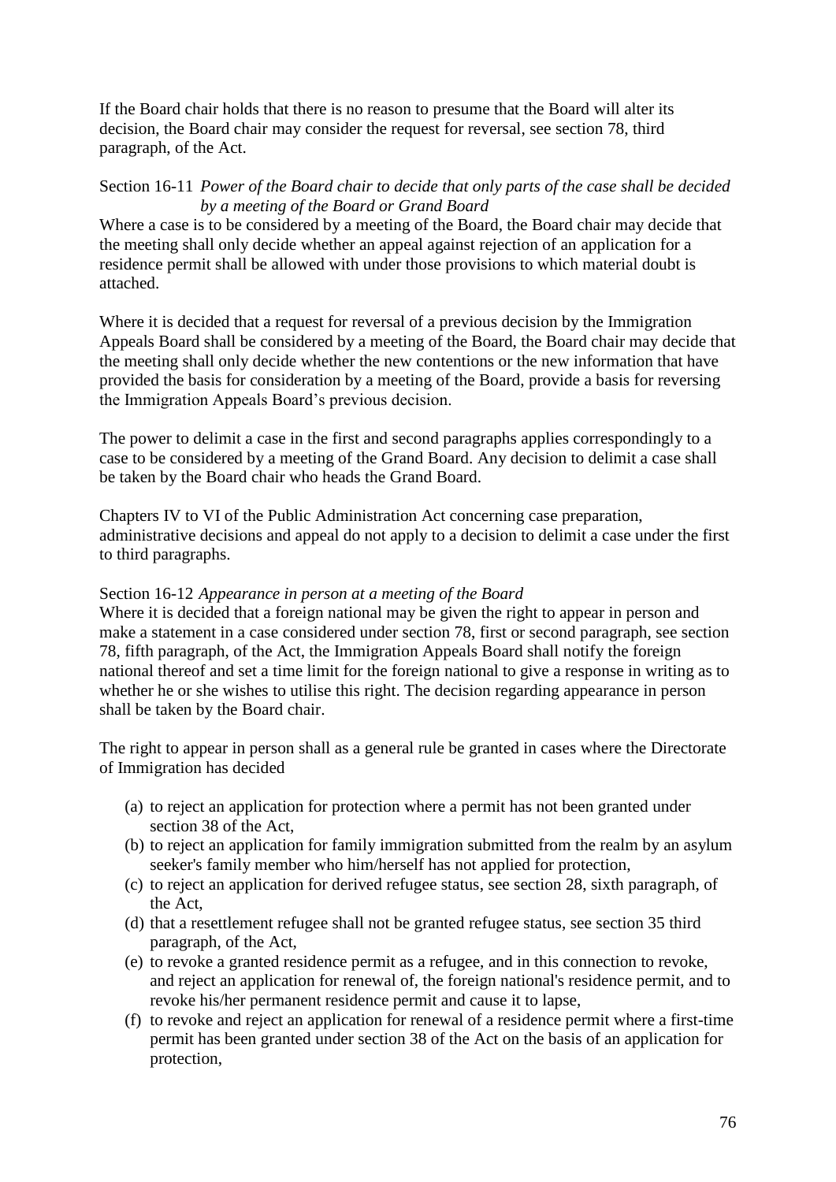If the Board chair holds that there is no reason to presume that the Board will alter its decision, the Board chair may consider the request for reversal, see section 78, third paragraph, of the Act.

Section 16-11 *Power of the Board chair to decide that only parts of the case shall be decided by a meeting of the Board or Grand Board*

Where a case is to be considered by a meeting of the Board, the Board chair may decide that the meeting shall only decide whether an appeal against rejection of an application for a residence permit shall be allowed with under those provisions to which material doubt is attached.

Where it is decided that a request for reversal of a previous decision by the Immigration Appeals Board shall be considered by a meeting of the Board, the Board chair may decide that the meeting shall only decide whether the new contentions or the new information that have provided the basis for consideration by a meeting of the Board, provide a basis for reversing the Immigration Appeals Board's previous decision.

The power to delimit a case in the first and second paragraphs applies correspondingly to a case to be considered by a meeting of the Grand Board. Any decision to delimit a case shall be taken by the Board chair who heads the Grand Board.

Chapters IV to VI of the Public Administration Act concerning case preparation, administrative decisions and appeal do not apply to a decision to delimit a case under the first to third paragraphs.

Section 16-12 *Appearance in person at a meeting of the Board*

Where it is decided that a foreign national may be given the right to appear in person and make a statement in a case considered under section 78, first or second paragraph, see section 78, fifth paragraph, of the Act, the Immigration Appeals Board shall notify the foreign national thereof and set a time limit for the foreign national to give a response in writing as to whether he or she wishes to utilise this right. The decision regarding appearance in person shall be taken by the Board chair.

The right to appear in person shall as a general rule be granted in cases where the Directorate of Immigration has decided

(a) to reject an application for protection where a permit has not been granted under section 38 of the Act,
(b) to reject an application for family immigration submitted from the realm by an asylum seeker's family member who him/herself has not applied for protection,
(c) to reject an application for derived refugee status, see section 28, sixth paragraph, of the Act,
(d) that a resettlement refugee shall not be granted refugee status, see section 35 third paragraph, of the Act,
(e) to revoke a granted residence permit as a refugee, and in this connection to revoke, and reject an application for renewal of, the foreign national's residence permit, and to revoke his/her permanent residence permit and cause it to lapse,
(f) to revoke and reject an application for renewal of a residence permit where a first-time permit has been granted under section 38 of the Act on the basis of an application for protection,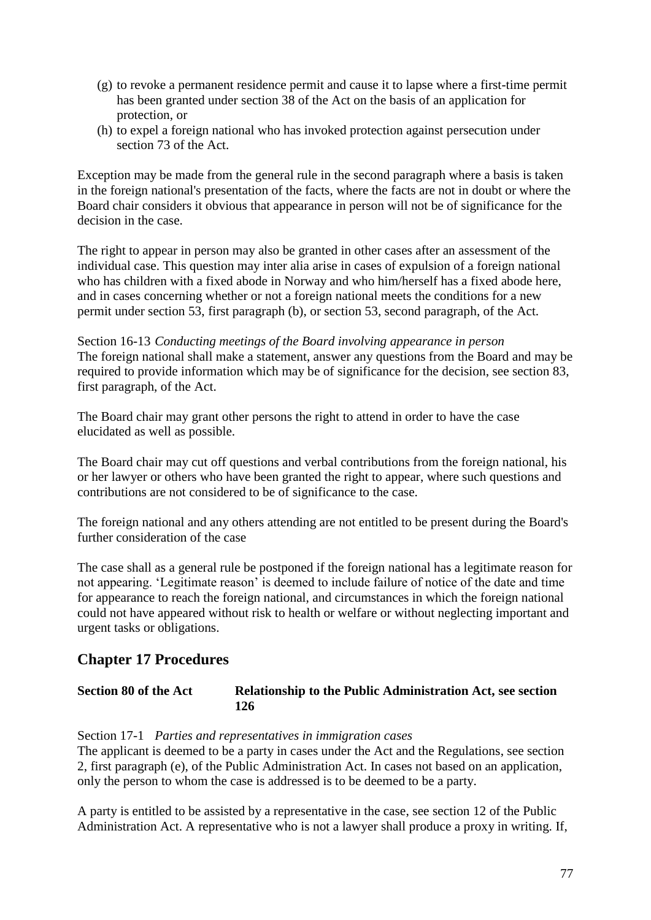(g) to revoke a permanent residence permit and cause it to lapse where a first-time permit has been granted under section 38 of the Act on the basis of an application for protection, or

(h) to expel a foreign national who has invoked protection against persecution under section 73 of the Act.

Exception may be made from the general rule in the second paragraph where a basis is taken in the foreign national's presentation of the facts, where the facts are not in doubt or where the Board chair considers it obvious that appearance in person will not be of significance for the decision in the case.

The right to appear in person may also be granted in other cases after an assessment of the individual case. This question may inter alia arise in cases of expulsion of a foreign national who has children with a fixed abode in Norway and who him/herself has a fixed abode here, and in cases concerning whether or not a foreign national meets the conditions for a new permit under section 53, first paragraph (b), or section 53, second paragraph, of the Act.

Section 16-13 *Conducting meetings of the Board involving appearance in person*
The foreign national shall make a statement, answer any questions from the Board and may be required to provide information which may be of significance for the decision, see section 83, first paragraph, of the Act.

The Board chair may grant other persons the right to attend in order to have the case elucidated as well as possible.

The Board chair may cut off questions and verbal contributions from the foreign national, his or her lawyer or others who have been granted the right to appear, where such questions and contributions are not considered to be of significance to the case.

The foreign national and any others attending are not entitled to be present during the Board's further consideration of the case

The case shall as a general rule be postponed if the foreign national has a legitimate reason for not appearing. 'Legitimate reason' is deemed to include failure of notice of the date and time for appearance to reach the foreign national, and circumstances in which the foreign national could not have appeared without risk to health or welfare or without neglecting important and urgent tasks or obligations.

## Chapter 17 Procedures

**Section 80 of the Act Relationship to the Public Administration Act, see section 126**

Section 17-1 *Parties and representatives in immigration cases*
The applicant is deemed to be a party in cases under the Act and the Regulations, see section 2, first paragraph (e), of the Public Administration Act. In cases not based on an application, only the person to whom the case is addressed is to be deemed to be a party.

A party is entitled to be assisted by a representative in the case, see section 12 of the Public Administration Act. A representative who is not a lawyer shall produce a proxy in writing. If,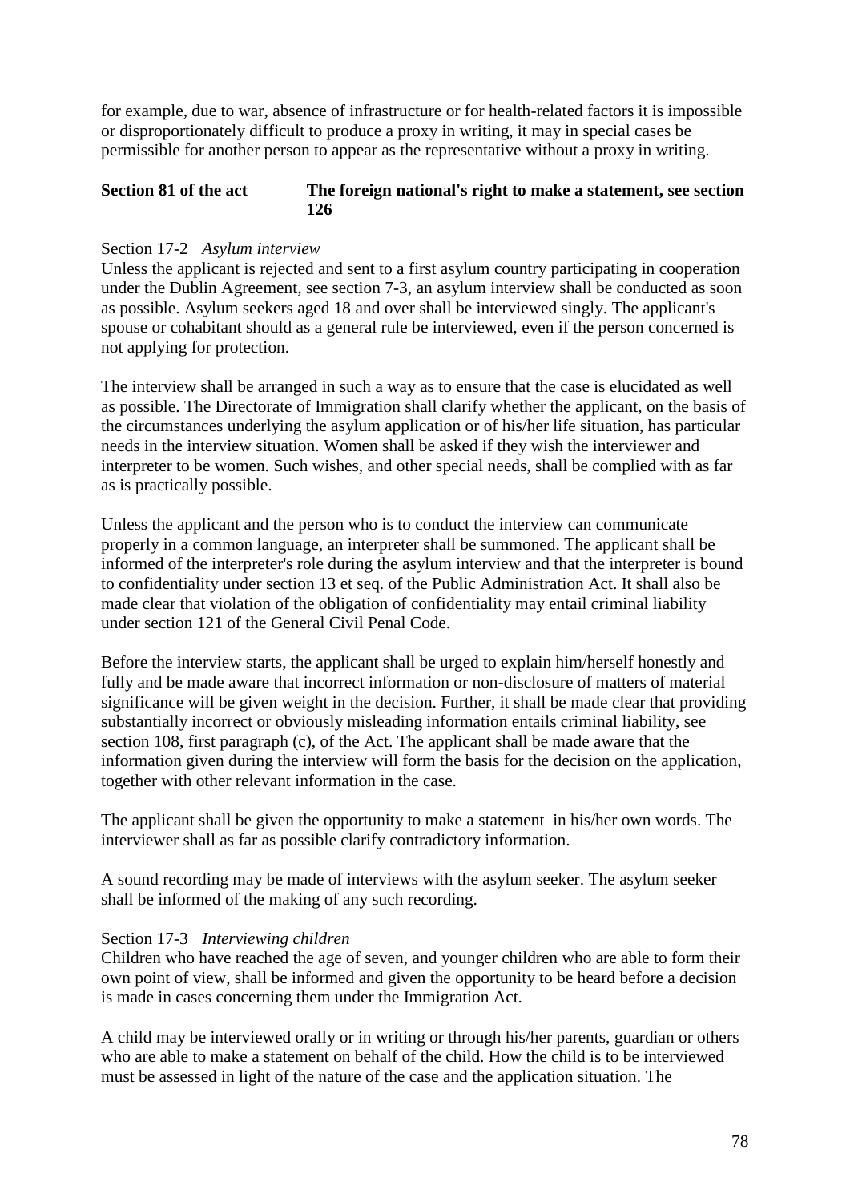for example, due to war, absence of infrastructure or for health-related factors it is impossible or disproportionately difficult to produce a proxy in writing, it may in special cases be permissible for another person to appear as the representative without a proxy in writing.

**Section 81 of the act** **The foreign national's right to make a statement, see section 126**

Section 17-2 *Asylum interview*
Unless the applicant is rejected and sent to a first asylum country participating in cooperation under the Dublin Agreement, see section 7-3, an asylum interview shall be conducted as soon as possible. Asylum seekers aged 18 and over shall be interviewed singly. The applicant's spouse or cohabitant should as a general rule be interviewed, even if the person concerned is not applying for protection.

The interview shall be arranged in such a way as to ensure that the case is elucidated as well as possible. The Directorate of Immigration shall clarify whether the applicant, on the basis of the circumstances underlying the asylum application or of his/her life situation, has particular needs in the interview situation. Women shall be asked if they wish the interviewer and interpreter to be women. Such wishes, and other special needs, shall be complied with as far as is practically possible.

Unless the applicant and the person who is to conduct the interview can communicate properly in a common language, an interpreter shall be summoned. The applicant shall be informed of the interpreter's role during the asylum interview and that the interpreter is bound to confidentiality under section 13 et seq. of the Public Administration Act. It shall also be made clear that violation of the obligation of confidentiality may entail criminal liability under section 121 of the General Civil Penal Code.

Before the interview starts, the applicant shall be urged to explain him/herself honestly and fully and be made aware that incorrect information or non-disclosure of matters of material significance will be given weight in the decision. Further, it shall be made clear that providing substantially incorrect or obviously misleading information entails criminal liability, see section 108, first paragraph (c), of the Act. The applicant shall be made aware that the information given during the interview will form the basis for the decision on the application, together with other relevant information in the case.

The applicant shall be given the opportunity to make a statement in his/her own words. The interviewer shall as far as possible clarify contradictory information.

A sound recording may be made of interviews with the asylum seeker. The asylum seeker shall be informed of the making of any such recording.

Section 17-3 *Interviewing children*
Children who have reached the age of seven, and younger children who are able to form their own point of view, shall be informed and given the opportunity to be heard before a decision is made in cases concerning them under the Immigration Act.

A child may be interviewed orally or in writing or through his/her parents, guardian or others who are able to make a statement on behalf of the child. How the child is to be interviewed must be assessed in light of the nature of the case and the application situation. The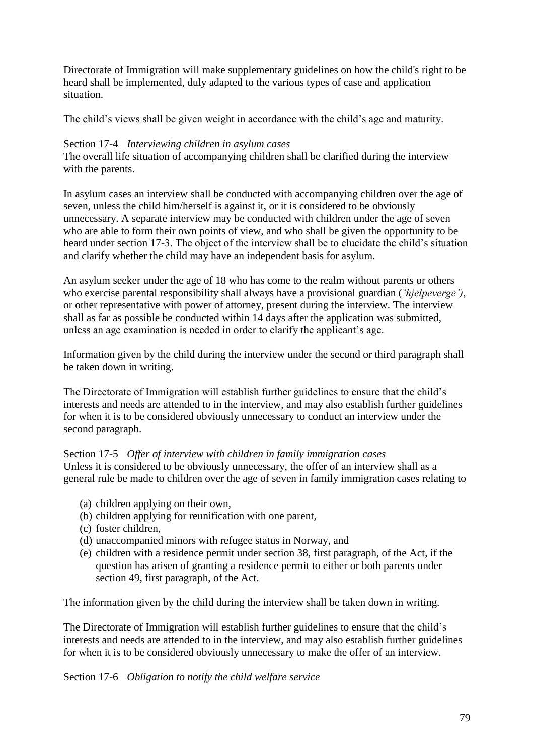Directorate of Immigration will make supplementary guidelines on how the child's right to be heard shall be implemented, duly adapted to the various types of case and application situation.

The child's views shall be given weight in accordance with the child's age and maturity.

Section 17-4 *Interviewing children in asylum cases*
The overall life situation of accompanying children shall be clarified during the interview with the parents.

In asylum cases an interview shall be conducted with accompanying children over the age of seven, unless the child him/herself is against it, or it is considered to be obviously unnecessary. A separate interview may be conducted with children under the age of seven who are able to form their own points of view, and who shall be given the opportunity to be heard under section 17-3. The object of the interview shall be to elucidate the child's situation and clarify whether the child may have an independent basis for asylum.

An asylum seeker under the age of 18 who has come to the realm without parents or others who exercise parental responsibility shall always have a provisional guardian (*'hjelpeverge')*, or other representative with power of attorney, present during the interview. The interview shall as far as possible be conducted within 14 days after the application was submitted, unless an age examination is needed in order to clarify the applicant's age.

Information given by the child during the interview under the second or third paragraph shall be taken down in writing.

The Directorate of Immigration will establish further guidelines to ensure that the child's interests and needs are attended to in the interview, and may also establish further guidelines for when it is to be considered obviously unnecessary to conduct an interview under the second paragraph.

Section 17-5 *Offer of interview with children in family immigration cases*
Unless it is considered to be obviously unnecessary, the offer of an interview shall as a general rule be made to children over the age of seven in family immigration cases relating to

(a) children applying on their own,
(b) children applying for reunification with one parent,
(c) foster children,
(d) unaccompanied minors with refugee status in Norway, and
(e) children with a residence permit under section 38, first paragraph, of the Act, if the question has arisen of granting a residence permit to either or both parents under section 49, first paragraph, of the Act.

The information given by the child during the interview shall be taken down in writing.

The Directorate of Immigration will establish further guidelines to ensure that the child's interests and needs are attended to in the interview, and may also establish further guidelines for when it is to be considered obviously unnecessary to make the offer of an interview.

Section 17-6 *Obligation to notify the child welfare service*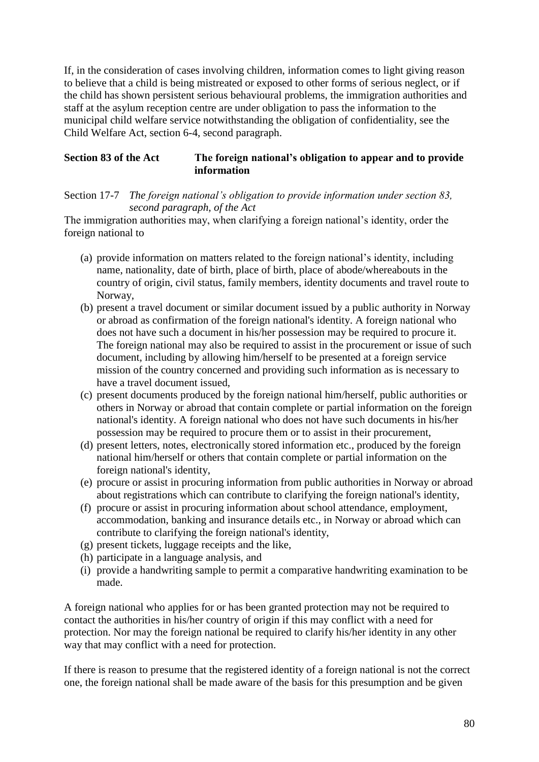If, in the consideration of cases involving children, information comes to light giving reason to believe that a child is being mistreated or exposed to other forms of serious neglect, or if the child has shown persistent serious behavioural problems, the immigration authorities and staff at the asylum reception centre are under obligation to pass the information to the municipal child welfare service notwithstanding the obligation of confidentiality, see the Child Welfare Act, section 6-4, second paragraph.

### Section 83 of the Act — The foreign national's obligation to appear and to provide information

Section 17-7 *The foreign national's obligation to provide information under section 83, second paragraph, of the Act*

The immigration authorities may, when clarifying a foreign national's identity, order the foreign national to

(a) provide information on matters related to the foreign national's identity, including name, nationality, date of birth, place of birth, place of abode/whereabouts in the country of origin, civil status, family members, identity documents and travel route to Norway,

(b) present a travel document or similar document issued by a public authority in Norway or abroad as confirmation of the foreign national's identity. A foreign national who does not have such a document in his/her possession may be required to procure it. The foreign national may also be required to assist in the procurement or issue of such document, including by allowing him/herself to be presented at a foreign service mission of the country concerned and providing such information as is necessary to have a travel document issued,

(c) present documents produced by the foreign national him/herself, public authorities or others in Norway or abroad that contain complete or partial information on the foreign national's identity. A foreign national who does not have such documents in his/her possession may be required to procure them or to assist in their procurement,

(d) present letters, notes, electronically stored information etc., produced by the foreign national him/herself or others that contain complete or partial information on the foreign national's identity,

(e) procure or assist in procuring information from public authorities in Norway or abroad about registrations which can contribute to clarifying the foreign national's identity,

(f) procure or assist in procuring information about school attendance, employment, accommodation, banking and insurance details etc., in Norway or abroad which can contribute to clarifying the foreign national's identity,

(g) present tickets, luggage receipts and the like,

(h) participate in a language analysis, and

(i) provide a handwriting sample to permit a comparative handwriting examination to be made.

A foreign national who applies for or has been granted protection may not be required to contact the authorities in his/her country of origin if this may conflict with a need for protection. Nor may the foreign national be required to clarify his/her identity in any other way that may conflict with a need for protection.

If there is reason to presume that the registered identity of a foreign national is not the correct one, the foreign national shall be made aware of the basis for this presumption and be given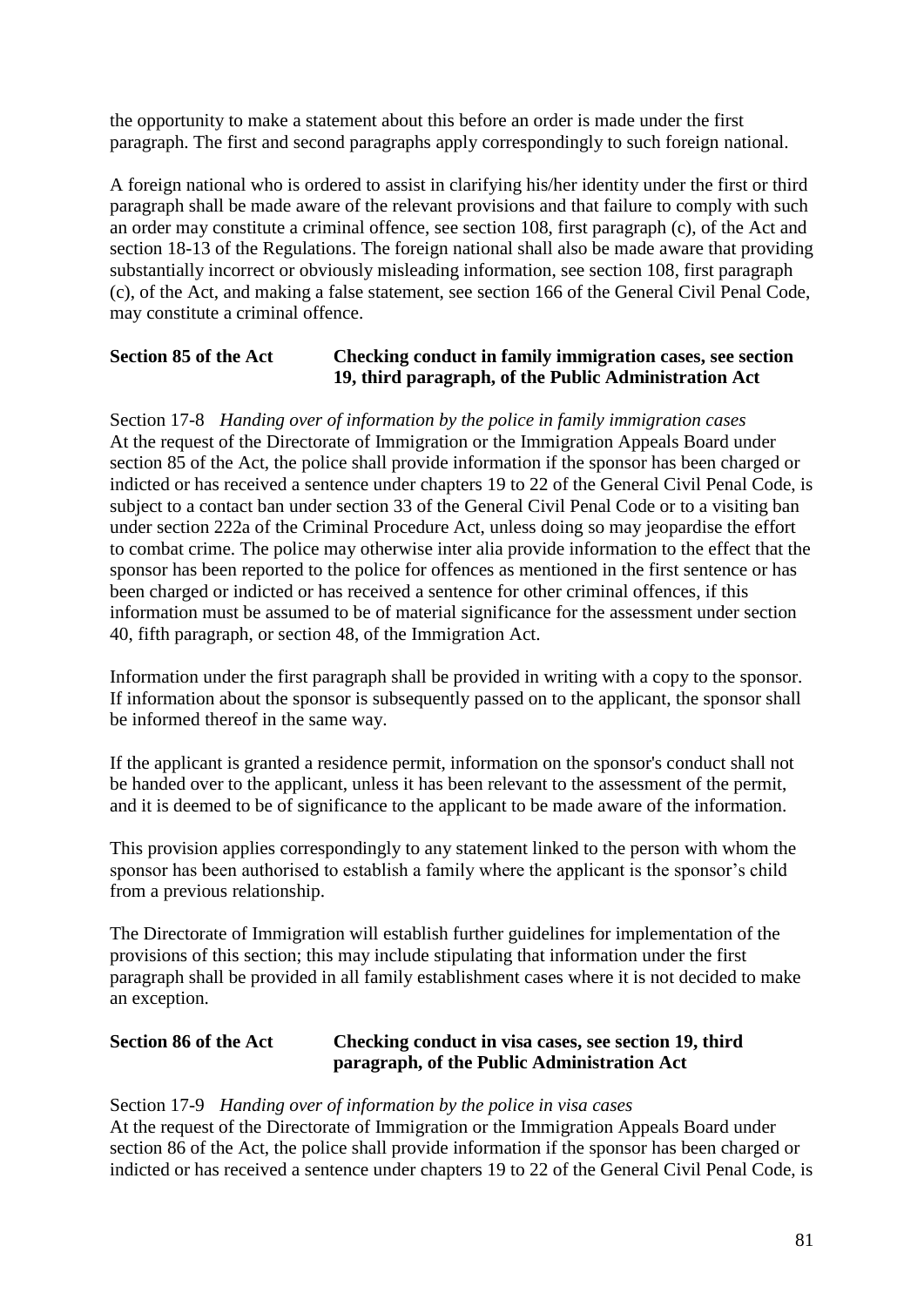the opportunity to make a statement about this before an order is made under the first paragraph. The first and second paragraphs apply correspondingly to such foreign national.

A foreign national who is ordered to assist in clarifying his/her identity under the first or third paragraph shall be made aware of the relevant provisions and that failure to comply with such an order may constitute a criminal offence, see section 108, first paragraph (c), of the Act and section 18-13 of the Regulations. The foreign national shall also be made aware that providing substantially incorrect or obviously misleading information, see section 108, first paragraph (c), of the Act, and making a false statement, see section 166 of the General Civil Penal Code, may constitute a criminal offence.

**Section 85 of the Act Checking conduct in family immigration cases, see section 19, third paragraph, of the Public Administration Act**

Section 17-8 *Handing over of information by the police in family immigration cases*
At the request of the Directorate of Immigration or the Immigration Appeals Board under section 85 of the Act, the police shall provide information if the sponsor has been charged or indicted or has received a sentence under chapters 19 to 22 of the General Civil Penal Code, is subject to a contact ban under section 33 of the General Civil Penal Code or to a visiting ban under section 222a of the Criminal Procedure Act, unless doing so may jeopardise the effort to combat crime. The police may otherwise inter alia provide information to the effect that the sponsor has been reported to the police for offences as mentioned in the first sentence or has been charged or indicted or has received a sentence for other criminal offences, if this information must be assumed to be of material significance for the assessment under section 40, fifth paragraph, or section 48, of the Immigration Act.

Information under the first paragraph shall be provided in writing with a copy to the sponsor. If information about the sponsor is subsequently passed on to the applicant, the sponsor shall be informed thereof in the same way.

If the applicant is granted a residence permit, information on the sponsor's conduct shall not be handed over to the applicant, unless it has been relevant to the assessment of the permit, and it is deemed to be of significance to the applicant to be made aware of the information.

This provision applies correspondingly to any statement linked to the person with whom the sponsor has been authorised to establish a family where the applicant is the sponsor's child from a previous relationship.

The Directorate of Immigration will establish further guidelines for implementation of the provisions of this section; this may include stipulating that information under the first paragraph shall be provided in all family establishment cases where it is not decided to make an exception.

**Section 86 of the Act Checking conduct in visa cases, see section 19, third paragraph, of the Public Administration Act**

Section 17-9 *Handing over of information by the police in visa cases*
At the request of the Directorate of Immigration or the Immigration Appeals Board under section 86 of the Act, the police shall provide information if the sponsor has been charged or indicted or has received a sentence under chapters 19 to 22 of the General Civil Penal Code, is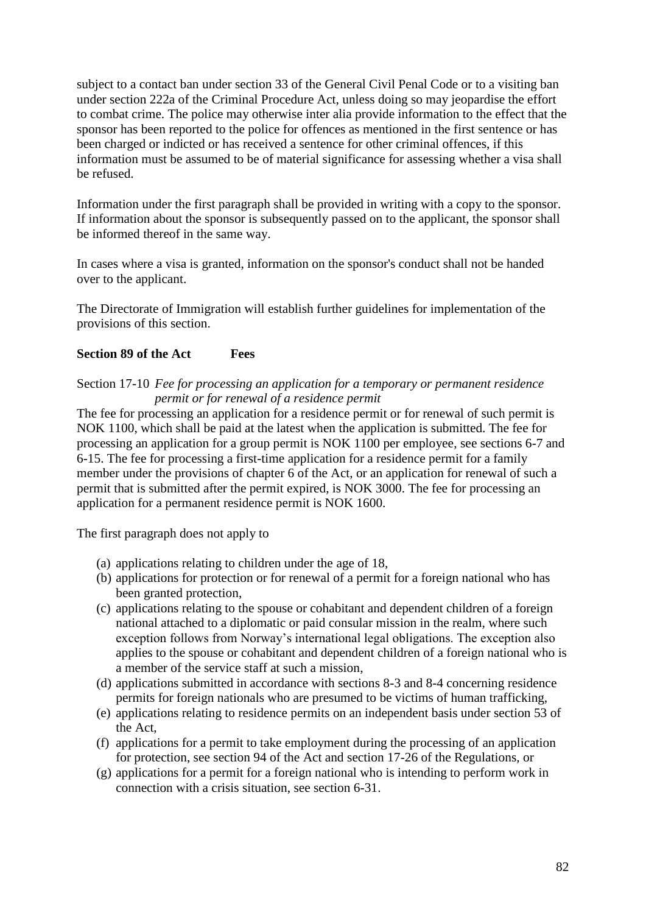subject to a contact ban under section 33 of the General Civil Penal Code or to a visiting ban under section 222a of the Criminal Procedure Act, unless doing so may jeopardise the effort to combat crime. The police may otherwise inter alia provide information to the effect that the sponsor has been reported to the police for offences as mentioned in the first sentence or has been charged or indicted or has received a sentence for other criminal offences, if this information must be assumed to be of material significance for assessing whether a visa shall be refused.

Information under the first paragraph shall be provided in writing with a copy to the sponsor. If information about the sponsor is subsequently passed on to the applicant, the sponsor shall be informed thereof in the same way.

In cases where a visa is granted, information on the sponsor's conduct shall not be handed over to the applicant.

The Directorate of Immigration will establish further guidelines for implementation of the provisions of this section.

**Section 89 of the Act Fees**

Section 17-10 *Fee for processing an application for a temporary or permanent residence permit or for renewal of a residence permit*

The fee for processing an application for a residence permit or for renewal of such permit is NOK 1100, which shall be paid at the latest when the application is submitted. The fee for processing an application for a group permit is NOK 1100 per employee, see sections 6-7 and 6-15. The fee for processing a first-time application for a residence permit for a family member under the provisions of chapter 6 of the Act, or an application for renewal of such a permit that is submitted after the permit expired, is NOK 3000. The fee for processing an application for a permanent residence permit is NOK 1600.

The first paragraph does not apply to

(a) applications relating to children under the age of 18,
(b) applications for protection or for renewal of a permit for a foreign national who has been granted protection,
(c) applications relating to the spouse or cohabitant and dependent children of a foreign national attached to a diplomatic or paid consular mission in the realm, where such exception follows from Norway's international legal obligations. The exception also applies to the spouse or cohabitant and dependent children of a foreign national who is a member of the service staff at such a mission,
(d) applications submitted in accordance with sections 8-3 and 8-4 concerning residence permits for foreign nationals who are presumed to be victims of human trafficking,
(e) applications relating to residence permits on an independent basis under section 53 of the Act,
(f) applications for a permit to take employment during the processing of an application for protection, see section 94 of the Act and section 17-26 of the Regulations, or
(g) applications for a permit for a foreign national who is intending to perform work in connection with a crisis situation, see section 6-31.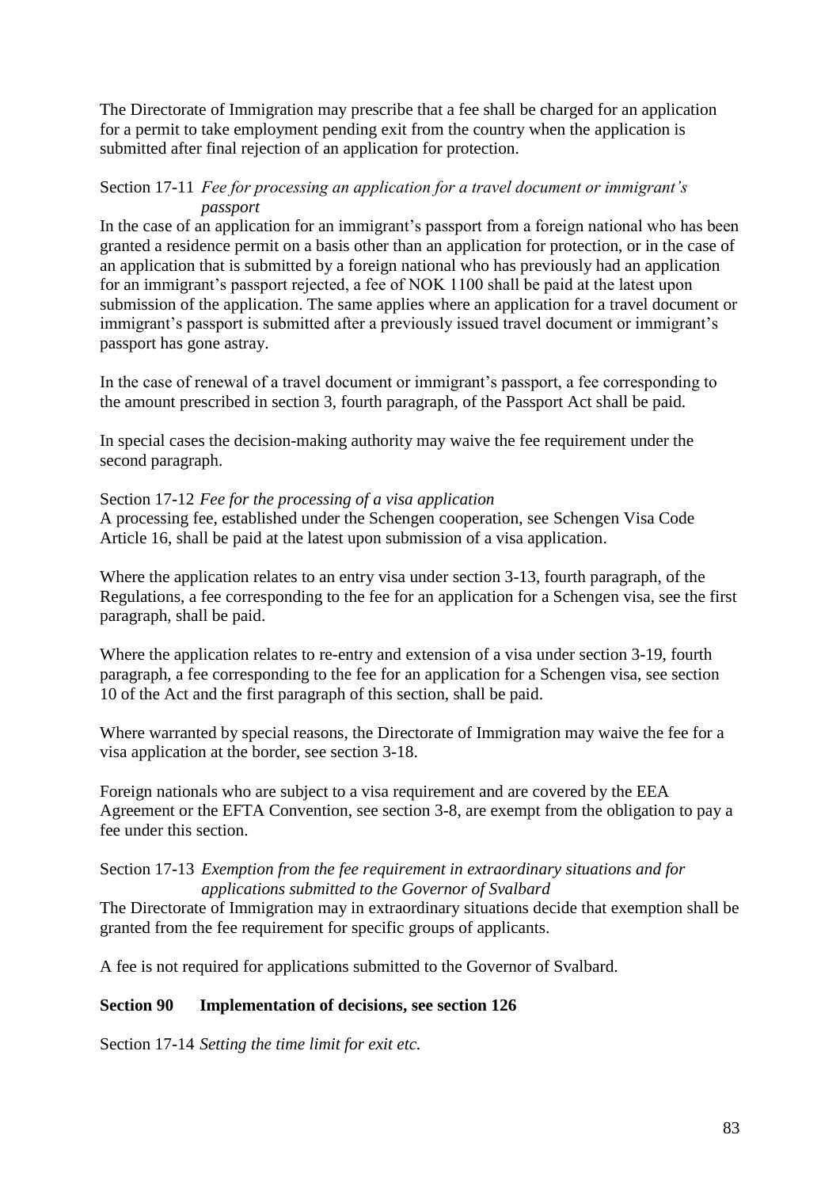The Directorate of Immigration may prescribe that a fee shall be charged for an application for a permit to take employment pending exit from the country when the application is submitted after final rejection of an application for protection.

Section 17-11 *Fee for processing an application for a travel document or immigrant's passport*

In the case of an application for an immigrant's passport from a foreign national who has been granted a residence permit on a basis other than an application for protection, or in the case of an application that is submitted by a foreign national who has previously had an application for an immigrant's passport rejected, a fee of NOK 1100 shall be paid at the latest upon submission of the application. The same applies where an application for a travel document or immigrant's passport is submitted after a previously issued travel document or immigrant's passport has gone astray.

In the case of renewal of a travel document or immigrant's passport, a fee corresponding to the amount prescribed in section 3, fourth paragraph, of the Passport Act shall be paid.

In special cases the decision-making authority may waive the fee requirement under the second paragraph.

Section 17-12 *Fee for the processing of a visa application*

A processing fee, established under the Schengen cooperation, see Schengen Visa Code Article 16, shall be paid at the latest upon submission of a visa application.

Where the application relates to an entry visa under section 3-13, fourth paragraph, of the Regulations, a fee corresponding to the fee for an application for a Schengen visa, see the first paragraph, shall be paid.

Where the application relates to re-entry and extension of a visa under section 3-19, fourth paragraph, a fee corresponding to the fee for an application for a Schengen visa, see section 10 of the Act and the first paragraph of this section, shall be paid.

Where warranted by special reasons, the Directorate of Immigration may waive the fee for a visa application at the border, see section 3-18.

Foreign nationals who are subject to a visa requirement and are covered by the EEA Agreement or the EFTA Convention, see section 3-8, are exempt from the obligation to pay a fee under this section.

Section 17-13 *Exemption from the fee requirement in extraordinary situations and for applications submitted to the Governor of Svalbard*

The Directorate of Immigration may in extraordinary situations decide that exemption shall be granted from the fee requirement for specific groups of applicants.

A fee is not required for applications submitted to the Governor of Svalbard.

**Section 90 Implementation of decisions, see section 126**

Section 17-14 *Setting the time limit for exit etc.*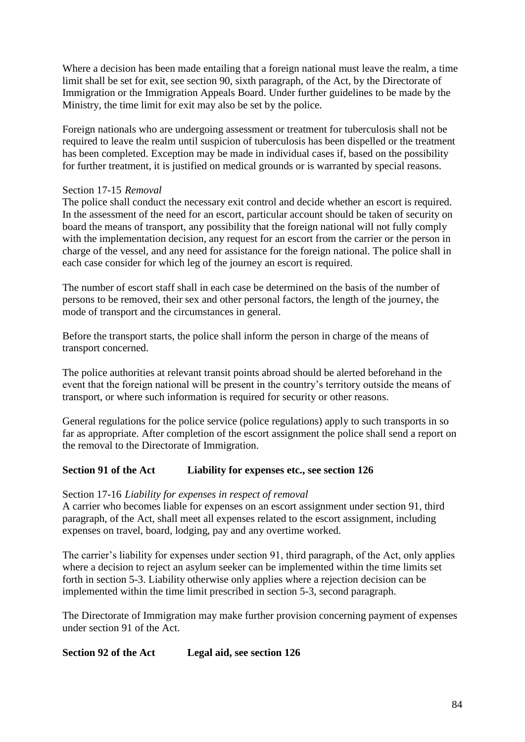Where a decision has been made entailing that a foreign national must leave the realm, a time limit shall be set for exit, see section 90, sixth paragraph, of the Act, by the Directorate of Immigration or the Immigration Appeals Board. Under further guidelines to be made by the Ministry, the time limit for exit may also be set by the police.

Foreign nationals who are undergoing assessment or treatment for tuberculosis shall not be required to leave the realm until suspicion of tuberculosis has been dispelled or the treatment has been completed. Exception may be made in individual cases if, based on the possibility for further treatment, it is justified on medical grounds or is warranted by special reasons.

Section 17-15 *Removal*
The police shall conduct the necessary exit control and decide whether an escort is required. In the assessment of the need for an escort, particular account should be taken of security on board the means of transport, any possibility that the foreign national will not fully comply with the implementation decision, any request for an escort from the carrier or the person in charge of the vessel, and any need for assistance for the foreign national. The police shall in each case consider for which leg of the journey an escort is required.

The number of escort staff shall in each case be determined on the basis of the number of persons to be removed, their sex and other personal factors, the length of the journey, the mode of transport and the circumstances in general.

Before the transport starts, the police shall inform the person in charge of the means of transport concerned.

The police authorities at relevant transit points abroad should be alerted beforehand in the event that the foreign national will be present in the country's territory outside the means of transport, or where such information is required for security or other reasons.

General regulations for the police service (police regulations) apply to such transports in so far as appropriate. After completion of the escort assignment the police shall send a report on the removal to the Directorate of Immigration.

**Section 91 of the Act Liability for expenses etc., see section 126**

Section 17-16 *Liability for expenses in respect of removal*
A carrier who becomes liable for expenses on an escort assignment under section 91, third paragraph, of the Act, shall meet all expenses related to the escort assignment, including expenses on travel, board, lodging, pay and any overtime worked.

The carrier's liability for expenses under section 91, third paragraph, of the Act, only applies where a decision to reject an asylum seeker can be implemented within the time limits set forth in section 5-3. Liability otherwise only applies where a rejection decision can be implemented within the time limit prescribed in section 5-3, second paragraph.

The Directorate of Immigration may make further provision concerning payment of expenses under section 91 of the Act.

**Section 92 of the Act Legal aid, see section 126**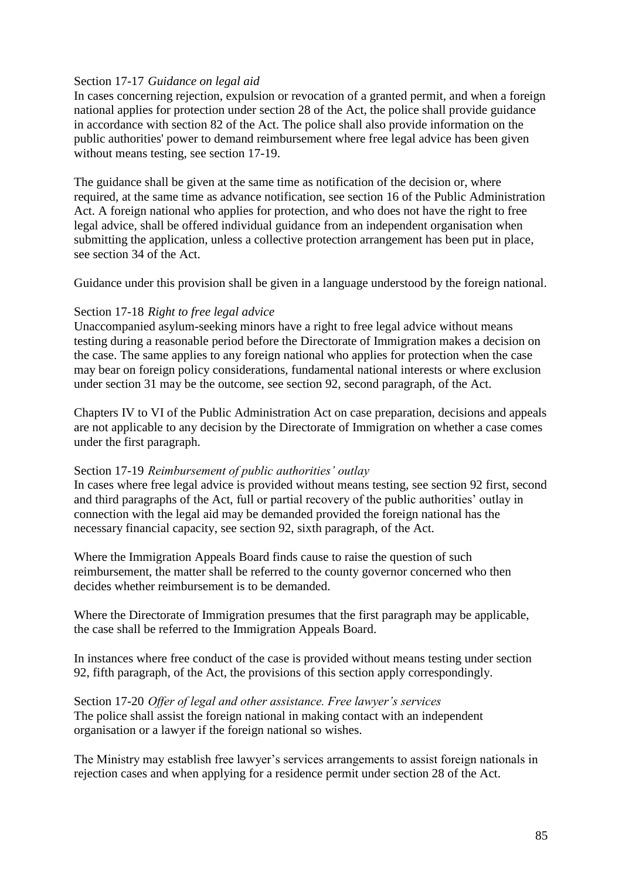Section 17-17 *Guidance on legal aid*

In cases concerning rejection, expulsion or revocation of a granted permit, and when a foreign national applies for protection under section 28 of the Act, the police shall provide guidance in accordance with section 82 of the Act. The police shall also provide information on the public authorities' power to demand reimbursement where free legal advice has been given without means testing, see section 17-19.

The guidance shall be given at the same time as notification of the decision or, where required, at the same time as advance notification, see section 16 of the Public Administration Act. A foreign national who applies for protection, and who does not have the right to free legal advice, shall be offered individual guidance from an independent organisation when submitting the application, unless a collective protection arrangement has been put in place, see section 34 of the Act.

Guidance under this provision shall be given in a language understood by the foreign national.

Section 17-18 *Right to free legal advice*

Unaccompanied asylum-seeking minors have a right to free legal advice without means testing during a reasonable period before the Directorate of Immigration makes a decision on the case. The same applies to any foreign national who applies for protection when the case may bear on foreign policy considerations, fundamental national interests or where exclusion under section 31 may be the outcome, see section 92, second paragraph, of the Act.

Chapters IV to VI of the Public Administration Act on case preparation, decisions and appeals are not applicable to any decision by the Directorate of Immigration on whether a case comes under the first paragraph.

Section 17-19 *Reimbursement of public authorities' outlay*

In cases where free legal advice is provided without means testing, see section 92 first, second and third paragraphs of the Act, full or partial recovery of the public authorities' outlay in connection with the legal aid may be demanded provided the foreign national has the necessary financial capacity, see section 92, sixth paragraph, of the Act.

Where the Immigration Appeals Board finds cause to raise the question of such reimbursement, the matter shall be referred to the county governor concerned who then decides whether reimbursement is to be demanded.

Where the Directorate of Immigration presumes that the first paragraph may be applicable, the case shall be referred to the Immigration Appeals Board.

In instances where free conduct of the case is provided without means testing under section 92, fifth paragraph, of the Act, the provisions of this section apply correspondingly.

Section 17-20 *Offer of legal and other assistance. Free lawyer's services*

The police shall assist the foreign national in making contact with an independent organisation or a lawyer if the foreign national so wishes.

The Ministry may establish free lawyer's services arrangements to assist foreign nationals in rejection cases and when applying for a residence permit under section 28 of the Act.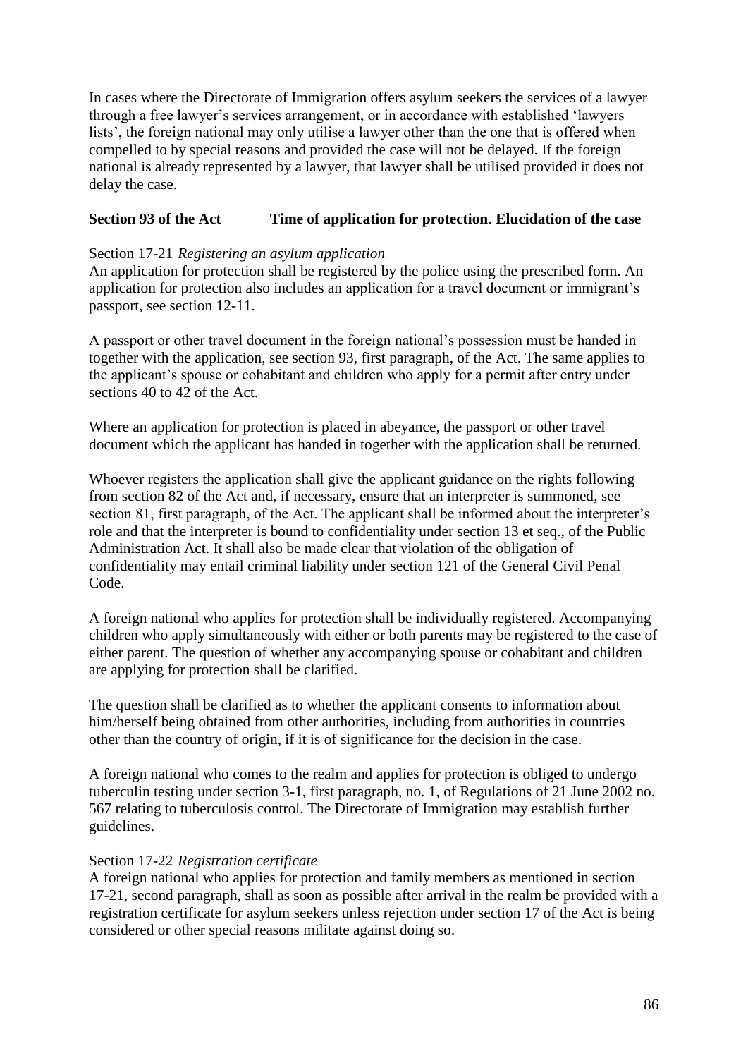In cases where the Directorate of Immigration offers asylum seekers the services of a lawyer through a free lawyer's services arrangement, or in accordance with established 'lawyers lists', the foreign national may only utilise a lawyer other than the one that is offered when compelled to by special reasons and provided the case will not be delayed. If the foreign national is already represented by a lawyer, that lawyer shall be utilised provided it does not delay the case.

### Section 93 of the Act Time of application for protection. Elucidation of the case

Section 17-21 *Registering an asylum application*
An application for protection shall be registered by the police using the prescribed form. An application for protection also includes an application for a travel document or immigrant's passport, see section 12-11.

A passport or other travel document in the foreign national's possession must be handed in together with the application, see section 93, first paragraph, of the Act. The same applies to the applicant's spouse or cohabitant and children who apply for a permit after entry under sections 40 to 42 of the Act.

Where an application for protection is placed in abeyance, the passport or other travel document which the applicant has handed in together with the application shall be returned.

Whoever registers the application shall give the applicant guidance on the rights following from section 82 of the Act and, if necessary, ensure that an interpreter is summoned, see section 81, first paragraph, of the Act. The applicant shall be informed about the interpreter's role and that the interpreter is bound to confidentiality under section 13 et seq., of the Public Administration Act. It shall also be made clear that violation of the obligation of confidentiality may entail criminal liability under section 121 of the General Civil Penal Code.

A foreign national who applies for protection shall be individually registered. Accompanying children who apply simultaneously with either or both parents may be registered to the case of either parent. The question of whether any accompanying spouse or cohabitant and children are applying for protection shall be clarified.

The question shall be clarified as to whether the applicant consents to information about him/herself being obtained from other authorities, including from authorities in countries other than the country of origin, if it is of significance for the decision in the case.

A foreign national who comes to the realm and applies for protection is obliged to undergo tuberculin testing under section 3-1, first paragraph, no. 1, of Regulations of 21 June 2002 no. 567 relating to tuberculosis control. The Directorate of Immigration may establish further guidelines.

Section 17-22 *Registration certificate*
A foreign national who applies for protection and family members as mentioned in section 17-21, second paragraph, shall as soon as possible after arrival in the realm be provided with a registration certificate for asylum seekers unless rejection under section 17 of the Act is being considered or other special reasons militate against doing so.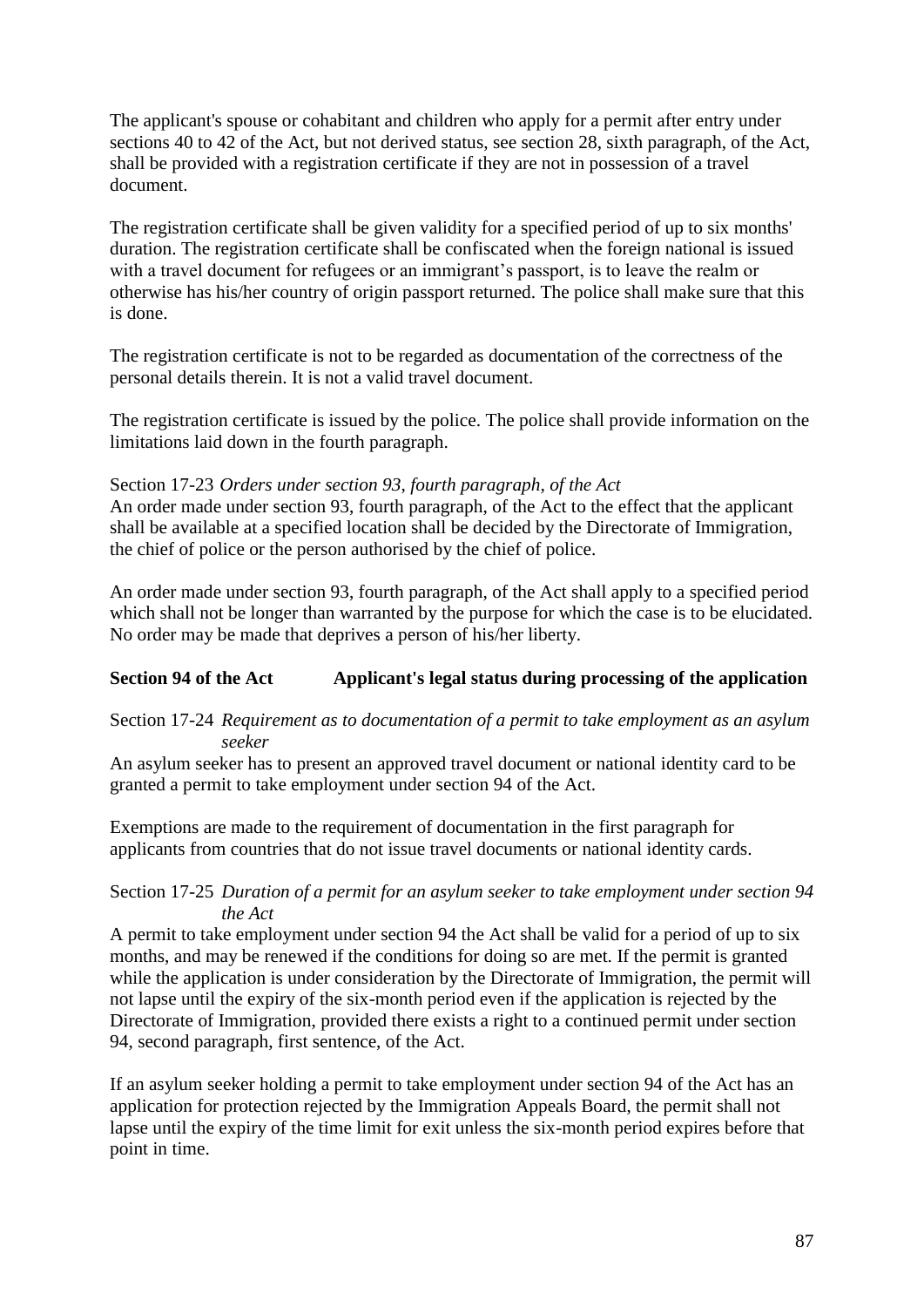The applicant's spouse or cohabitant and children who apply for a permit after entry under sections 40 to 42 of the Act, but not derived status, see section 28, sixth paragraph, of the Act, shall be provided with a registration certificate if they are not in possession of a travel document.

The registration certificate shall be given validity for a specified period of up to six months' duration. The registration certificate shall be confiscated when the foreign national is issued with a travel document for refugees or an immigrant’s passport, is to leave the realm or otherwise has his/her country of origin passport returned. The police shall make sure that this is done.

The registration certificate is not to be regarded as documentation of the correctness of the personal details therein. It is not a valid travel document.

The registration certificate is issued by the police. The police shall provide information on the limitations laid down in the fourth paragraph.

Section 17-23 *Orders under section 93, fourth paragraph, of the Act*

An order made under section 93, fourth paragraph, of the Act to the effect that the applicant shall be available at a specified location shall be decided by the Directorate of Immigration, the chief of police or the person authorised by the chief of police.

An order made under section 93, fourth paragraph, of the Act shall apply to a specified period which shall not be longer than warranted by the purpose for which the case is to be elucidated. No order may be made that deprives a person of his/her liberty.

**Section 94 of the Act Applicant's legal status during processing of the application**

Section 17-24 *Requirement as to documentation of a permit to take employment as an asylum seeker*

An asylum seeker has to present an approved travel document or national identity card to be granted a permit to take employment under section 94 of the Act.

Exemptions are made to the requirement of documentation in the first paragraph for applicants from countries that do not issue travel documents or national identity cards.

Section 17-25 *Duration of a permit for an asylum seeker to take employment under section 94 the Act*

A permit to take employment under section 94 the Act shall be valid for a period of up to six months, and may be renewed if the conditions for doing so are met. If the permit is granted while the application is under consideration by the Directorate of Immigration, the permit will not lapse until the expiry of the six-month period even if the application is rejected by the Directorate of Immigration, provided there exists a right to a continued permit under section 94, second paragraph, first sentence, of the Act.

If an asylum seeker holding a permit to take employment under section 94 of the Act has an application for protection rejected by the Immigration Appeals Board, the permit shall not lapse until the expiry of the time limit for exit unless the six-month period expires before that point in time.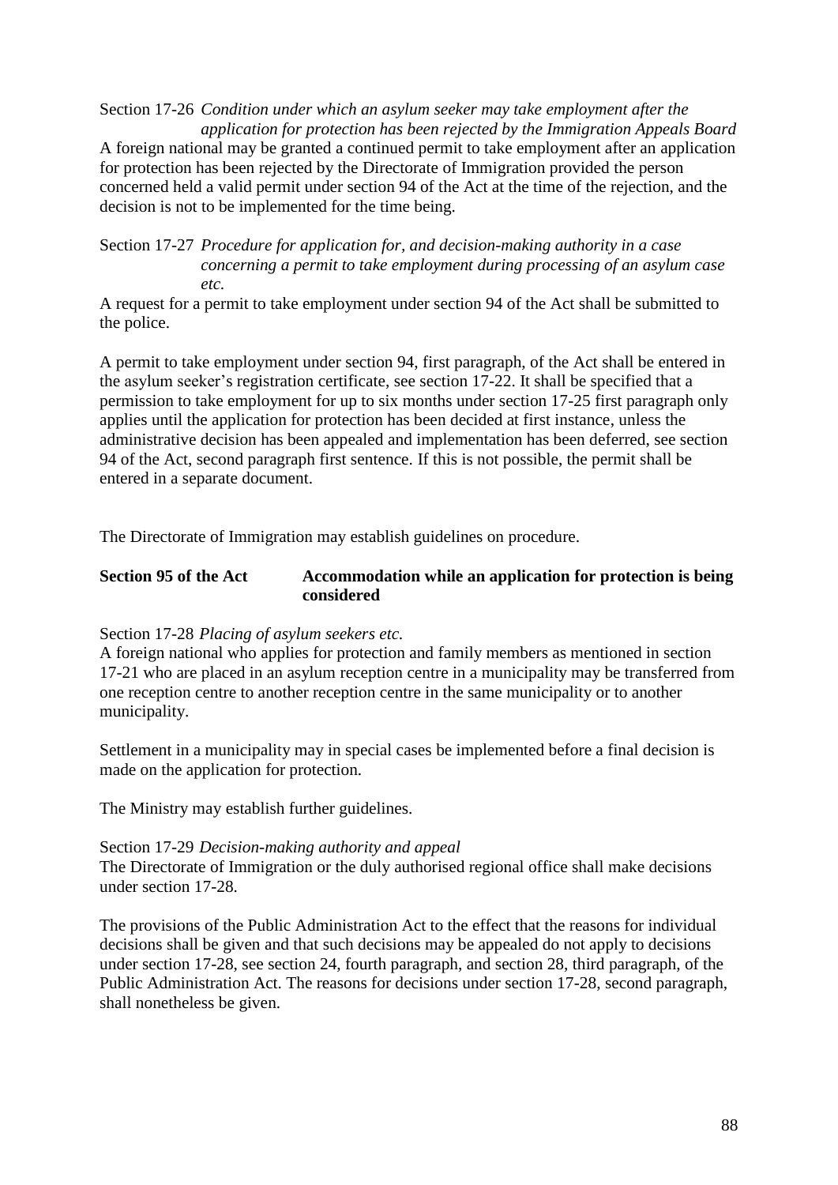Section 17-26 *Condition under which an asylum seeker may take employment after the application for protection has been rejected by the Immigration Appeals Board*

A foreign national may be granted a continued permit to take employment after an application for protection has been rejected by the Directorate of Immigration provided the person concerned held a valid permit under section 94 of the Act at the time of the rejection, and the decision is not to be implemented for the time being.

Section 17-27 *Procedure for application for, and decision-making authority in a case concerning a permit to take employment during processing of an asylum case etc.*

A request for a permit to take employment under section 94 of the Act shall be submitted to the police.

A permit to take employment under section 94, first paragraph, of the Act shall be entered in the asylum seeker's registration certificate, see section 17-22. It shall be specified that a permission to take employment for up to six months under section 17-25 first paragraph only applies until the application for protection has been decided at first instance, unless the administrative decision has been appealed and implementation has been deferred, see section 94 of the Act, second paragraph first sentence. If this is not possible, the permit shall be entered in a separate document.

The Directorate of Immigration may establish guidelines on procedure.

**Section 95 of the Act Accommodation while an application for protection is being considered**

Section 17-28 *Placing of asylum seekers etc.*

A foreign national who applies for protection and family members as mentioned in section 17-21 who are placed in an asylum reception centre in a municipality may be transferred from one reception centre to another reception centre in the same municipality or to another municipality.

Settlement in a municipality may in special cases be implemented before a final decision is made on the application for protection.

The Ministry may establish further guidelines.

Section 17-29 *Decision-making authority and appeal*

The Directorate of Immigration or the duly authorised regional office shall make decisions under section 17-28.

The provisions of the Public Administration Act to the effect that the reasons for individual decisions shall be given and that such decisions may be appealed do not apply to decisions under section 17-28, see section 24, fourth paragraph, and section 28, third paragraph, of the Public Administration Act. The reasons for decisions under section 17-28, second paragraph, shall nonetheless be given.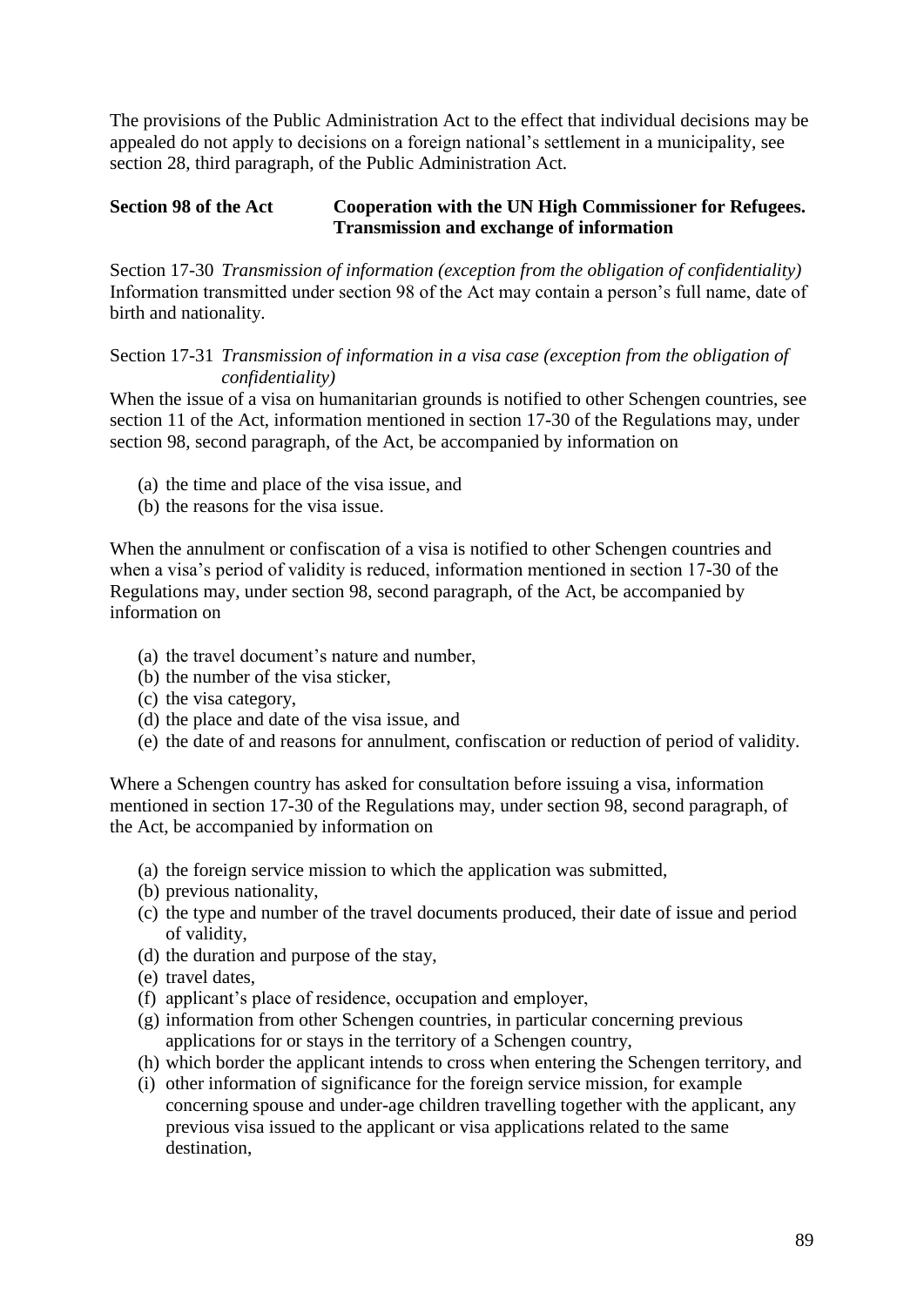The provisions of the Public Administration Act to the effect that individual decisions may be appealed do not apply to decisions on a foreign national's settlement in a municipality, see section 28, third paragraph, of the Public Administration Act.

### Section 98 of the Act Cooperation with the UN High Commissioner for Refugees. Transmission and exchange of information

Section 17-30 *Transmission of information (exception from the obligation of confidentiality)*
Information transmitted under section 98 of the Act may contain a person's full name, date of birth and nationality.

Section 17-31 *Transmission of information in a visa case (exception from the obligation of confidentiality)*
When the issue of a visa on humanitarian grounds is notified to other Schengen countries, see section 11 of the Act, information mentioned in section 17-30 of the Regulations may, under section 98, second paragraph, of the Act, be accompanied by information on

(a) the time and place of the visa issue, and
(b) the reasons for the visa issue.

When the annulment or confiscation of a visa is notified to other Schengen countries and when a visa's period of validity is reduced, information mentioned in section 17-30 of the Regulations may, under section 98, second paragraph, of the Act, be accompanied by information on

(a) the travel document's nature and number,
(b) the number of the visa sticker,
(c) the visa category,
(d) the place and date of the visa issue, and
(e) the date of and reasons for annulment, confiscation or reduction of period of validity.

Where a Schengen country has asked for consultation before issuing a visa, information mentioned in section 17-30 of the Regulations may, under section 98, second paragraph, of the Act, be accompanied by information on

(a) the foreign service mission to which the application was submitted,
(b) previous nationality,
(c) the type and number of the travel documents produced, their date of issue and period of validity,
(d) the duration and purpose of the stay,
(e) travel dates,
(f) applicant's place of residence, occupation and employer,
(g) information from other Schengen countries, in particular concerning previous applications for or stays in the territory of a Schengen country,
(h) which border the applicant intends to cross when entering the Schengen territory, and
(i) other information of significance for the foreign service mission, for example concerning spouse and under-age children travelling together with the applicant, any previous visa issued to the applicant or visa applications related to the same destination,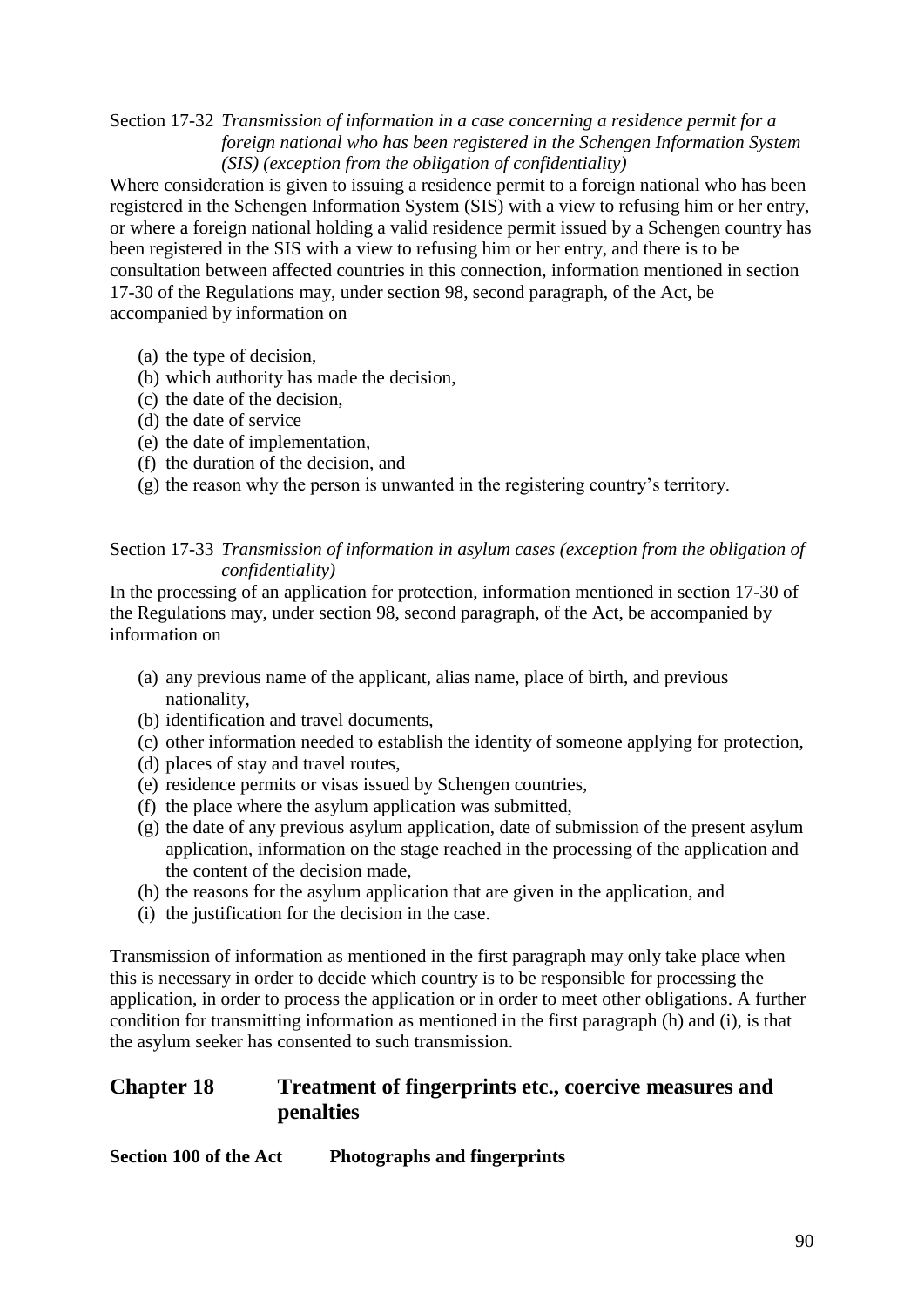Section 17-32 *Transmission of information in a case concerning a residence permit for a foreign national who has been registered in the Schengen Information System (SIS) (exception from the obligation of confidentiality)*

Where consideration is given to issuing a residence permit to a foreign national who has been registered in the Schengen Information System (SIS) with a view to refusing him or her entry, or where a foreign national holding a valid residence permit issued by a Schengen country has been registered in the SIS with a view to refusing him or her entry, and there is to be consultation between affected countries in this connection, information mentioned in section 17-30 of the Regulations may, under section 98, second paragraph, of the Act, be accompanied by information on

(a) the type of decision,
(b) which authority has made the decision,
(c) the date of the decision,
(d) the date of service
(e) the date of implementation,
(f) the duration of the decision, and
(g) the reason why the person is unwanted in the registering country's territory.

Section 17-33 *Transmission of information in asylum cases (exception from the obligation of confidentiality)*

In the processing of an application for protection, information mentioned in section 17-30 of the Regulations may, under section 98, second paragraph, of the Act, be accompanied by information on

(a) any previous name of the applicant, alias name, place of birth, and previous nationality,
(b) identification and travel documents,
(c) other information needed to establish the identity of someone applying for protection,
(d) places of stay and travel routes,
(e) residence permits or visas issued by Schengen countries,
(f) the place where the asylum application was submitted,
(g) the date of any previous asylum application, date of submission of the present asylum application, information on the stage reached in the processing of the application and the content of the decision made,
(h) the reasons for the asylum application that are given in the application, and
(i) the justification for the decision in the case.

Transmission of information as mentioned in the first paragraph may only take place when this is necessary in order to decide which country is to be responsible for processing the application, in order to process the application or in order to meet other obligations. A further condition for transmitting information as mentioned in the first paragraph (h) and (i), is that the asylum seeker has consented to such transmission.

## Chapter 18 Treatment of fingerprints etc., coercive measures and penalties

**Section 100 of the Act Photographs and fingerprints**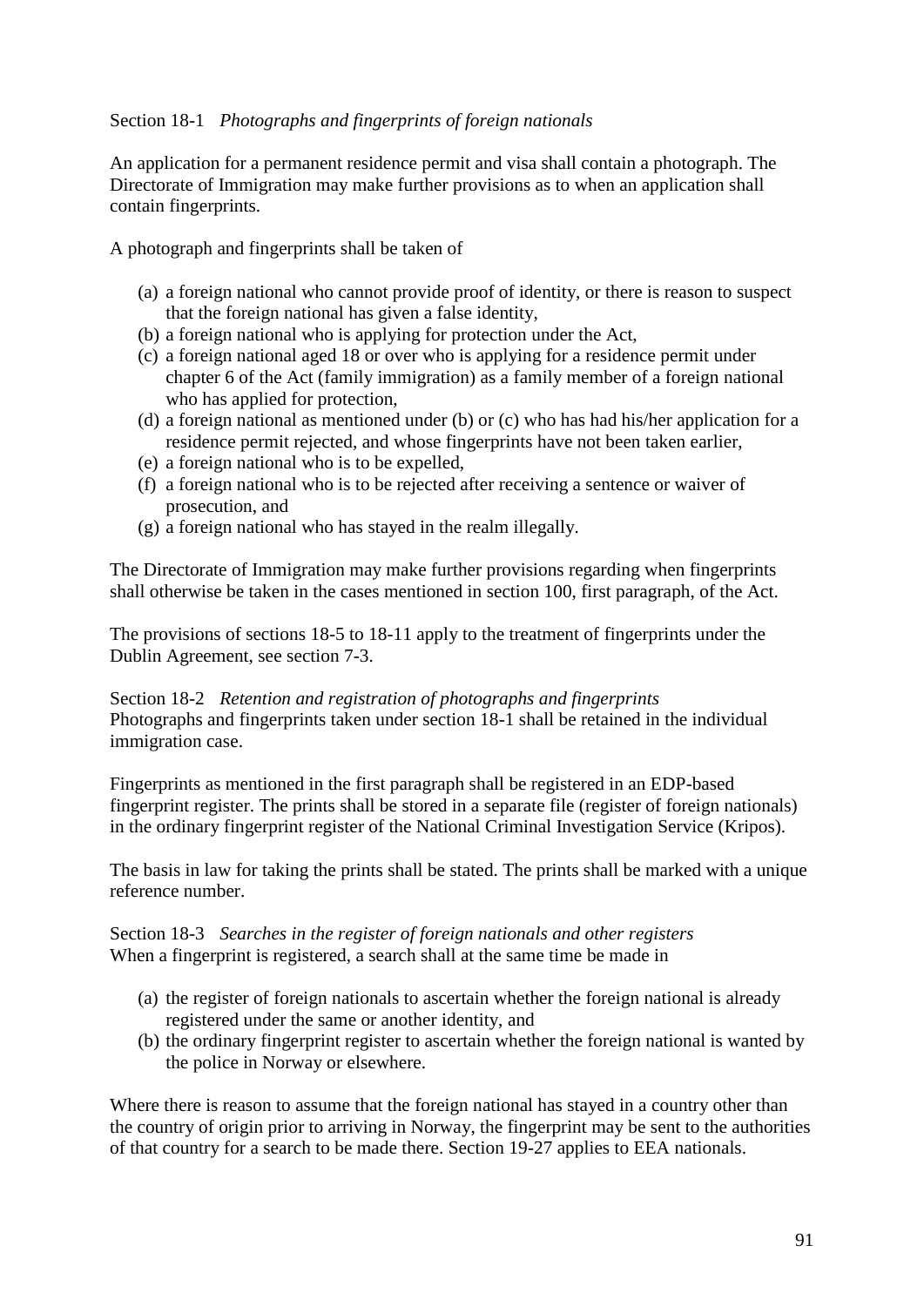Section 18-1 *Photographs and fingerprints of foreign nationals*

An application for a permanent residence permit and visa shall contain a photograph. The Directorate of Immigration may make further provisions as to when an application shall contain fingerprints.

A photograph and fingerprints shall be taken of

(a) a foreign national who cannot provide proof of identity, or there is reason to suspect that the foreign national has given a false identity,
(b) a foreign national who is applying for protection under the Act,
(c) a foreign national aged 18 or over who is applying for a residence permit under chapter 6 of the Act (family immigration) as a family member of a foreign national who has applied for protection,
(d) a foreign national as mentioned under (b) or (c) who has had his/her application for a residence permit rejected, and whose fingerprints have not been taken earlier,
(e) a foreign national who is to be expelled,
(f) a foreign national who is to be rejected after receiving a sentence or waiver of prosecution, and
(g) a foreign national who has stayed in the realm illegally.

The Directorate of Immigration may make further provisions regarding when fingerprints shall otherwise be taken in the cases mentioned in section 100, first paragraph, of the Act.

The provisions of sections 18-5 to 18-11 apply to the treatment of fingerprints under the Dublin Agreement, see section 7-3.

Section 18-2 *Retention and registration of photographs and fingerprints*
Photographs and fingerprints taken under section 18-1 shall be retained in the individual immigration case.

Fingerprints as mentioned in the first paragraph shall be registered in an EDP-based fingerprint register. The prints shall be stored in a separate file (register of foreign nationals) in the ordinary fingerprint register of the National Criminal Investigation Service (Kripos).

The basis in law for taking the prints shall be stated. The prints shall be marked with a unique reference number.

Section 18-3 *Searches in the register of foreign nationals and other registers*
When a fingerprint is registered, a search shall at the same time be made in

(a) the register of foreign nationals to ascertain whether the foreign national is already registered under the same or another identity, and
(b) the ordinary fingerprint register to ascertain whether the foreign national is wanted by the police in Norway or elsewhere.

Where there is reason to assume that the foreign national has stayed in a country other than the country of origin prior to arriving in Norway, the fingerprint may be sent to the authorities of that country for a search to be made there. Section 19-27 applies to EEA nationals.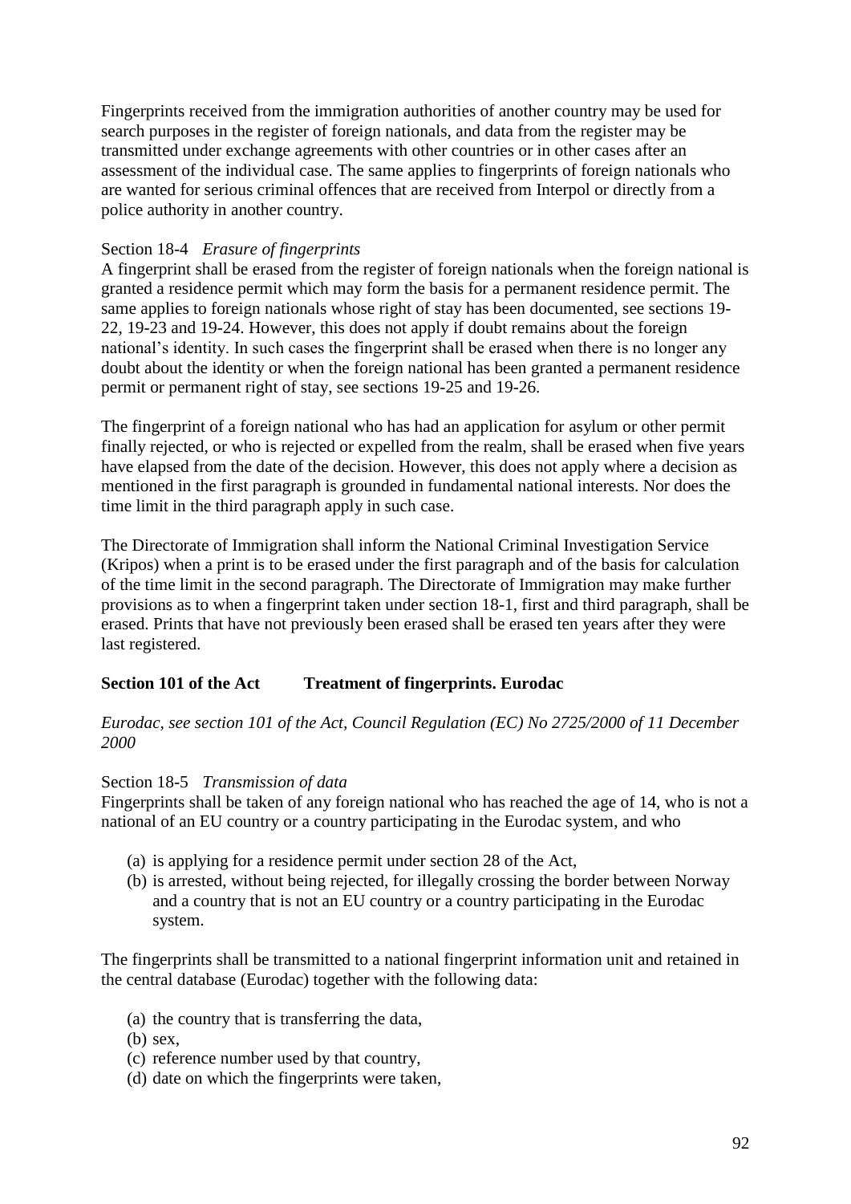Fingerprints received from the immigration authorities of another country may be used for search purposes in the register of foreign nationals, and data from the register may be transmitted under exchange agreements with other countries or in other cases after an assessment of the individual case. The same applies to fingerprints of foreign nationals who are wanted for serious criminal offences that are received from Interpol or directly from a police authority in another country.

Section 18-4 *Erasure of fingerprints*
A fingerprint shall be erased from the register of foreign nationals when the foreign national is granted a residence permit which may form the basis for a permanent residence permit. The same applies to foreign nationals whose right of stay has been documented, see sections 19-22, 19-23 and 19-24. However, this does not apply if doubt remains about the foreign national's identity. In such cases the fingerprint shall be erased when there is no longer any doubt about the identity or when the foreign national has been granted a permanent residence permit or permanent right of stay, see sections 19-25 and 19-26.

The fingerprint of a foreign national who has had an application for asylum or other permit finally rejected, or who is rejected or expelled from the realm, shall be erased when five years have elapsed from the date of the decision. However, this does not apply where a decision as mentioned in the first paragraph is grounded in fundamental national interests. Nor does the time limit in the third paragraph apply in such case.

The Directorate of Immigration shall inform the National Criminal Investigation Service (Kripos) when a print is to be erased under the first paragraph and of the basis for calculation of the time limit in the second paragraph. The Directorate of Immigration may make further provisions as to when a fingerprint taken under section 18-1, first and third paragraph, shall be erased. Prints that have not previously been erased shall be erased ten years after they were last registered.

**Section 101 of the Act Treatment of fingerprints. Eurodac**

*Eurodac, see section 101 of the Act, Council Regulation (EC) No 2725/2000 of 11 December 2000*

Section 18-5 *Transmission of data*
Fingerprints shall be taken of any foreign national who has reached the age of 14, who is not a national of an EU country or a country participating in the Eurodac system, and who

(a) is applying for a residence permit under section 28 of the Act,
(b) is arrested, without being rejected, for illegally crossing the border between Norway and a country that is not an EU country or a country participating in the Eurodac system.

The fingerprints shall be transmitted to a national fingerprint information unit and retained in the central database (Eurodac) together with the following data:

(a) the country that is transferring the data,
(b) sex,
(c) reference number used by that country,
(d) date on which the fingerprints were taken,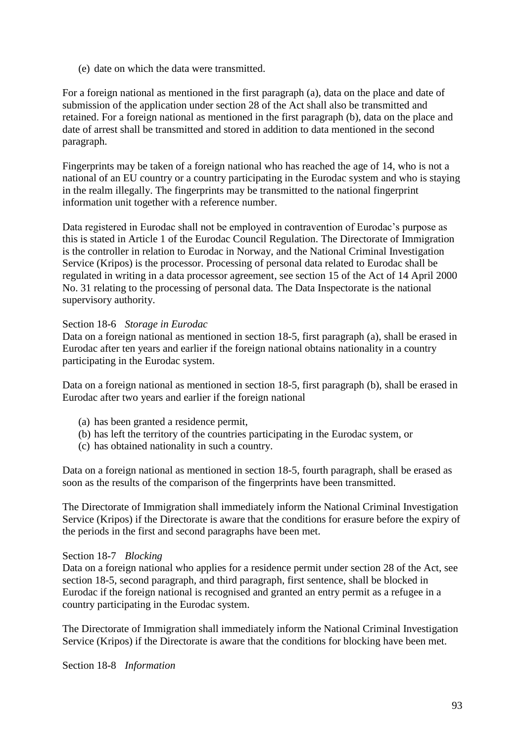(e) date on which the data were transmitted.

For a foreign national as mentioned in the first paragraph (a), data on the place and date of submission of the application under section 28 of the Act shall also be transmitted and retained. For a foreign national as mentioned in the first paragraph (b), data on the place and date of arrest shall be transmitted and stored in addition to data mentioned in the second paragraph.

Fingerprints may be taken of a foreign national who has reached the age of 14, who is not a national of an EU country or a country participating in the Eurodac system and who is staying in the realm illegally. The fingerprints may be transmitted to the national fingerprint information unit together with a reference number.

Data registered in Eurodac shall not be employed in contravention of Eurodac's purpose as this is stated in Article 1 of the Eurodac Council Regulation. The Directorate of Immigration is the controller in relation to Eurodac in Norway, and the National Criminal Investigation Service (Kripos) is the processor. Processing of personal data related to Eurodac shall be regulated in writing in a data processor agreement, see section 15 of the Act of 14 April 2000 No. 31 relating to the processing of personal data. The Data Inspectorate is the national supervisory authority.

Section 18-6 *Storage in Eurodac*

Data on a foreign national as mentioned in section 18-5, first paragraph (a), shall be erased in Eurodac after ten years and earlier if the foreign national obtains nationality in a country participating in the Eurodac system.

Data on a foreign national as mentioned in section 18-5, first paragraph (b), shall be erased in Eurodac after two years and earlier if the foreign national

(a) has been granted a residence permit,
(b) has left the territory of the countries participating in the Eurodac system, or
(c) has obtained nationality in such a country.

Data on a foreign national as mentioned in section 18-5, fourth paragraph, shall be erased as soon as the results of the comparison of the fingerprints have been transmitted.

The Directorate of Immigration shall immediately inform the National Criminal Investigation Service (Kripos) if the Directorate is aware that the conditions for erasure before the expiry of the periods in the first and second paragraphs have been met.

Section 18-7 *Blocking*

Data on a foreign national who applies for a residence permit under section 28 of the Act, see section 18-5, second paragraph, and third paragraph, first sentence, shall be blocked in Eurodac if the foreign national is recognised and granted an entry permit as a refugee in a country participating in the Eurodac system.

The Directorate of Immigration shall immediately inform the National Criminal Investigation Service (Kripos) if the Directorate is aware that the conditions for blocking have been met.

Section 18-8 *Information*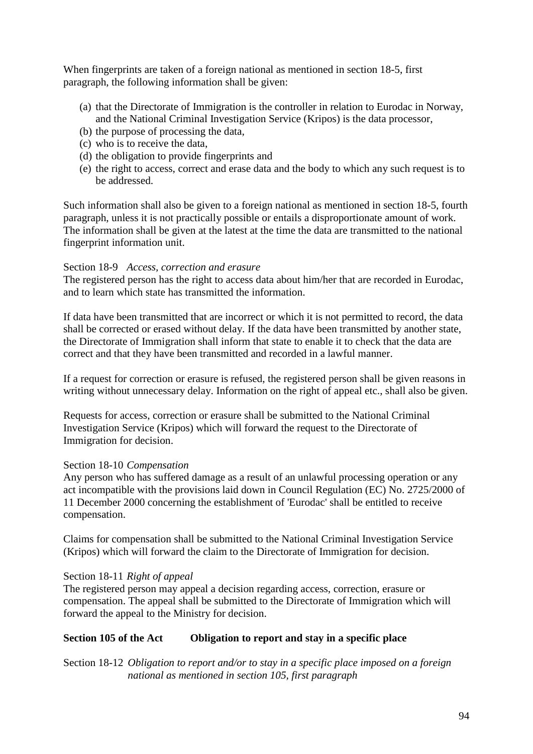When fingerprints are taken of a foreign national as mentioned in section 18-5, first paragraph, the following information shall be given:

(a) that the Directorate of Immigration is the controller in relation to Eurodac in Norway, and the National Criminal Investigation Service (Kripos) is the data processor,
(b) the purpose of processing the data,
(c) who is to receive the data,
(d) the obligation to provide fingerprints and
(e) the right to access, correct and erase data and the body to which any such request is to be addressed.

Such information shall also be given to a foreign national as mentioned in section 18-5, fourth paragraph, unless it is not practically possible or entails a disproportionate amount of work. The information shall be given at the latest at the time the data are transmitted to the national fingerprint information unit.

Section 18-9 *Access, correction and erasure*
The registered person has the right to access data about him/her that are recorded in Eurodac, and to learn which state has transmitted the information.

If data have been transmitted that are incorrect or which it is not permitted to record, the data shall be corrected or erased without delay. If the data have been transmitted by another state, the Directorate of Immigration shall inform that state to enable it to check that the data are correct and that they have been transmitted and recorded in a lawful manner.

If a request for correction or erasure is refused, the registered person shall be given reasons in writing without unnecessary delay. Information on the right of appeal etc., shall also be given.

Requests for access, correction or erasure shall be submitted to the National Criminal Investigation Service (Kripos) which will forward the request to the Directorate of Immigration for decision.

Section 18-10 *Compensation*
Any person who has suffered damage as a result of an unlawful processing operation or any act incompatible with the provisions laid down in Council Regulation (EC) No. 2725/2000 of 11 December 2000 concerning the establishment of 'Eurodac' shall be entitled to receive compensation.

Claims for compensation shall be submitted to the National Criminal Investigation Service (Kripos) which will forward the claim to the Directorate of Immigration for decision.

Section 18-11 *Right of appeal*
The registered person may appeal a decision regarding access, correction, erasure or compensation. The appeal shall be submitted to the Directorate of Immigration which will forward the appeal to the Ministry for decision.

**Section 105 of the Act Obligation to report and stay in a specific place**

Section 18-12 *Obligation to report and/or to stay in a specific place imposed on a foreign national as mentioned in section 105, first paragraph*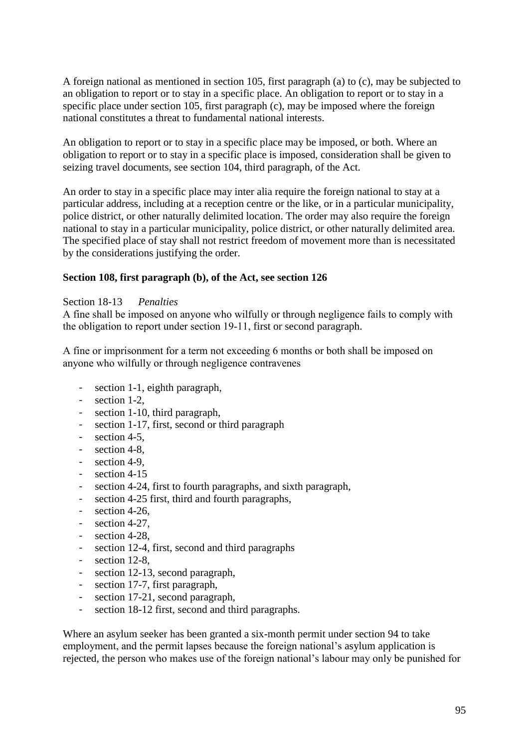A foreign national as mentioned in section 105, first paragraph (a) to (c), may be subjected to an obligation to report or to stay in a specific place. An obligation to report or to stay in a specific place under section 105, first paragraph (c), may be imposed where the foreign national constitutes a threat to fundamental national interests.

An obligation to report or to stay in a specific place may be imposed, or both. Where an obligation to report or to stay in a specific place is imposed, consideration shall be given to seizing travel documents, see section 104, third paragraph, of the Act.

An order to stay in a specific place may inter alia require the foreign national to stay at a particular address, including at a reception centre or the like, or in a particular municipality, police district, or other naturally delimited location. The order may also require the foreign national to stay in a particular municipality, police district, or other naturally delimited area. The specified place of stay shall not restrict freedom of movement more than is necessitated by the considerations justifying the order.

**Section 108, first paragraph (b), of the Act, see section 126**

Section 18-13 *Penalties*
A fine shall be imposed on anyone who wilfully or through negligence fails to comply with the obligation to report under section 19-11, first or second paragraph.

A fine or imprisonment for a term not exceeding 6 months or both shall be imposed on anyone who wilfully or through negligence contravenes

- section 1-1, eighth paragraph,
- section 1-2,
- section 1-10, third paragraph,
- section 1-17, first, second or third paragraph
- section 4-5,
- section 4-8,
- section 4-9,
- section 4-15
- section 4-24, first to fourth paragraphs, and sixth paragraph,
- section 4-25 first, third and fourth paragraphs,
- section 4-26,
- section 4-27,
- section 4-28,
- section 12-4, first, second and third paragraphs
- section 12-8,
- section 12-13, second paragraph,
- section 17-7, first paragraph,
- section 17-21, second paragraph,
- section 18-12 first, second and third paragraphs.

Where an asylum seeker has been granted a six-month permit under section 94 to take employment, and the permit lapses because the foreign national's asylum application is rejected, the person who makes use of the foreign national's labour may only be punished for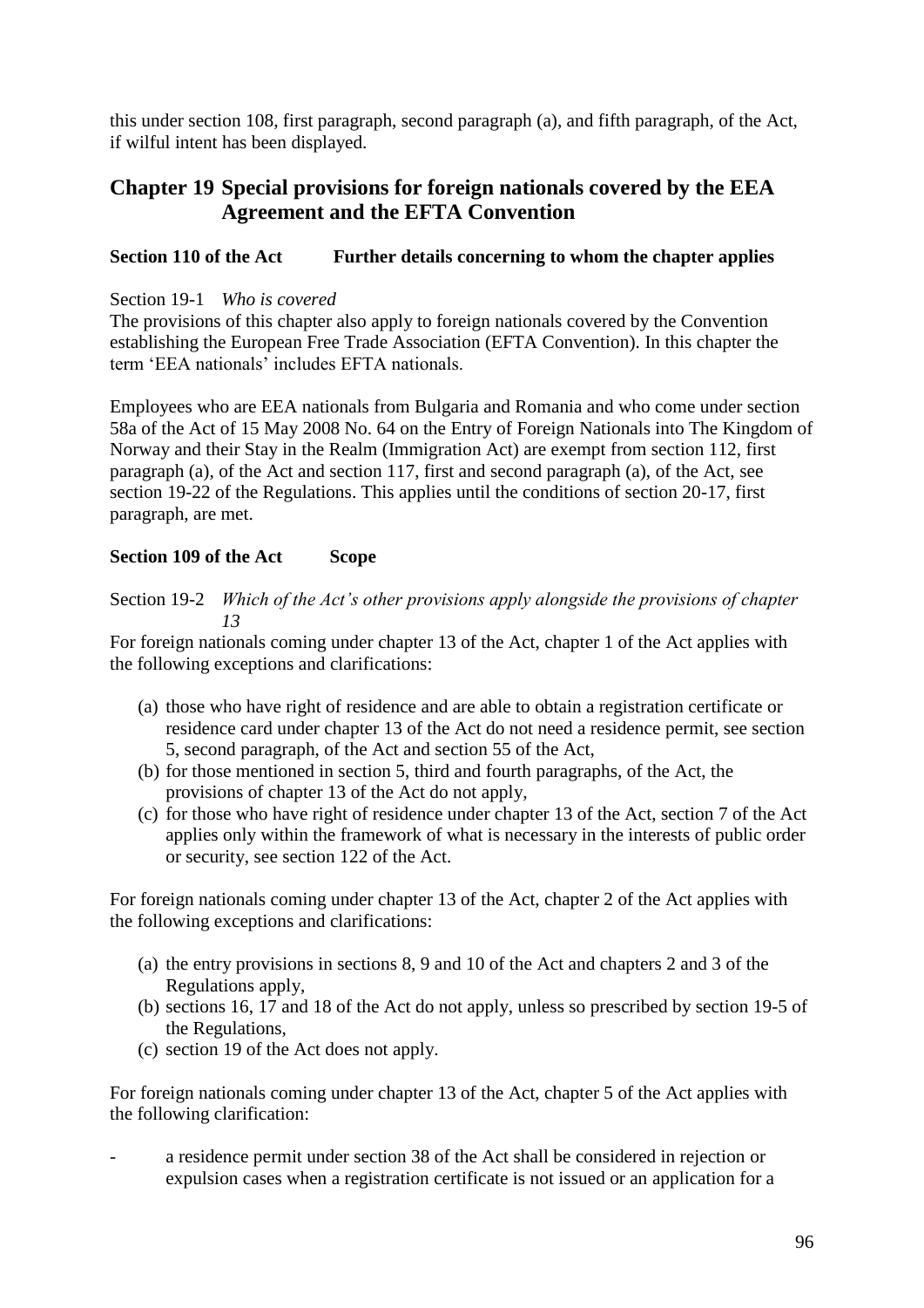this under section 108, first paragraph, second paragraph (a), and fifth paragraph, of the Act, if wilful intent has been displayed.

## Chapter 19 Special provisions for foreign nationals covered by the EEA Agreement and the EFTA Convention

**Section 110 of the Act Further details concerning to whom the chapter applies**

Section 19-1 *Who is covered*

The provisions of this chapter also apply to foreign nationals covered by the Convention establishing the European Free Trade Association (EFTA Convention). In this chapter the term 'EEA nationals' includes EFTA nationals.

Employees who are EEA nationals from Bulgaria and Romania and who come under section 58a of the Act of 15 May 2008 No. 64 on the Entry of Foreign Nationals into The Kingdom of Norway and their Stay in the Realm (Immigration Act) are exempt from section 112, first paragraph (a), of the Act and section 117, first and second paragraph (a), of the Act, see section 19-22 of the Regulations. This applies until the conditions of section 20-17, first paragraph, are met.

**Section 109 of the Act Scope**

Section 19-2 *Which of the Act's other provisions apply alongside the provisions of chapter 13*

For foreign nationals coming under chapter 13 of the Act, chapter 1 of the Act applies with the following exceptions and clarifications:

(a) those who have right of residence and are able to obtain a registration certificate or residence card under chapter 13 of the Act do not need a residence permit, see section 5, second paragraph, of the Act and section 55 of the Act,
(b) for those mentioned in section 5, third and fourth paragraphs, of the Act, the provisions of chapter 13 of the Act do not apply,
(c) for those who have right of residence under chapter 13 of the Act, section 7 of the Act applies only within the framework of what is necessary in the interests of public order or security, see section 122 of the Act.

For foreign nationals coming under chapter 13 of the Act, chapter 2 of the Act applies with the following exceptions and clarifications:

(a) the entry provisions in sections 8, 9 and 10 of the Act and chapters 2 and 3 of the Regulations apply,
(b) sections 16, 17 and 18 of the Act do not apply, unless so prescribed by section 19-5 of the Regulations,
(c) section 19 of the Act does not apply.

For foreign nationals coming under chapter 13 of the Act, chapter 5 of the Act applies with the following clarification:

- a residence permit under section 38 of the Act shall be considered in rejection or expulsion cases when a registration certificate is not issued or an application for a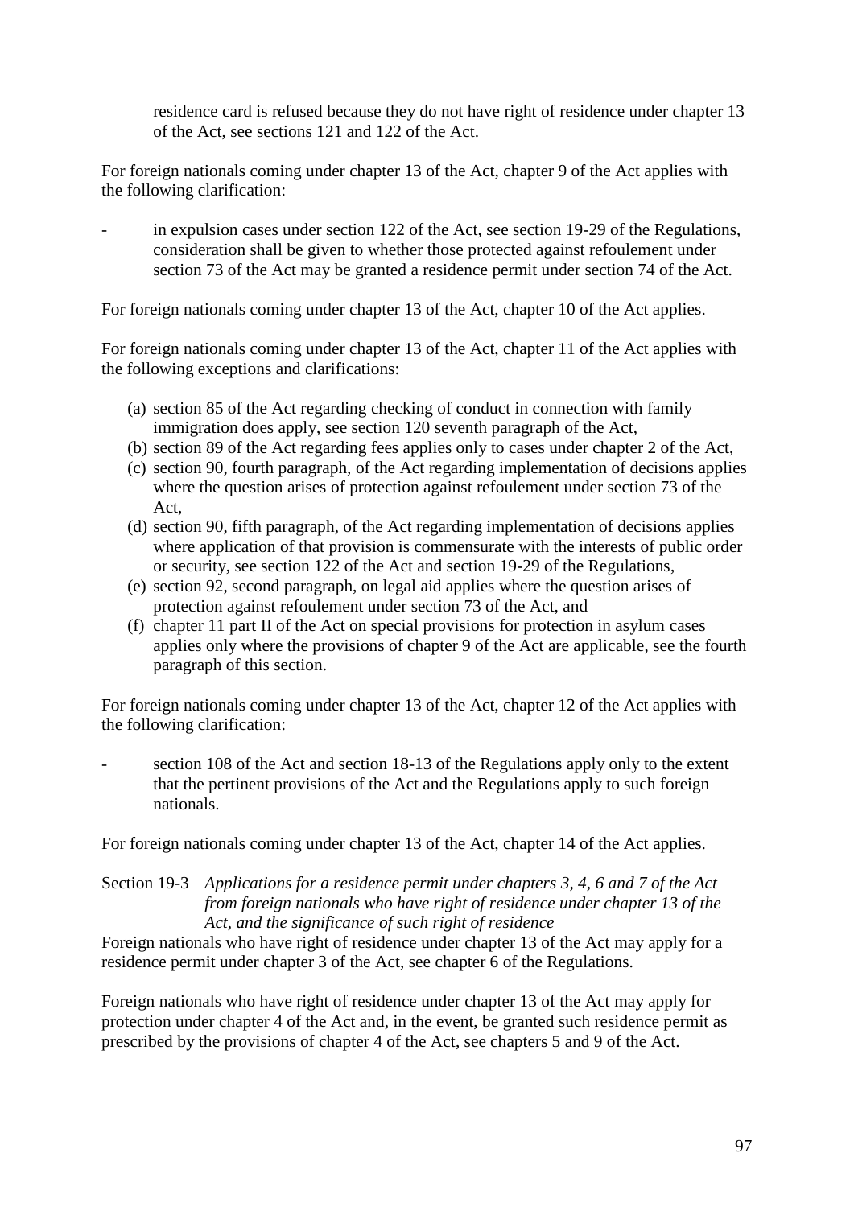residence card is refused because they do not have right of residence under chapter 13 of the Act, see sections 121 and 122 of the Act.

For foreign nationals coming under chapter 13 of the Act, chapter 9 of the Act applies with the following clarification:

- in expulsion cases under section 122 of the Act, see section 19-29 of the Regulations, consideration shall be given to whether those protected against refoulement under section 73 of the Act may be granted a residence permit under section 74 of the Act.

For foreign nationals coming under chapter 13 of the Act, chapter 10 of the Act applies.

For foreign nationals coming under chapter 13 of the Act, chapter 11 of the Act applies with the following exceptions and clarifications:

(a) section 85 of the Act regarding checking of conduct in connection with family immigration does apply, see section 120 seventh paragraph of the Act,
(b) section 89 of the Act regarding fees applies only to cases under chapter 2 of the Act,
(c) section 90, fourth paragraph, of the Act regarding implementation of decisions applies where the question arises of protection against refoulement under section 73 of the Act,
(d) section 90, fifth paragraph, of the Act regarding implementation of decisions applies where application of that provision is commensurate with the interests of public order or security, see section 122 of the Act and section 19-29 of the Regulations,
(e) section 92, second paragraph, on legal aid applies where the question arises of protection against refoulement under section 73 of the Act, and
(f) chapter 11 part II of the Act on special provisions for protection in asylum cases applies only where the provisions of chapter 9 of the Act are applicable, see the fourth paragraph of this section.

For foreign nationals coming under chapter 13 of the Act, chapter 12 of the Act applies with the following clarification:

- section 108 of the Act and section 18-13 of the Regulations apply only to the extent that the pertinent provisions of the Act and the Regulations apply to such foreign nationals.

For foreign nationals coming under chapter 13 of the Act, chapter 14 of the Act applies.

Section 19-3 *Applications for a residence permit under chapters 3, 4, 6 and 7 of the Act from foreign nationals who have right of residence under chapter 13 of the Act, and the significance of such right of residence*

Foreign nationals who have right of residence under chapter 13 of the Act may apply for a residence permit under chapter 3 of the Act, see chapter 6 of the Regulations.

Foreign nationals who have right of residence under chapter 13 of the Act may apply for protection under chapter 4 of the Act and, in the event, be granted such residence permit as prescribed by the provisions of chapter 4 of the Act, see chapters 5 and 9 of the Act.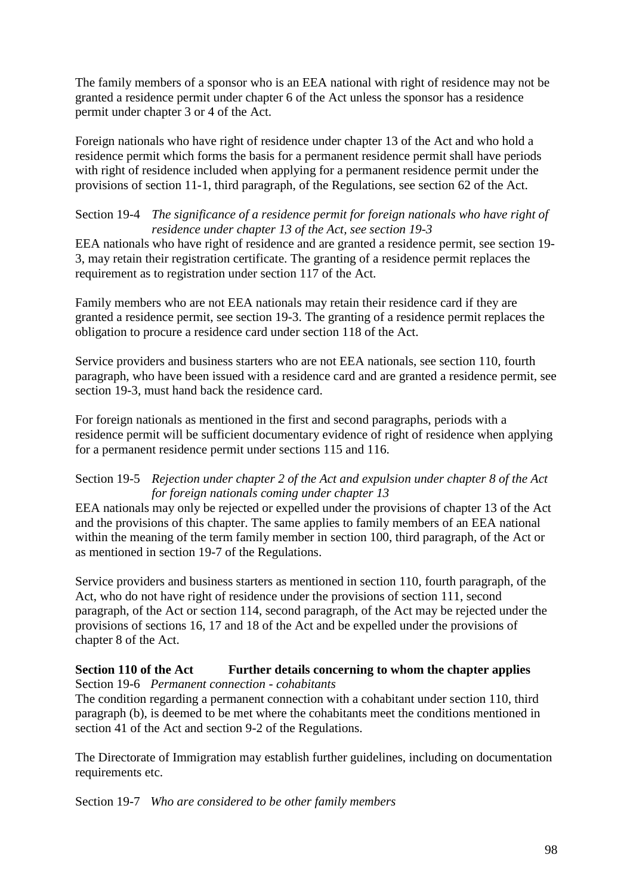The family members of a sponsor who is an EEA national with right of residence may not be granted a residence permit under chapter 6 of the Act unless the sponsor has a residence permit under chapter 3 or 4 of the Act.

Foreign nationals who have right of residence under chapter 13 of the Act and who hold a residence permit which forms the basis for a permanent residence permit shall have periods with right of residence included when applying for a permanent residence permit under the provisions of section 11-1, third paragraph, of the Regulations, see section 62 of the Act.

Section 19-4 *The significance of a residence permit for foreign nationals who have right of residence under chapter 13 of the Act, see section 19-3*

EEA nationals who have right of residence and are granted a residence permit, see section 19-3, may retain their registration certificate. The granting of a residence permit replaces the requirement as to registration under section 117 of the Act.

Family members who are not EEA nationals may retain their residence card if they are granted a residence permit, see section 19-3. The granting of a residence permit replaces the obligation to procure a residence card under section 118 of the Act.

Service providers and business starters who are not EEA nationals, see section 110, fourth paragraph, who have been issued with a residence card and are granted a residence permit, see section 19-3, must hand back the residence card.

For foreign nationals as mentioned in the first and second paragraphs, periods with a residence permit will be sufficient documentary evidence of right of residence when applying for a permanent residence permit under sections 115 and 116.

Section 19-5 *Rejection under chapter 2 of the Act and expulsion under chapter 8 of the Act for foreign nationals coming under chapter 13*

EEA nationals may only be rejected or expelled under the provisions of chapter 13 of the Act and the provisions of this chapter. The same applies to family members of an EEA national within the meaning of the term family member in section 100, third paragraph, of the Act or as mentioned in section 19-7 of the Regulations.

Service providers and business starters as mentioned in section 110, fourth paragraph, of the Act, who do not have right of residence under the provisions of section 111, second paragraph, of the Act or section 114, second paragraph, of the Act may be rejected under the provisions of sections 16, 17 and 18 of the Act and be expelled under the provisions of chapter 8 of the Act.

**Section 110 of the Act Further details concerning to whom the chapter applies**

Section 19-6 *Permanent connection - cohabitants*

The condition regarding a permanent connection with a cohabitant under section 110, third paragraph (b), is deemed to be met where the cohabitants meet the conditions mentioned in section 41 of the Act and section 9-2 of the Regulations.

The Directorate of Immigration may establish further guidelines, including on documentation requirements etc.

Section 19-7 *Who are considered to be other family members*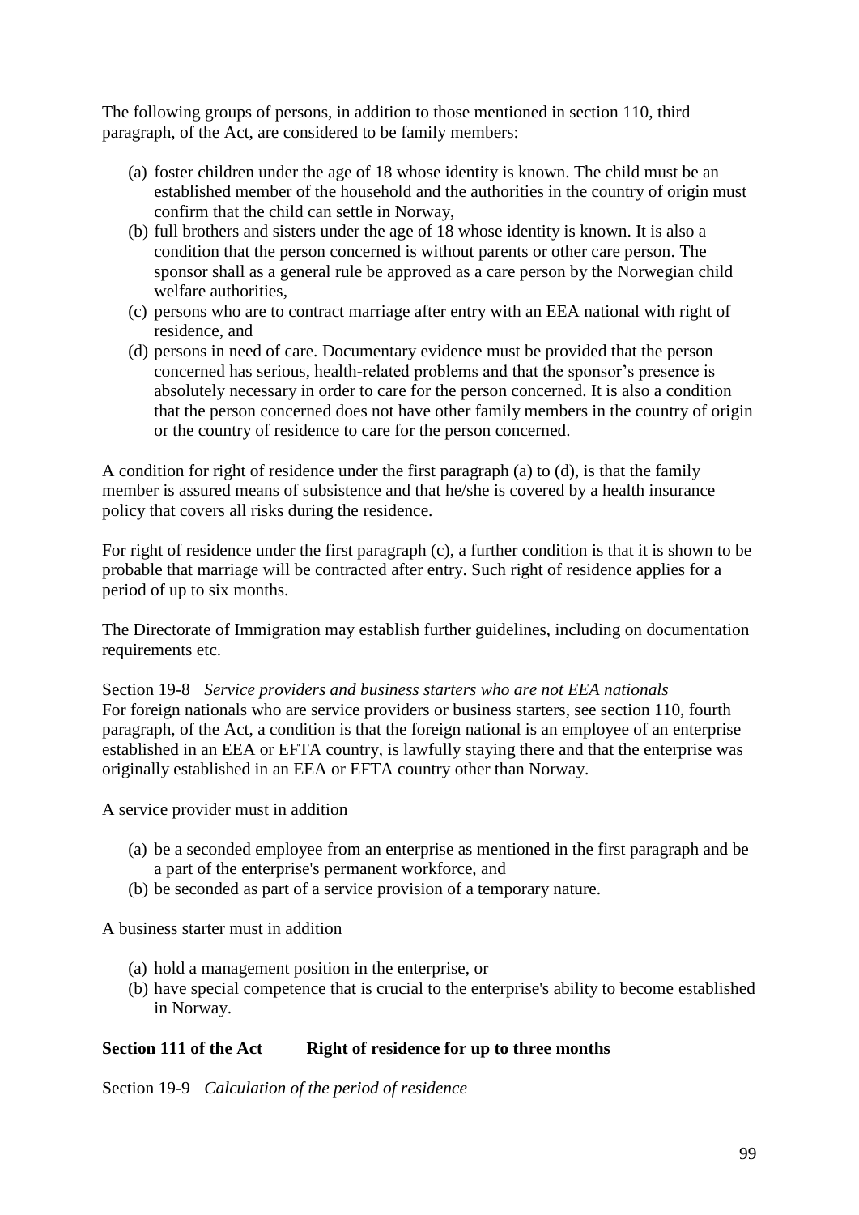The following groups of persons, in addition to those mentioned in section 110, third paragraph, of the Act, are considered to be family members:

(a) foster children under the age of 18 whose identity is known. The child must be an established member of the household and the authorities in the country of origin must confirm that the child can settle in Norway,
(b) full brothers and sisters under the age of 18 whose identity is known. It is also a condition that the person concerned is without parents or other care person. The sponsor shall as a general rule be approved as a care person by the Norwegian child welfare authorities,
(c) persons who are to contract marriage after entry with an EEA national with right of residence, and
(d) persons in need of care. Documentary evidence must be provided that the person concerned has serious, health-related problems and that the sponsor's presence is absolutely necessary in order to care for the person concerned. It is also a condition that the person concerned does not have other family members in the country of origin or the country of residence to care for the person concerned.

A condition for right of residence under the first paragraph (a) to (d), is that the family member is assured means of subsistence and that he/she is covered by a health insurance policy that covers all risks during the residence.

For right of residence under the first paragraph (c), a further condition is that it is shown to be probable that marriage will be contracted after entry. Such right of residence applies for a period of up to six months.

The Directorate of Immigration may establish further guidelines, including on documentation requirements etc.

Section 19-8 *Service providers and business starters who are not EEA nationals*
For foreign nationals who are service providers or business starters, see section 110, fourth paragraph, of the Act, a condition is that the foreign national is an employee of an enterprise established in an EEA or EFTA country, is lawfully staying there and that the enterprise was originally established in an EEA or EFTA country other than Norway.

A service provider must in addition

(a) be a seconded employee from an enterprise as mentioned in the first paragraph and be a part of the enterprise's permanent workforce, and
(b) be seconded as part of a service provision of a temporary nature.

A business starter must in addition

(a) hold a management position in the enterprise, or
(b) have special competence that is crucial to the enterprise's ability to become established in Norway.

**Section 111 of the Act Right of residence for up to three months**

Section 19-9 *Calculation of the period of residence*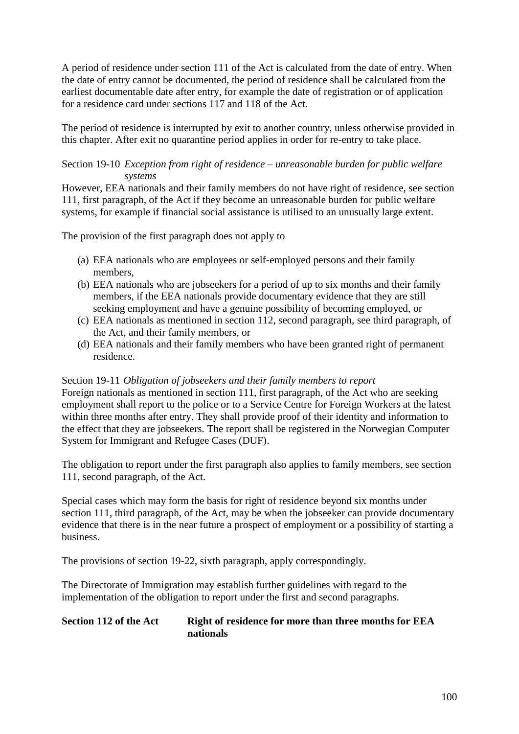A period of residence under section 111 of the Act is calculated from the date of entry. When the date of entry cannot be documented, the period of residence shall be calculated from the earliest documentable date after entry, for example the date of registration or of application for a residence card under sections 117 and 118 of the Act.

The period of residence is interrupted by exit to another country, unless otherwise provided in this chapter. After exit no quarantine period applies in order for re-entry to take place.

Section 19-10 *Exception from right of residence – unreasonable burden for public welfare systems*

However, EEA nationals and their family members do not have right of residence, see section 111, first paragraph, of the Act if they become an unreasonable burden for public welfare systems, for example if financial social assistance is utilised to an unusually large extent.

The provision of the first paragraph does not apply to

(a) EEA nationals who are employees or self-employed persons and their family members,
(b) EEA nationals who are jobseekers for a period of up to six months and their family members, if the EEA nationals provide documentary evidence that they are still seeking employment and have a genuine possibility of becoming employed, or
(c) EEA nationals as mentioned in section 112, second paragraph, see third paragraph, of the Act, and their family members, or
(d) EEA nationals and their family members who have been granted right of permanent residence.

Section 19-11 *Obligation of jobseekers and their family members to report*

Foreign nationals as mentioned in section 111, first paragraph, of the Act who are seeking employment shall report to the police or to a Service Centre for Foreign Workers at the latest within three months after entry. They shall provide proof of their identity and information to the effect that they are jobseekers. The report shall be registered in the Norwegian Computer System for Immigrant and Refugee Cases (DUF).

The obligation to report under the first paragraph also applies to family members, see section 111, second paragraph, of the Act.

Special cases which may form the basis for right of residence beyond six months under section 111, third paragraph, of the Act, may be when the jobseeker can provide documentary evidence that there is in the near future a prospect of employment or a possibility of starting a business.

The provisions of section 19-22, sixth paragraph, apply correspondingly.

The Directorate of Immigration may establish further guidelines with regard to the implementation of the obligation to report under the first and second paragraphs.

**Section 112 of the Act Right of residence for more than three months for EEA nationals**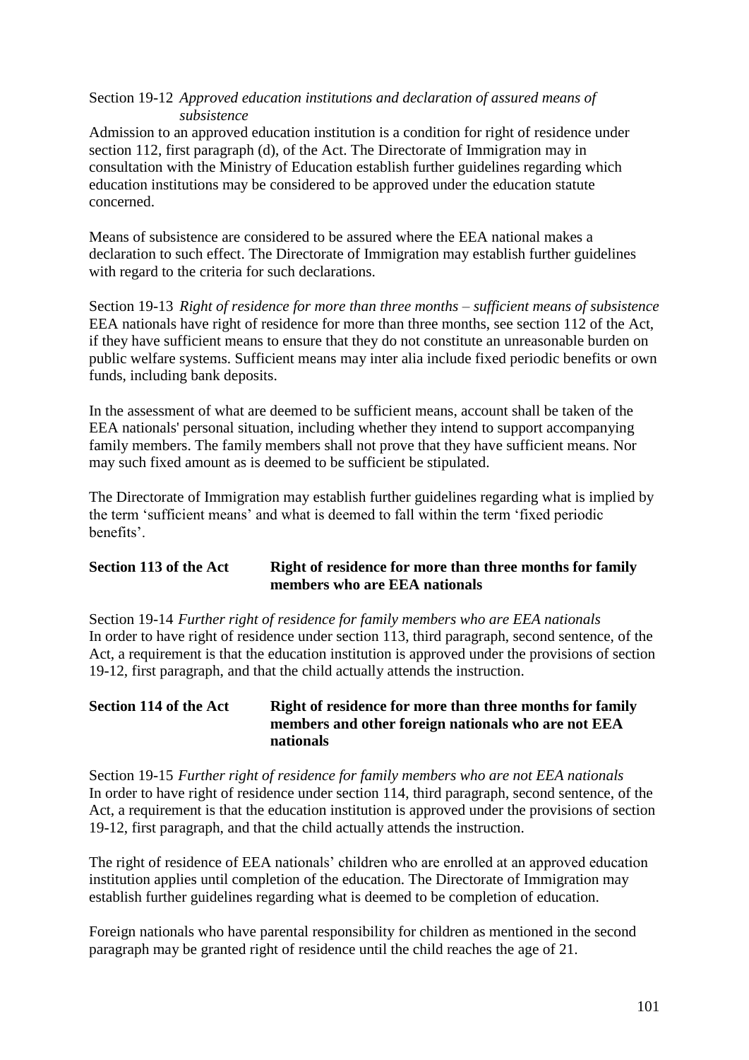Section 19-12 *Approved education institutions and declaration of assured means of subsistence*

Admission to an approved education institution is a condition for right of residence under section 112, first paragraph (d), of the Act. The Directorate of Immigration may in consultation with the Ministry of Education establish further guidelines regarding which education institutions may be considered to be approved under the education statute concerned.

Means of subsistence are considered to be assured where the EEA national makes a declaration to such effect. The Directorate of Immigration may establish further guidelines with regard to the criteria for such declarations.

Section 19-13 *Right of residence for more than three months – sufficient means of subsistence*

EEA nationals have right of residence for more than three months, see section 112 of the Act, if they have sufficient means to ensure that they do not constitute an unreasonable burden on public welfare systems. Sufficient means may inter alia include fixed periodic benefits or own funds, including bank deposits.

In the assessment of what are deemed to be sufficient means, account shall be taken of the EEA nationals' personal situation, including whether they intend to support accompanying family members. The family members shall not prove that they have sufficient means. Nor may such fixed amount as is deemed to be sufficient be stipulated.

The Directorate of Immigration may establish further guidelines regarding what is implied by the term 'sufficient means' and what is deemed to fall within the term 'fixed periodic benefits'.

**Section 113 of the Act — Right of residence for more than three months for family members who are EEA nationals**

Section 19-14 *Further right of residence for family members who are EEA nationals*

In order to have right of residence under section 113, third paragraph, second sentence, of the Act, a requirement is that the education institution is approved under the provisions of section 19-12, first paragraph, and that the child actually attends the instruction.

**Section 114 of the Act — Right of residence for more than three months for family members and other foreign nationals who are not EEA nationals**

Section 19-15 *Further right of residence for family members who are not EEA nationals*

In order to have right of residence under section 114, third paragraph, second sentence, of the Act, a requirement is that the education institution is approved under the provisions of section 19-12, first paragraph, and that the child actually attends the instruction.

The right of residence of EEA nationals' children who are enrolled at an approved education institution applies until completion of the education. The Directorate of Immigration may establish further guidelines regarding what is deemed to be completion of education.

Foreign nationals who have parental responsibility for children as mentioned in the second paragraph may be granted right of residence until the child reaches the age of 21.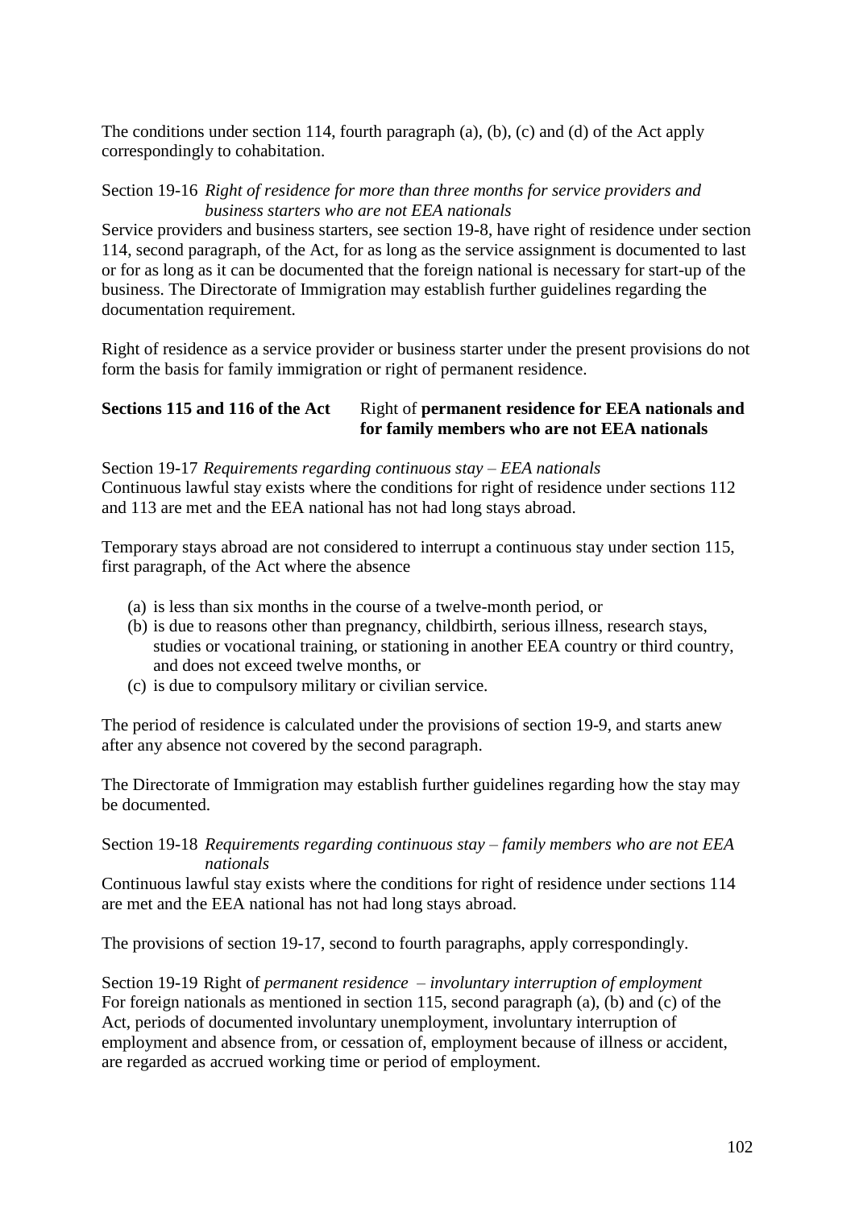The conditions under section 114, fourth paragraph (a), (b), (c) and (d) of the Act apply correspondingly to cohabitation.

Section 19-16 *Right of residence for more than three months for service providers and business starters who are not EEA nationals*

Service providers and business starters, see section 19-8, have right of residence under section 114, second paragraph, of the Act, for as long as the service assignment is documented to last or for as long as it can be documented that the foreign national is necessary for start-up of the business. The Directorate of Immigration may establish further guidelines regarding the documentation requirement.

Right of residence as a service provider or business starter under the present provisions do not form the basis for family immigration or right of permanent residence.

**Sections 115 and 116 of the Act** Right of **permanent residence for EEA nationals and for family members who are not EEA nationals**

Section 19-17 *Requirements regarding continuous stay – EEA nationals*

Continuous lawful stay exists where the conditions for right of residence under sections 112 and 113 are met and the EEA national has not had long stays abroad.

Temporary stays abroad are not considered to interrupt a continuous stay under section 115, first paragraph, of the Act where the absence

(a) is less than six months in the course of a twelve-month period, or
(b) is due to reasons other than pregnancy, childbirth, serious illness, research stays, studies or vocational training, or stationing in another EEA country or third country, and does not exceed twelve months, or
(c) is due to compulsory military or civilian service.

The period of residence is calculated under the provisions of section 19-9, and starts anew after any absence not covered by the second paragraph.

The Directorate of Immigration may establish further guidelines regarding how the stay may be documented.

Section 19-18 *Requirements regarding continuous stay – family members who are not EEA nationals*

Continuous lawful stay exists where the conditions for right of residence under sections 114 are met and the EEA national has not had long stays abroad.

The provisions of section 19-17, second to fourth paragraphs, apply correspondingly.

Section 19-19 Right of *permanent residence – involuntary interruption of employment*

For foreign nationals as mentioned in section 115, second paragraph (a), (b) and (c) of the Act, periods of documented involuntary unemployment, involuntary interruption of employment and absence from, or cessation of, employment because of illness or accident, are regarded as accrued working time or period of employment.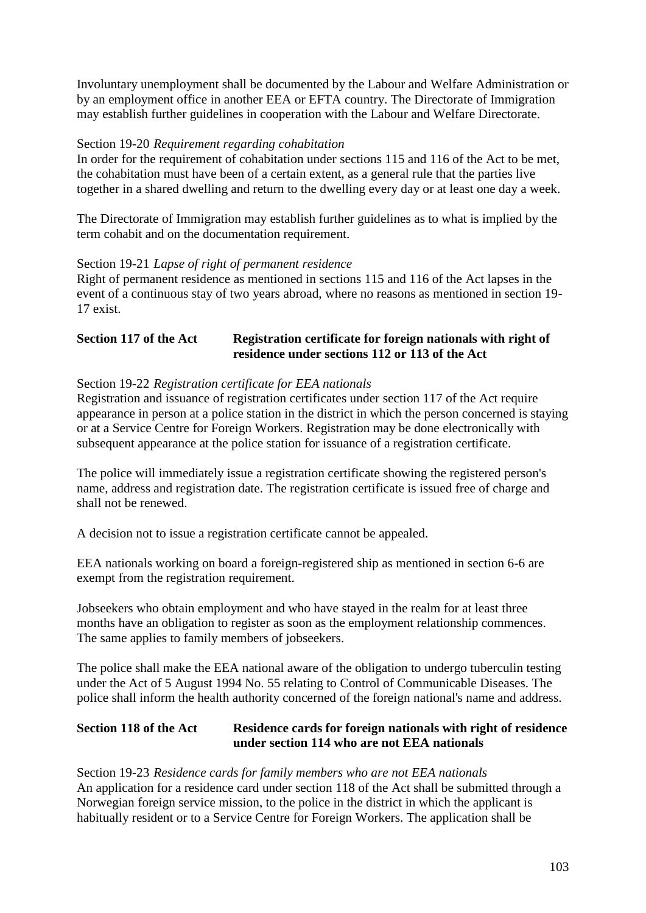Involuntary unemployment shall be documented by the Labour and Welfare Administration or by an employment office in another EEA or EFTA country. The Directorate of Immigration may establish further guidelines in cooperation with the Labour and Welfare Directorate.

Section 19-20 *Requirement regarding cohabitation*
In order for the requirement of cohabitation under sections 115 and 116 of the Act to be met, the cohabitation must have been of a certain extent, as a general rule that the parties live together in a shared dwelling and return to the dwelling every day or at least one day a week.

The Directorate of Immigration may establish further guidelines as to what is implied by the term cohabit and on the documentation requirement.

Section 19-21 *Lapse of right of permanent residence*
Right of permanent residence as mentioned in sections 115 and 116 of the Act lapses in the event of a continuous stay of two years abroad, where no reasons as mentioned in section 19-17 exist.

**Section 117 of the Act Registration certificate for foreign nationals with right of residence under sections 112 or 113 of the Act**

Section 19-22 *Registration certificate for EEA nationals*
Registration and issuance of registration certificates under section 117 of the Act require appearance in person at a police station in the district in which the person concerned is staying or at a Service Centre for Foreign Workers. Registration may be done electronically with subsequent appearance at the police station for issuance of a registration certificate.

The police will immediately issue a registration certificate showing the registered person's name, address and registration date. The registration certificate is issued free of charge and shall not be renewed.

A decision not to issue a registration certificate cannot be appealed.

EEA nationals working on board a foreign-registered ship as mentioned in section 6-6 are exempt from the registration requirement.

Jobseekers who obtain employment and who have stayed in the realm for at least three months have an obligation to register as soon as the employment relationship commences. The same applies to family members of jobseekers.

The police shall make the EEA national aware of the obligation to undergo tuberculin testing under the Act of 5 August 1994 No. 55 relating to Control of Communicable Diseases. The police shall inform the health authority concerned of the foreign national's name and address.

**Section 118 of the Act Residence cards for foreign nationals with right of residence under section 114 who are not EEA nationals**

Section 19-23 *Residence cards for family members who are not EEA nationals*
An application for a residence card under section 118 of the Act shall be submitted through a Norwegian foreign service mission, to the police in the district in which the applicant is habitually resident or to a Service Centre for Foreign Workers. The application shall be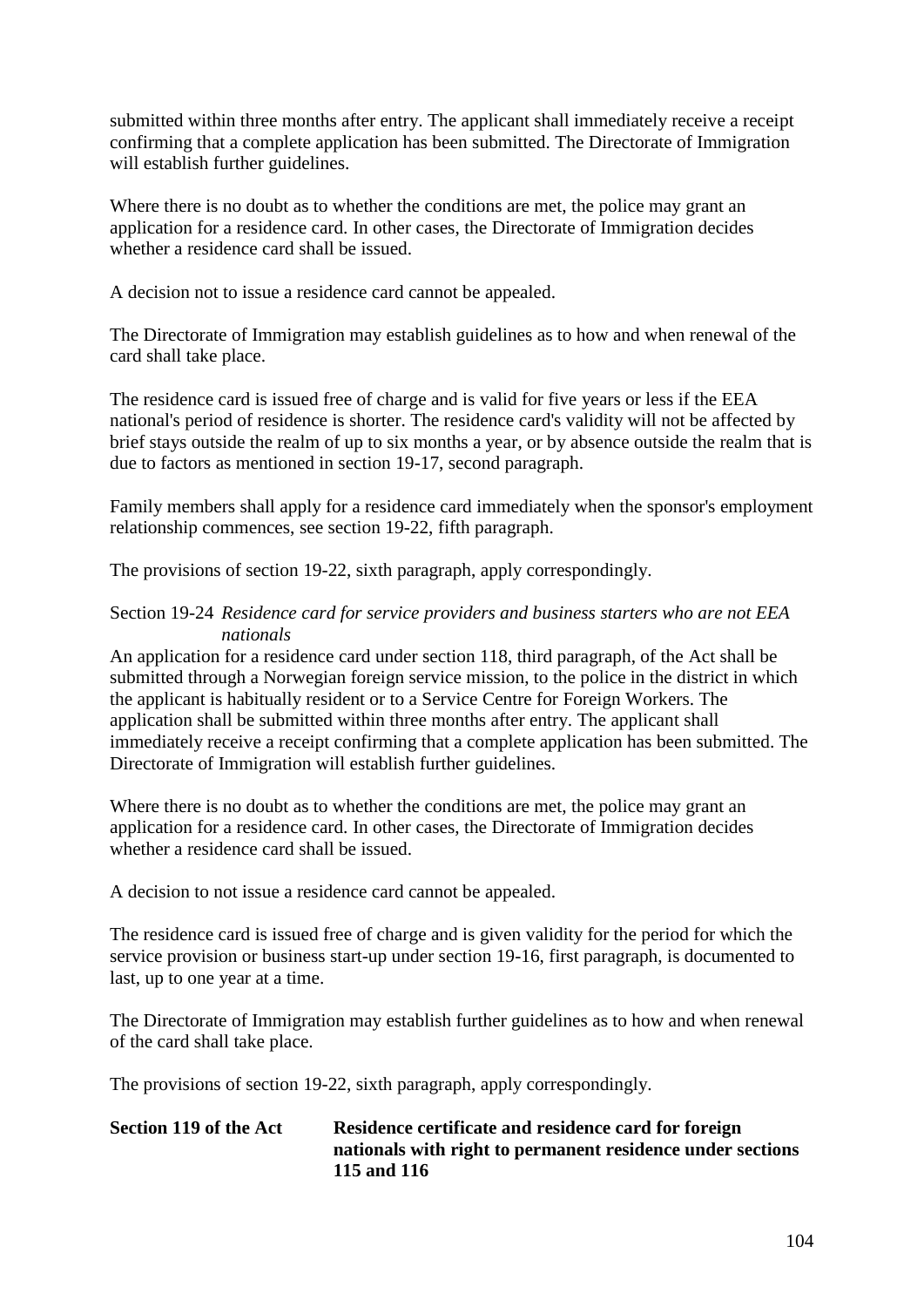submitted within three months after entry. The applicant shall immediately receive a receipt confirming that a complete application has been submitted. The Directorate of Immigration will establish further guidelines.

Where there is no doubt as to whether the conditions are met, the police may grant an application for a residence card. In other cases, the Directorate of Immigration decides whether a residence card shall be issued.

A decision not to issue a residence card cannot be appealed.

The Directorate of Immigration may establish guidelines as to how and when renewal of the card shall take place.

The residence card is issued free of charge and is valid for five years or less if the EEA national's period of residence is shorter. The residence card's validity will not be affected by brief stays outside the realm of up to six months a year, or by absence outside the realm that is due to factors as mentioned in section 19-17, second paragraph.

Family members shall apply for a residence card immediately when the sponsor's employment relationship commences, see section 19-22, fifth paragraph.

The provisions of section 19-22, sixth paragraph, apply correspondingly.

Section 19-24 *Residence card for service providers and business starters who are not EEA nationals*

An application for a residence card under section 118, third paragraph, of the Act shall be submitted through a Norwegian foreign service mission, to the police in the district in which the applicant is habitually resident or to a Service Centre for Foreign Workers. The application shall be submitted within three months after entry. The applicant shall immediately receive a receipt confirming that a complete application has been submitted. The Directorate of Immigration will establish further guidelines.

Where there is no doubt as to whether the conditions are met, the police may grant an application for a residence card. In other cases, the Directorate of Immigration decides whether a residence card shall be issued.

A decision to not issue a residence card cannot be appealed.

The residence card is issued free of charge and is given validity for the period for which the service provision or business start-up under section 19-16, first paragraph, is documented to last, up to one year at a time.

The Directorate of Immigration may establish further guidelines as to how and when renewal of the card shall take place.

The provisions of section 19-22, sixth paragraph, apply correspondingly.

**Section 119 of the Act Residence certificate and residence card for foreign nationals with right to permanent residence under sections 115 and 116**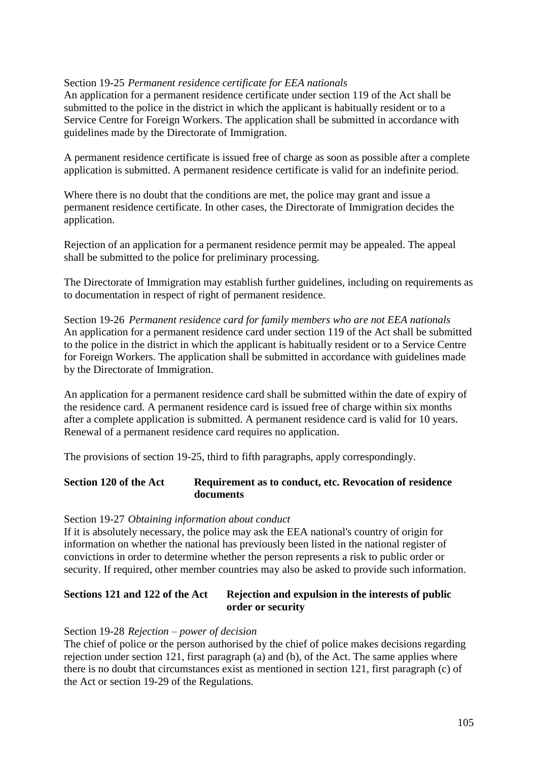Section 19-25 *Permanent residence certificate for EEA nationals*
An application for a permanent residence certificate under section 119 of the Act shall be submitted to the police in the district in which the applicant is habitually resident or to a Service Centre for Foreign Workers. The application shall be submitted in accordance with guidelines made by the Directorate of Immigration.

A permanent residence certificate is issued free of charge as soon as possible after a complete application is submitted. A permanent residence certificate is valid for an indefinite period.

Where there is no doubt that the conditions are met, the police may grant and issue a permanent residence certificate. In other cases, the Directorate of Immigration decides the application.

Rejection of an application for a permanent residence permit may be appealed. The appeal shall be submitted to the police for preliminary processing.

The Directorate of Immigration may establish further guidelines, including on requirements as to documentation in respect of right of permanent residence.

Section 19-26 *Permanent residence card for family members who are not EEA nationals*
An application for a permanent residence card under section 119 of the Act shall be submitted to the police in the district in which the applicant is habitually resident or to a Service Centre for Foreign Workers. The application shall be submitted in accordance with guidelines made by the Directorate of Immigration.

An application for a permanent residence card shall be submitted within the date of expiry of the residence card. A permanent residence card is issued free of charge within six months after a complete application is submitted. A permanent residence card is valid for 10 years. Renewal of a permanent residence card requires no application.

The provisions of section 19-25, third to fifth paragraphs, apply correspondingly.

**Section 120 of the Act Requirement as to conduct, etc. Revocation of residence documents**

Section 19-27 *Obtaining information about conduct*
If it is absolutely necessary, the police may ask the EEA national's country of origin for information on whether the national has previously been listed in the national register of convictions in order to determine whether the person represents a risk to public order or security. If required, other member countries may also be asked to provide such information.

**Sections 121 and 122 of the Act Rejection and expulsion in the interests of public order or security**

Section 19-28 *Rejection – power of decision*
The chief of police or the person authorised by the chief of police makes decisions regarding rejection under section 121, first paragraph (a) and (b), of the Act. The same applies where there is no doubt that circumstances exist as mentioned in section 121, first paragraph (c) of the Act or section 19-29 of the Regulations.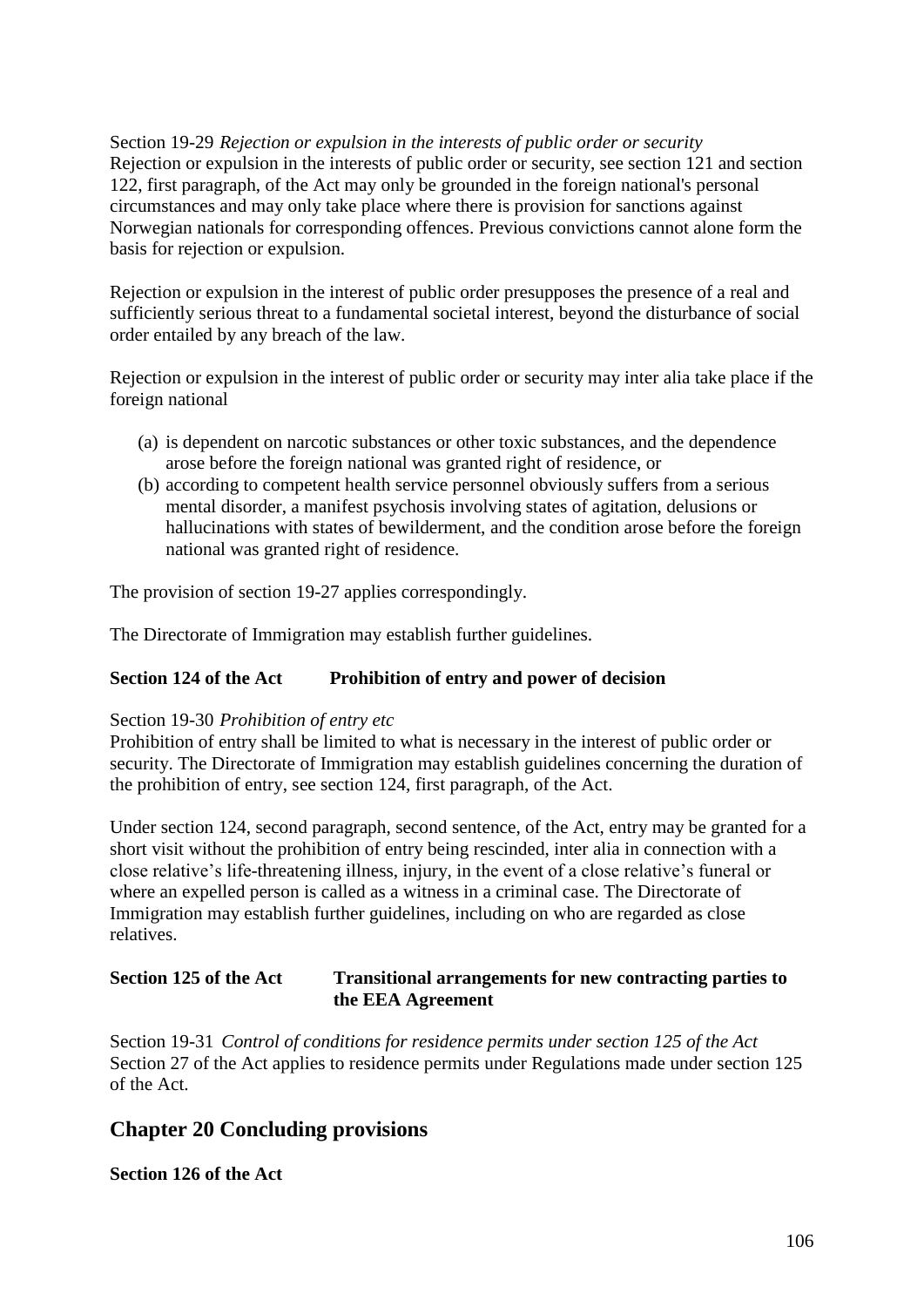Section 19-29 *Rejection or expulsion in the interests of public order or security*
Rejection or expulsion in the interests of public order or security, see section 121 and section 122, first paragraph, of the Act may only be grounded in the foreign national's personal circumstances and may only take place where there is provision for sanctions against Norwegian nationals for corresponding offences. Previous convictions cannot alone form the basis for rejection or expulsion.

Rejection or expulsion in the interest of public order presupposes the presence of a real and sufficiently serious threat to a fundamental societal interest, beyond the disturbance of social order entailed by any breach of the law.

Rejection or expulsion in the interest of public order or security may inter alia take place if the foreign national

(a) is dependent on narcotic substances or other toxic substances, and the dependence arose before the foreign national was granted right of residence, or
(b) according to competent health service personnel obviously suffers from a serious mental disorder, a manifest psychosis involving states of agitation, delusions or hallucinations with states of bewilderment, and the condition arose before the foreign national was granted right of residence.

The provision of section 19-27 applies correspondingly.

The Directorate of Immigration may establish further guidelines.

**Section 124 of the Act Prohibition of entry and power of decision**

Section 19-30 *Prohibition of entry etc*
Prohibition of entry shall be limited to what is necessary in the interest of public order or security. The Directorate of Immigration may establish guidelines concerning the duration of the prohibition of entry, see section 124, first paragraph, of the Act.

Under section 124, second paragraph, second sentence, of the Act, entry may be granted for a short visit without the prohibition of entry being rescinded, inter alia in connection with a close relative's life-threatening illness, injury, in the event of a close relative's funeral or where an expelled person is called as a witness in a criminal case. The Directorate of Immigration may establish further guidelines, including on who are regarded as close relatives.

**Section 125 of the Act Transitional arrangements for new contracting parties to the EEA Agreement**

Section 19-31 *Control of conditions for residence permits under section 125 of the Act*
Section 27 of the Act applies to residence permits under Regulations made under section 125 of the Act.

## Chapter 20 Concluding provisions

**Section 126 of the Act**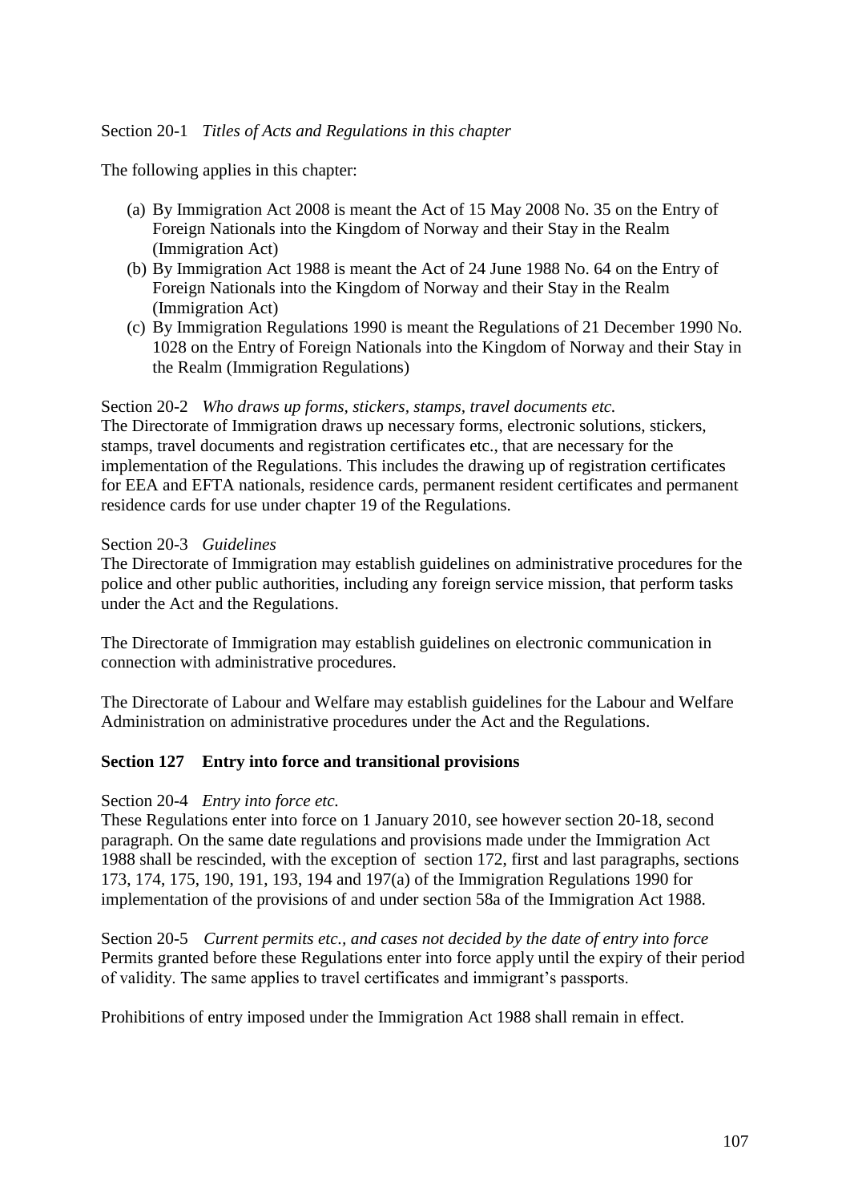Section 20-1 *Titles of Acts and Regulations in this chapter*

The following applies in this chapter:

(a) By Immigration Act 2008 is meant the Act of 15 May 2008 No. 35 on the Entry of Foreign Nationals into the Kingdom of Norway and their Stay in the Realm (Immigration Act)
(b) By Immigration Act 1988 is meant the Act of 24 June 1988 No. 64 on the Entry of Foreign Nationals into the Kingdom of Norway and their Stay in the Realm (Immigration Act)
(c) By Immigration Regulations 1990 is meant the Regulations of 21 December 1990 No. 1028 on the Entry of Foreign Nationals into the Kingdom of Norway and their Stay in the Realm (Immigration Regulations)

Section 20-2 *Who draws up forms, stickers, stamps, travel documents etc.*
The Directorate of Immigration draws up necessary forms, electronic solutions, stickers, stamps, travel documents and registration certificates etc., that are necessary for the implementation of the Regulations. This includes the drawing up of registration certificates for EEA and EFTA nationals, residence cards, permanent resident certificates and permanent residence cards for use under chapter 19 of the Regulations.

Section 20-3 *Guidelines*
The Directorate of Immigration may establish guidelines on administrative procedures for the police and other public authorities, including any foreign service mission, that perform tasks under the Act and the Regulations.

The Directorate of Immigration may establish guidelines on electronic communication in connection with administrative procedures.

The Directorate of Labour and Welfare may establish guidelines for the Labour and Welfare Administration on administrative procedures under the Act and the Regulations.

**Section 127 Entry into force and transitional provisions**

Section 20-4 *Entry into force etc.*
These Regulations enter into force on 1 January 2010, see however section 20-18, second paragraph. On the same date regulations and provisions made under the Immigration Act 1988 shall be rescinded, with the exception of section 172, first and last paragraphs, sections 173, 174, 175, 190, 191, 193, 194 and 197(a) of the Immigration Regulations 1990 for implementation of the provisions of and under section 58a of the Immigration Act 1988.

Section 20-5 *Current permits etc., and cases not decided by the date of entry into force*
Permits granted before these Regulations enter into force apply until the expiry of their period of validity. The same applies to travel certificates and immigrant's passports.

Prohibitions of entry imposed under the Immigration Act 1988 shall remain in effect.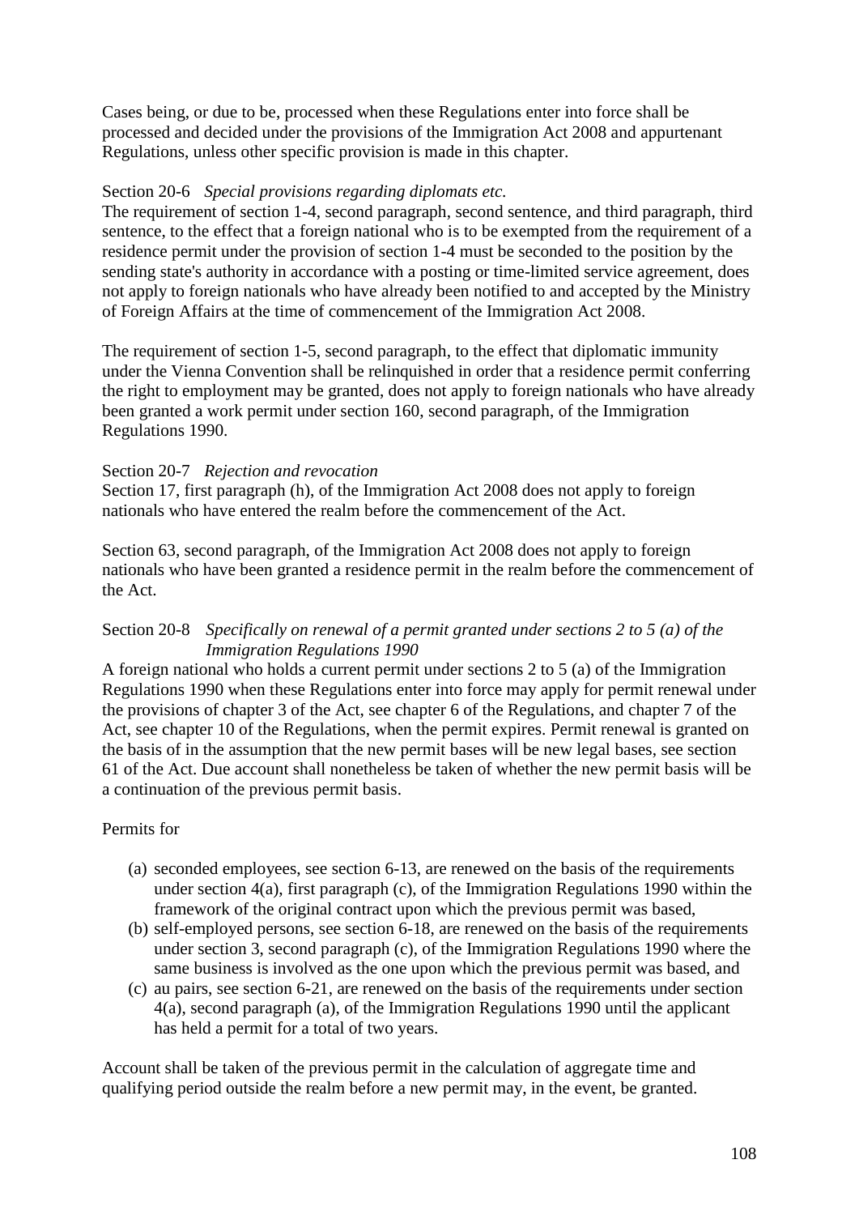Cases being, or due to be, processed when these Regulations enter into force shall be processed and decided under the provisions of the Immigration Act 2008 and appurtenant Regulations, unless other specific provision is made in this chapter.

Section 20-6 *Special provisions regarding diplomats etc.*
The requirement of section 1-4, second paragraph, second sentence, and third paragraph, third sentence, to the effect that a foreign national who is to be exempted from the requirement of a residence permit under the provision of section 1-4 must be seconded to the position by the sending state's authority in accordance with a posting or time-limited service agreement, does not apply to foreign nationals who have already been notified to and accepted by the Ministry of Foreign Affairs at the time of commencement of the Immigration Act 2008.

The requirement of section 1-5, second paragraph, to the effect that diplomatic immunity under the Vienna Convention shall be relinquished in order that a residence permit conferring the right to employment may be granted, does not apply to foreign nationals who have already been granted a work permit under section 160, second paragraph, of the Immigration Regulations 1990.

Section 20-7 *Rejection and revocation*
Section 17, first paragraph (h), of the Immigration Act 2008 does not apply to foreign nationals who have entered the realm before the commencement of the Act.

Section 63, second paragraph, of the Immigration Act 2008 does not apply to foreign nationals who have been granted a residence permit in the realm before the commencement of the Act.

Section 20-8 *Specifically on renewal of a permit granted under sections 2 to 5 (a) of the Immigration Regulations 1990*
A foreign national who holds a current permit under sections 2 to 5 (a) of the Immigration Regulations 1990 when these Regulations enter into force may apply for permit renewal under the provisions of chapter 3 of the Act, see chapter 6 of the Regulations, and chapter 7 of the Act, see chapter 10 of the Regulations, when the permit expires. Permit renewal is granted on the basis of in the assumption that the new permit bases will be new legal bases, see section 61 of the Act. Due account shall nonetheless be taken of whether the new permit basis will be a continuation of the previous permit basis.

Permits for

(a) seconded employees, see section 6-13, are renewed on the basis of the requirements under section 4(a), first paragraph (c), of the Immigration Regulations 1990 within the framework of the original contract upon which the previous permit was based,
(b) self-employed persons, see section 6-18, are renewed on the basis of the requirements under section 3, second paragraph (c), of the Immigration Regulations 1990 where the same business is involved as the one upon which the previous permit was based, and
(c) au pairs, see section 6-21, are renewed on the basis of the requirements under section 4(a), second paragraph (a), of the Immigration Regulations 1990 until the applicant has held a permit for a total of two years.

Account shall be taken of the previous permit in the calculation of aggregate time and qualifying period outside the realm before a new permit may, in the event, be granted.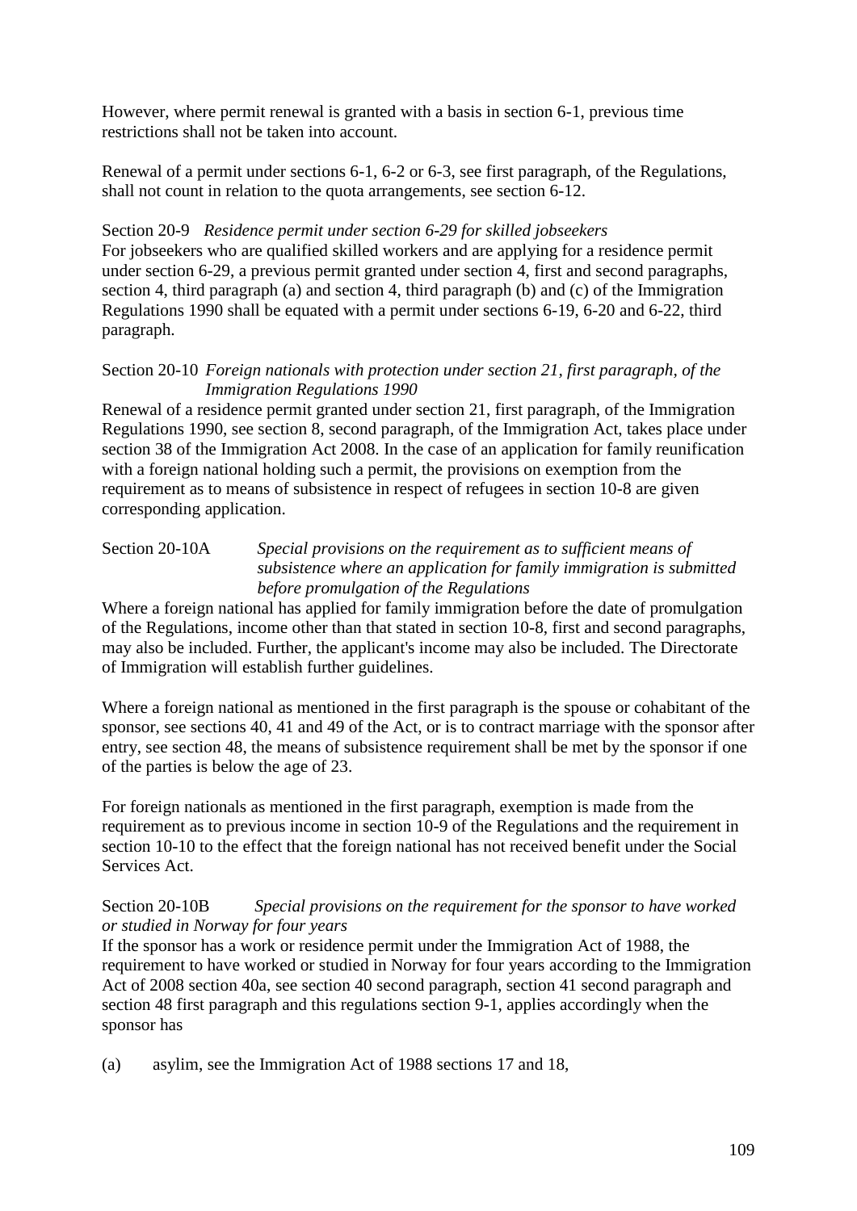However, where permit renewal is granted with a basis in section 6-1, previous time restrictions shall not be taken into account.

Renewal of a permit under sections 6-1, 6-2 or 6-3, see first paragraph, of the Regulations, shall not count in relation to the quota arrangements, see section 6-12.

Section 20-9 *Residence permit under section 6-29 for skilled jobseekers*
For jobseekers who are qualified skilled workers and are applying for a residence permit under section 6-29, a previous permit granted under section 4, first and second paragraphs, section 4, third paragraph (a) and section 4, third paragraph (b) and (c) of the Immigration Regulations 1990 shall be equated with a permit under sections 6-19, 6-20 and 6-22, third paragraph.

Section 20-10 *Foreign nationals with protection under section 21, first paragraph, of the Immigration Regulations 1990*
Renewal of a residence permit granted under section 21, first paragraph, of the Immigration Regulations 1990, see section 8, second paragraph, of the Immigration Act, takes place under section 38 of the Immigration Act 2008. In the case of an application for family reunification with a foreign national holding such a permit, the provisions on exemption from the requirement as to means of subsistence in respect of refugees in section 10-8 are given corresponding application.

Section 20-10A *Special provisions on the requirement as to sufficient means of subsistence where an application for family immigration is submitted before promulgation of the Regulations*
Where a foreign national has applied for family immigration before the date of promulgation of the Regulations, income other than that stated in section 10-8, first and second paragraphs, may also be included. Further, the applicant's income may also be included. The Directorate of Immigration will establish further guidelines.

Where a foreign national as mentioned in the first paragraph is the spouse or cohabitant of the sponsor, see sections 40, 41 and 49 of the Act, or is to contract marriage with the sponsor after entry, see section 48, the means of subsistence requirement shall be met by the sponsor if one of the parties is below the age of 23.

For foreign nationals as mentioned in the first paragraph, exemption is made from the requirement as to previous income in section 10-9 of the Regulations and the requirement in section 10-10 to the effect that the foreign national has not received benefit under the Social Services Act.

Section 20-10B *Special provisions on the requirement for the sponsor to have worked or studied in Norway for four years*
If the sponsor has a work or residence permit under the Immigration Act of 1988, the requirement to have worked or studied in Norway for four years according to the Immigration Act of 2008 section 40a, see section 40 second paragraph, section 41 second paragraph and section 48 first paragraph and this regulations section 9-1, applies accordingly when the sponsor has

(a) asylim, see the Immigration Act of 1988 sections 17 and 18,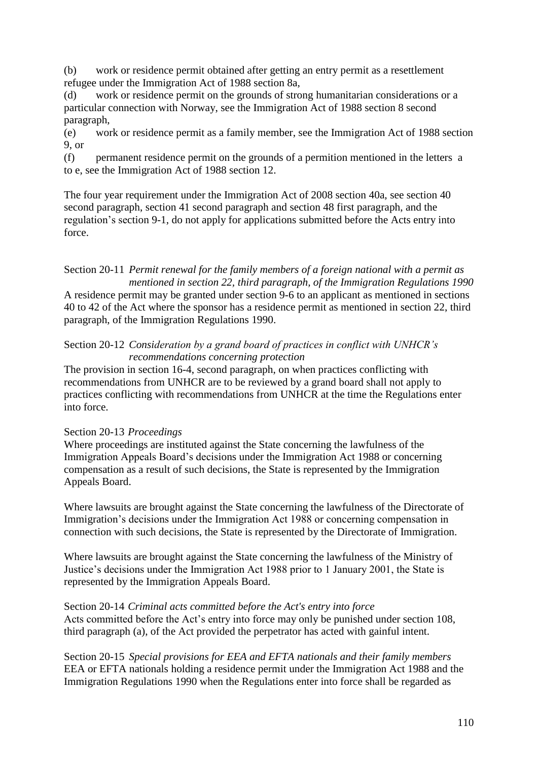(b) work or residence permit obtained after getting an entry permit as a resettlement refugee under the Immigration Act of 1988 section 8a,

(d) work or residence permit on the grounds of strong humanitarian considerations or a particular connection with Norway, see the Immigration Act of 1988 section 8 second paragraph,

(e) work or residence permit as a family member, see the Immigration Act of 1988 section 9, or

(f) permanent residence permit on the grounds of a permition mentioned in the letters a to e, see the Immigration Act of 1988 section 12.

The four year requirement under the Immigration Act of 2008 section 40a, see section 40 second paragraph, section 41 second paragraph and section 48 first paragraph, and the regulation's section 9-1, do not apply for applications submitted before the Acts entry into force.

Section 20-11 *Permit renewal for the family members of a foreign national with a permit as mentioned in section 22, third paragraph, of the Immigration Regulations 1990*

A residence permit may be granted under section 9-6 to an applicant as mentioned in sections 40 to 42 of the Act where the sponsor has a residence permit as mentioned in section 22, third paragraph, of the Immigration Regulations 1990.

Section 20-12 *Consideration by a grand board of practices in conflict with UNHCR's recommendations concerning protection*

The provision in section 16-4, second paragraph, on when practices conflicting with recommendations from UNHCR are to be reviewed by a grand board shall not apply to practices conflicting with recommendations from UNHCR at the time the Regulations enter into force.

Section 20-13 *Proceedings*

Where proceedings are instituted against the State concerning the lawfulness of the Immigration Appeals Board's decisions under the Immigration Act 1988 or concerning compensation as a result of such decisions, the State is represented by the Immigration Appeals Board.

Where lawsuits are brought against the State concerning the lawfulness of the Directorate of Immigration's decisions under the Immigration Act 1988 or concerning compensation in connection with such decisions, the State is represented by the Directorate of Immigration.

Where lawsuits are brought against the State concerning the lawfulness of the Ministry of Justice's decisions under the Immigration Act 1988 prior to 1 January 2001, the State is represented by the Immigration Appeals Board.

Section 20-14 *Criminal acts committed before the Act's entry into force*

Acts committed before the Act's entry into force may only be punished under section 108, third paragraph (a), of the Act provided the perpetrator has acted with gainful intent.

Section 20-15 *Special provisions for EEA and EFTA nationals and their family members*

EEA or EFTA nationals holding a residence permit under the Immigration Act 1988 and the Immigration Regulations 1990 when the Regulations enter into force shall be regarded as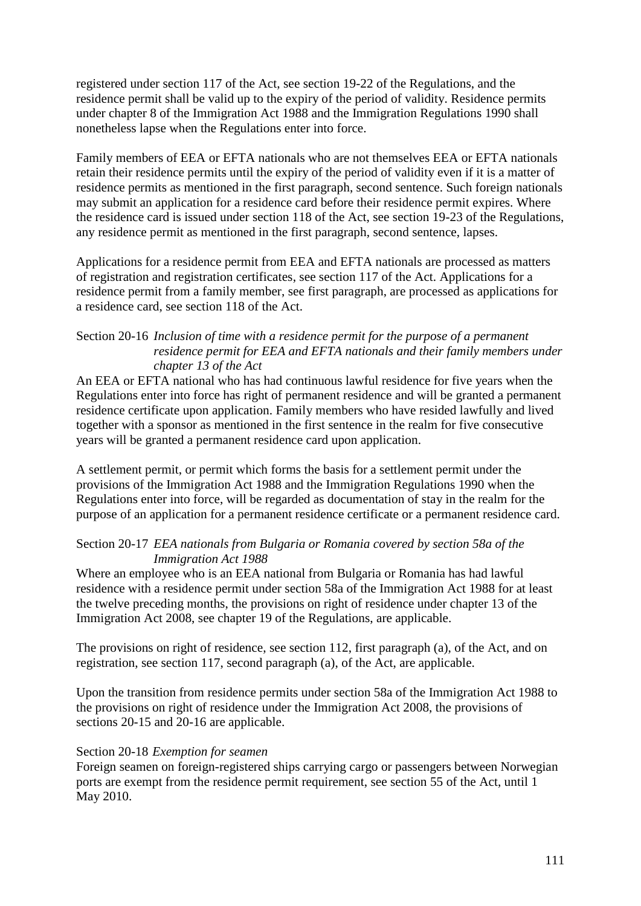registered under section 117 of the Act, see section 19-22 of the Regulations, and the residence permit shall be valid up to the expiry of the period of validity. Residence permits under chapter 8 of the Immigration Act 1988 and the Immigration Regulations 1990 shall nonetheless lapse when the Regulations enter into force.

Family members of EEA or EFTA nationals who are not themselves EEA or EFTA nationals retain their residence permits until the expiry of the period of validity even if it is a matter of residence permits as mentioned in the first paragraph, second sentence. Such foreign nationals may submit an application for a residence card before their residence permit expires. Where the residence card is issued under section 118 of the Act, see section 19-23 of the Regulations, any residence permit as mentioned in the first paragraph, second sentence, lapses.

Applications for a residence permit from EEA and EFTA nationals are processed as matters of registration and registration certificates, see section 117 of the Act. Applications for a residence permit from a family member, see first paragraph, are processed as applications for a residence card, see section 118 of the Act.

Section 20-16 *Inclusion of time with a residence permit for the purpose of a permanent residence permit for EEA and EFTA nationals and their family members under chapter 13 of the Act*

An EEA or EFTA national who has had continuous lawful residence for five years when the Regulations enter into force has right of permanent residence and will be granted a permanent residence certificate upon application. Family members who have resided lawfully and lived together with a sponsor as mentioned in the first sentence in the realm for five consecutive years will be granted a permanent residence card upon application.

A settlement permit, or permit which forms the basis for a settlement permit under the provisions of the Immigration Act 1988 and the Immigration Regulations 1990 when the Regulations enter into force, will be regarded as documentation of stay in the realm for the purpose of an application for a permanent residence certificate or a permanent residence card.

Section 20-17 *EEA nationals from Bulgaria or Romania covered by section 58a of the Immigration Act 1988*

Where an employee who is an EEA national from Bulgaria or Romania has had lawful residence with a residence permit under section 58a of the Immigration Act 1988 for at least the twelve preceding months, the provisions on right of residence under chapter 13 of the Immigration Act 2008, see chapter 19 of the Regulations, are applicable.

The provisions on right of residence, see section 112, first paragraph (a), of the Act, and on registration, see section 117, second paragraph (a), of the Act, are applicable.

Upon the transition from residence permits under section 58a of the Immigration Act 1988 to the provisions on right of residence under the Immigration Act 2008, the provisions of sections 20-15 and 20-16 are applicable.

Section 20-18 *Exemption for seamen*

Foreign seamen on foreign-registered ships carrying cargo or passengers between Norwegian ports are exempt from the residence permit requirement, see section 55 of the Act, until 1 May 2010.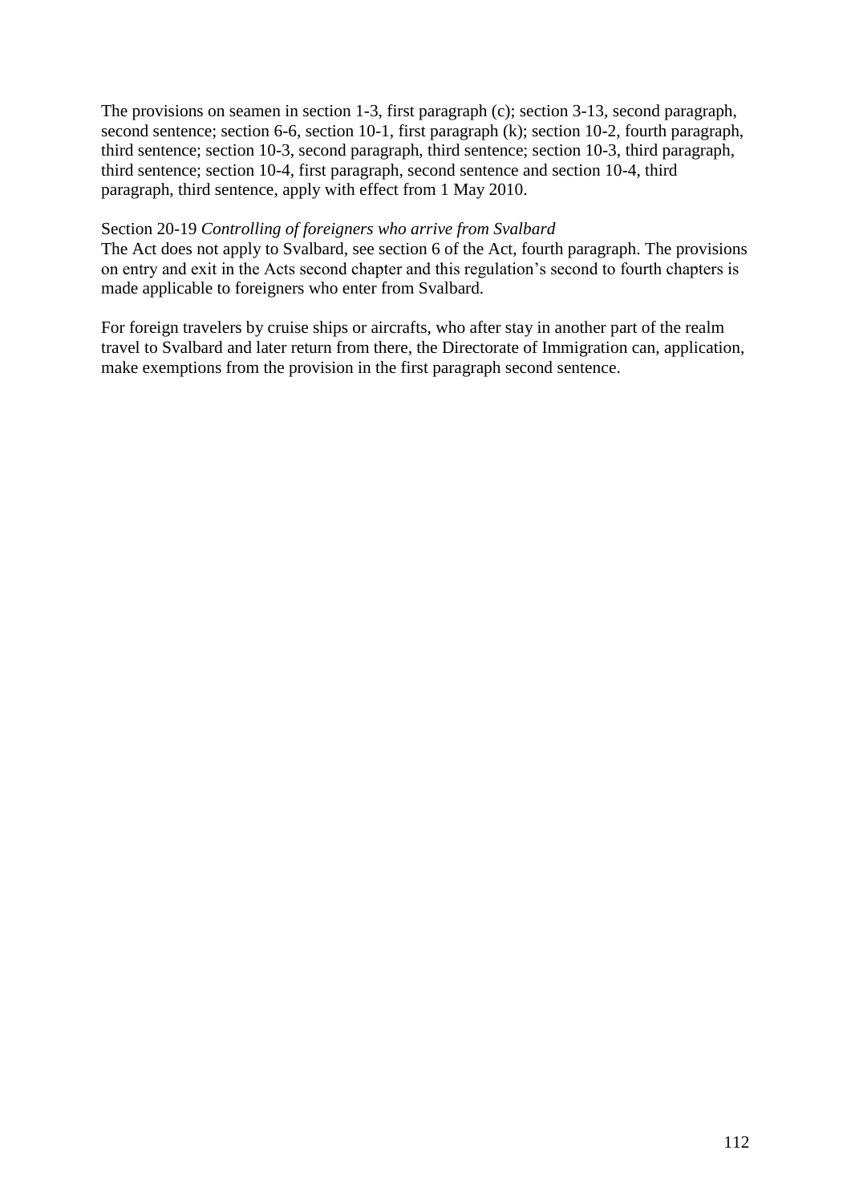The provisions on seamen in section 1-3, first paragraph (c); section 3-13, second paragraph, second sentence; section 6-6, section 10-1, first paragraph (k); section 10-2, fourth paragraph, third sentence; section 10-3, second paragraph, third sentence; section 10-3, third paragraph, third sentence; section 10-4, first paragraph, second sentence and section 10-4, third paragraph, third sentence, apply with effect from 1 May 2010.

Section 20-19 *Controlling of foreigners who arrive from Svalbard*
The Act does not apply to Svalbard, see section 6 of the Act, fourth paragraph. The provisions on entry and exit in the Acts second chapter and this regulation's second to fourth chapters is made applicable to foreigners who enter from Svalbard.

For foreign travelers by cruise ships or aircrafts, who after stay in another part of the realm travel to Svalbard and later return from there, the Directorate of Immigration can, application, make exemptions from the provision in the first paragraph second sentence.